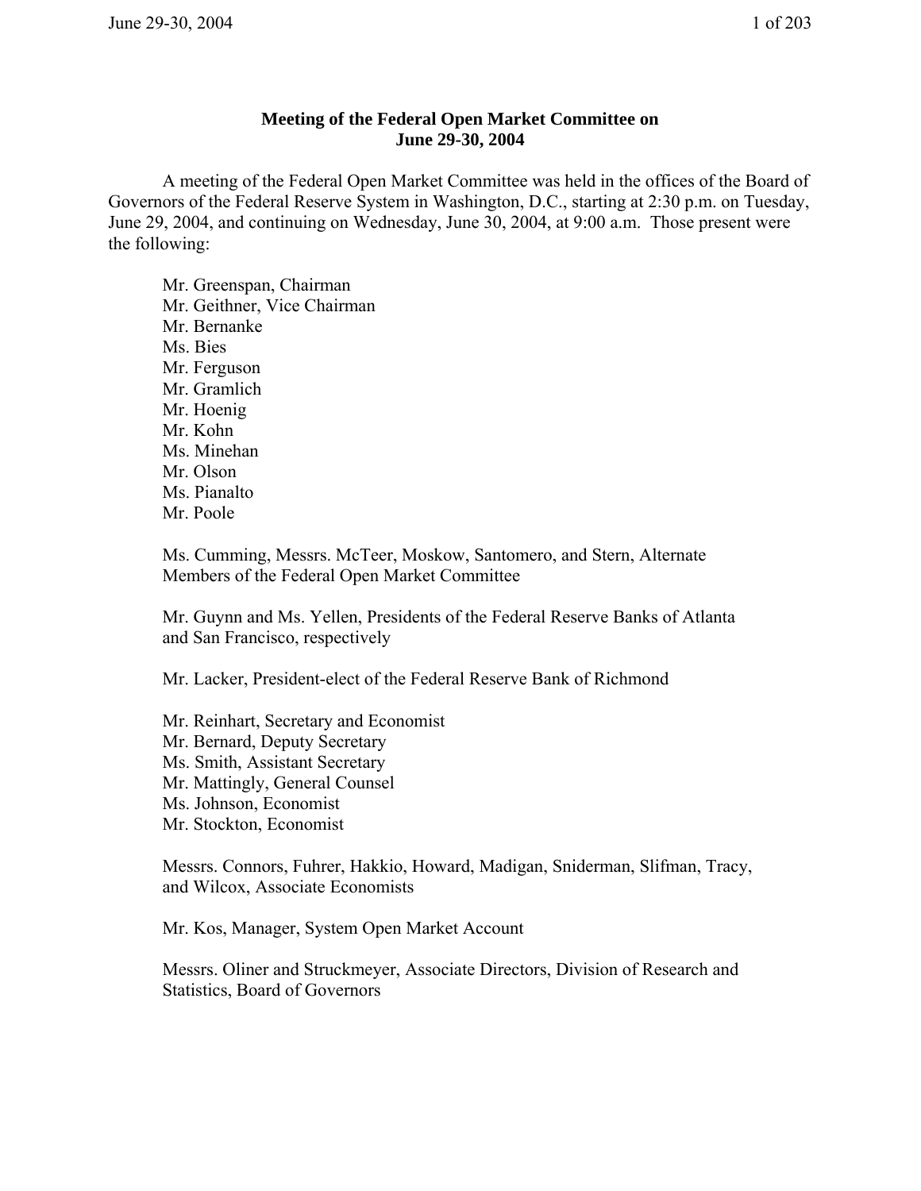# Meeting of the Federal Open Market Committee on June 29-30, 2004

A meeting of the Federal Open Market Committee was held in the offices of the Board of Governors of the Federal Reserve System in Washington, D.C., starting at 2:30 p.m. on Tuesday, June 29, 2004, and continuing on Wednesday, June 30, 2004, at 9:00 a.m. Those present were the following:

Mr. Greenspan, Chairman
Mr. Geithner, Vice Chairman
Mr. Bernanke
Ms. Bies
Mr. Ferguson
Mr. Gramlich
Mr. Hoenig
Mr. Kohn
Ms. Minehan
Mr. Olson
Ms. Pianalto
Mr. Poole

Ms. Cumming, Messrs. McTeer, Moskow, Santomero, and Stern, Alternate Members of the Federal Open Market Committee

Mr. Guynn and Ms. Yellen, Presidents of the Federal Reserve Banks of Atlanta and San Francisco, respectively

Mr. Lacker, President-elect of the Federal Reserve Bank of Richmond

Mr. Reinhart, Secretary and Economist
Mr. Bernard, Deputy Secretary
Ms. Smith, Assistant Secretary
Mr. Mattingly, General Counsel
Ms. Johnson, Economist
Mr. Stockton, Economist

Messrs. Connors, Fuhrer, Hakkio, Howard, Madigan, Sniderman, Slifman, Tracy, and Wilcox, Associate Economists

Mr. Kos, Manager, System Open Market Account

Messrs. Oliner and Struckmeyer, Associate Directors, Division of Research and Statistics, Board of Governors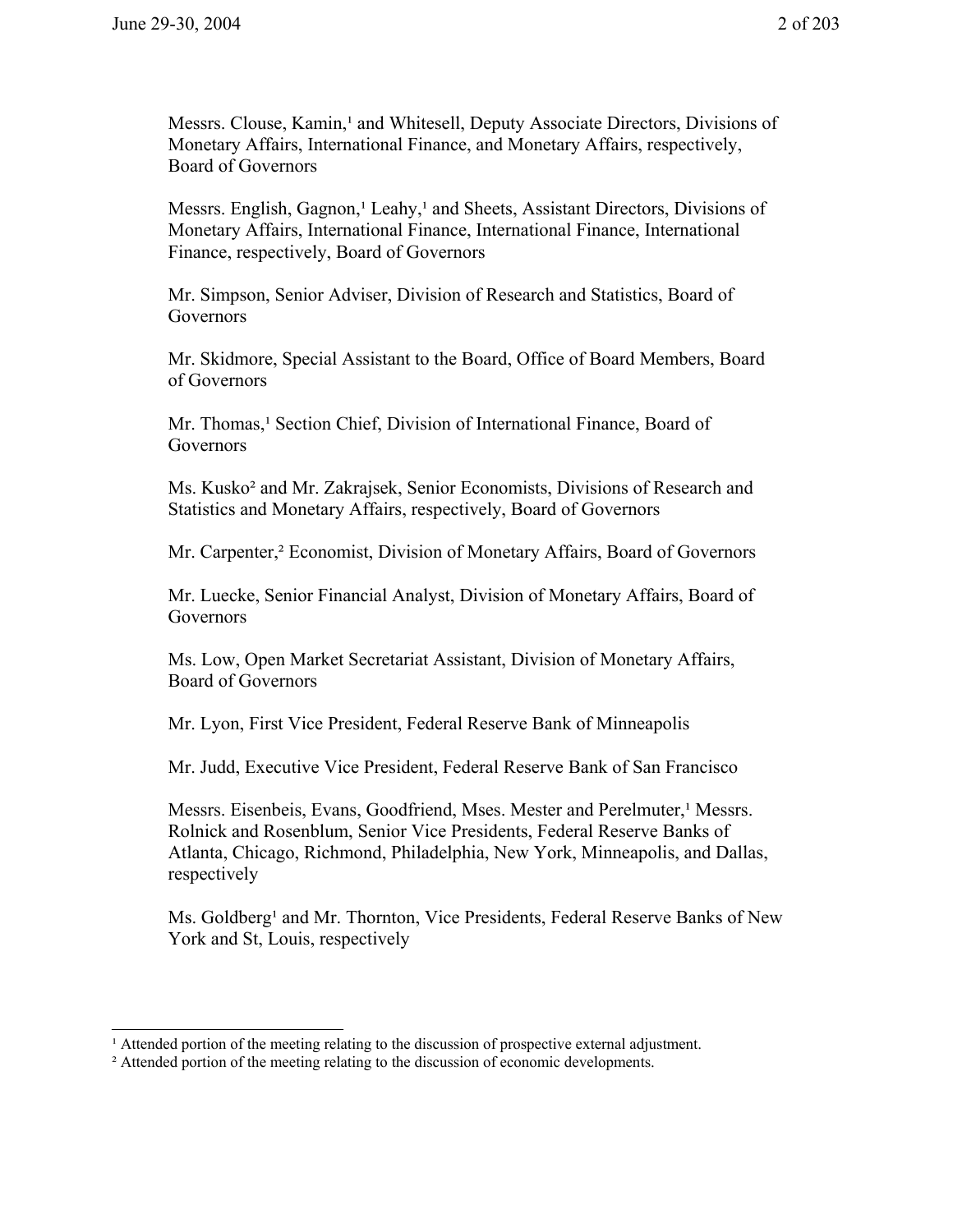Messrs. Clouse, Kamin,[1] and Whitesell, Deputy Associate Directors, Divisions of Monetary Affairs, International Finance, and Monetary Affairs, respectively, Board of Governors

Messrs. English, Gagnon,[1] Leahy,[1] and Sheets, Assistant Directors, Divisions of Monetary Affairs, International Finance, International Finance, International Finance, respectively, Board of Governors

Mr. Simpson, Senior Adviser, Division of Research and Statistics, Board of Governors

Mr. Skidmore, Special Assistant to the Board, Office of Board Members, Board of Governors

Mr. Thomas,[1] Section Chief, Division of International Finance, Board of Governors

Ms. Kusko[2] and Mr. Zakrajsek, Senior Economists, Divisions of Research and Statistics and Monetary Affairs, respectively, Board of Governors

Mr. Carpenter,[2] Economist, Division of Monetary Affairs, Board of Governors

Mr. Luecke, Senior Financial Analyst, Division of Monetary Affairs, Board of Governors

Ms. Low, Open Market Secretariat Assistant, Division of Monetary Affairs, Board of Governors

Mr. Lyon, First Vice President, Federal Reserve Bank of Minneapolis

Mr. Judd, Executive Vice President, Federal Reserve Bank of San Francisco

Messrs. Eisenbeis, Evans, Goodfriend, Mses. Mester and Perelmuter,[1] Messrs. Rolnick and Rosenblum, Senior Vice Presidents, Federal Reserve Banks of Atlanta, Chicago, Richmond, Philadelphia, New York, Minneapolis, and Dallas, respectively

Ms. Goldberg[1] and Mr. Thornton, Vice Presidents, Federal Reserve Banks of New York and St, Louis, respectively

---

[1] Attended portion of the meeting relating to the discussion of prospective external adjustment.

[2] Attended portion of the meeting relating to the discussion of economic developments.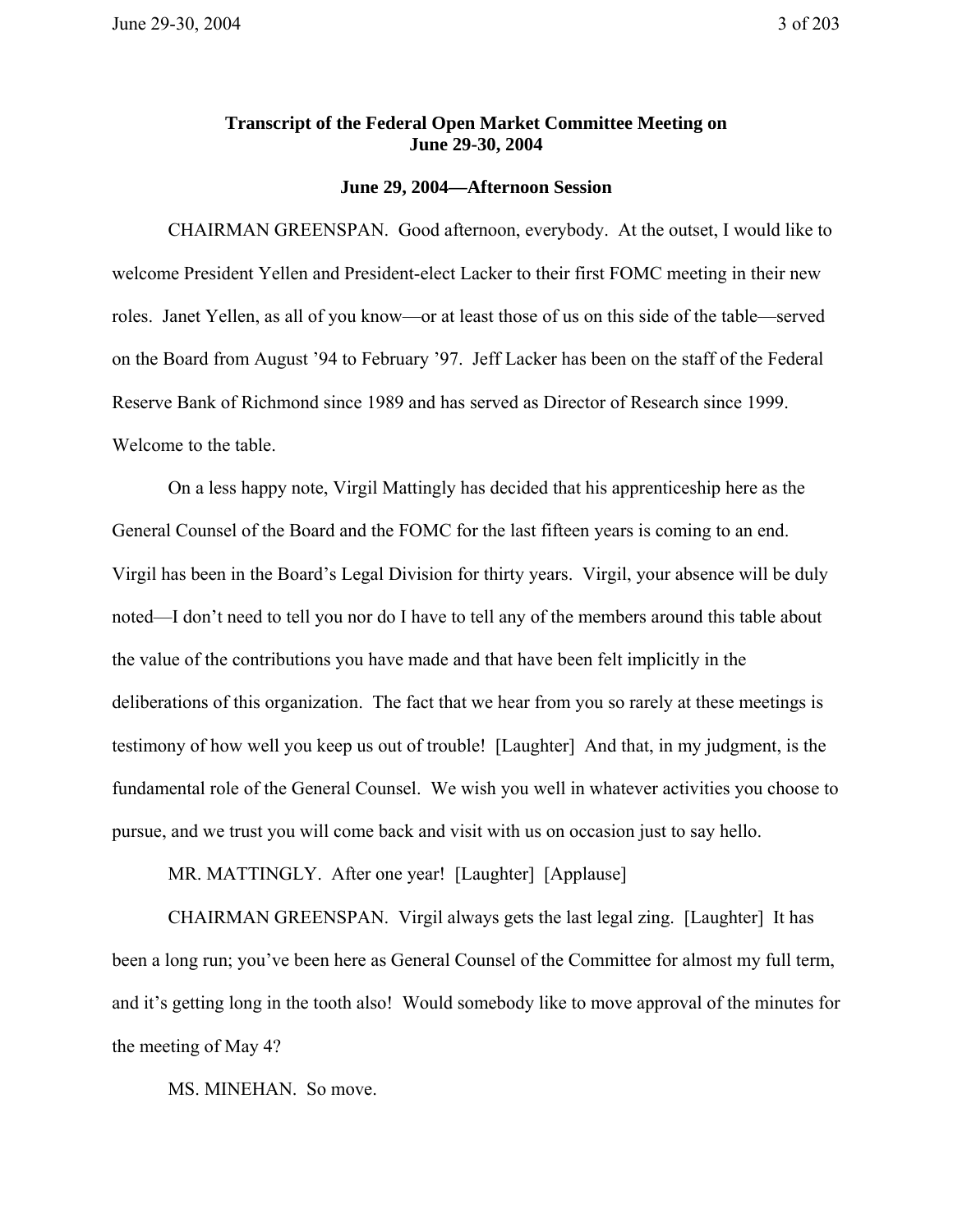# Transcript of the Federal Open Market Committee Meeting on June 29-30, 2004

## June 29, 2004—Afternoon Session

CHAIRMAN GREENSPAN. Good afternoon, everybody. At the outset, I would like to welcome President Yellen and President-elect Lacker to their first FOMC meeting in their new roles. Janet Yellen, as all of you know—or at least those of us on this side of the table—served on the Board from August '94 to February '97. Jeff Lacker has been on the staff of the Federal Reserve Bank of Richmond since 1989 and has served as Director of Research since 1999. Welcome to the table.

On a less happy note, Virgil Mattingly has decided that his apprenticeship here as the General Counsel of the Board and the FOMC for the last fifteen years is coming to an end. Virgil has been in the Board's Legal Division for thirty years. Virgil, your absence will be duly noted—I don't need to tell you nor do I have to tell any of the members around this table about the value of the contributions you have made and that have been felt implicitly in the deliberations of this organization. The fact that we hear from you so rarely at these meetings is testimony of how well you keep us out of trouble! [Laughter] And that, in my judgment, is the fundamental role of the General Counsel. We wish you well in whatever activities you choose to pursue, and we trust you will come back and visit with us on occasion just to say hello.

MR. MATTINGLY. After one year! [Laughter] [Applause]

CHAIRMAN GREENSPAN. Virgil always gets the last legal zing. [Laughter] It has been a long run; you've been here as General Counsel of the Committee for almost my full term, and it's getting long in the tooth also! Would somebody like to move approval of the minutes for the meeting of May 4?

MS. MINEHAN. So move.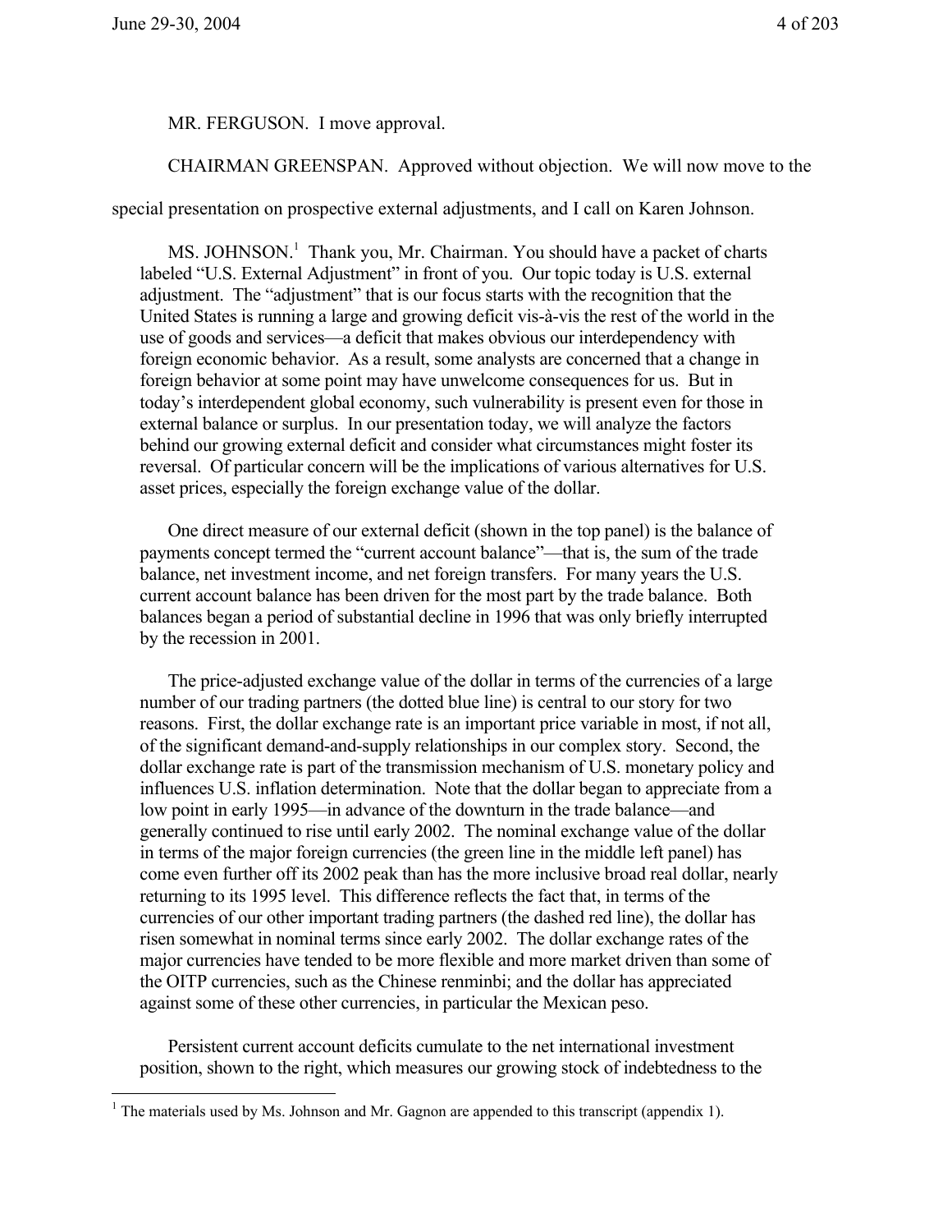MR. FERGUSON. I move approval.

CHAIRMAN GREENSPAN. Approved without objection. We will now move to the special presentation on prospective external adjustments, and I call on Karen Johnson.

MS. JOHNSON.[1] Thank you, Mr. Chairman. You should have a packet of charts labeled "U.S. External Adjustment" in front of you. Our topic today is U.S. external adjustment. The "adjustment" that is our focus starts with the recognition that the United States is running a large and growing deficit vis-à-vis the rest of the world in the use of goods and services—a deficit that makes obvious our interdependency with foreign economic behavior. As a result, some analysts are concerned that a change in foreign behavior at some point may have unwelcome consequences for us. But in today's interdependent global economy, such vulnerability is present even for those in external balance or surplus. In our presentation today, we will analyze the factors behind our growing external deficit and consider what circumstances might foster its reversal. Of particular concern will be the implications of various alternatives for U.S. asset prices, especially the foreign exchange value of the dollar.

One direct measure of our external deficit (shown in the top panel) is the balance of payments concept termed the "current account balance"—that is, the sum of the trade balance, net investment income, and net foreign transfers. For many years the U.S. current account balance has been driven for the most part by the trade balance. Both balances began a period of substantial decline in 1996 that was only briefly interrupted by the recession in 2001.

The price-adjusted exchange value of the dollar in terms of the currencies of a large number of our trading partners (the dotted blue line) is central to our story for two reasons. First, the dollar exchange rate is an important price variable in most, if not all, of the significant demand-and-supply relationships in our complex story. Second, the dollar exchange rate is part of the transmission mechanism of U.S. monetary policy and influences U.S. inflation determination. Note that the dollar began to appreciate from a low point in early 1995—in advance of the downturn in the trade balance—and generally continued to rise until early 2002. The nominal exchange value of the dollar in terms of the major foreign currencies (the green line in the middle left panel) has come even further off its 2002 peak than has the more inclusive broad real dollar, nearly returning to its 1995 level. This difference reflects the fact that, in terms of the currencies of our other important trading partners (the dashed red line), the dollar has risen somewhat in nominal terms since early 2002. The dollar exchange rates of the major currencies have tended to be more flexible and more market driven than some of the OITP currencies, such as the Chinese renminbi; and the dollar has appreciated against some of these other currencies, in particular the Mexican peso.

Persistent current account deficits cumulate to the net international investment position, shown to the right, which measures our growing stock of indebtedness to the

[1] The materials used by Ms. Johnson and Mr. Gagnon are appended to this transcript (appendix 1).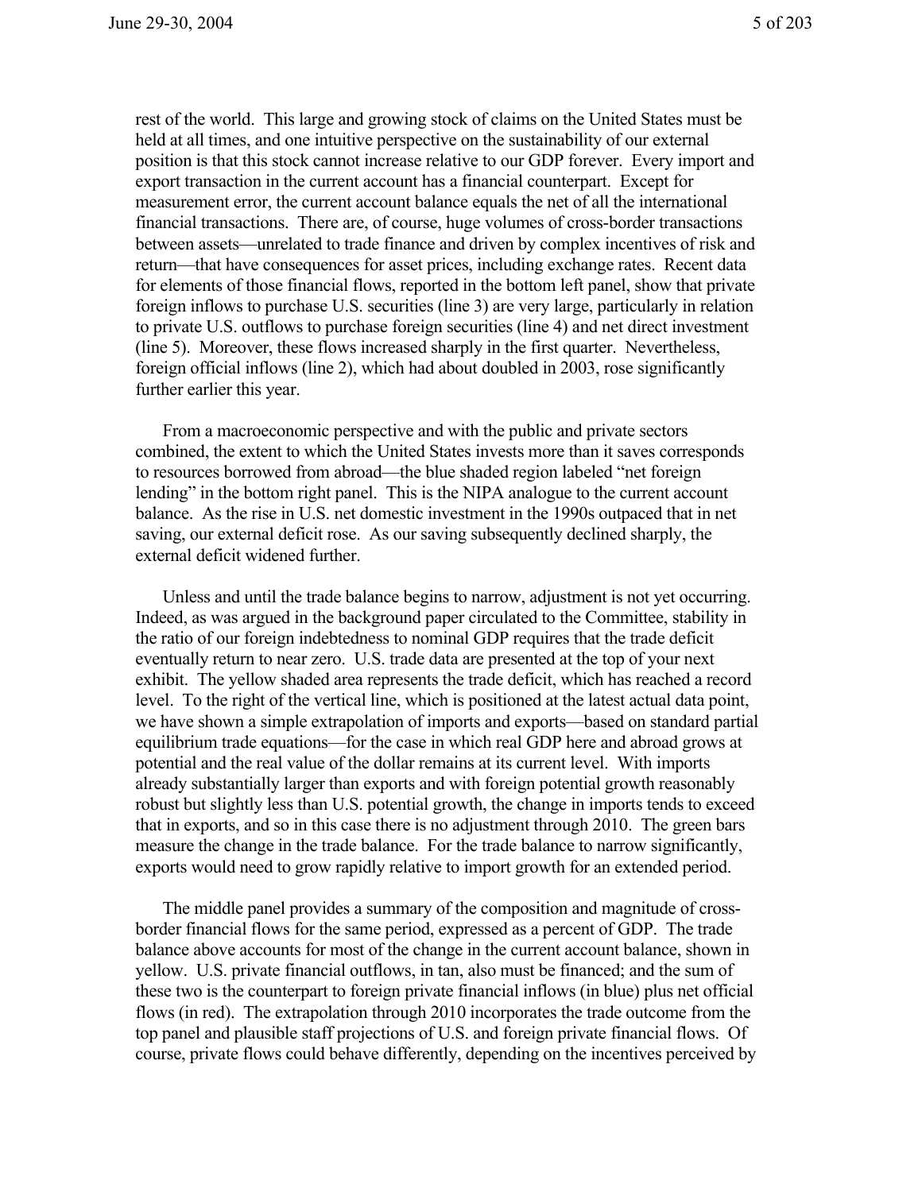rest of the world. This large and growing stock of claims on the United States must be held at all times, and one intuitive perspective on the sustainability of our external position is that this stock cannot increase relative to our GDP forever. Every import and export transaction in the current account has a financial counterpart. Except for measurement error, the current account balance equals the net of all the international financial transactions. There are, of course, huge volumes of cross-border transactions between assets—unrelated to trade finance and driven by complex incentives of risk and return—that have consequences for asset prices, including exchange rates. Recent data for elements of those financial flows, reported in the bottom left panel, show that private foreign inflows to purchase U.S. securities (line 3) are very large, particularly in relation to private U.S. outflows to purchase foreign securities (line 4) and net direct investment (line 5). Moreover, these flows increased sharply in the first quarter. Nevertheless, foreign official inflows (line 2), which had about doubled in 2003, rose significantly further earlier this year.

From a macroeconomic perspective and with the public and private sectors combined, the extent to which the United States invests more than it saves corresponds to resources borrowed from abroad—the blue shaded region labeled "net foreign lending" in the bottom right panel. This is the NIPA analogue to the current account balance. As the rise in U.S. net domestic investment in the 1990s outpaced that in net saving, our external deficit rose. As our saving subsequently declined sharply, the external deficit widened further.

Unless and until the trade balance begins to narrow, adjustment is not yet occurring. Indeed, as was argued in the background paper circulated to the Committee, stability in the ratio of our foreign indebtedness to nominal GDP requires that the trade deficit eventually return to near zero. U.S. trade data are presented at the top of your next exhibit. The yellow shaded area represents the trade deficit, which has reached a record level. To the right of the vertical line, which is positioned at the latest actual data point, we have shown a simple extrapolation of imports and exports—based on standard partial equilibrium trade equations—for the case in which real GDP here and abroad grows at potential and the real value of the dollar remains at its current level. With imports already substantially larger than exports and with foreign potential growth reasonably robust but slightly less than U.S. potential growth, the change in imports tends to exceed that in exports, and so in this case there is no adjustment through 2010. The green bars measure the change in the trade balance. For the trade balance to narrow significantly, exports would need to grow rapidly relative to import growth for an extended period.

The middle panel provides a summary of the composition and magnitude of cross-border financial flows for the same period, expressed as a percent of GDP. The trade balance above accounts for most of the change in the current account balance, shown in yellow. U.S. private financial outflows, in tan, also must be financed; and the sum of these two is the counterpart to foreign private financial inflows (in blue) plus net official flows (in red). The extrapolation through 2010 incorporates the trade outcome from the top panel and plausible staff projections of U.S. and foreign private financial flows. Of course, private flows could behave differently, depending on the incentives perceived by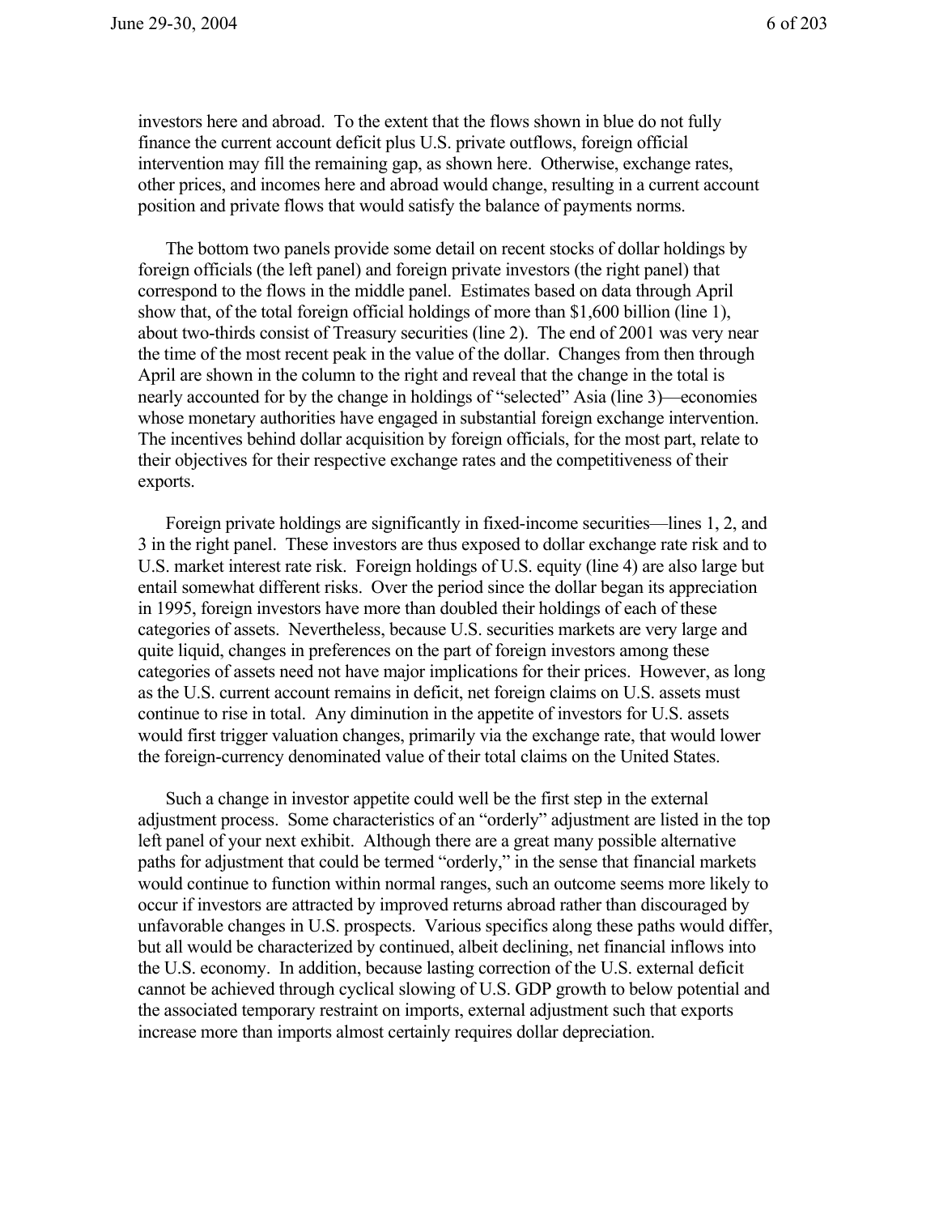investors here and abroad. To the extent that the flows shown in blue do not fully finance the current account deficit plus U.S. private outflows, foreign official intervention may fill the remaining gap, as shown here. Otherwise, exchange rates, other prices, and incomes here and abroad would change, resulting in a current account position and private flows that would satisfy the balance of payments norms.

The bottom two panels provide some detail on recent stocks of dollar holdings by foreign officials (the left panel) and foreign private investors (the right panel) that correspond to the flows in the middle panel. Estimates based on data through April show that, of the total foreign official holdings of more than $1,600 billion (line 1), about two-thirds consist of Treasury securities (line 2). The end of 2001 was very near the time of the most recent peak in the value of the dollar. Changes from then through April are shown in the column to the right and reveal that the change in the total is nearly accounted for by the change in holdings of "selected" Asia (line 3)—economies whose monetary authorities have engaged in substantial foreign exchange intervention. The incentives behind dollar acquisition by foreign officials, for the most part, relate to their objectives for their respective exchange rates and the competitiveness of their exports.

Foreign private holdings are significantly in fixed-income securities—lines 1, 2, and 3 in the right panel. These investors are thus exposed to dollar exchange rate risk and to U.S. market interest rate risk. Foreign holdings of U.S. equity (line 4) are also large but entail somewhat different risks. Over the period since the dollar began its appreciation in 1995, foreign investors have more than doubled their holdings of each of these categories of assets. Nevertheless, because U.S. securities markets are very large and quite liquid, changes in preferences on the part of foreign investors among these categories of assets need not have major implications for their prices. However, as long as the U.S. current account remains in deficit, net foreign claims on U.S. assets must continue to rise in total. Any diminution in the appetite of investors for U.S. assets would first trigger valuation changes, primarily via the exchange rate, that would lower the foreign-currency denominated value of their total claims on the United States.

Such a change in investor appetite could well be the first step in the external adjustment process. Some characteristics of an "orderly" adjustment are listed in the top left panel of your next exhibit. Although there are a great many possible alternative paths for adjustment that could be termed "orderly," in the sense that financial markets would continue to function within normal ranges, such an outcome seems more likely to occur if investors are attracted by improved returns abroad rather than discouraged by unfavorable changes in U.S. prospects. Various specifics along these paths would differ, but all would be characterized by continued, albeit declining, net financial inflows into the U.S. economy. In addition, because lasting correction of the U.S. external deficit cannot be achieved through cyclical slowing of U.S. GDP growth to below potential and the associated temporary restraint on imports, external adjustment such that exports increase more than imports almost certainly requires dollar depreciation.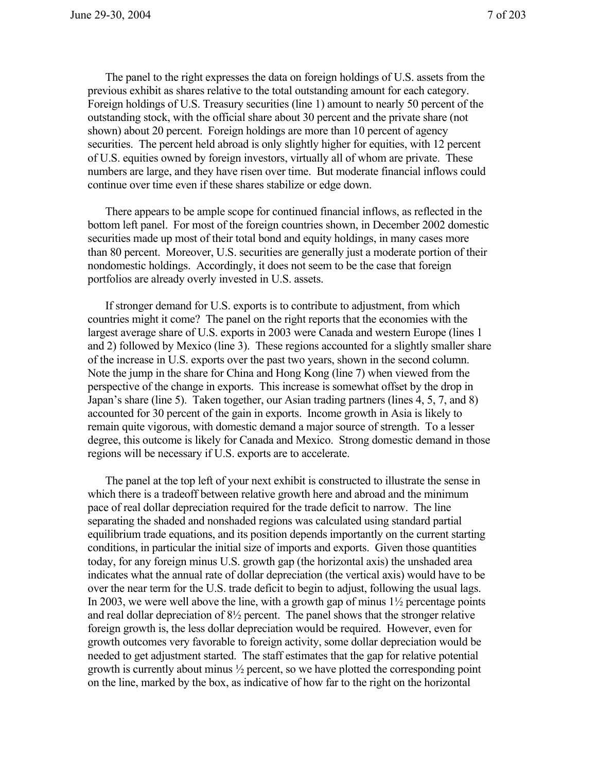The panel to the right expresses the data on foreign holdings of U.S. assets from the previous exhibit as shares relative to the total outstanding amount for each category. Foreign holdings of U.S. Treasury securities (line 1) amount to nearly 50 percent of the outstanding stock, with the official share about 30 percent and the private share (not shown) about 20 percent. Foreign holdings are more than 10 percent of agency securities. The percent held abroad is only slightly higher for equities, with 12 percent of U.S. equities owned by foreign investors, virtually all of whom are private. These numbers are large, and they have risen over time. But moderate financial inflows could continue over time even if these shares stabilize or edge down.

There appears to be ample scope for continued financial inflows, as reflected in the bottom left panel. For most of the foreign countries shown, in December 2002 domestic securities made up most of their total bond and equity holdings, in many cases more than 80 percent. Moreover, U.S. securities are generally just a moderate portion of their nondomestic holdings. Accordingly, it does not seem to be the case that foreign portfolios are already overly invested in U.S. assets.

If stronger demand for U.S. exports is to contribute to adjustment, from which countries might it come? The panel on the right reports that the economies with the largest average share of U.S. exports in 2003 were Canada and western Europe (lines 1 and 2) followed by Mexico (line 3). These regions accounted for a slightly smaller share of the increase in U.S. exports over the past two years, shown in the second column. Note the jump in the share for China and Hong Kong (line 7) when viewed from the perspective of the change in exports. This increase is somewhat offset by the drop in Japan's share (line 5). Taken together, our Asian trading partners (lines 4, 5, 7, and 8) accounted for 30 percent of the gain in exports. Income growth in Asia is likely to remain quite vigorous, with domestic demand a major source of strength. To a lesser degree, this outcome is likely for Canada and Mexico. Strong domestic demand in those regions will be necessary if U.S. exports are to accelerate.

The panel at the top left of your next exhibit is constructed to illustrate the sense in which there is a tradeoff between relative growth here and abroad and the minimum pace of real dollar depreciation required for the trade deficit to narrow. The line separating the shaded and nonshaded regions was calculated using standard partial equilibrium trade equations, and its position depends importantly on the current starting conditions, in particular the initial size of imports and exports. Given those quantities today, for any foreign minus U.S. growth gap (the horizontal axis) the unshaded area indicates what the annual rate of dollar depreciation (the vertical axis) would have to be over the near term for the U.S. trade deficit to begin to adjust, following the usual lags. In 2003, we were well above the line, with a growth gap of minus 1½ percentage points and real dollar depreciation of 8½ percent. The panel shows that the stronger relative foreign growth is, the less dollar depreciation would be required. However, even for growth outcomes very favorable to foreign activity, some dollar depreciation would be needed to get adjustment started. The staff estimates that the gap for relative potential growth is currently about minus ½ percent, so we have plotted the corresponding point on the line, marked by the box, as indicative of how far to the right on the horizontal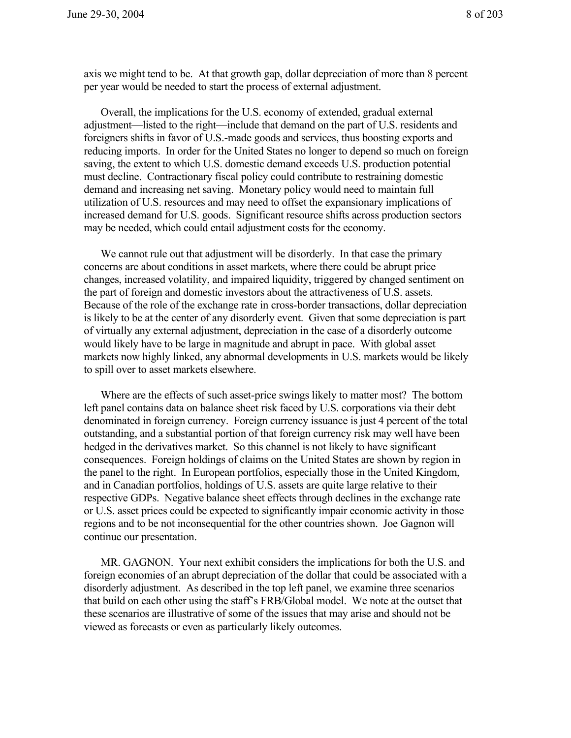axis we might tend to be. At that growth gap, dollar depreciation of more than 8 percent per year would be needed to start the process of external adjustment.

Overall, the implications for the U.S. economy of extended, gradual external adjustment—listed to the right—include that demand on the part of U.S. residents and foreigners shifts in favor of U.S.-made goods and services, thus boosting exports and reducing imports. In order for the United States no longer to depend so much on foreign saving, the extent to which U.S. domestic demand exceeds U.S. production potential must decline. Contractionary fiscal policy could contribute to restraining domestic demand and increasing net saving. Monetary policy would need to maintain full utilization of U.S. resources and may need to offset the expansionary implications of increased demand for U.S. goods. Significant resource shifts across production sectors may be needed, which could entail adjustment costs for the economy.

We cannot rule out that adjustment will be disorderly. In that case the primary concerns are about conditions in asset markets, where there could be abrupt price changes, increased volatility, and impaired liquidity, triggered by changed sentiment on the part of foreign and domestic investors about the attractiveness of U.S. assets. Because of the role of the exchange rate in cross-border transactions, dollar depreciation is likely to be at the center of any disorderly event. Given that some depreciation is part of virtually any external adjustment, depreciation in the case of a disorderly outcome would likely have to be large in magnitude and abrupt in pace. With global asset markets now highly linked, any abnormal developments in U.S. markets would be likely to spill over to asset markets elsewhere.

Where are the effects of such asset-price swings likely to matter most? The bottom left panel contains data on balance sheet risk faced by U.S. corporations via their debt denominated in foreign currency. Foreign currency issuance is just 4 percent of the total outstanding, and a substantial portion of that foreign currency risk may well have been hedged in the derivatives market. So this channel is not likely to have significant consequences. Foreign holdings of claims on the United States are shown by region in the panel to the right. In European portfolios, especially those in the United Kingdom, and in Canadian portfolios, holdings of U.S. assets are quite large relative to their respective GDPs. Negative balance sheet effects through declines in the exchange rate or U.S. asset prices could be expected to significantly impair economic activity in those regions and to be not inconsequential for the other countries shown. Joe Gagnon will continue our presentation.

MR. GAGNON. Your next exhibit considers the implications for both the U.S. and foreign economies of an abrupt depreciation of the dollar that could be associated with a disorderly adjustment. As described in the top left panel, we examine three scenarios that build on each other using the staff's FRB/Global model. We note at the outset that these scenarios are illustrative of some of the issues that may arise and should not be viewed as forecasts or even as particularly likely outcomes.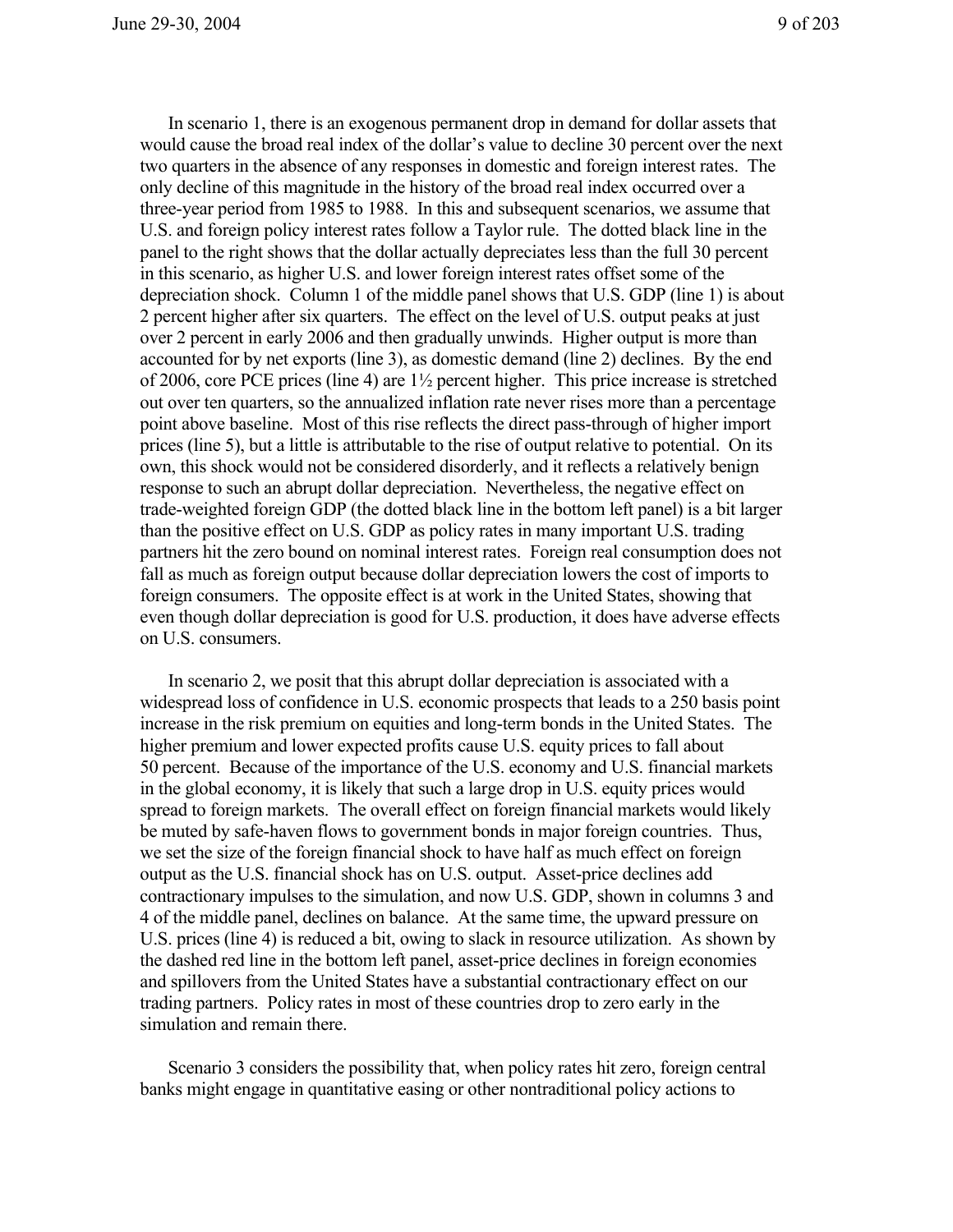In scenario 1, there is an exogenous permanent drop in demand for dollar assets that would cause the broad real index of the dollar's value to decline 30 percent over the next two quarters in the absence of any responses in domestic and foreign interest rates. The only decline of this magnitude in the history of the broad real index occurred over a three-year period from 1985 to 1988. In this and subsequent scenarios, we assume that U.S. and foreign policy interest rates follow a Taylor rule. The dotted black line in the panel to the right shows that the dollar actually depreciates less than the full 30 percent in this scenario, as higher U.S. and lower foreign interest rates offset some of the depreciation shock. Column 1 of the middle panel shows that U.S. GDP (line 1) is about 2 percent higher after six quarters. The effect on the level of U.S. output peaks at just over 2 percent in early 2006 and then gradually unwinds. Higher output is more than accounted for by net exports (line 3), as domestic demand (line 2) declines. By the end of 2006, core PCE prices (line 4) are 1½ percent higher. This price increase is stretched out over ten quarters, so the annualized inflation rate never rises more than a percentage point above baseline. Most of this rise reflects the direct pass-through of higher import prices (line 5), but a little is attributable to the rise of output relative to potential. On its own, this shock would not be considered disorderly, and it reflects a relatively benign response to such an abrupt dollar depreciation. Nevertheless, the negative effect on trade-weighted foreign GDP (the dotted black line in the bottom left panel) is a bit larger than the positive effect on U.S. GDP as policy rates in many important U.S. trading partners hit the zero bound on nominal interest rates. Foreign real consumption does not fall as much as foreign output because dollar depreciation lowers the cost of imports to foreign consumers. The opposite effect is at work in the United States, showing that even though dollar depreciation is good for U.S. production, it does have adverse effects on U.S. consumers.

In scenario 2, we posit that this abrupt dollar depreciation is associated with a widespread loss of confidence in U.S. economic prospects that leads to a 250 basis point increase in the risk premium on equities and long-term bonds in the United States. The higher premium and lower expected profits cause U.S. equity prices to fall about 50 percent. Because of the importance of the U.S. economy and U.S. financial markets in the global economy, it is likely that such a large drop in U.S. equity prices would spread to foreign markets. The overall effect on foreign financial markets would likely be muted by safe-haven flows to government bonds in major foreign countries. Thus, we set the size of the foreign financial shock to have half as much effect on foreign output as the U.S. financial shock has on U.S. output. Asset-price declines add contractionary impulses to the simulation, and now U.S. GDP, shown in columns 3 and 4 of the middle panel, declines on balance. At the same time, the upward pressure on U.S. prices (line 4) is reduced a bit, owing to slack in resource utilization. As shown by the dashed red line in the bottom left panel, asset-price declines in foreign economies and spillovers from the United States have a substantial contractionary effect on our trading partners. Policy rates in most of these countries drop to zero early in the simulation and remain there.

Scenario 3 considers the possibility that, when policy rates hit zero, foreign central banks might engage in quantitative easing or other nontraditional policy actions to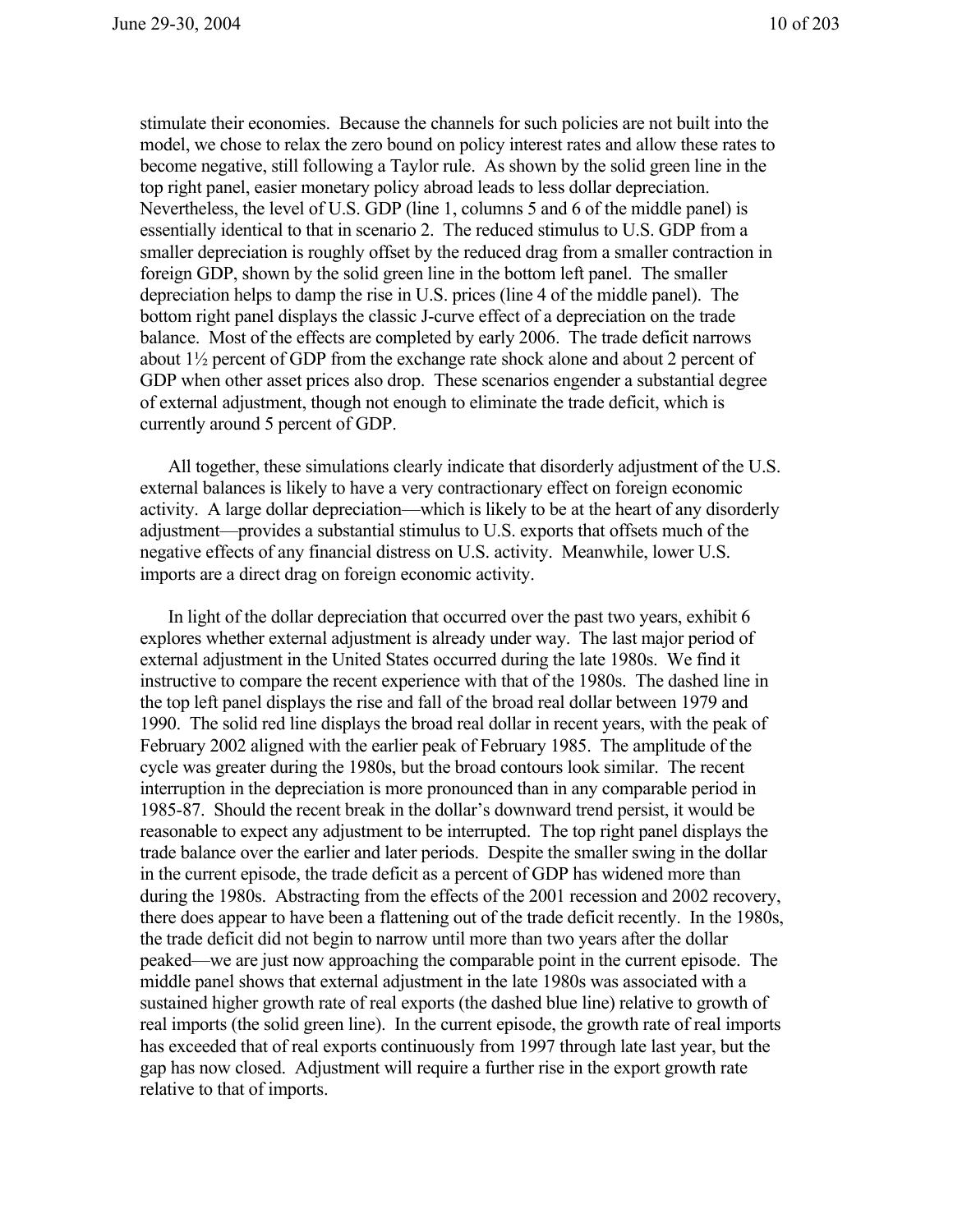stimulate their economies. Because the channels for such policies are not built into the model, we chose to relax the zero bound on policy interest rates and allow these rates to become negative, still following a Taylor rule. As shown by the solid green line in the top right panel, easier monetary policy abroad leads to less dollar depreciation. Nevertheless, the level of U.S. GDP (line 1, columns 5 and 6 of the middle panel) is essentially identical to that in scenario 2. The reduced stimulus to U.S. GDP from a smaller depreciation is roughly offset by the reduced drag from a smaller contraction in foreign GDP, shown by the solid green line in the bottom left panel. The smaller depreciation helps to damp the rise in U.S. prices (line 4 of the middle panel). The bottom right panel displays the classic J-curve effect of a depreciation on the trade balance. Most of the effects are completed by early 2006. The trade deficit narrows about 1½ percent of GDP from the exchange rate shock alone and about 2 percent of GDP when other asset prices also drop. These scenarios engender a substantial degree of external adjustment, though not enough to eliminate the trade deficit, which is currently around 5 percent of GDP.

All together, these simulations clearly indicate that disorderly adjustment of the U.S. external balances is likely to have a very contractionary effect on foreign economic activity. A large dollar depreciation—which is likely to be at the heart of any disorderly adjustment—provides a substantial stimulus to U.S. exports that offsets much of the negative effects of any financial distress on U.S. activity. Meanwhile, lower U.S. imports are a direct drag on foreign economic activity.

In light of the dollar depreciation that occurred over the past two years, exhibit 6 explores whether external adjustment is already under way. The last major period of external adjustment in the United States occurred during the late 1980s. We find it instructive to compare the recent experience with that of the 1980s. The dashed line in the top left panel displays the rise and fall of the broad real dollar between 1979 and 1990. The solid red line displays the broad real dollar in recent years, with the peak of February 2002 aligned with the earlier peak of February 1985. The amplitude of the cycle was greater during the 1980s, but the broad contours look similar. The recent interruption in the depreciation is more pronounced than in any comparable period in 1985-87. Should the recent break in the dollar's downward trend persist, it would be reasonable to expect any adjustment to be interrupted. The top right panel displays the trade balance over the earlier and later periods. Despite the smaller swing in the dollar in the current episode, the trade deficit as a percent of GDP has widened more than during the 1980s. Abstracting from the effects of the 2001 recession and 2002 recovery, there does appear to have been a flattening out of the trade deficit recently. In the 1980s, the trade deficit did not begin to narrow until more than two years after the dollar peaked—we are just now approaching the comparable point in the current episode. The middle panel shows that external adjustment in the late 1980s was associated with a sustained higher growth rate of real exports (the dashed blue line) relative to growth of real imports (the solid green line). In the current episode, the growth rate of real imports has exceeded that of real exports continuously from 1997 through late last year, but the gap has now closed. Adjustment will require a further rise in the export growth rate relative to that of imports.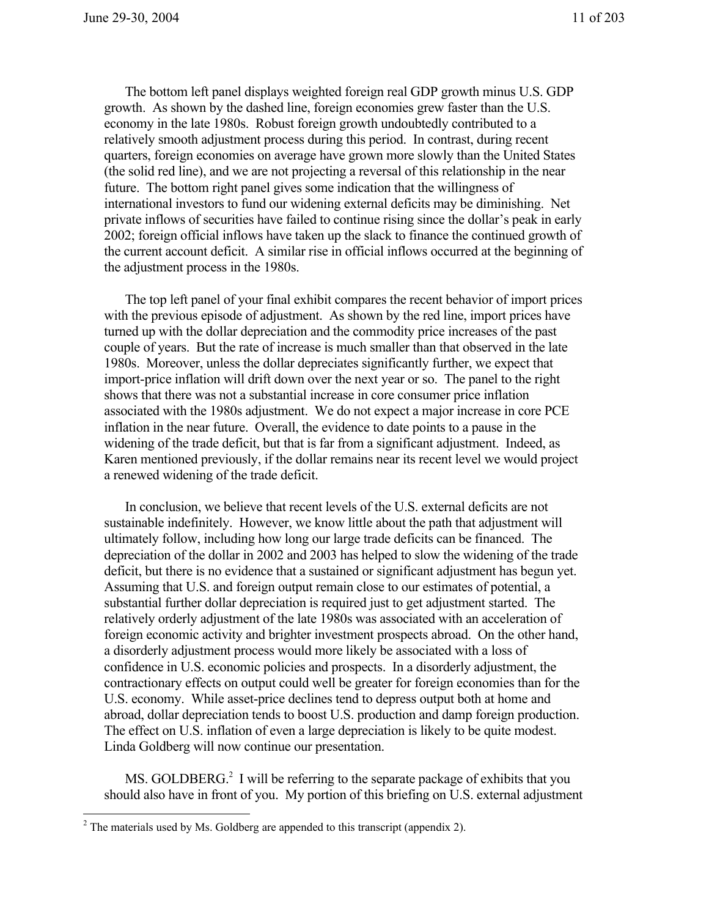The bottom left panel displays weighted foreign real GDP growth minus U.S. GDP growth. As shown by the dashed line, foreign economies grew faster than the U.S. economy in the late 1980s. Robust foreign growth undoubtedly contributed to a relatively smooth adjustment process during this period. In contrast, during recent quarters, foreign economies on average have grown more slowly than the United States (the solid red line), and we are not projecting a reversal of this relationship in the near future. The bottom right panel gives some indication that the willingness of international investors to fund our widening external deficits may be diminishing. Net private inflows of securities have failed to continue rising since the dollar's peak in early 2002; foreign official inflows have taken up the slack to finance the continued growth of the current account deficit. A similar rise in official inflows occurred at the beginning of the adjustment process in the 1980s.

The top left panel of your final exhibit compares the recent behavior of import prices with the previous episode of adjustment. As shown by the red line, import prices have turned up with the dollar depreciation and the commodity price increases of the past couple of years. But the rate of increase is much smaller than that observed in the late 1980s. Moreover, unless the dollar depreciates significantly further, we expect that import-price inflation will drift down over the next year or so. The panel to the right shows that there was not a substantial increase in core consumer price inflation associated with the 1980s adjustment. We do not expect a major increase in core PCE inflation in the near future. Overall, the evidence to date points to a pause in the widening of the trade deficit, but that is far from a significant adjustment. Indeed, as Karen mentioned previously, if the dollar remains near its recent level we would project a renewed widening of the trade deficit.

In conclusion, we believe that recent levels of the U.S. external deficits are not sustainable indefinitely. However, we know little about the path that adjustment will ultimately follow, including how long our large trade deficits can be financed. The depreciation of the dollar in 2002 and 2003 has helped to slow the widening of the trade deficit, but there is no evidence that a sustained or significant adjustment has begun yet. Assuming that U.S. and foreign output remain close to our estimates of potential, a substantial further dollar depreciation is required just to get adjustment started. The relatively orderly adjustment of the late 1980s was associated with an acceleration of foreign economic activity and brighter investment prospects abroad. On the other hand, a disorderly adjustment process would more likely be associated with a loss of confidence in U.S. economic policies and prospects. In a disorderly adjustment, the contractionary effects on output could well be greater for foreign economies than for the U.S. economy. While asset-price declines tend to depress output both at home and abroad, dollar depreciation tends to boost U.S. production and damp foreign production. The effect on U.S. inflation of even a large depreciation is likely to be quite modest. Linda Goldberg will now continue our presentation.

MS. GOLDBERG.[2] I will be referring to the separate package of exhibits that you should also have in front of you. My portion of this briefing on U.S. external adjustment

[2] The materials used by Ms. Goldberg are appended to this transcript (appendix 2).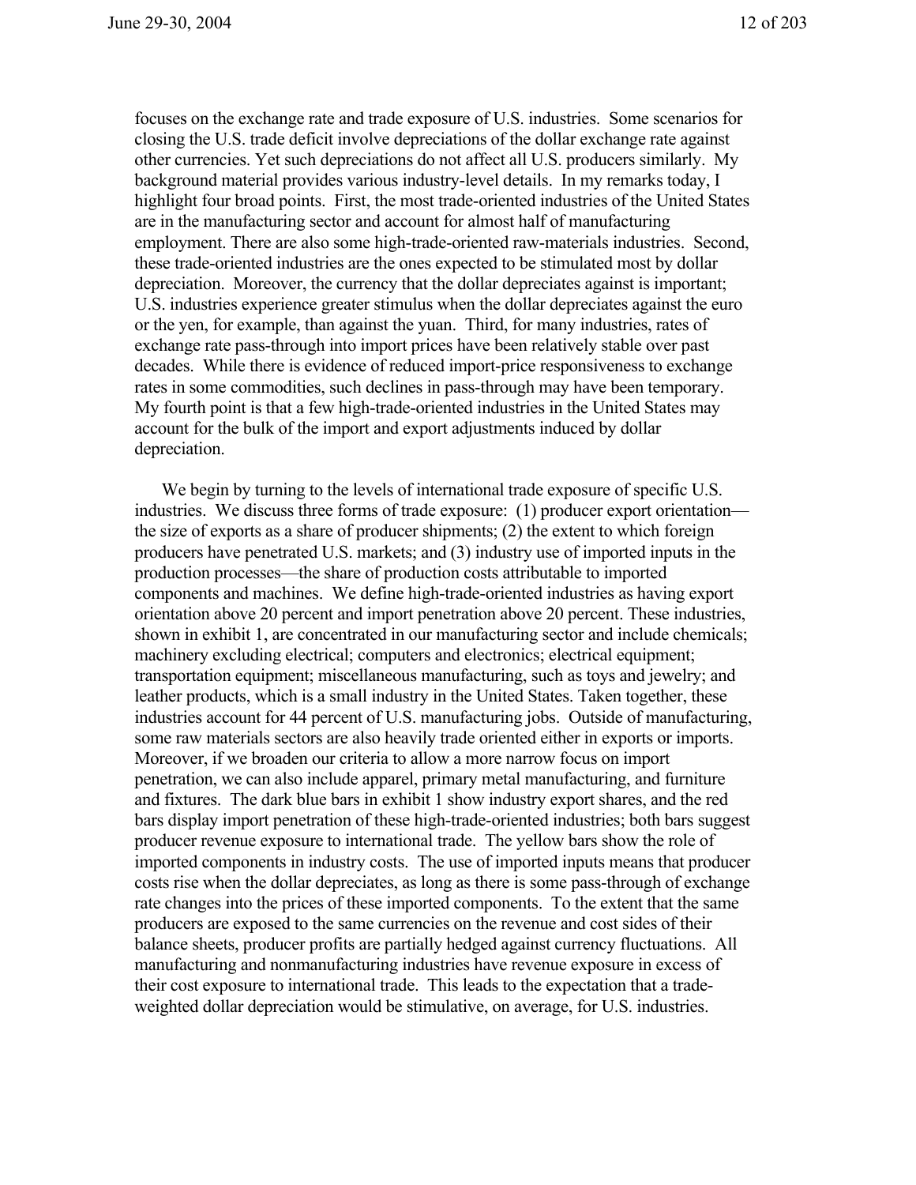focuses on the exchange rate and trade exposure of U.S. industries. Some scenarios for closing the U.S. trade deficit involve depreciations of the dollar exchange rate against other currencies. Yet such depreciations do not affect all U.S. producers similarly. My background material provides various industry-level details. In my remarks today, I highlight four broad points. First, the most trade-oriented industries of the United States are in the manufacturing sector and account for almost half of manufacturing employment. There are also some high-trade-oriented raw-materials industries. Second, these trade-oriented industries are the ones expected to be stimulated most by dollar depreciation. Moreover, the currency that the dollar depreciates against is important; U.S. industries experience greater stimulus when the dollar depreciates against the euro or the yen, for example, than against the yuan. Third, for many industries, rates of exchange rate pass-through into import prices have been relatively stable over past decades. While there is evidence of reduced import-price responsiveness to exchange rates in some commodities, such declines in pass-through may have been temporary. My fourth point is that a few high-trade-oriented industries in the United States may account for the bulk of the import and export adjustments induced by dollar depreciation.

We begin by turning to the levels of international trade exposure of specific U.S. industries. We discuss three forms of trade exposure: (1) producer export orientation—the size of exports as a share of producer shipments; (2) the extent to which foreign producers have penetrated U.S. markets; and (3) industry use of imported inputs in the production processes—the share of production costs attributable to imported components and machines. We define high-trade-oriented industries as having export orientation above 20 percent and import penetration above 20 percent. These industries, shown in exhibit 1, are concentrated in our manufacturing sector and include chemicals; machinery excluding electrical; computers and electronics; electrical equipment; transportation equipment; miscellaneous manufacturing, such as toys and jewelry; and leather products, which is a small industry in the United States. Taken together, these industries account for 44 percent of U.S. manufacturing jobs. Outside of manufacturing, some raw materials sectors are also heavily trade oriented either in exports or imports. Moreover, if we broaden our criteria to allow a more narrow focus on import penetration, we can also include apparel, primary metal manufacturing, and furniture and fixtures. The dark blue bars in exhibit 1 show industry export shares, and the red bars display import penetration of these high-trade-oriented industries; both bars suggest producer revenue exposure to international trade. The yellow bars show the role of imported components in industry costs. The use of imported inputs means that producer costs rise when the dollar depreciates, as long as there is some pass-through of exchange rate changes into the prices of these imported components. To the extent that the same producers are exposed to the same currencies on the revenue and cost sides of their balance sheets, producer profits are partially hedged against currency fluctuations. All manufacturing and nonmanufacturing industries have revenue exposure in excess of their cost exposure to international trade. This leads to the expectation that a trade-weighted dollar depreciation would be stimulative, on average, for U.S. industries.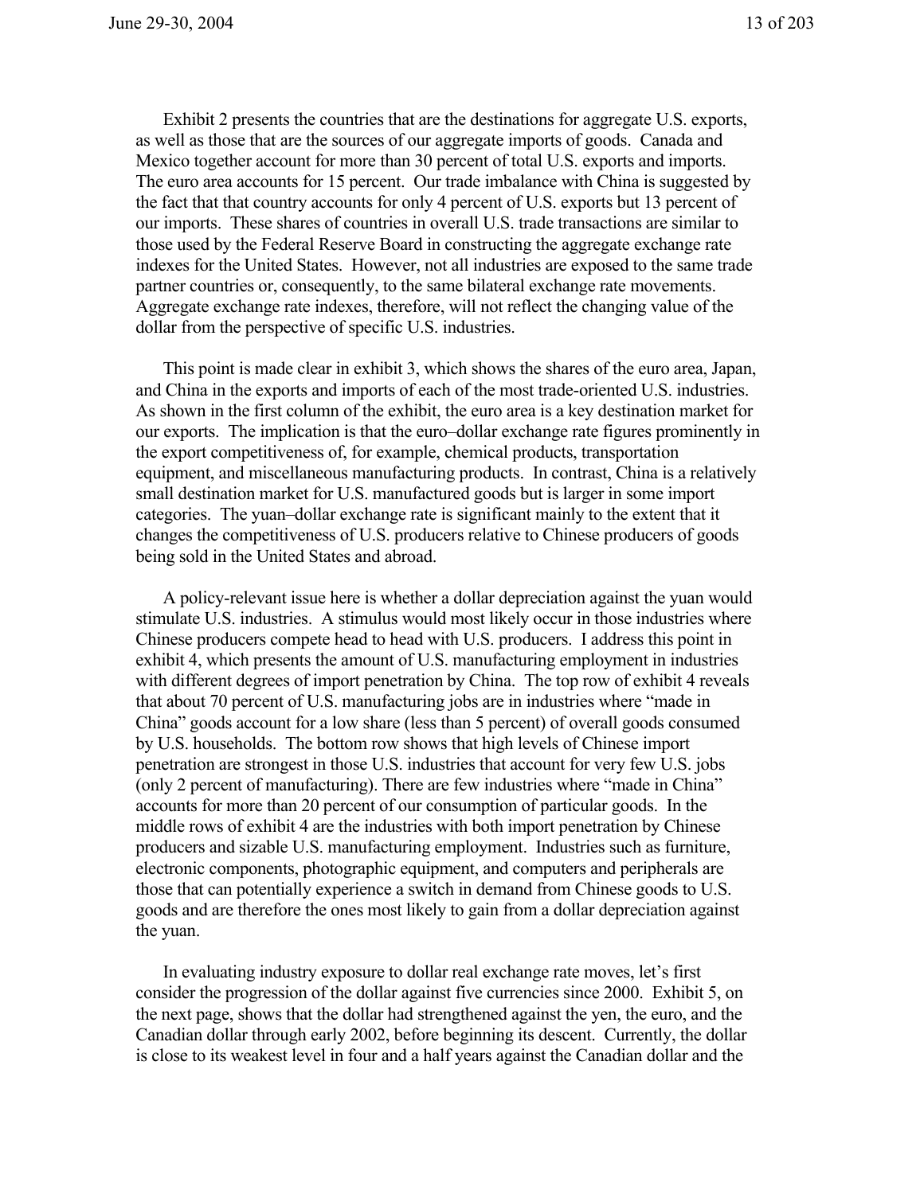Exhibit 2 presents the countries that are the destinations for aggregate U.S. exports, as well as those that are the sources of our aggregate imports of goods. Canada and Mexico together account for more than 30 percent of total U.S. exports and imports. The euro area accounts for 15 percent. Our trade imbalance with China is suggested by the fact that that country accounts for only 4 percent of U.S. exports but 13 percent of our imports. These shares of countries in overall U.S. trade transactions are similar to those used by the Federal Reserve Board in constructing the aggregate exchange rate indexes for the United States. However, not all industries are exposed to the same trade partner countries or, consequently, to the same bilateral exchange rate movements. Aggregate exchange rate indexes, therefore, will not reflect the changing value of the dollar from the perspective of specific U.S. industries.

This point is made clear in exhibit 3, which shows the shares of the euro area, Japan, and China in the exports and imports of each of the most trade-oriented U.S. industries. As shown in the first column of the exhibit, the euro area is a key destination market for our exports. The implication is that the euro–dollar exchange rate figures prominently in the export competitiveness of, for example, chemical products, transportation equipment, and miscellaneous manufacturing products. In contrast, China is a relatively small destination market for U.S. manufactured goods but is larger in some import categories. The yuan–dollar exchange rate is significant mainly to the extent that it changes the competitiveness of U.S. producers relative to Chinese producers of goods being sold in the United States and abroad.

A policy-relevant issue here is whether a dollar depreciation against the yuan would stimulate U.S. industries. A stimulus would most likely occur in those industries where Chinese producers compete head to head with U.S. producers. I address this point in exhibit 4, which presents the amount of U.S. manufacturing employment in industries with different degrees of import penetration by China. The top row of exhibit 4 reveals that about 70 percent of U.S. manufacturing jobs are in industries where "made in China" goods account for a low share (less than 5 percent) of overall goods consumed by U.S. households. The bottom row shows that high levels of Chinese import penetration are strongest in those U.S. industries that account for very few U.S. jobs (only 2 percent of manufacturing). There are few industries where "made in China" accounts for more than 20 percent of our consumption of particular goods. In the middle rows of exhibit 4 are the industries with both import penetration by Chinese producers and sizable U.S. manufacturing employment. Industries such as furniture, electronic components, photographic equipment, and computers and peripherals are those that can potentially experience a switch in demand from Chinese goods to U.S. goods and are therefore the ones most likely to gain from a dollar depreciation against the yuan.

In evaluating industry exposure to dollar real exchange rate moves, let's first consider the progression of the dollar against five currencies since 2000. Exhibit 5, on the next page, shows that the dollar had strengthened against the yen, the euro, and the Canadian dollar through early 2002, before beginning its descent. Currently, the dollar is close to its weakest level in four and a half years against the Canadian dollar and the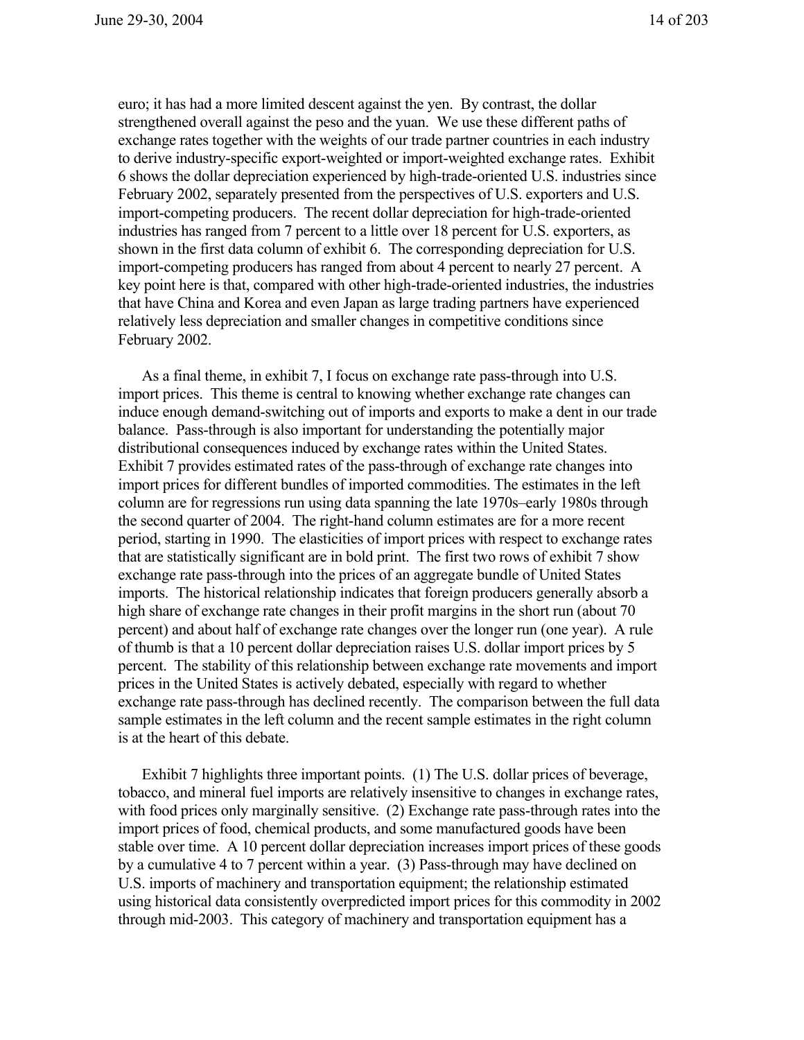euro; it has had a more limited descent against the yen. By contrast, the dollar strengthened overall against the peso and the yuan. We use these different paths of exchange rates together with the weights of our trade partner countries in each industry to derive industry-specific export-weighted or import-weighted exchange rates. Exhibit 6 shows the dollar depreciation experienced by high-trade-oriented U.S. industries since February 2002, separately presented from the perspectives of U.S. exporters and U.S. import-competing producers. The recent dollar depreciation for high-trade-oriented industries has ranged from 7 percent to a little over 18 percent for U.S. exporters, as shown in the first data column of exhibit 6. The corresponding depreciation for U.S. import-competing producers has ranged from about 4 percent to nearly 27 percent. A key point here is that, compared with other high-trade-oriented industries, the industries that have China and Korea and even Japan as large trading partners have experienced relatively less depreciation and smaller changes in competitive conditions since February 2002.

As a final theme, in exhibit 7, I focus on exchange rate pass-through into U.S. import prices. This theme is central to knowing whether exchange rate changes can induce enough demand-switching out of imports and exports to make a dent in our trade balance. Pass-through is also important for understanding the potentially major distributional consequences induced by exchange rates within the United States. Exhibit 7 provides estimated rates of the pass-through of exchange rate changes into import prices for different bundles of imported commodities. The estimates in the left column are for regressions run using data spanning the late 1970s–early 1980s through the second quarter of 2004. The right-hand column estimates are for a more recent period, starting in 1990. The elasticities of import prices with respect to exchange rates that are statistically significant are in bold print. The first two rows of exhibit 7 show exchange rate pass-through into the prices of an aggregate bundle of United States imports. The historical relationship indicates that foreign producers generally absorb a high share of exchange rate changes in their profit margins in the short run (about 70 percent) and about half of exchange rate changes over the longer run (one year). A rule of thumb is that a 10 percent dollar depreciation raises U.S. dollar import prices by 5 percent. The stability of this relationship between exchange rate movements and import prices in the United States is actively debated, especially with regard to whether exchange rate pass-through has declined recently. The comparison between the full data sample estimates in the left column and the recent sample estimates in the right column is at the heart of this debate.

Exhibit 7 highlights three important points. (1) The U.S. dollar prices of beverage, tobacco, and mineral fuel imports are relatively insensitive to changes in exchange rates, with food prices only marginally sensitive. (2) Exchange rate pass-through rates into the import prices of food, chemical products, and some manufactured goods have been stable over time. A 10 percent dollar depreciation increases import prices of these goods by a cumulative 4 to 7 percent within a year. (3) Pass-through may have declined on U.S. imports of machinery and transportation equipment; the relationship estimated using historical data consistently overpredicted import prices for this commodity in 2002 through mid-2003. This category of machinery and transportation equipment has a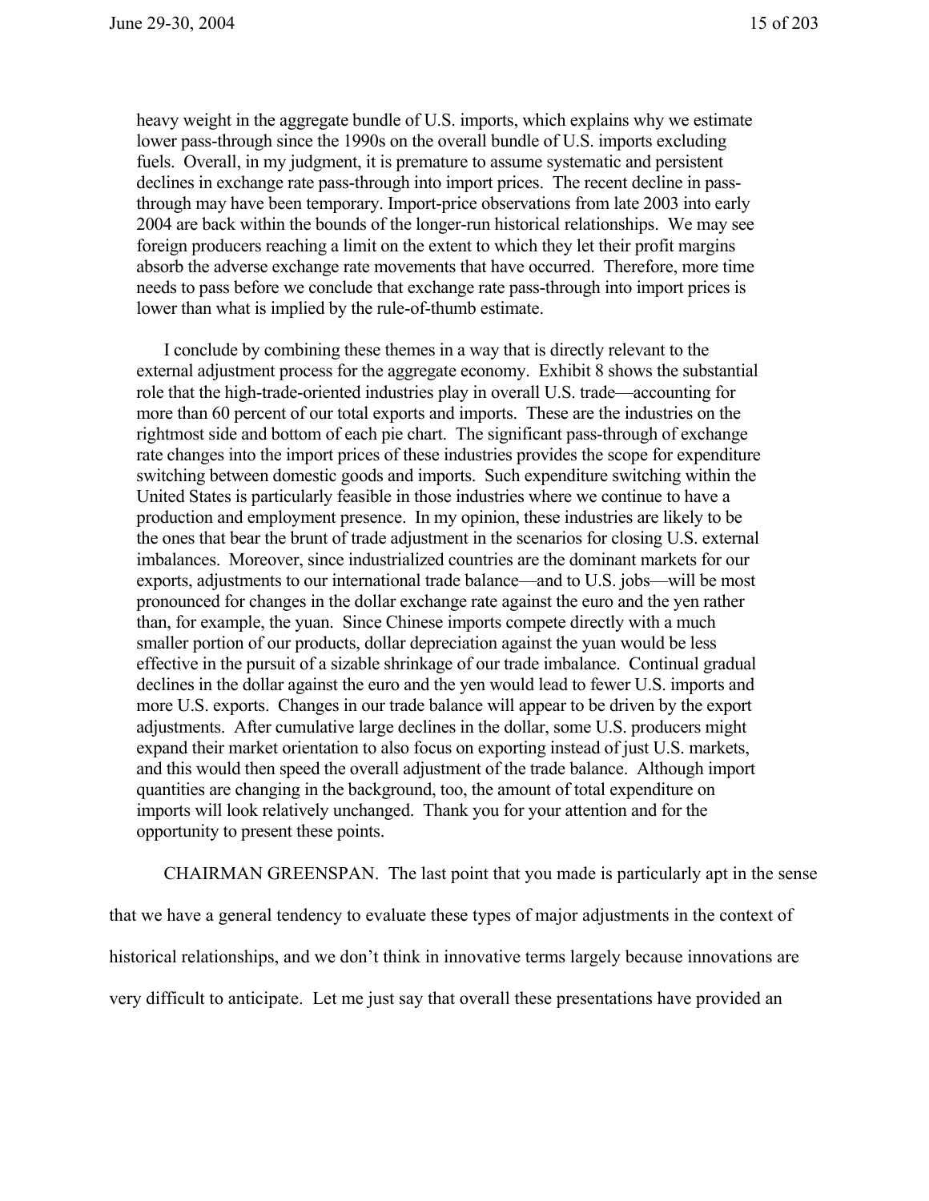heavy weight in the aggregate bundle of U.S. imports, which explains why we estimate lower pass-through since the 1990s on the overall bundle of U.S. imports excluding fuels. Overall, in my judgment, it is premature to assume systematic and persistent declines in exchange rate pass-through into import prices. The recent decline in pass-through may have been temporary. Import-price observations from late 2003 into early 2004 are back within the bounds of the longer-run historical relationships. We may see foreign producers reaching a limit on the extent to which they let their profit margins absorb the adverse exchange rate movements that have occurred. Therefore, more time needs to pass before we conclude that exchange rate pass-through into import prices is lower than what is implied by the rule-of-thumb estimate.

I conclude by combining these themes in a way that is directly relevant to the external adjustment process for the aggregate economy. Exhibit 8 shows the substantial role that the high-trade-oriented industries play in overall U.S. trade—accounting for more than 60 percent of our total exports and imports. These are the industries on the rightmost side and bottom of each pie chart. The significant pass-through of exchange rate changes into the import prices of these industries provides the scope for expenditure switching between domestic goods and imports. Such expenditure switching within the United States is particularly feasible in those industries where we continue to have a production and employment presence. In my opinion, these industries are likely to be the ones that bear the brunt of trade adjustment in the scenarios for closing U.S. external imbalances. Moreover, since industrialized countries are the dominant markets for our exports, adjustments to our international trade balance—and to U.S. jobs—will be most pronounced for changes in the dollar exchange rate against the euro and the yen rather than, for example, the yuan. Since Chinese imports compete directly with a much smaller portion of our products, dollar depreciation against the yuan would be less effective in the pursuit of a sizable shrinkage of our trade imbalance. Continual gradual declines in the dollar against the euro and the yen would lead to fewer U.S. imports and more U.S. exports. Changes in our trade balance will appear to be driven by the export adjustments. After cumulative large declines in the dollar, some U.S. producers might expand their market orientation to also focus on exporting instead of just U.S. markets, and this would then speed the overall adjustment of the trade balance. Although import quantities are changing in the background, too, the amount of total expenditure on imports will look relatively unchanged. Thank you for your attention and for the opportunity to present these points.

CHAIRMAN GREENSPAN. The last point that you made is particularly apt in the sense that we have a general tendency to evaluate these types of major adjustments in the context of historical relationships, and we don't think in innovative terms largely because innovations are very difficult to anticipate. Let me just say that overall these presentations have provided an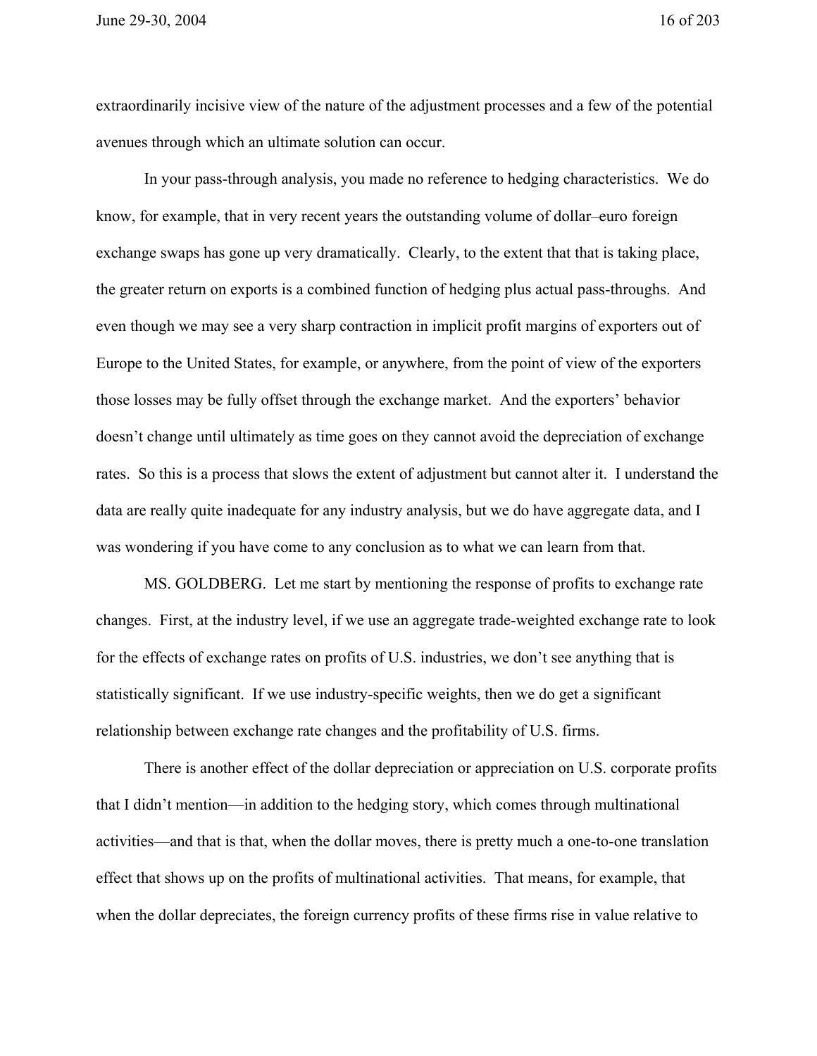extraordinarily incisive view of the nature of the adjustment processes and a few of the potential avenues through which an ultimate solution can occur.

In your pass-through analysis, you made no reference to hedging characteristics. We do know, for example, that in very recent years the outstanding volume of dollar–euro foreign exchange swaps has gone up very dramatically. Clearly, to the extent that that is taking place, the greater return on exports is a combined function of hedging plus actual pass-throughs. And even though we may see a very sharp contraction in implicit profit margins of exporters out of Europe to the United States, for example, or anywhere, from the point of view of the exporters those losses may be fully offset through the exchange market. And the exporters' behavior doesn't change until ultimately as time goes on they cannot avoid the depreciation of exchange rates. So this is a process that slows the extent of adjustment but cannot alter it. I understand the data are really quite inadequate for any industry analysis, but we do have aggregate data, and I was wondering if you have come to any conclusion as to what we can learn from that.

MS. GOLDBERG. Let me start by mentioning the response of profits to exchange rate changes. First, at the industry level, if we use an aggregate trade-weighted exchange rate to look for the effects of exchange rates on profits of U.S. industries, we don't see anything that is statistically significant. If we use industry-specific weights, then we do get a significant relationship between exchange rate changes and the profitability of U.S. firms.

There is another effect of the dollar depreciation or appreciation on U.S. corporate profits that I didn't mention—in addition to the hedging story, which comes through multinational activities—and that is that, when the dollar moves, there is pretty much a one-to-one translation effect that shows up on the profits of multinational activities. That means, for example, that when the dollar depreciates, the foreign currency profits of these firms rise in value relative to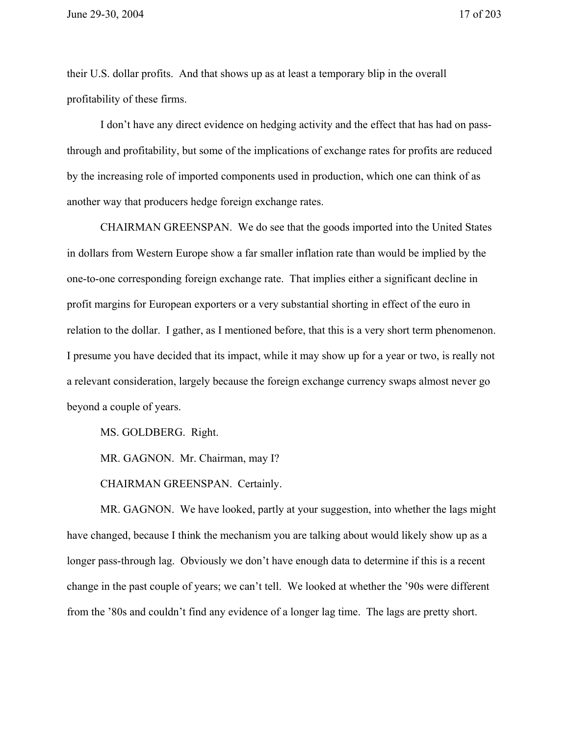their U.S. dollar profits. And that shows up as at least a temporary blip in the overall profitability of these firms.

I don't have any direct evidence on hedging activity and the effect that has had on pass-through and profitability, but some of the implications of exchange rates for profits are reduced by the increasing role of imported components used in production, which one can think of as another way that producers hedge foreign exchange rates.

CHAIRMAN GREENSPAN. We do see that the goods imported into the United States in dollars from Western Europe show a far smaller inflation rate than would be implied by the one-to-one corresponding foreign exchange rate. That implies either a significant decline in profit margins for European exporters or a very substantial shorting in effect of the euro in relation to the dollar. I gather, as I mentioned before, that this is a very short term phenomenon. I presume you have decided that its impact, while it may show up for a year or two, is really not a relevant consideration, largely because the foreign exchange currency swaps almost never go beyond a couple of years.

MS. GOLDBERG. Right.

MR. GAGNON. Mr. Chairman, may I?

CHAIRMAN GREENSPAN. Certainly.

MR. GAGNON. We have looked, partly at your suggestion, into whether the lags might have changed, because I think the mechanism you are talking about would likely show up as a longer pass-through lag. Obviously we don't have enough data to determine if this is a recent change in the past couple of years; we can't tell. We looked at whether the '90s were different from the '80s and couldn't find any evidence of a longer lag time. The lags are pretty short.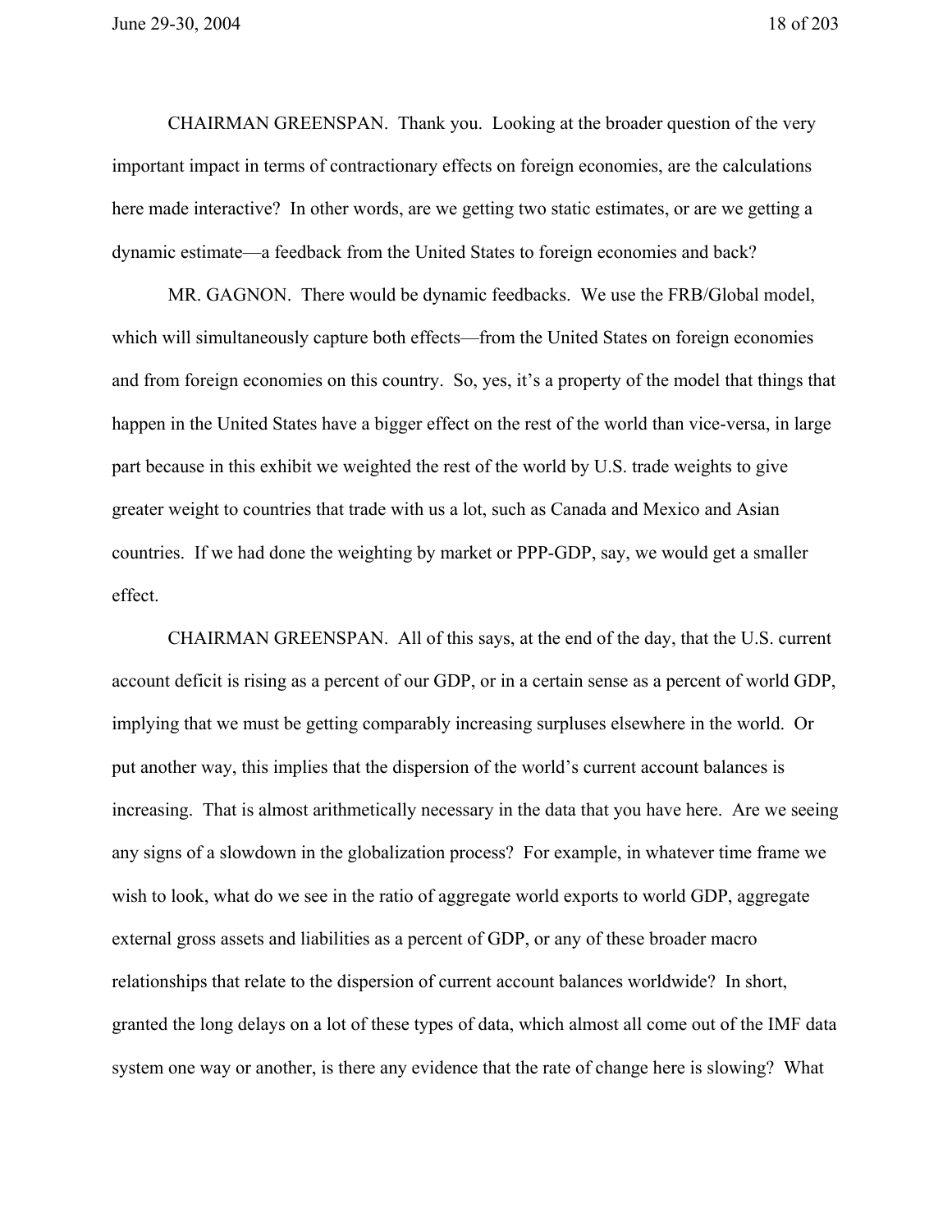CHAIRMAN GREENSPAN. Thank you. Looking at the broader question of the very important impact in terms of contractionary effects on foreign economies, are the calculations here made interactive? In other words, are we getting two static estimates, or are we getting a dynamic estimate—a feedback from the United States to foreign economies and back?

MR. GAGNON. There would be dynamic feedbacks. We use the FRB/Global model, which will simultaneously capture both effects—from the United States on foreign economies and from foreign economies on this country. So, yes, it's a property of the model that things that happen in the United States have a bigger effect on the rest of the world than vice-versa, in large part because in this exhibit we weighted the rest of the world by U.S. trade weights to give greater weight to countries that trade with us a lot, such as Canada and Mexico and Asian countries. If we had done the weighting by market or PPP-GDP, say, we would get a smaller effect.

CHAIRMAN GREENSPAN. All of this says, at the end of the day, that the U.S. current account deficit is rising as a percent of our GDP, or in a certain sense as a percent of world GDP, implying that we must be getting comparably increasing surpluses elsewhere in the world. Or put another way, this implies that the dispersion of the world's current account balances is increasing. That is almost arithmetically necessary in the data that you have here. Are we seeing any signs of a slowdown in the globalization process? For example, in whatever time frame we wish to look, what do we see in the ratio of aggregate world exports to world GDP, aggregate external gross assets and liabilities as a percent of GDP, or any of these broader macro relationships that relate to the dispersion of current account balances worldwide? In short, granted the long delays on a lot of these types of data, which almost all come out of the IMF data system one way or another, is there any evidence that the rate of change here is slowing? What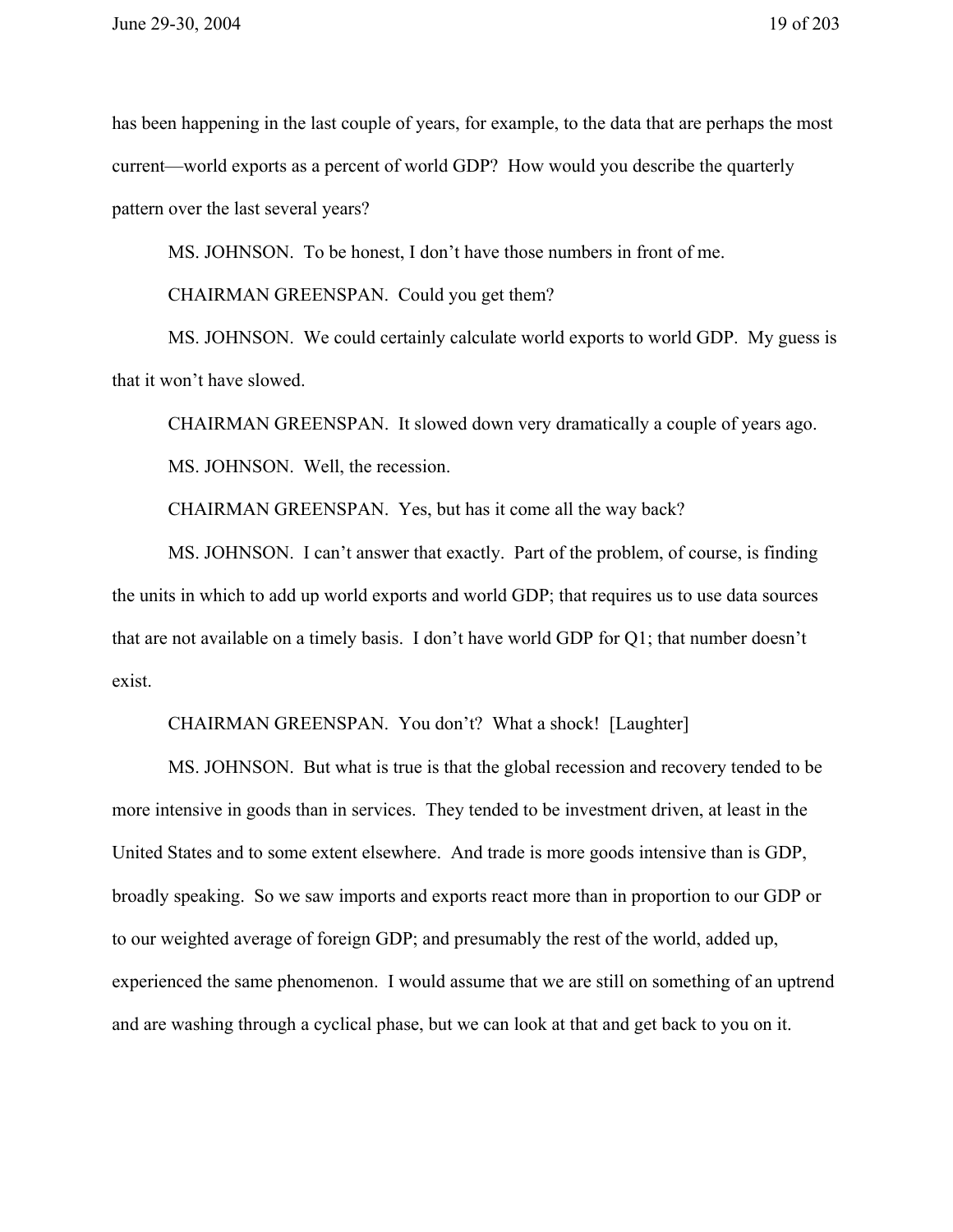has been happening in the last couple of years, for example, to the data that are perhaps the most current—world exports as a percent of world GDP? How would you describe the quarterly pattern over the last several years?

MS. JOHNSON. To be honest, I don't have those numbers in front of me.

CHAIRMAN GREENSPAN. Could you get them?

MS. JOHNSON. We could certainly calculate world exports to world GDP. My guess is that it won't have slowed.

CHAIRMAN GREENSPAN. It slowed down very dramatically a couple of years ago.

MS. JOHNSON. Well, the recession.

CHAIRMAN GREENSPAN. Yes, but has it come all the way back?

MS. JOHNSON. I can't answer that exactly. Part of the problem, of course, is finding the units in which to add up world exports and world GDP; that requires us to use data sources that are not available on a timely basis. I don't have world GDP for Q1; that number doesn't exist.

CHAIRMAN GREENSPAN. You don't? What a shock! [Laughter]

MS. JOHNSON. But what is true is that the global recession and recovery tended to be more intensive in goods than in services. They tended to be investment driven, at least in the United States and to some extent elsewhere. And trade is more goods intensive than is GDP, broadly speaking. So we saw imports and exports react more than in proportion to our GDP or to our weighted average of foreign GDP; and presumably the rest of the world, added up, experienced the same phenomenon. I would assume that we are still on something of an uptrend and are washing through a cyclical phase, but we can look at that and get back to you on it.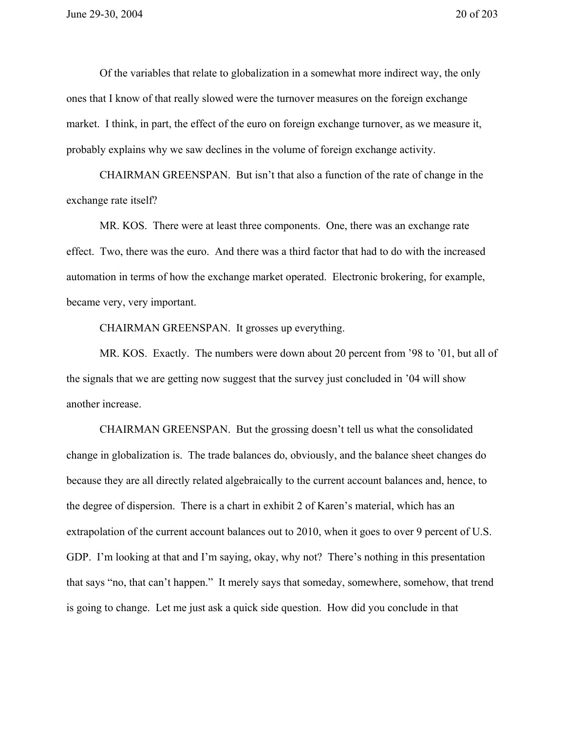Of the variables that relate to globalization in a somewhat more indirect way, the only ones that I know of that really slowed were the turnover measures on the foreign exchange market. I think, in part, the effect of the euro on foreign exchange turnover, as we measure it, probably explains why we saw declines in the volume of foreign exchange activity.

CHAIRMAN GREENSPAN. But isn't that also a function of the rate of change in the exchange rate itself?

MR. KOS. There were at least three components. One, there was an exchange rate effect. Two, there was the euro. And there was a third factor that had to do with the increased automation in terms of how the exchange market operated. Electronic brokering, for example, became very, very important.

CHAIRMAN GREENSPAN. It grosses up everything.

MR. KOS. Exactly. The numbers were down about 20 percent from '98 to '01, but all of the signals that we are getting now suggest that the survey just concluded in '04 will show another increase.

CHAIRMAN GREENSPAN. But the grossing doesn't tell us what the consolidated change in globalization is. The trade balances do, obviously, and the balance sheet changes do because they are all directly related algebraically to the current account balances and, hence, to the degree of dispersion. There is a chart in exhibit 2 of Karen's material, which has an extrapolation of the current account balances out to 2010, when it goes to over 9 percent of U.S. GDP. I'm looking at that and I'm saying, okay, why not? There's nothing in this presentation that says "no, that can't happen." It merely says that someday, somewhere, somehow, that trend is going to change. Let me just ask a quick side question. How did you conclude in that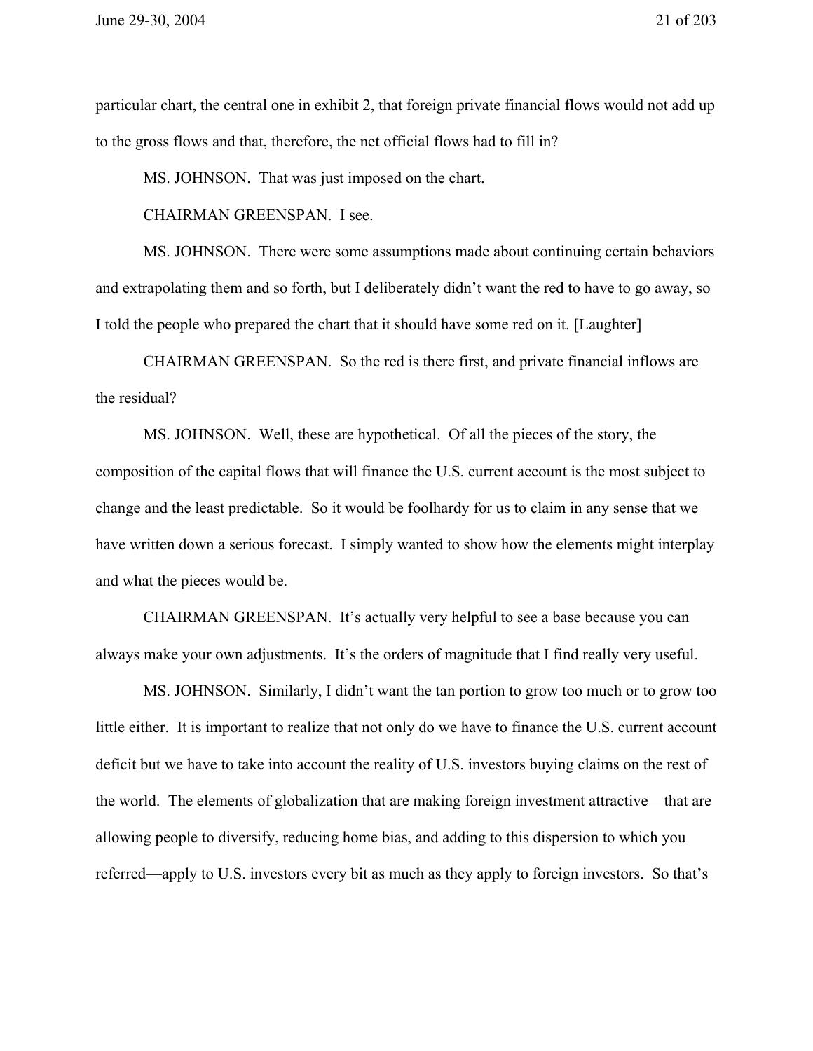particular chart, the central one in exhibit 2, that foreign private financial flows would not add up to the gross flows and that, therefore, the net official flows had to fill in?

MS. JOHNSON. That was just imposed on the chart.

CHAIRMAN GREENSPAN. I see.

MS. JOHNSON. There were some assumptions made about continuing certain behaviors and extrapolating them and so forth, but I deliberately didn't want the red to have to go away, so I told the people who prepared the chart that it should have some red on it. [Laughter]

CHAIRMAN GREENSPAN. So the red is there first, and private financial inflows are the residual?

MS. JOHNSON. Well, these are hypothetical. Of all the pieces of the story, the composition of the capital flows that will finance the U.S. current account is the most subject to change and the least predictable. So it would be foolhardy for us to claim in any sense that we have written down a serious forecast. I simply wanted to show how the elements might interplay and what the pieces would be.

CHAIRMAN GREENSPAN. It's actually very helpful to see a base because you can always make your own adjustments. It's the orders of magnitude that I find really very useful.

MS. JOHNSON. Similarly, I didn't want the tan portion to grow too much or to grow too little either. It is important to realize that not only do we have to finance the U.S. current account deficit but we have to take into account the reality of U.S. investors buying claims on the rest of the world. The elements of globalization that are making foreign investment attractive—that are allowing people to diversify, reducing home bias, and adding to this dispersion to which you referred—apply to U.S. investors every bit as much as they apply to foreign investors. So that's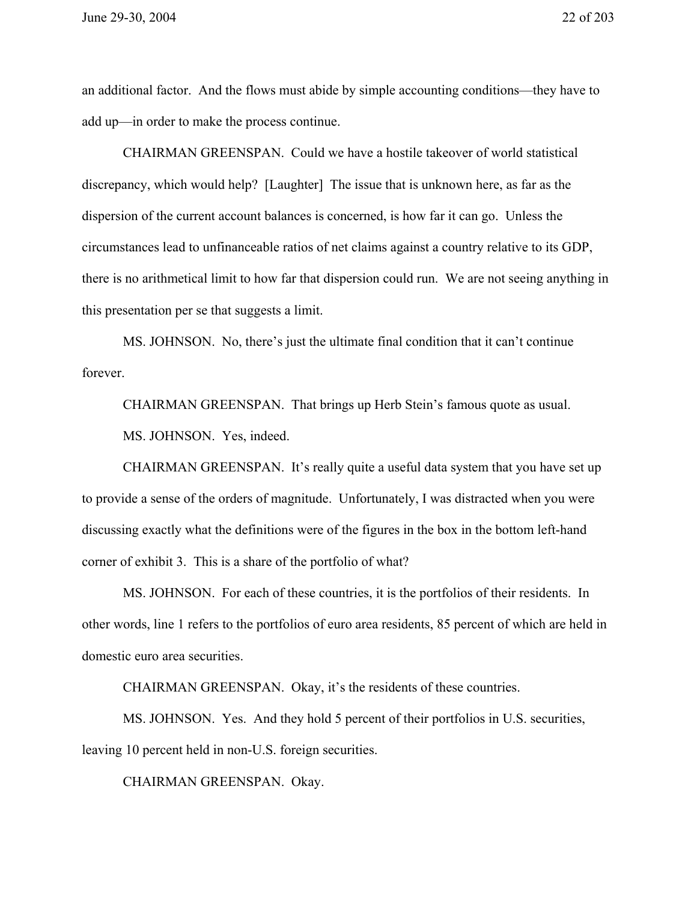an additional factor. And the flows must abide by simple accounting conditions—they have to add up—in order to make the process continue.

CHAIRMAN GREENSPAN. Could we have a hostile takeover of world statistical discrepancy, which would help? [Laughter] The issue that is unknown here, as far as the dispersion of the current account balances is concerned, is how far it can go. Unless the circumstances lead to unfinanceable ratios of net claims against a country relative to its GDP, there is no arithmetical limit to how far that dispersion could run. We are not seeing anything in this presentation per se that suggests a limit.

MS. JOHNSON. No, there's just the ultimate final condition that it can't continue forever.

CHAIRMAN GREENSPAN. That brings up Herb Stein's famous quote as usual.

MS. JOHNSON. Yes, indeed.

CHAIRMAN GREENSPAN. It's really quite a useful data system that you have set up to provide a sense of the orders of magnitude. Unfortunately, I was distracted when you were discussing exactly what the definitions were of the figures in the box in the bottom left-hand corner of exhibit 3. This is a share of the portfolio of what?

MS. JOHNSON. For each of these countries, it is the portfolios of their residents. In other words, line 1 refers to the portfolios of euro area residents, 85 percent of which are held in domestic euro area securities.

CHAIRMAN GREENSPAN. Okay, it's the residents of these countries.

MS. JOHNSON. Yes. And they hold 5 percent of their portfolios in U.S. securities, leaving 10 percent held in non-U.S. foreign securities.

CHAIRMAN GREENSPAN. Okay.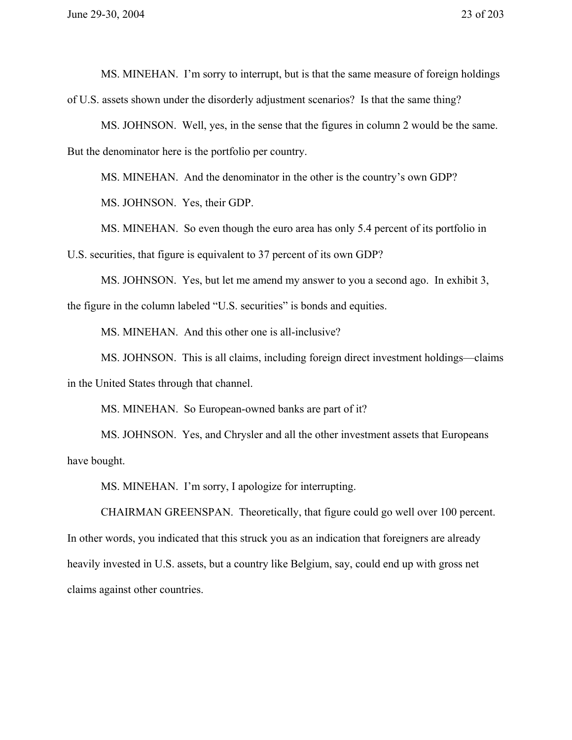MS. MINEHAN. I'm sorry to interrupt, but is that the same measure of foreign holdings of U.S. assets shown under the disorderly adjustment scenarios? Is that the same thing?

MS. JOHNSON. Well, yes, in the sense that the figures in column 2 would be the same. But the denominator here is the portfolio per country.

MS. MINEHAN. And the denominator in the other is the country's own GDP?

MS. JOHNSON. Yes, their GDP.

MS. MINEHAN. So even though the euro area has only 5.4 percent of its portfolio in U.S. securities, that figure is equivalent to 37 percent of its own GDP?

MS. JOHNSON. Yes, but let me amend my answer to you a second ago. In exhibit 3, the figure in the column labeled "U.S. securities" is bonds and equities.

MS. MINEHAN. And this other one is all-inclusive?

MS. JOHNSON. This is all claims, including foreign direct investment holdings—claims in the United States through that channel.

MS. MINEHAN. So European-owned banks are part of it?

MS. JOHNSON. Yes, and Chrysler and all the other investment assets that Europeans have bought.

MS. MINEHAN. I'm sorry, I apologize for interrupting.

CHAIRMAN GREENSPAN. Theoretically, that figure could go well over 100 percent. In other words, you indicated that this struck you as an indication that foreigners are already heavily invested in U.S. assets, but a country like Belgium, say, could end up with gross net claims against other countries.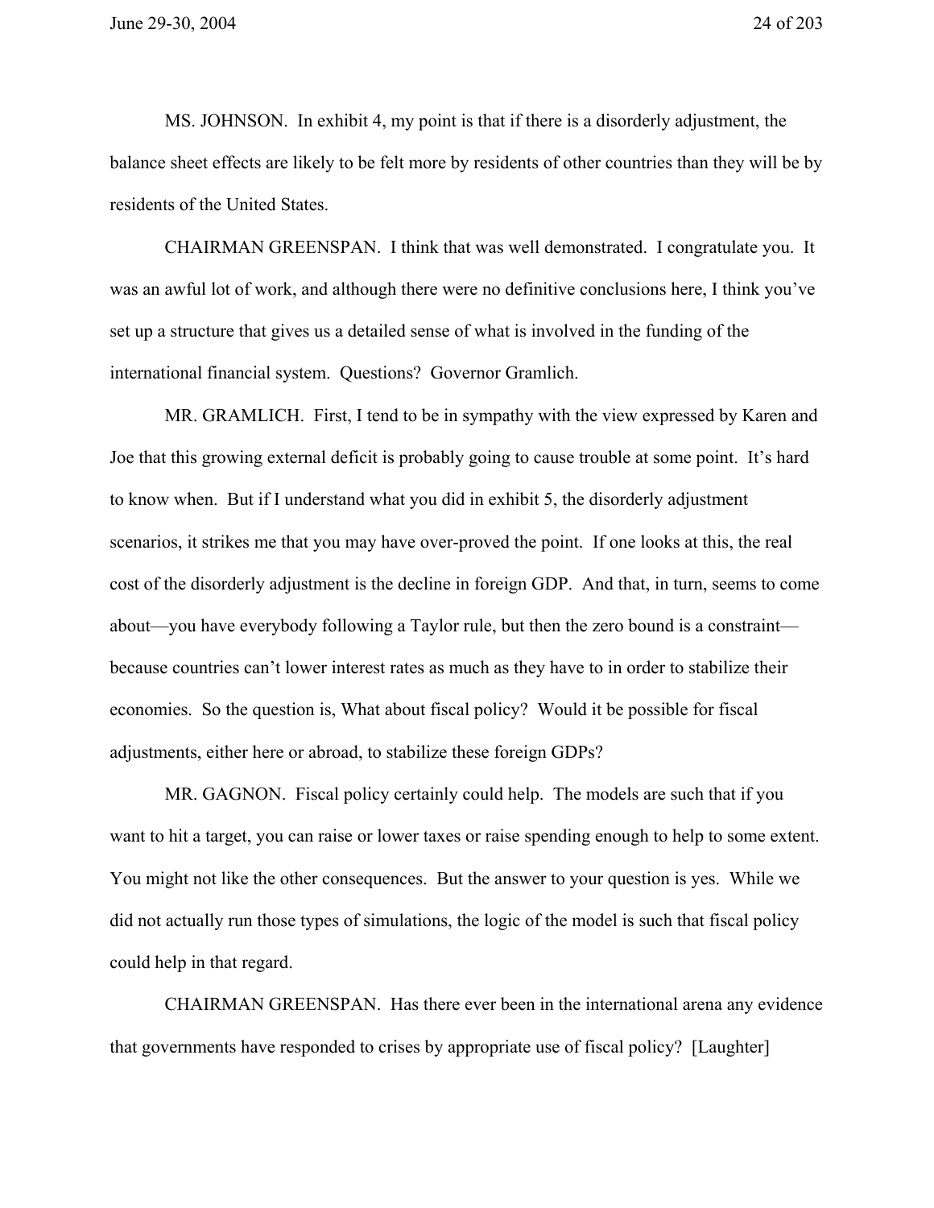MS. JOHNSON. In exhibit 4, my point is that if there is a disorderly adjustment, the balance sheet effects are likely to be felt more by residents of other countries than they will be by residents of the United States.

CHAIRMAN GREENSPAN. I think that was well demonstrated. I congratulate you. It was an awful lot of work, and although there were no definitive conclusions here, I think you've set up a structure that gives us a detailed sense of what is involved in the funding of the international financial system. Questions? Governor Gramlich.

MR. GRAMLICH. First, I tend to be in sympathy with the view expressed by Karen and Joe that this growing external deficit is probably going to cause trouble at some point. It's hard to know when. But if I understand what you did in exhibit 5, the disorderly adjustment scenarios, it strikes me that you may have over-proved the point. If one looks at this, the real cost of the disorderly adjustment is the decline in foreign GDP. And that, in turn, seems to come about—you have everybody following a Taylor rule, but then the zero bound is a constraint—because countries can't lower interest rates as much as they have to in order to stabilize their economies. So the question is, What about fiscal policy? Would it be possible for fiscal adjustments, either here or abroad, to stabilize these foreign GDPs?

MR. GAGNON. Fiscal policy certainly could help. The models are such that if you want to hit a target, you can raise or lower taxes or raise spending enough to help to some extent. You might not like the other consequences. But the answer to your question is yes. While we did not actually run those types of simulations, the logic of the model is such that fiscal policy could help in that regard.

CHAIRMAN GREENSPAN. Has there ever been in the international arena any evidence that governments have responded to crises by appropriate use of fiscal policy? [Laughter]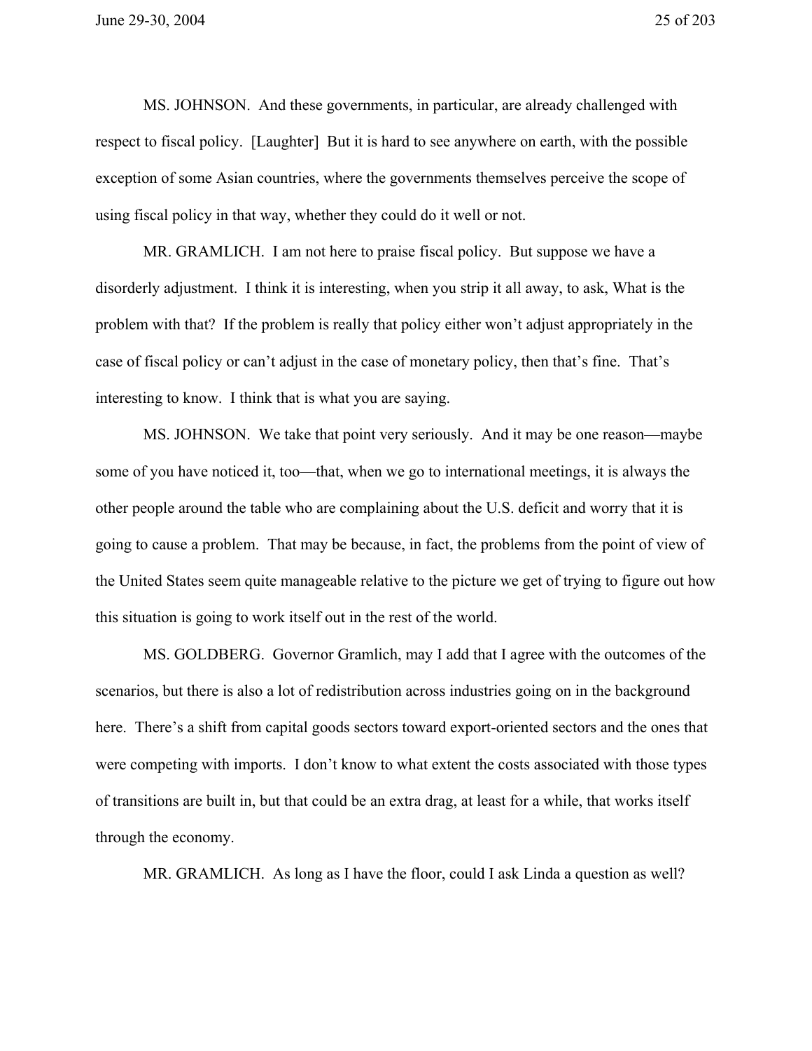MS. JOHNSON. And these governments, in particular, are already challenged with respect to fiscal policy. [Laughter] But it is hard to see anywhere on earth, with the possible exception of some Asian countries, where the governments themselves perceive the scope of using fiscal policy in that way, whether they could do it well or not.

MR. GRAMLICH. I am not here to praise fiscal policy. But suppose we have a disorderly adjustment. I think it is interesting, when you strip it all away, to ask, What is the problem with that? If the problem is really that policy either won't adjust appropriately in the case of fiscal policy or can't adjust in the case of monetary policy, then that's fine. That's interesting to know. I think that is what you are saying.

MS. JOHNSON. We take that point very seriously. And it may be one reason—maybe some of you have noticed it, too—that, when we go to international meetings, it is always the other people around the table who are complaining about the U.S. deficit and worry that it is going to cause a problem. That may be because, in fact, the problems from the point of view of the United States seem quite manageable relative to the picture we get of trying to figure out how this situation is going to work itself out in the rest of the world.

MS. GOLDBERG. Governor Gramlich, may I add that I agree with the outcomes of the scenarios, but there is also a lot of redistribution across industries going on in the background here. There's a shift from capital goods sectors toward export-oriented sectors and the ones that were competing with imports. I don't know to what extent the costs associated with those types of transitions are built in, but that could be an extra drag, at least for a while, that works itself through the economy.

MR. GRAMLICH. As long as I have the floor, could I ask Linda a question as well?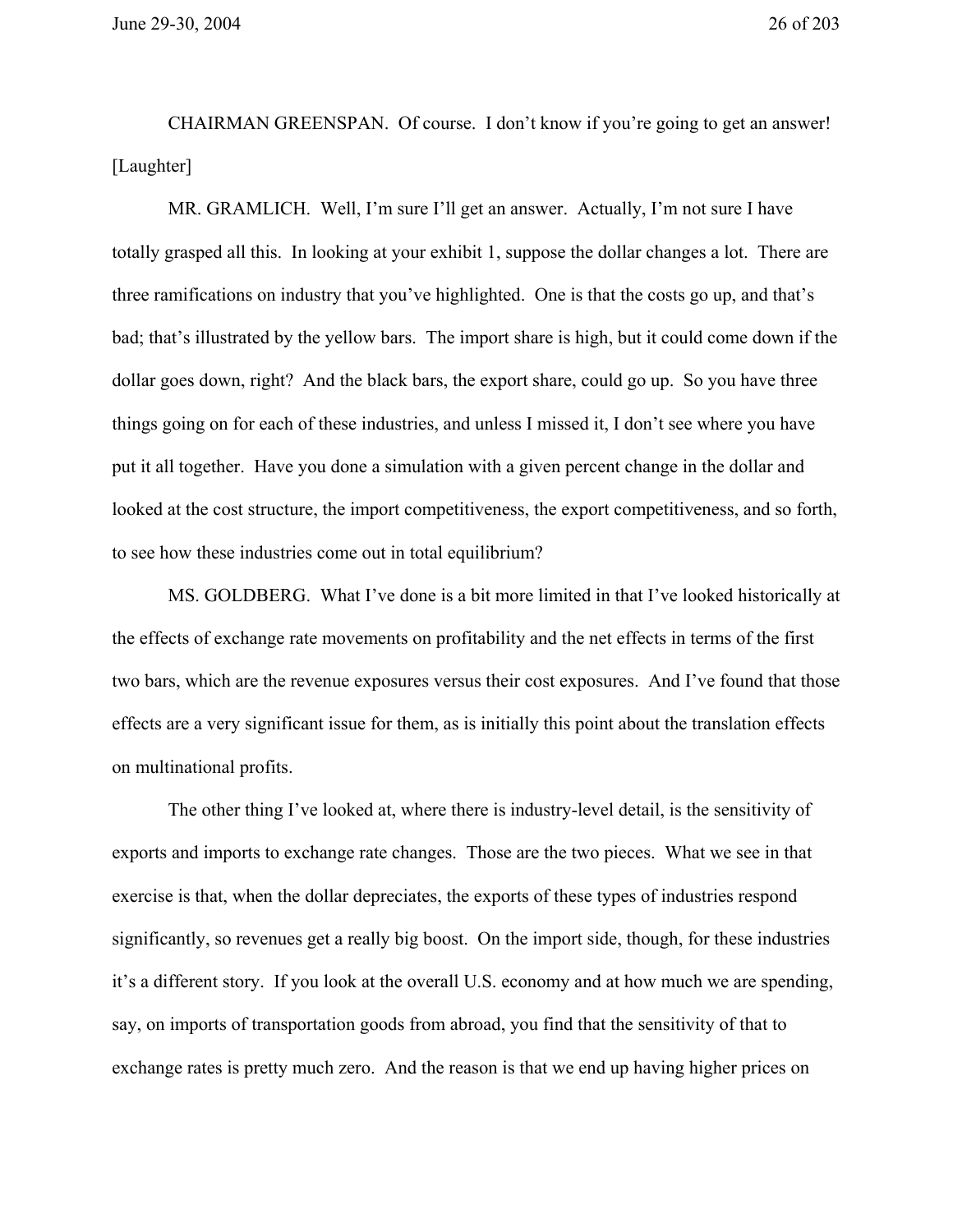CHAIRMAN GREENSPAN. Of course. I don't know if you're going to get an answer! [Laughter]

MR. GRAMLICH. Well, I'm sure I'll get an answer. Actually, I'm not sure I have totally grasped all this. In looking at your exhibit 1, suppose the dollar changes a lot. There are three ramifications on industry that you've highlighted. One is that the costs go up, and that's bad; that's illustrated by the yellow bars. The import share is high, but it could come down if the dollar goes down, right? And the black bars, the export share, could go up. So you have three things going on for each of these industries, and unless I missed it, I don't see where you have put it all together. Have you done a simulation with a given percent change in the dollar and looked at the cost structure, the import competitiveness, the export competitiveness, and so forth, to see how these industries come out in total equilibrium?

MS. GOLDBERG. What I've done is a bit more limited in that I've looked historically at the effects of exchange rate movements on profitability and the net effects in terms of the first two bars, which are the revenue exposures versus their cost exposures. And I've found that those effects are a very significant issue for them, as is initially this point about the translation effects on multinational profits.

The other thing I've looked at, where there is industry-level detail, is the sensitivity of exports and imports to exchange rate changes. Those are the two pieces. What we see in that exercise is that, when the dollar depreciates, the exports of these types of industries respond significantly, so revenues get a really big boost. On the import side, though, for these industries it's a different story. If you look at the overall U.S. economy and at how much we are spending, say, on imports of transportation goods from abroad, you find that the sensitivity of that to exchange rates is pretty much zero. And the reason is that we end up having higher prices on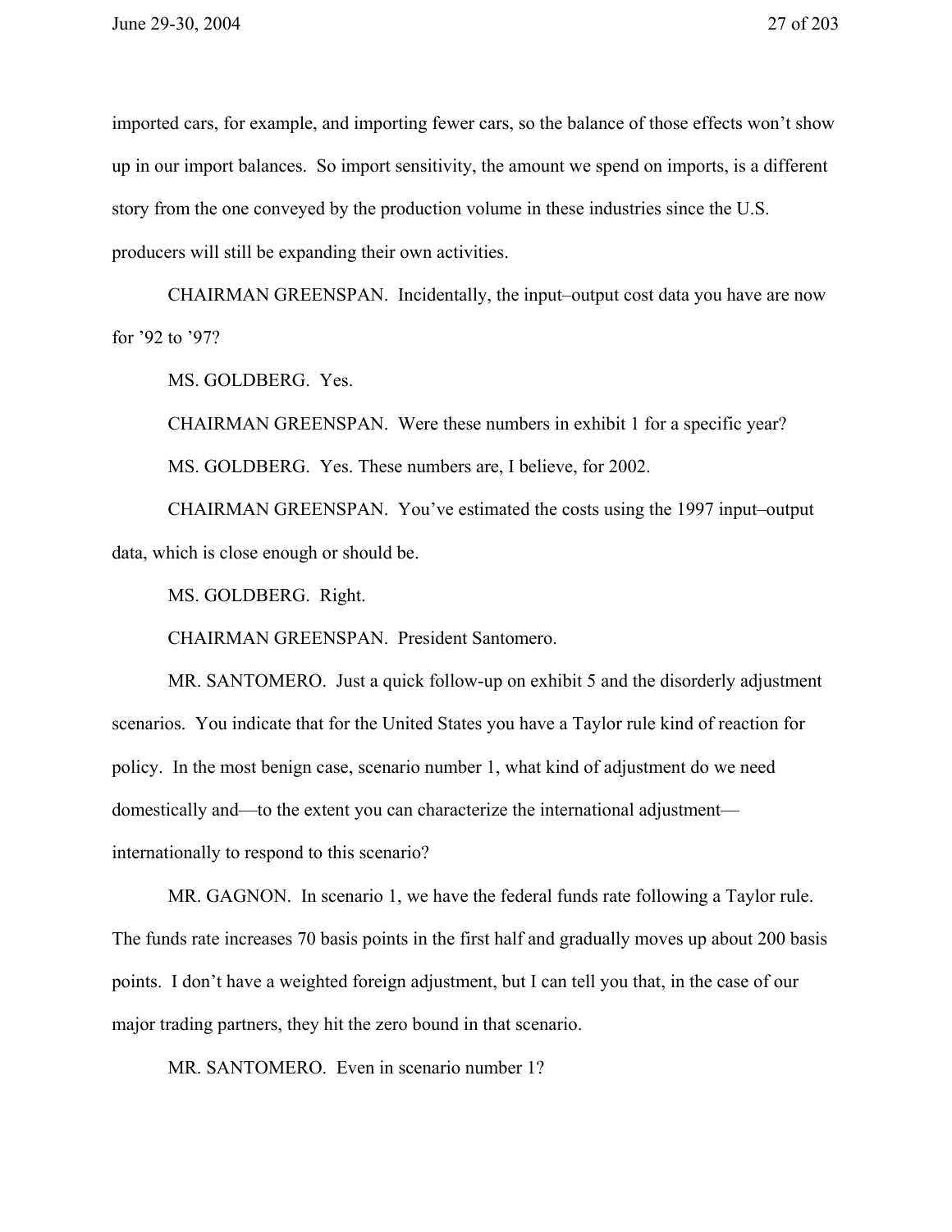imported cars, for example, and importing fewer cars, so the balance of those effects won't show up in our import balances. So import sensitivity, the amount we spend on imports, is a different story from the one conveyed by the production volume in these industries since the U.S. producers will still be expanding their own activities.

CHAIRMAN GREENSPAN. Incidentally, the input–output cost data you have are now for '92 to '97?

MS. GOLDBERG. Yes.

CHAIRMAN GREENSPAN. Were these numbers in exhibit 1 for a specific year?

MS. GOLDBERG. Yes. These numbers are, I believe, for 2002.

CHAIRMAN GREENSPAN. You've estimated the costs using the 1997 input–output data, which is close enough or should be.

MS. GOLDBERG. Right.

CHAIRMAN GREENSPAN. President Santomero.

MR. SANTOMERO. Just a quick follow-up on exhibit 5 and the disorderly adjustment scenarios. You indicate that for the United States you have a Taylor rule kind of reaction for policy. In the most benign case, scenario number 1, what kind of adjustment do we need domestically and—to the extent you can characterize the international adjustment—internationally to respond to this scenario?

MR. GAGNON. In scenario 1, we have the federal funds rate following a Taylor rule. The funds rate increases 70 basis points in the first half and gradually moves up about 200 basis points. I don't have a weighted foreign adjustment, but I can tell you that, in the case of our major trading partners, they hit the zero bound in that scenario.

MR. SANTOMERO. Even in scenario number 1?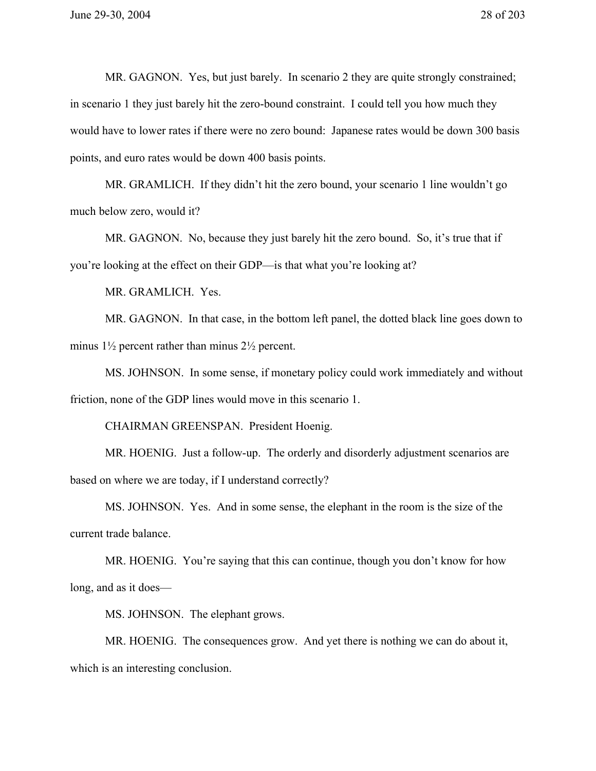MR. GAGNON. Yes, but just barely. In scenario 2 they are quite strongly constrained; in scenario 1 they just barely hit the zero-bound constraint. I could tell you how much they would have to lower rates if there were no zero bound: Japanese rates would be down 300 basis points, and euro rates would be down 400 basis points.

MR. GRAMLICH. If they didn't hit the zero bound, your scenario 1 line wouldn't go much below zero, would it?

MR. GAGNON. No, because they just barely hit the zero bound. So, it's true that if you're looking at the effect on their GDP—is that what you're looking at?

MR. GRAMLICH. Yes.

MR. GAGNON. In that case, in the bottom left panel, the dotted black line goes down to minus 1½ percent rather than minus 2½ percent.

MS. JOHNSON. In some sense, if monetary policy could work immediately and without friction, none of the GDP lines would move in this scenario 1.

CHAIRMAN GREENSPAN. President Hoenig.

MR. HOENIG. Just a follow-up. The orderly and disorderly adjustment scenarios are based on where we are today, if I understand correctly?

MS. JOHNSON. Yes. And in some sense, the elephant in the room is the size of the current trade balance.

MR. HOENIG. You're saying that this can continue, though you don't know for how long, and as it does—

MS. JOHNSON. The elephant grows.

MR. HOENIG. The consequences grow. And yet there is nothing we can do about it, which is an interesting conclusion.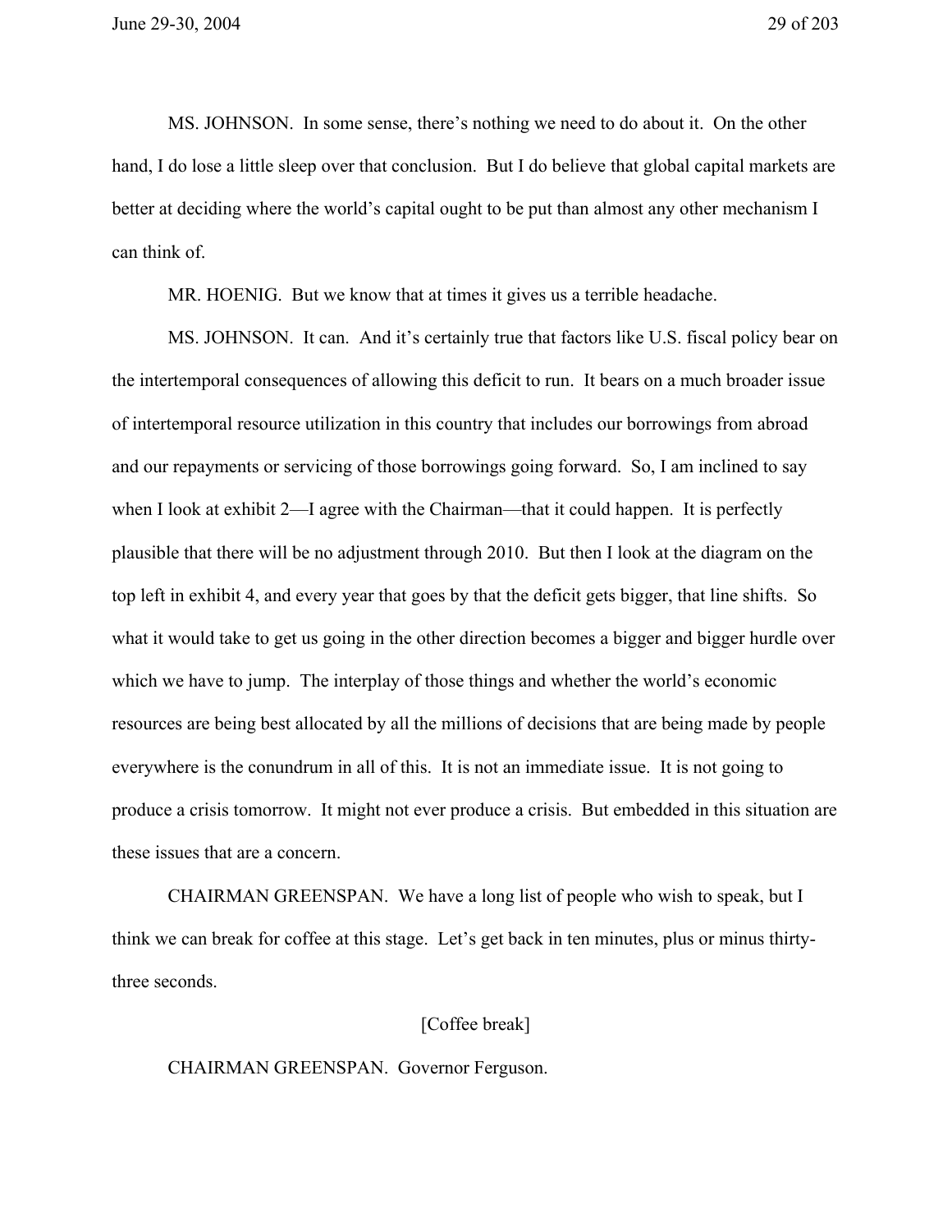MS. JOHNSON. In some sense, there's nothing we need to do about it. On the other hand, I do lose a little sleep over that conclusion. But I do believe that global capital markets are better at deciding where the world's capital ought to be put than almost any other mechanism I can think of.

MR. HOENIG. But we know that at times it gives us a terrible headache.

MS. JOHNSON. It can. And it's certainly true that factors like U.S. fiscal policy bear on the intertemporal consequences of allowing this deficit to run. It bears on a much broader issue of intertemporal resource utilization in this country that includes our borrowings from abroad and our repayments or servicing of those borrowings going forward. So, I am inclined to say when I look at exhibit 2—I agree with the Chairman—that it could happen. It is perfectly plausible that there will be no adjustment through 2010. But then I look at the diagram on the top left in exhibit 4, and every year that goes by that the deficit gets bigger, that line shifts. So what it would take to get us going in the other direction becomes a bigger and bigger hurdle over which we have to jump. The interplay of those things and whether the world's economic resources are being best allocated by all the millions of decisions that are being made by people everywhere is the conundrum in all of this. It is not an immediate issue. It is not going to produce a crisis tomorrow. It might not ever produce a crisis. But embedded in this situation are these issues that are a concern.

CHAIRMAN GREENSPAN. We have a long list of people who wish to speak, but I think we can break for coffee at this stage. Let's get back in ten minutes, plus or minus thirty-three seconds.

[Coffee break]

CHAIRMAN GREENSPAN. Governor Ferguson.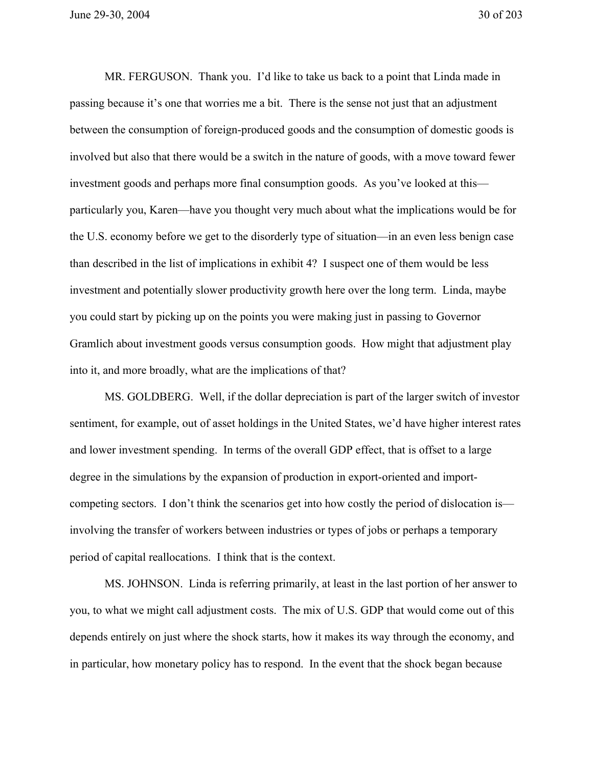MR. FERGUSON. Thank you. I'd like to take us back to a point that Linda made in passing because it's one that worries me a bit. There is the sense not just that an adjustment between the consumption of foreign-produced goods and the consumption of domestic goods is involved but also that there would be a switch in the nature of goods, with a move toward fewer investment goods and perhaps more final consumption goods. As you've looked at this—particularly you, Karen—have you thought very much about what the implications would be for the U.S. economy before we get to the disorderly type of situation—in an even less benign case than described in the list of implications in exhibit 4? I suspect one of them would be less investment and potentially slower productivity growth here over the long term. Linda, maybe you could start by picking up on the points you were making just in passing to Governor Gramlich about investment goods versus consumption goods. How might that adjustment play into it, and more broadly, what are the implications of that?

MS. GOLDBERG. Well, if the dollar depreciation is part of the larger switch of investor sentiment, for example, out of asset holdings in the United States, we'd have higher interest rates and lower investment spending. In terms of the overall GDP effect, that is offset to a large degree in the simulations by the expansion of production in export-oriented and import-competing sectors. I don't think the scenarios get into how costly the period of dislocation is—involving the transfer of workers between industries or types of jobs or perhaps a temporary period of capital reallocations. I think that is the context.

MS. JOHNSON. Linda is referring primarily, at least in the last portion of her answer to you, to what we might call adjustment costs. The mix of U.S. GDP that would come out of this depends entirely on just where the shock starts, how it makes its way through the economy, and in particular, how monetary policy has to respond. In the event that the shock began because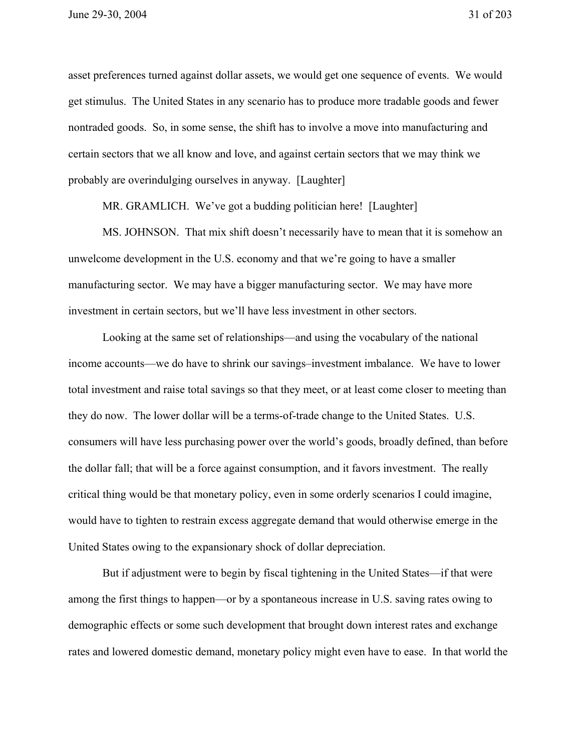asset preferences turned against dollar assets, we would get one sequence of events. We would get stimulus. The United States in any scenario has to produce more tradable goods and fewer nontraded goods. So, in some sense, the shift has to involve a move into manufacturing and certain sectors that we all know and love, and against certain sectors that we may think we probably are overindulging ourselves in anyway. [Laughter]

MR. GRAMLICH. We've got a budding politician here! [Laughter]

MS. JOHNSON. That mix shift doesn't necessarily have to mean that it is somehow an unwelcome development in the U.S. economy and that we're going to have a smaller manufacturing sector. We may have a bigger manufacturing sector. We may have more investment in certain sectors, but we'll have less investment in other sectors.

Looking at the same set of relationships—and using the vocabulary of the national income accounts—we do have to shrink our savings–investment imbalance. We have to lower total investment and raise total savings so that they meet, or at least come closer to meeting than they do now. The lower dollar will be a terms-of-trade change to the United States. U.S. consumers will have less purchasing power over the world's goods, broadly defined, than before the dollar fall; that will be a force against consumption, and it favors investment. The really critical thing would be that monetary policy, even in some orderly scenarios I could imagine, would have to tighten to restrain excess aggregate demand that would otherwise emerge in the United States owing to the expansionary shock of dollar depreciation.

But if adjustment were to begin by fiscal tightening in the United States—if that were among the first things to happen—or by a spontaneous increase in U.S. saving rates owing to demographic effects or some such development that brought down interest rates and exchange rates and lowered domestic demand, monetary policy might even have to ease. In that world the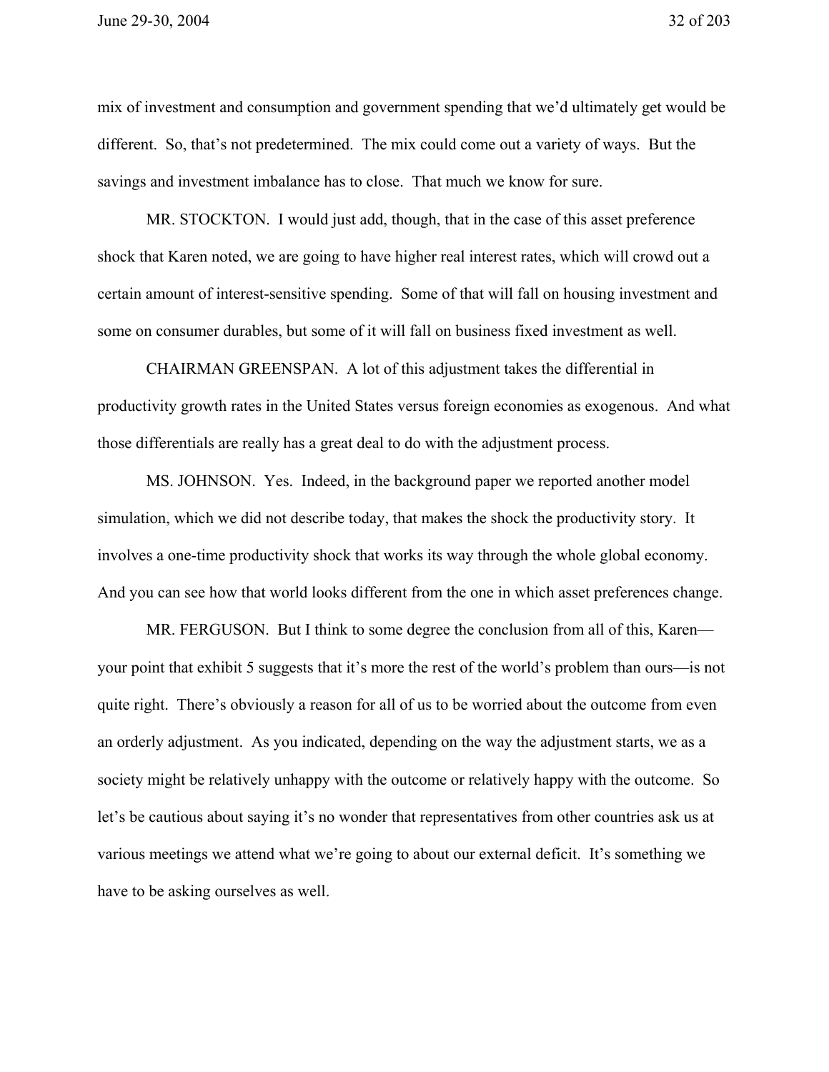mix of investment and consumption and government spending that we'd ultimately get would be different. So, that's not predetermined. The mix could come out a variety of ways. But the savings and investment imbalance has to close. That much we know for sure.

MR. STOCKTON. I would just add, though, that in the case of this asset preference shock that Karen noted, we are going to have higher real interest rates, which will crowd out a certain amount of interest-sensitive spending. Some of that will fall on housing investment and some on consumer durables, but some of it will fall on business fixed investment as well.

CHAIRMAN GREENSPAN. A lot of this adjustment takes the differential in productivity growth rates in the United States versus foreign economies as exogenous. And what those differentials are really has a great deal to do with the adjustment process.

MS. JOHNSON. Yes. Indeed, in the background paper we reported another model simulation, which we did not describe today, that makes the shock the productivity story. It involves a one-time productivity shock that works its way through the whole global economy. And you can see how that world looks different from the one in which asset preferences change.

MR. FERGUSON. But I think to some degree the conclusion from all of this, Karen—your point that exhibit 5 suggests that it's more the rest of the world's problem than ours—is not quite right. There's obviously a reason for all of us to be worried about the outcome from even an orderly adjustment. As you indicated, depending on the way the adjustment starts, we as a society might be relatively unhappy with the outcome or relatively happy with the outcome. So let's be cautious about saying it's no wonder that representatives from other countries ask us at various meetings we attend what we're going to about our external deficit. It's something we have to be asking ourselves as well.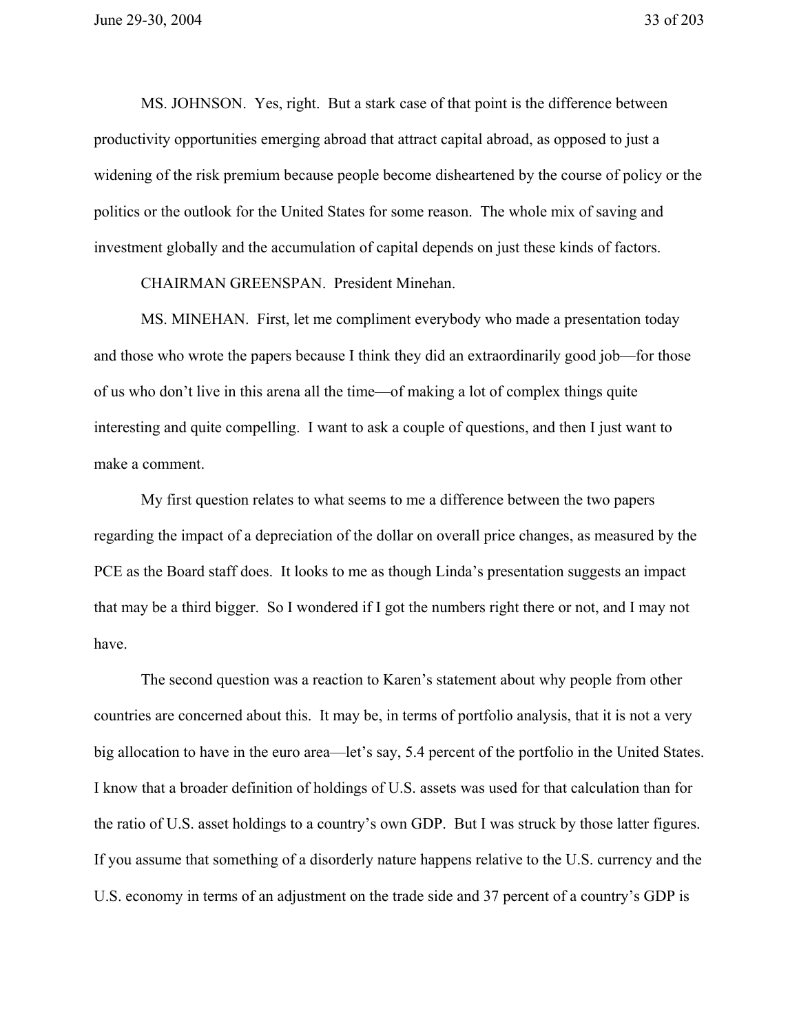MS. JOHNSON. Yes, right. But a stark case of that point is the difference between productivity opportunities emerging abroad that attract capital abroad, as opposed to just a widening of the risk premium because people become disheartened by the course of policy or the politics or the outlook for the United States for some reason. The whole mix of saving and investment globally and the accumulation of capital depends on just these kinds of factors.

CHAIRMAN GREENSPAN. President Minehan.

MS. MINEHAN. First, let me compliment everybody who made a presentation today and those who wrote the papers because I think they did an extraordinarily good job—for those of us who don't live in this arena all the time—of making a lot of complex things quite interesting and quite compelling. I want to ask a couple of questions, and then I just want to make a comment.

My first question relates to what seems to me a difference between the two papers regarding the impact of a depreciation of the dollar on overall price changes, as measured by the PCE as the Board staff does. It looks to me as though Linda's presentation suggests an impact that may be a third bigger. So I wondered if I got the numbers right there or not, and I may not have.

The second question was a reaction to Karen's statement about why people from other countries are concerned about this. It may be, in terms of portfolio analysis, that it is not a very big allocation to have in the euro area—let's say, 5.4 percent of the portfolio in the United States. I know that a broader definition of holdings of U.S. assets was used for that calculation than for the ratio of U.S. asset holdings to a country's own GDP. But I was struck by those latter figures. If you assume that something of a disorderly nature happens relative to the U.S. currency and the U.S. economy in terms of an adjustment on the trade side and 37 percent of a country's GDP is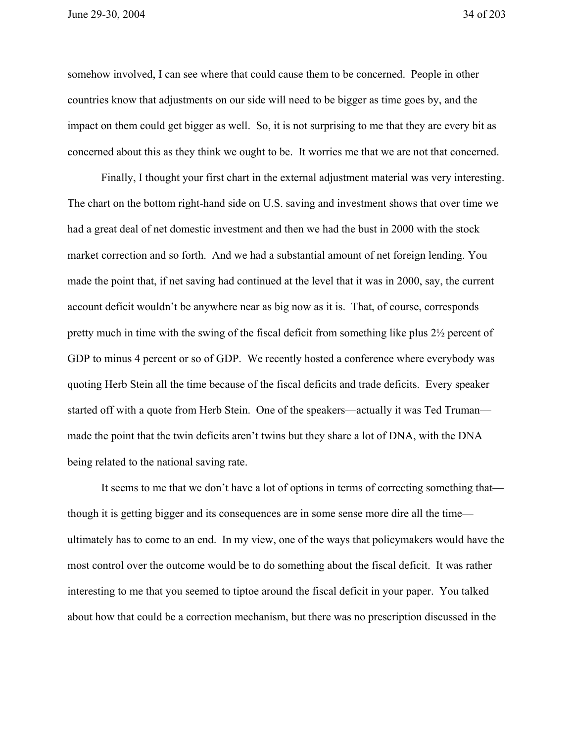somehow involved, I can see where that could cause them to be concerned. People in other countries know that adjustments on our side will need to be bigger as time goes by, and the impact on them could get bigger as well. So, it is not surprising to me that they are every bit as concerned about this as they think we ought to be. It worries me that we are not that concerned.

Finally, I thought your first chart in the external adjustment material was very interesting. The chart on the bottom right-hand side on U.S. saving and investment shows that over time we had a great deal of net domestic investment and then we had the bust in 2000 with the stock market correction and so forth. And we had a substantial amount of net foreign lending. You made the point that, if net saving had continued at the level that it was in 2000, say, the current account deficit wouldn't be anywhere near as big now as it is. That, of course, corresponds pretty much in time with the swing of the fiscal deficit from something like plus 2½ percent of GDP to minus 4 percent or so of GDP. We recently hosted a conference where everybody was quoting Herb Stein all the time because of the fiscal deficits and trade deficits. Every speaker started off with a quote from Herb Stein. One of the speakers—actually it was Ted Truman—made the point that the twin deficits aren't twins but they share a lot of DNA, with the DNA being related to the national saving rate.

It seems to me that we don't have a lot of options in terms of correcting something that—though it is getting bigger and its consequences are in some sense more dire all the time—ultimately has to come to an end. In my view, one of the ways that policymakers would have the most control over the outcome would be to do something about the fiscal deficit. It was rather interesting to me that you seemed to tiptoe around the fiscal deficit in your paper. You talked about how that could be a correction mechanism, but there was no prescription discussed in the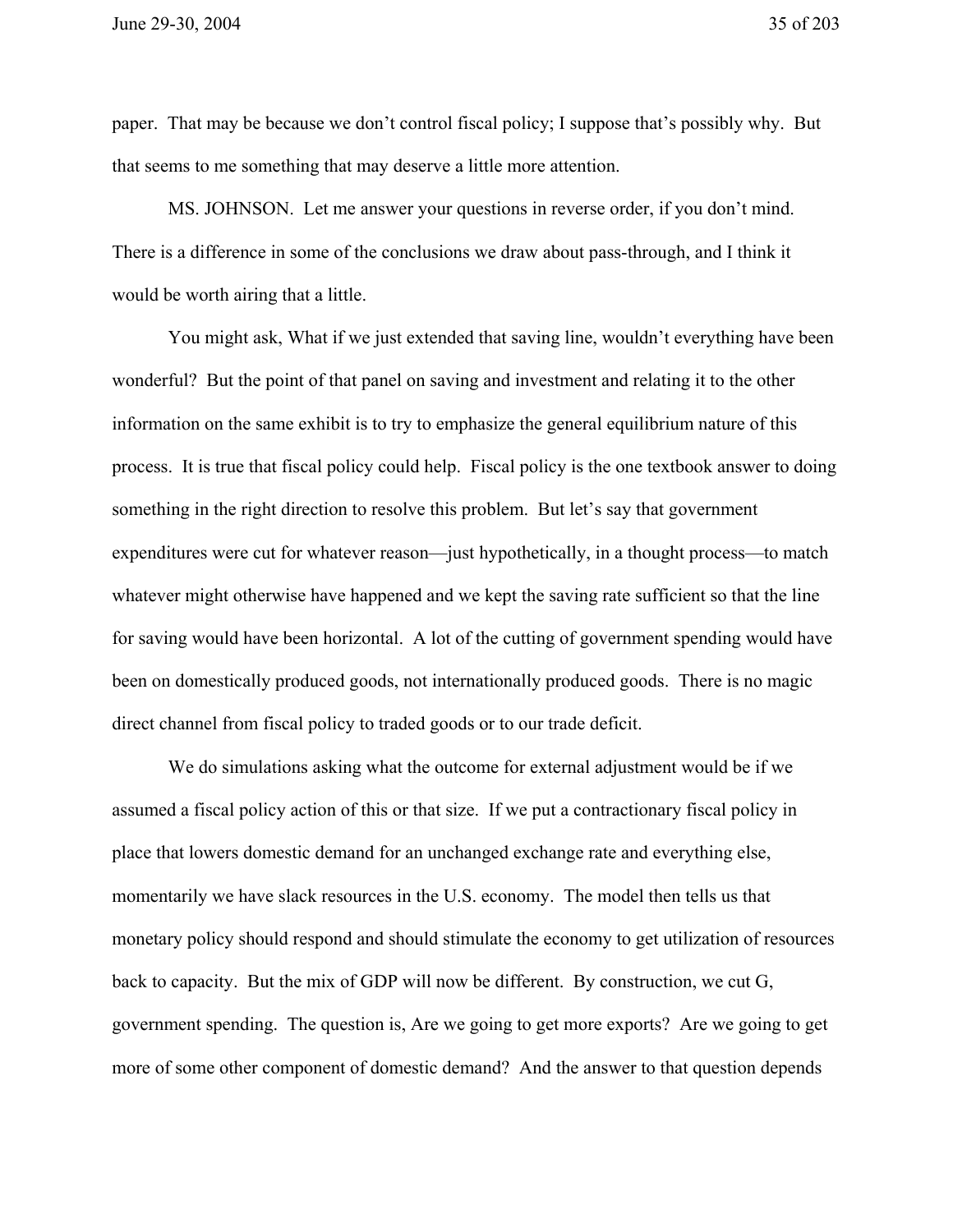paper. That may be because we don't control fiscal policy; I suppose that's possibly why. But that seems to me something that may deserve a little more attention.

MS. JOHNSON. Let me answer your questions in reverse order, if you don't mind. There is a difference in some of the conclusions we draw about pass-through, and I think it would be worth airing that a little.

You might ask, What if we just extended that saving line, wouldn't everything have been wonderful? But the point of that panel on saving and investment and relating it to the other information on the same exhibit is to try to emphasize the general equilibrium nature of this process. It is true that fiscal policy could help. Fiscal policy is the one textbook answer to doing something in the right direction to resolve this problem. But let's say that government expenditures were cut for whatever reason—just hypothetically, in a thought process—to match whatever might otherwise have happened and we kept the saving rate sufficient so that the line for saving would have been horizontal. A lot of the cutting of government spending would have been on domestically produced goods, not internationally produced goods. There is no magic direct channel from fiscal policy to traded goods or to our trade deficit.

We do simulations asking what the outcome for external adjustment would be if we assumed a fiscal policy action of this or that size. If we put a contractionary fiscal policy in place that lowers domestic demand for an unchanged exchange rate and everything else, momentarily we have slack resources in the U.S. economy. The model then tells us that monetary policy should respond and should stimulate the economy to get utilization of resources back to capacity. But the mix of GDP will now be different. By construction, we cut G, government spending. The question is, Are we going to get more exports? Are we going to get more of some other component of domestic demand? And the answer to that question depends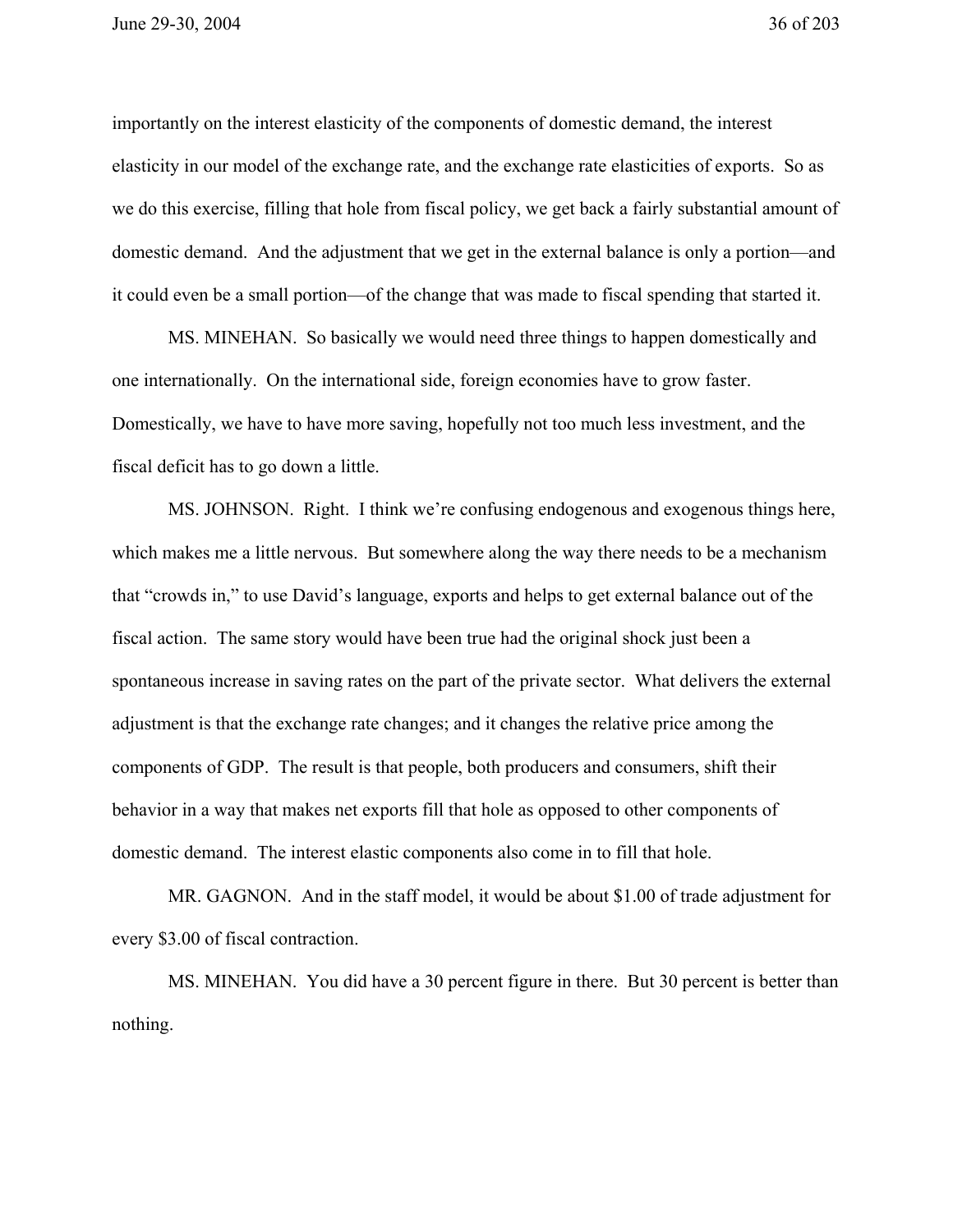importantly on the interest elasticity of the components of domestic demand, the interest elasticity in our model of the exchange rate, and the exchange rate elasticities of exports. So as we do this exercise, filling that hole from fiscal policy, we get back a fairly substantial amount of domestic demand. And the adjustment that we get in the external balance is only a portion—and it could even be a small portion—of the change that was made to fiscal spending that started it.

MS. MINEHAN. So basically we would need three things to happen domestically and one internationally. On the international side, foreign economies have to grow faster. Domestically, we have to have more saving, hopefully not too much less investment, and the fiscal deficit has to go down a little.

MS. JOHNSON. Right. I think we're confusing endogenous and exogenous things here, which makes me a little nervous. But somewhere along the way there needs to be a mechanism that "crowds in," to use David's language, exports and helps to get external balance out of the fiscal action. The same story would have been true had the original shock just been a spontaneous increase in saving rates on the part of the private sector. What delivers the external adjustment is that the exchange rate changes; and it changes the relative price among the components of GDP. The result is that people, both producers and consumers, shift their behavior in a way that makes net exports fill that hole as opposed to other components of domestic demand. The interest elastic components also come in to fill that hole.

MR. GAGNON. And in the staff model, it would be about $1.00 of trade adjustment for every $3.00 of fiscal contraction.

MS. MINEHAN. You did have a 30 percent figure in there. But 30 percent is better than nothing.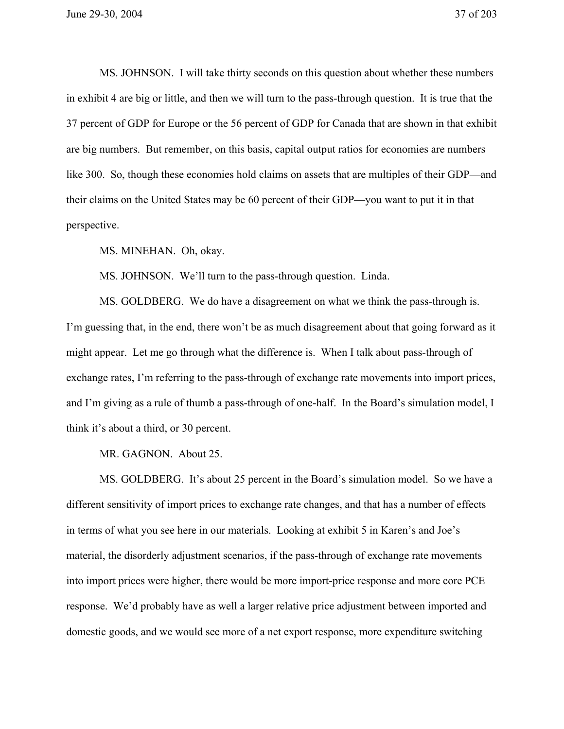MS. JOHNSON. I will take thirty seconds on this question about whether these numbers in exhibit 4 are big or little, and then we will turn to the pass-through question. It is true that the 37 percent of GDP for Europe or the 56 percent of GDP for Canada that are shown in that exhibit are big numbers. But remember, on this basis, capital output ratios for economies are numbers like 300. So, though these economies hold claims on assets that are multiples of their GDP—and their claims on the United States may be 60 percent of their GDP—you want to put it in that perspective.

MS. MINEHAN. Oh, okay.

MS. JOHNSON. We'll turn to the pass-through question. Linda.

MS. GOLDBERG. We do have a disagreement on what we think the pass-through is. I'm guessing that, in the end, there won't be as much disagreement about that going forward as it might appear. Let me go through what the difference is. When I talk about pass-through of exchange rates, I'm referring to the pass-through of exchange rate movements into import prices, and I'm giving as a rule of thumb a pass-through of one-half. In the Board's simulation model, I think it's about a third, or 30 percent.

MR. GAGNON. About 25.

MS. GOLDBERG. It's about 25 percent in the Board's simulation model. So we have a different sensitivity of import prices to exchange rate changes, and that has a number of effects in terms of what you see here in our materials. Looking at exhibit 5 in Karen's and Joe's material, the disorderly adjustment scenarios, if the pass-through of exchange rate movements into import prices were higher, there would be more import-price response and more core PCE response. We'd probably have as well a larger relative price adjustment between imported and domestic goods, and we would see more of a net export response, more expenditure switching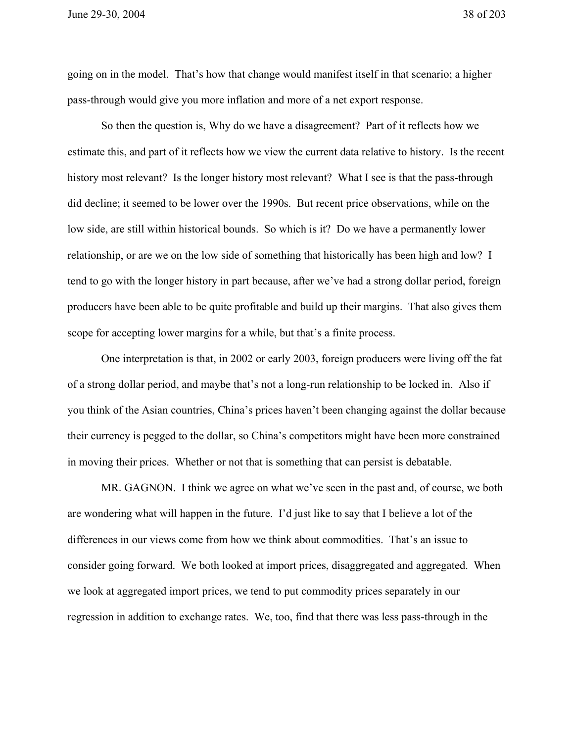going on in the model. That's how that change would manifest itself in that scenario; a higher pass-through would give you more inflation and more of a net export response.

So then the question is, Why do we have a disagreement? Part of it reflects how we estimate this, and part of it reflects how we view the current data relative to history. Is the recent history most relevant? Is the longer history most relevant? What I see is that the pass-through did decline; it seemed to be lower over the 1990s. But recent price observations, while on the low side, are still within historical bounds. So which is it? Do we have a permanently lower relationship, or are we on the low side of something that historically has been high and low? I tend to go with the longer history in part because, after we've had a strong dollar period, foreign producers have been able to be quite profitable and build up their margins. That also gives them scope for accepting lower margins for a while, but that's a finite process.

One interpretation is that, in 2002 or early 2003, foreign producers were living off the fat of a strong dollar period, and maybe that's not a long-run relationship to be locked in. Also if you think of the Asian countries, China's prices haven't been changing against the dollar because their currency is pegged to the dollar, so China's competitors might have been more constrained in moving their prices. Whether or not that is something that can persist is debatable.

MR. GAGNON. I think we agree on what we've seen in the past and, of course, we both are wondering what will happen in the future. I'd just like to say that I believe a lot of the differences in our views come from how we think about commodities. That's an issue to consider going forward. We both looked at import prices, disaggregated and aggregated. When we look at aggregated import prices, we tend to put commodity prices separately in our regression in addition to exchange rates. We, too, find that there was less pass-through in the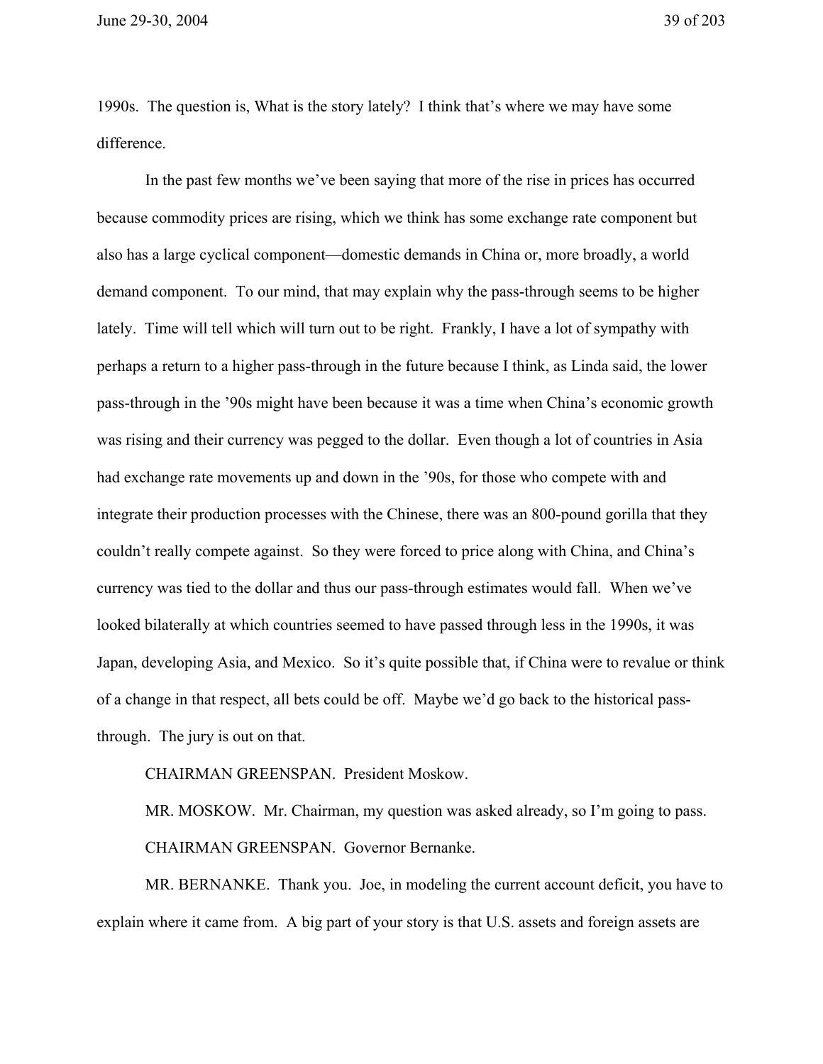1990s. The question is, What is the story lately? I think that's where we may have some difference.

In the past few months we've been saying that more of the rise in prices has occurred because commodity prices are rising, which we think has some exchange rate component but also has a large cyclical component—domestic demands in China or, more broadly, a world demand component. To our mind, that may explain why the pass-through seems to be higher lately. Time will tell which will turn out to be right. Frankly, I have a lot of sympathy with perhaps a return to a higher pass-through in the future because I think, as Linda said, the lower pass-through in the '90s might have been because it was a time when China's economic growth was rising and their currency was pegged to the dollar. Even though a lot of countries in Asia had exchange rate movements up and down in the '90s, for those who compete with and integrate their production processes with the Chinese, there was an 800-pound gorilla that they couldn't really compete against. So they were forced to price along with China, and China's currency was tied to the dollar and thus our pass-through estimates would fall. When we've looked bilaterally at which countries seemed to have passed through less in the 1990s, it was Japan, developing Asia, and Mexico. So it's quite possible that, if China were to revalue or think of a change in that respect, all bets could be off. Maybe we'd go back to the historical pass-through. The jury is out on that.

CHAIRMAN GREENSPAN. President Moskow.

MR. MOSKOW. Mr. Chairman, my question was asked already, so I'm going to pass.

CHAIRMAN GREENSPAN. Governor Bernanke.

MR. BERNANKE. Thank you. Joe, in modeling the current account deficit, you have to explain where it came from. A big part of your story is that U.S. assets and foreign assets are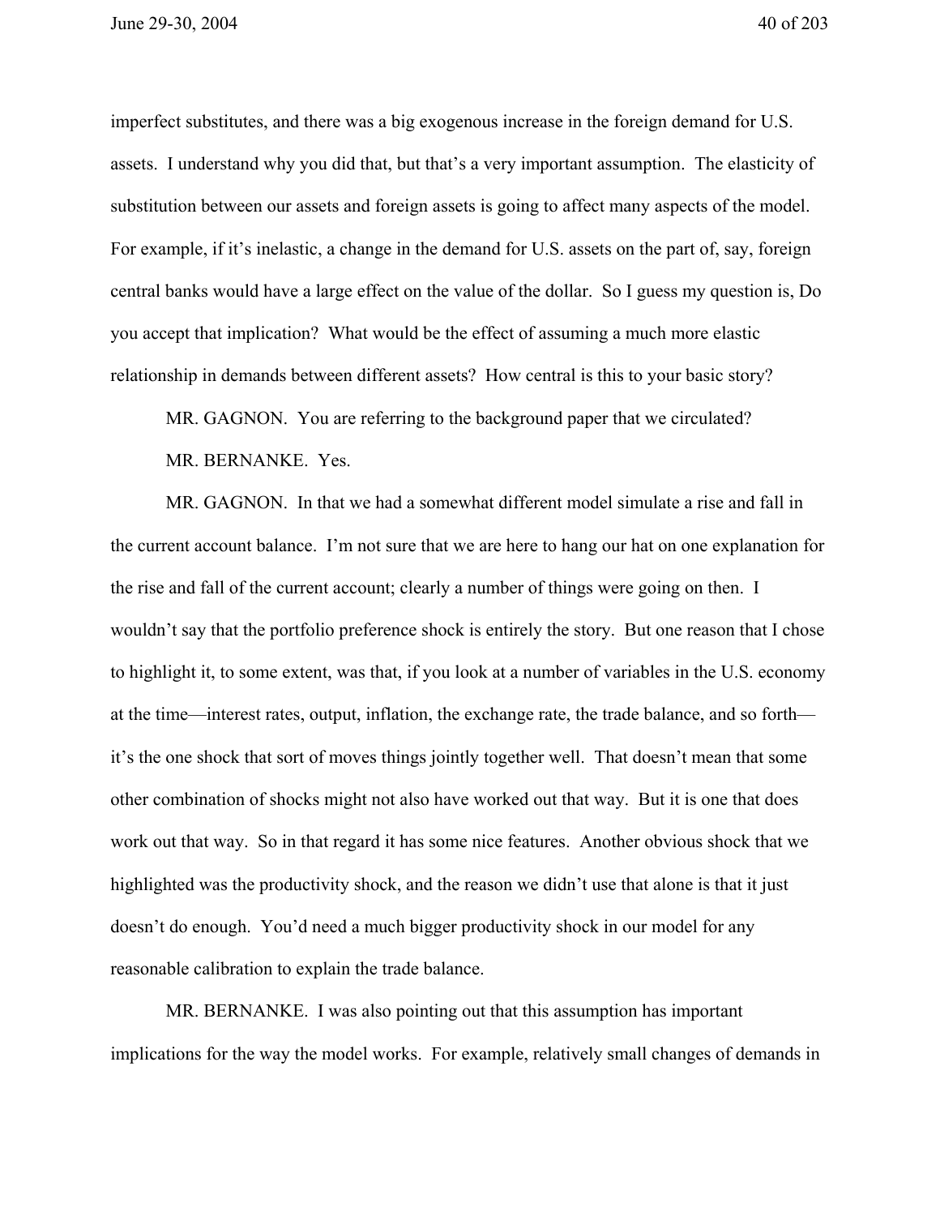imperfect substitutes, and there was a big exogenous increase in the foreign demand for U.S. assets. I understand why you did that, but that's a very important assumption. The elasticity of substitution between our assets and foreign assets is going to affect many aspects of the model. For example, if it's inelastic, a change in the demand for U.S. assets on the part of, say, foreign central banks would have a large effect on the value of the dollar. So I guess my question is, Do you accept that implication? What would be the effect of assuming a much more elastic relationship in demands between different assets? How central is this to your basic story?

MR. GAGNON. You are referring to the background paper that we circulated?

MR. BERNANKE. Yes.

MR. GAGNON. In that we had a somewhat different model simulate a rise and fall in the current account balance. I'm not sure that we are here to hang our hat on one explanation for the rise and fall of the current account; clearly a number of things were going on then. I wouldn't say that the portfolio preference shock is entirely the story. But one reason that I chose to highlight it, to some extent, was that, if you look at a number of variables in the U.S. economy at the time—interest rates, output, inflation, the exchange rate, the trade balance, and so forth—it's the one shock that sort of moves things jointly together well. That doesn't mean that some other combination of shocks might not also have worked out that way. But it is one that does work out that way. So in that regard it has some nice features. Another obvious shock that we highlighted was the productivity shock, and the reason we didn't use that alone is that it just doesn't do enough. You'd need a much bigger productivity shock in our model for any reasonable calibration to explain the trade balance.

MR. BERNANKE. I was also pointing out that this assumption has important implications for the way the model works. For example, relatively small changes of demands in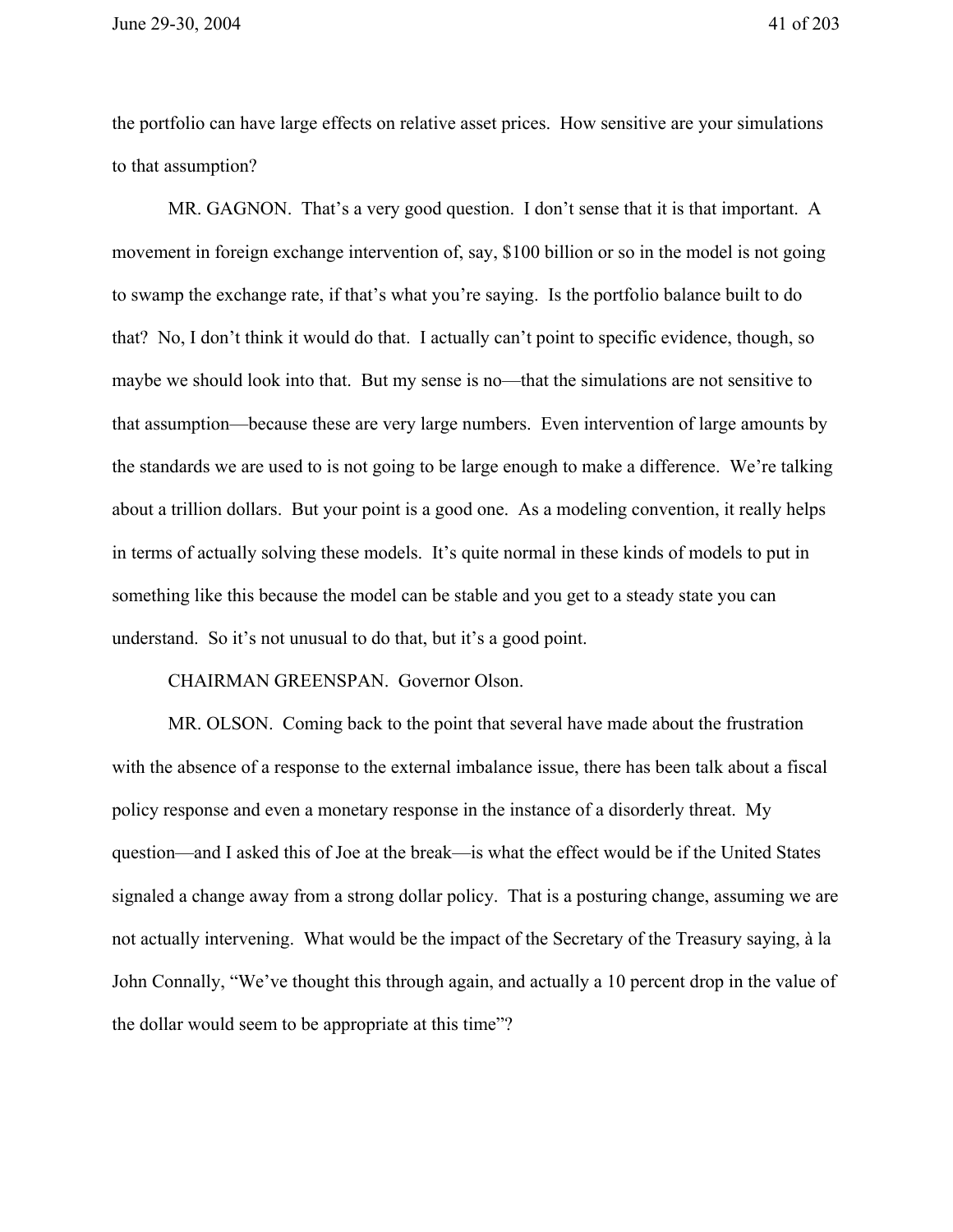the portfolio can have large effects on relative asset prices. How sensitive are your simulations to that assumption?

MR. GAGNON. That's a very good question. I don't sense that it is that important. A movement in foreign exchange intervention of, say, $100 billion or so in the model is not going to swamp the exchange rate, if that's what you're saying. Is the portfolio balance built to do that? No, I don't think it would do that. I actually can't point to specific evidence, though, so maybe we should look into that. But my sense is no—that the simulations are not sensitive to that assumption—because these are very large numbers. Even intervention of large amounts by the standards we are used to is not going to be large enough to make a difference. We're talking about a trillion dollars. But your point is a good one. As a modeling convention, it really helps in terms of actually solving these models. It's quite normal in these kinds of models to put in something like this because the model can be stable and you get to a steady state you can understand. So it's not unusual to do that, but it's a good point.

CHAIRMAN GREENSPAN. Governor Olson.

MR. OLSON. Coming back to the point that several have made about the frustration with the absence of a response to the external imbalance issue, there has been talk about a fiscal policy response and even a monetary response in the instance of a disorderly threat. My question—and I asked this of Joe at the break—is what the effect would be if the United States signaled a change away from a strong dollar policy. That is a posturing change, assuming we are not actually intervening. What would be the impact of the Secretary of the Treasury saying, à la John Connally, "We've thought this through again, and actually a 10 percent drop in the value of the dollar would seem to be appropriate at this time"?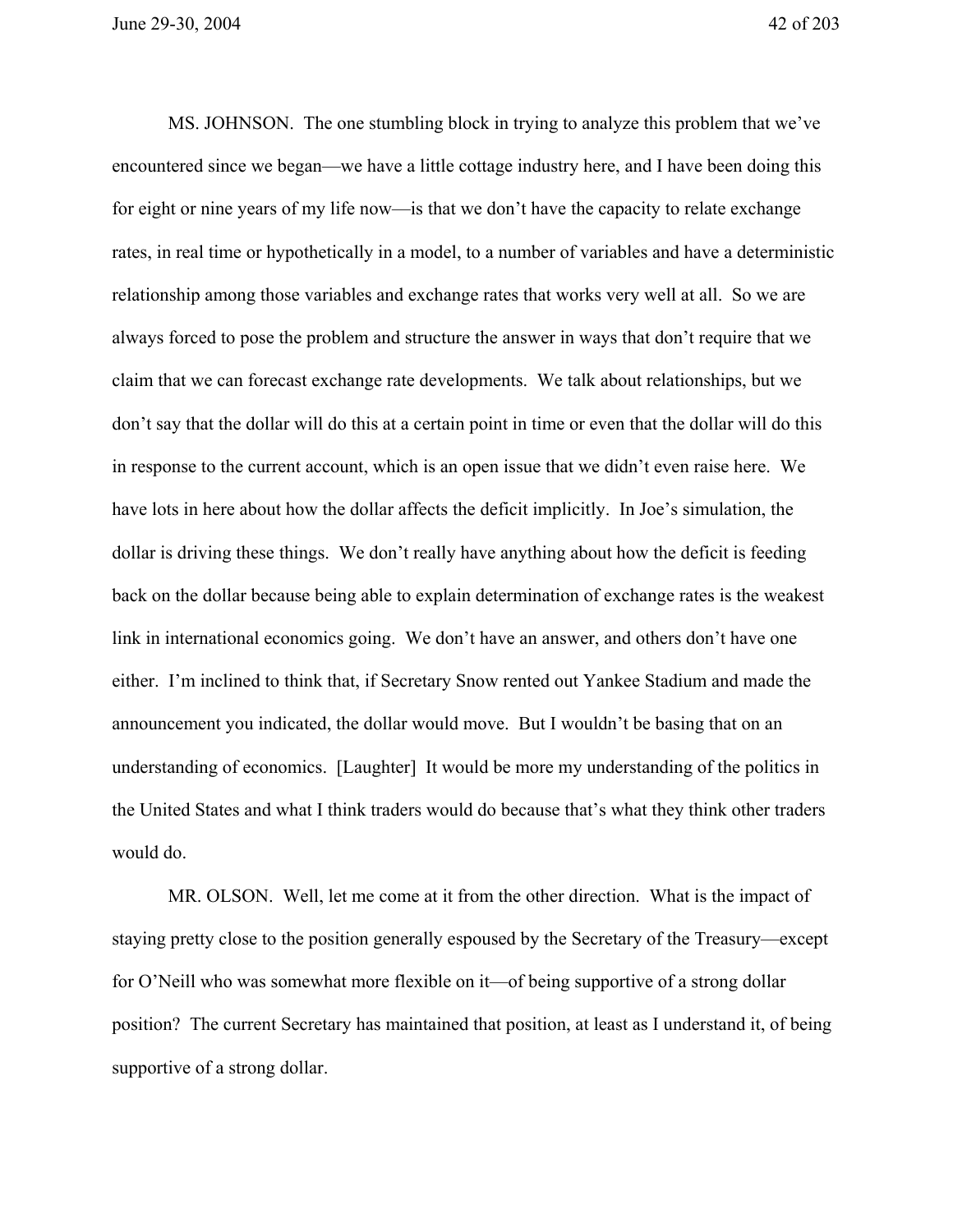MS. JOHNSON. The one stumbling block in trying to analyze this problem that we've encountered since we began—we have a little cottage industry here, and I have been doing this for eight or nine years of my life now—is that we don't have the capacity to relate exchange rates, in real time or hypothetically in a model, to a number of variables and have a deterministic relationship among those variables and exchange rates that works very well at all. So we are always forced to pose the problem and structure the answer in ways that don't require that we claim that we can forecast exchange rate developments. We talk about relationships, but we don't say that the dollar will do this at a certain point in time or even that the dollar will do this in response to the current account, which is an open issue that we didn't even raise here. We have lots in here about how the dollar affects the deficit implicitly. In Joe's simulation, the dollar is driving these things. We don't really have anything about how the deficit is feeding back on the dollar because being able to explain determination of exchange rates is the weakest link in international economics going. We don't have an answer, and others don't have one either. I'm inclined to think that, if Secretary Snow rented out Yankee Stadium and made the announcement you indicated, the dollar would move. But I wouldn't be basing that on an understanding of economics. [Laughter] It would be more my understanding of the politics in the United States and what I think traders would do because that's what they think other traders would do.

MR. OLSON. Well, let me come at it from the other direction. What is the impact of staying pretty close to the position generally espoused by the Secretary of the Treasury—except for O'Neill who was somewhat more flexible on it—of being supportive of a strong dollar position? The current Secretary has maintained that position, at least as I understand it, of being supportive of a strong dollar.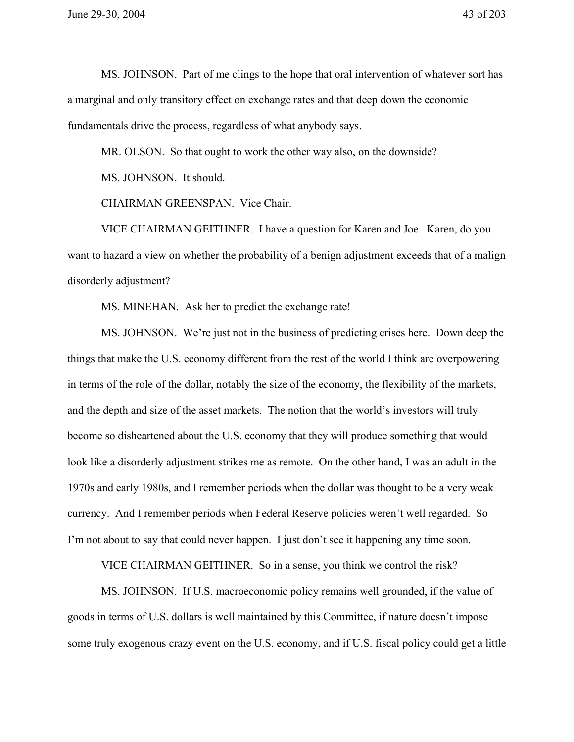MS. JOHNSON. Part of me clings to the hope that oral intervention of whatever sort has a marginal and only transitory effect on exchange rates and that deep down the economic fundamentals drive the process, regardless of what anybody says.

MR. OLSON. So that ought to work the other way also, on the downside?

MS. JOHNSON. It should.

CHAIRMAN GREENSPAN. Vice Chair.

VICE CHAIRMAN GEITHNER. I have a question for Karen and Joe. Karen, do you want to hazard a view on whether the probability of a benign adjustment exceeds that of a malign disorderly adjustment?

MS. MINEHAN. Ask her to predict the exchange rate!

MS. JOHNSON. We're just not in the business of predicting crises here. Down deep the things that make the U.S. economy different from the rest of the world I think are overpowering in terms of the role of the dollar, notably the size of the economy, the flexibility of the markets, and the depth and size of the asset markets. The notion that the world's investors will truly become so disheartened about the U.S. economy that they will produce something that would look like a disorderly adjustment strikes me as remote. On the other hand, I was an adult in the 1970s and early 1980s, and I remember periods when the dollar was thought to be a very weak currency. And I remember periods when Federal Reserve policies weren't well regarded. So I'm not about to say that could never happen. I just don't see it happening any time soon.

VICE CHAIRMAN GEITHNER. So in a sense, you think we control the risk?

MS. JOHNSON. If U.S. macroeconomic policy remains well grounded, if the value of goods in terms of U.S. dollars is well maintained by this Committee, if nature doesn't impose some truly exogenous crazy event on the U.S. economy, and if U.S. fiscal policy could get a little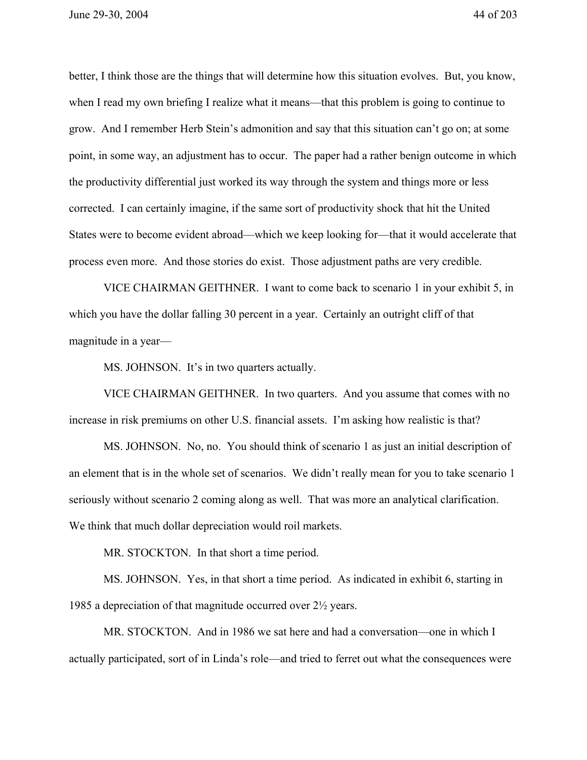better, I think those are the things that will determine how this situation evolves. But, you know, when I read my own briefing I realize what it means—that this problem is going to continue to grow. And I remember Herb Stein's admonition and say that this situation can't go on; at some point, in some way, an adjustment has to occur. The paper had a rather benign outcome in which the productivity differential just worked its way through the system and things more or less corrected. I can certainly imagine, if the same sort of productivity shock that hit the United States were to become evident abroad—which we keep looking for—that it would accelerate that process even more. And those stories do exist. Those adjustment paths are very credible.

VICE CHAIRMAN GEITHNER. I want to come back to scenario 1 in your exhibit 5, in which you have the dollar falling 30 percent in a year. Certainly an outright cliff of that magnitude in a year—

MS. JOHNSON. It's in two quarters actually.

VICE CHAIRMAN GEITHNER. In two quarters. And you assume that comes with no increase in risk premiums on other U.S. financial assets. I'm asking how realistic is that?

MS. JOHNSON. No, no. You should think of scenario 1 as just an initial description of an element that is in the whole set of scenarios. We didn't really mean for you to take scenario 1 seriously without scenario 2 coming along as well. That was more an analytical clarification. We think that much dollar depreciation would roil markets.

MR. STOCKTON. In that short a time period.

MS. JOHNSON. Yes, in that short a time period. As indicated in exhibit 6, starting in 1985 a depreciation of that magnitude occurred over 2½ years.

MR. STOCKTON. And in 1986 we sat here and had a conversation—one in which I actually participated, sort of in Linda's role—and tried to ferret out what the consequences were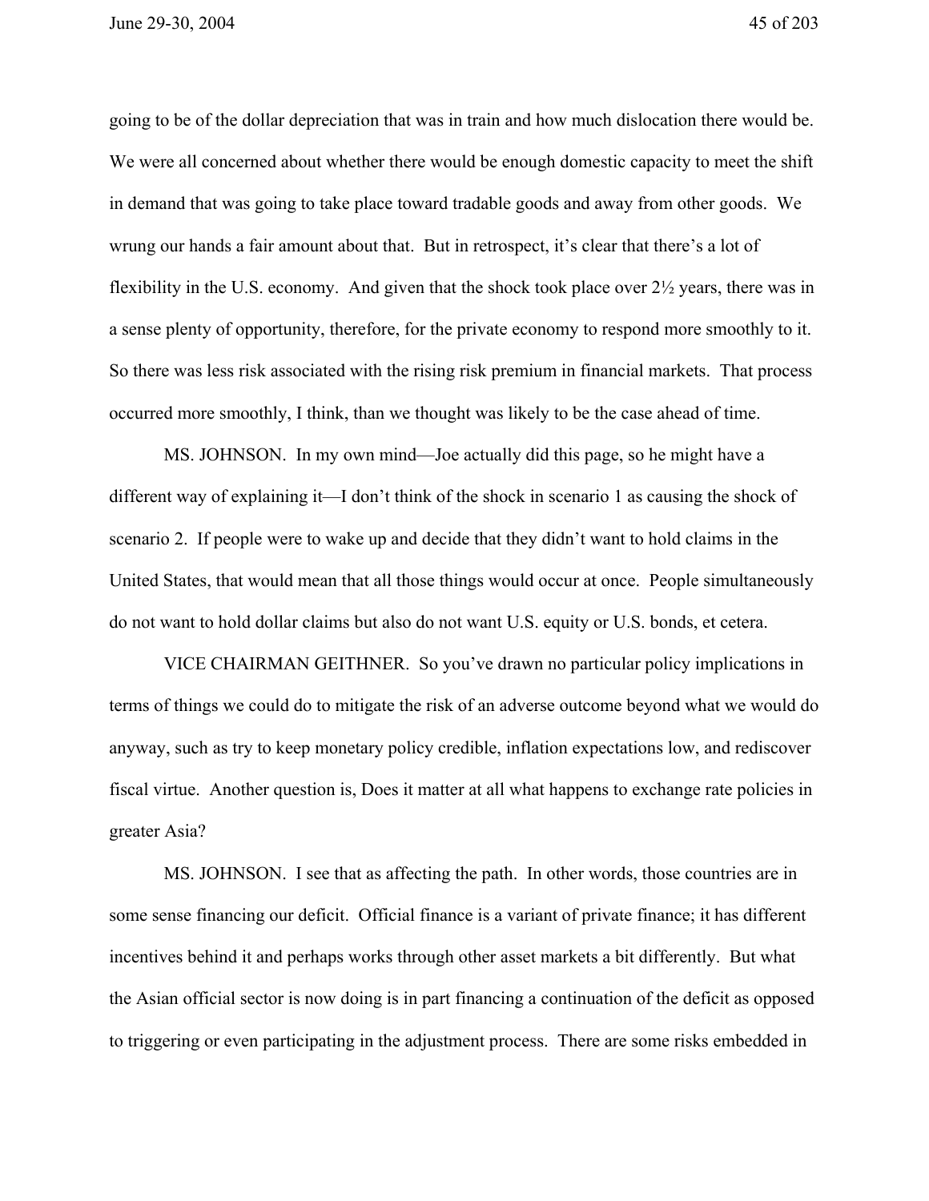going to be of the dollar depreciation that was in train and how much dislocation there would be. We were all concerned about whether there would be enough domestic capacity to meet the shift in demand that was going to take place toward tradable goods and away from other goods. We wrung our hands a fair amount about that. But in retrospect, it's clear that there's a lot of flexibility in the U.S. economy. And given that the shock took place over 2½ years, there was in a sense plenty of opportunity, therefore, for the private economy to respond more smoothly to it. So there was less risk associated with the rising risk premium in financial markets. That process occurred more smoothly, I think, than we thought was likely to be the case ahead of time.

MS. JOHNSON. In my own mind—Joe actually did this page, so he might have a different way of explaining it—I don't think of the shock in scenario 1 as causing the shock of scenario 2. If people were to wake up and decide that they didn't want to hold claims in the United States, that would mean that all those things would occur at once. People simultaneously do not want to hold dollar claims but also do not want U.S. equity or U.S. bonds, et cetera.

VICE CHAIRMAN GEITHNER. So you've drawn no particular policy implications in terms of things we could do to mitigate the risk of an adverse outcome beyond what we would do anyway, such as try to keep monetary policy credible, inflation expectations low, and rediscover fiscal virtue. Another question is, Does it matter at all what happens to exchange rate policies in greater Asia?

MS. JOHNSON. I see that as affecting the path. In other words, those countries are in some sense financing our deficit. Official finance is a variant of private finance; it has different incentives behind it and perhaps works through other asset markets a bit differently. But what the Asian official sector is now doing is in part financing a continuation of the deficit as opposed to triggering or even participating in the adjustment process. There are some risks embedded in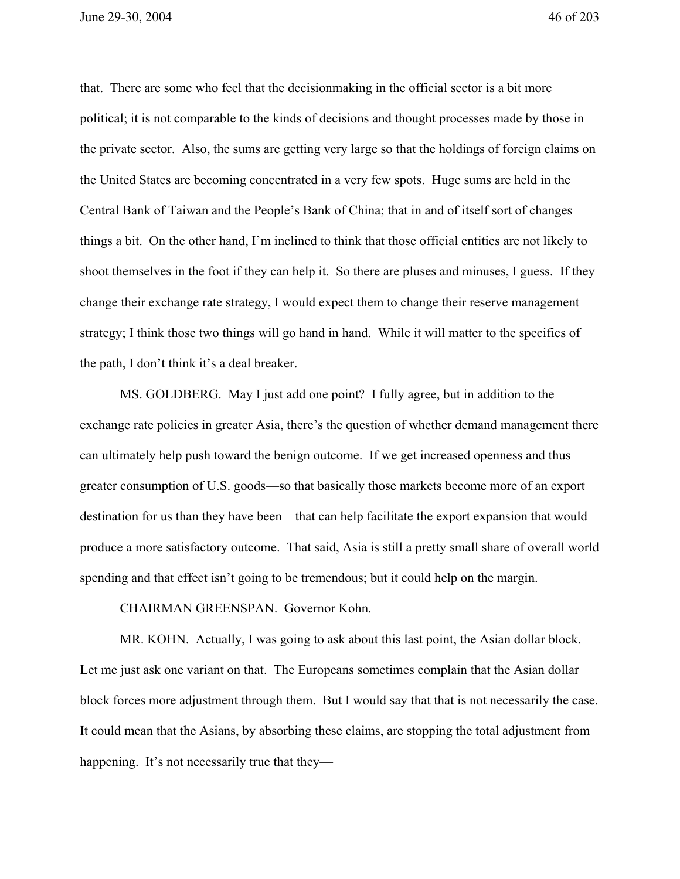that. There are some who feel that the decisionmaking in the official sector is a bit more political; it is not comparable to the kinds of decisions and thought processes made by those in the private sector. Also, the sums are getting very large so that the holdings of foreign claims on the United States are becoming concentrated in a very few spots. Huge sums are held in the Central Bank of Taiwan and the People's Bank of China; that in and of itself sort of changes things a bit. On the other hand, I'm inclined to think that those official entities are not likely to shoot themselves in the foot if they can help it. So there are pluses and minuses, I guess. If they change their exchange rate strategy, I would expect them to change their reserve management strategy; I think those two things will go hand in hand. While it will matter to the specifics of the path, I don't think it's a deal breaker.

MS. GOLDBERG. May I just add one point? I fully agree, but in addition to the exchange rate policies in greater Asia, there's the question of whether demand management there can ultimately help push toward the benign outcome. If we get increased openness and thus greater consumption of U.S. goods—so that basically those markets become more of an export destination for us than they have been—that can help facilitate the export expansion that would produce a more satisfactory outcome. That said, Asia is still a pretty small share of overall world spending and that effect isn't going to be tremendous; but it could help on the margin.

CHAIRMAN GREENSPAN. Governor Kohn.

MR. KOHN. Actually, I was going to ask about this last point, the Asian dollar block. Let me just ask one variant on that. The Europeans sometimes complain that the Asian dollar block forces more adjustment through them. But I would say that that is not necessarily the case. It could mean that the Asians, by absorbing these claims, are stopping the total adjustment from happening. It's not necessarily true that they—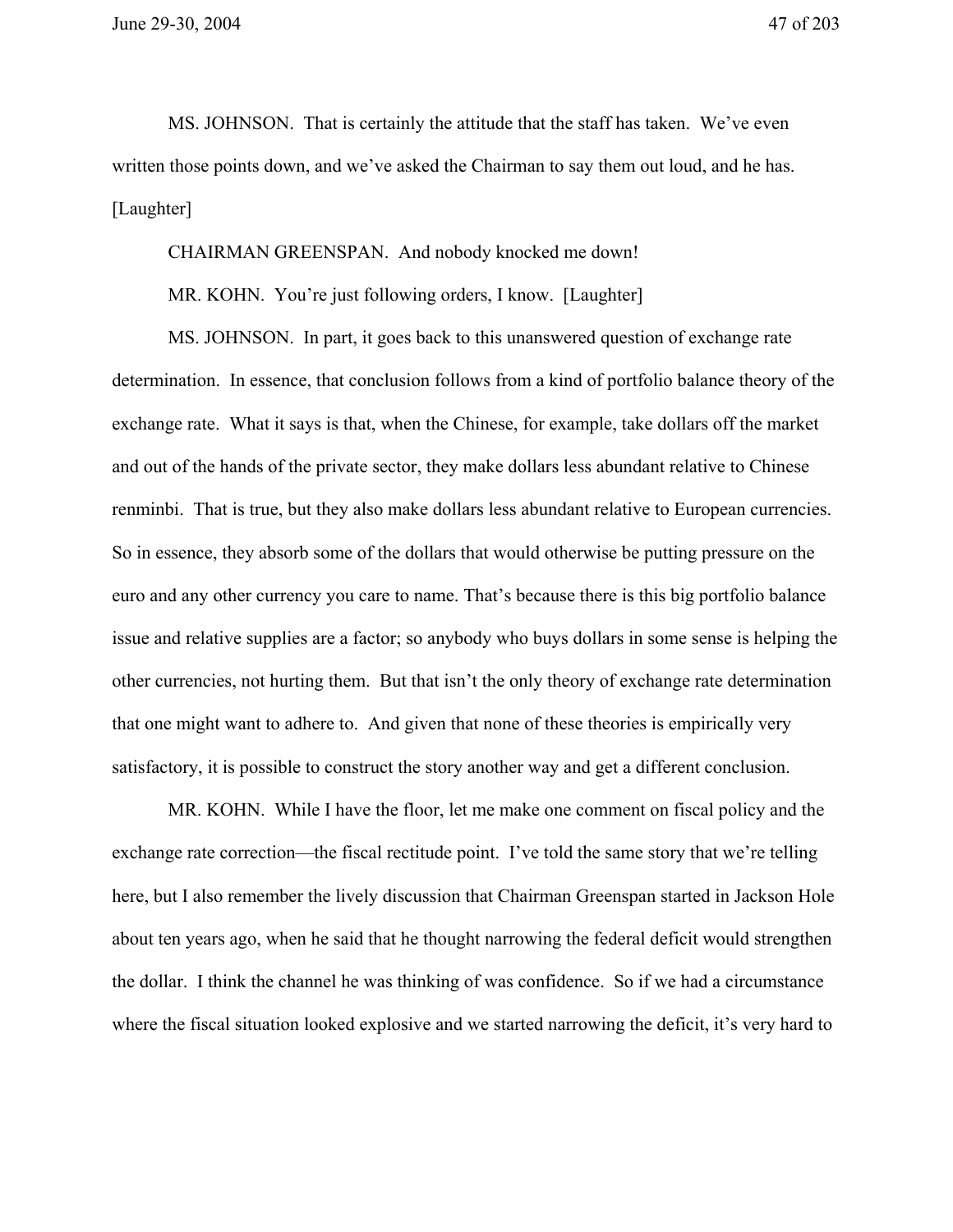MS. JOHNSON. That is certainly the attitude that the staff has taken. We've even written those points down, and we've asked the Chairman to say them out loud, and he has. [Laughter]

CHAIRMAN GREENSPAN. And nobody knocked me down!

MR. KOHN. You're just following orders, I know. [Laughter]

MS. JOHNSON. In part, it goes back to this unanswered question of exchange rate determination. In essence, that conclusion follows from a kind of portfolio balance theory of the exchange rate. What it says is that, when the Chinese, for example, take dollars off the market and out of the hands of the private sector, they make dollars less abundant relative to Chinese renminbi. That is true, but they also make dollars less abundant relative to European currencies. So in essence, they absorb some of the dollars that would otherwise be putting pressure on the euro and any other currency you care to name. That's because there is this big portfolio balance issue and relative supplies are a factor; so anybody who buys dollars in some sense is helping the other currencies, not hurting them. But that isn't the only theory of exchange rate determination that one might want to adhere to. And given that none of these theories is empirically very satisfactory, it is possible to construct the story another way and get a different conclusion.

MR. KOHN. While I have the floor, let me make one comment on fiscal policy and the exchange rate correction—the fiscal rectitude point. I've told the same story that we're telling here, but I also remember the lively discussion that Chairman Greenspan started in Jackson Hole about ten years ago, when he said that he thought narrowing the federal deficit would strengthen the dollar. I think the channel he was thinking of was confidence. So if we had a circumstance where the fiscal situation looked explosive and we started narrowing the deficit, it's very hard to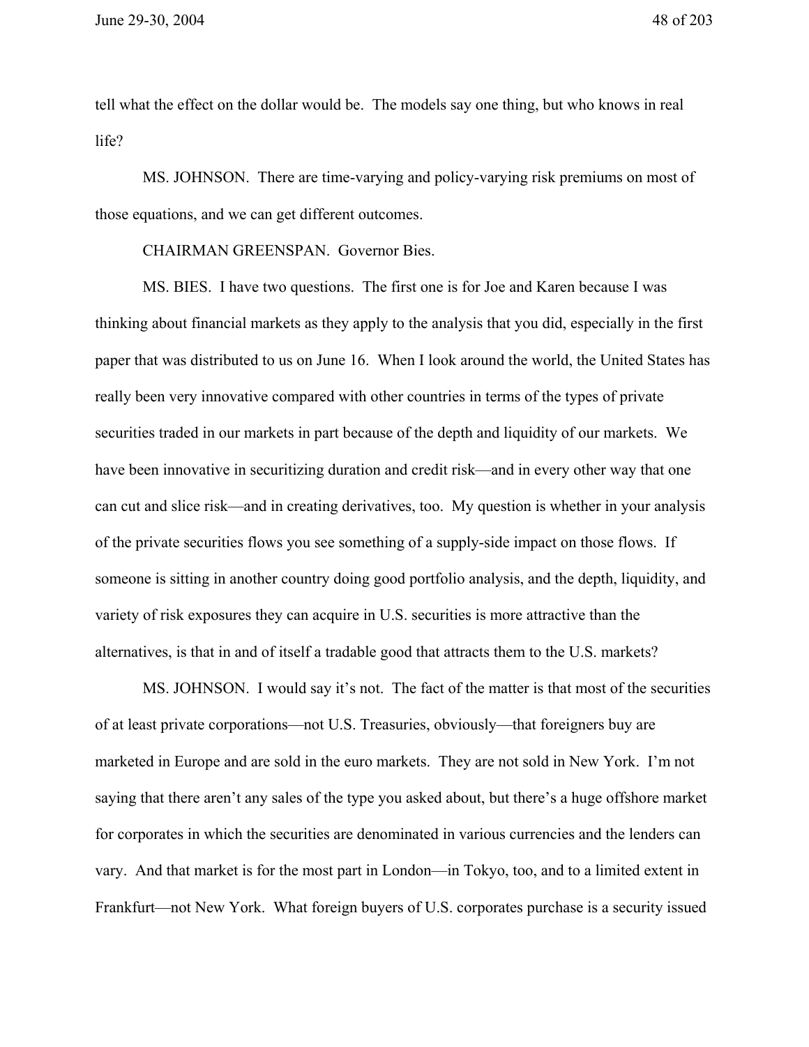tell what the effect on the dollar would be. The models say one thing, but who knows in real life?

MS. JOHNSON. There are time-varying and policy-varying risk premiums on most of those equations, and we can get different outcomes.

CHAIRMAN GREENSPAN. Governor Bies.

MS. BIES. I have two questions. The first one is for Joe and Karen because I was thinking about financial markets as they apply to the analysis that you did, especially in the first paper that was distributed to us on June 16. When I look around the world, the United States has really been very innovative compared with other countries in terms of the types of private securities traded in our markets in part because of the depth and liquidity of our markets. We have been innovative in securitizing duration and credit risk—and in every other way that one can cut and slice risk—and in creating derivatives, too. My question is whether in your analysis of the private securities flows you see something of a supply-side impact on those flows. If someone is sitting in another country doing good portfolio analysis, and the depth, liquidity, and variety of risk exposures they can acquire in U.S. securities is more attractive than the alternatives, is that in and of itself a tradable good that attracts them to the U.S. markets?

MS. JOHNSON. I would say it's not. The fact of the matter is that most of the securities of at least private corporations—not U.S. Treasuries, obviously—that foreigners buy are marketed in Europe and are sold in the euro markets. They are not sold in New York. I'm not saying that there aren't any sales of the type you asked about, but there's a huge offshore market for corporates in which the securities are denominated in various currencies and the lenders can vary. And that market is for the most part in London—in Tokyo, too, and to a limited extent in Frankfurt—not New York. What foreign buyers of U.S. corporates purchase is a security issued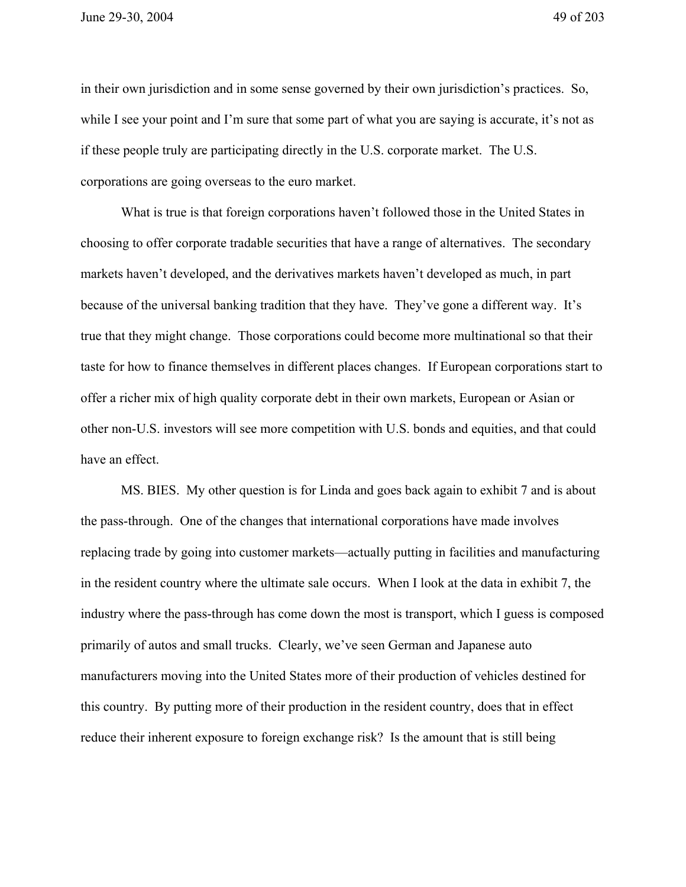in their own jurisdiction and in some sense governed by their own jurisdiction's practices. So, while I see your point and I'm sure that some part of what you are saying is accurate, it's not as if these people truly are participating directly in the U.S. corporate market. The U.S. corporations are going overseas to the euro market.

What is true is that foreign corporations haven't followed those in the United States in choosing to offer corporate tradable securities that have a range of alternatives. The secondary markets haven't developed, and the derivatives markets haven't developed as much, in part because of the universal banking tradition that they have. They've gone a different way. It's true that they might change. Those corporations could become more multinational so that their taste for how to finance themselves in different places changes. If European corporations start to offer a richer mix of high quality corporate debt in their own markets, European or Asian or other non-U.S. investors will see more competition with U.S. bonds and equities, and that could have an effect.

MS. BIES. My other question is for Linda and goes back again to exhibit 7 and is about the pass-through. One of the changes that international corporations have made involves replacing trade by going into customer markets—actually putting in facilities and manufacturing in the resident country where the ultimate sale occurs. When I look at the data in exhibit 7, the industry where the pass-through has come down the most is transport, which I guess is composed primarily of autos and small trucks. Clearly, we've seen German and Japanese auto manufacturers moving into the United States more of their production of vehicles destined for this country. By putting more of their production in the resident country, does that in effect reduce their inherent exposure to foreign exchange risk? Is the amount that is still being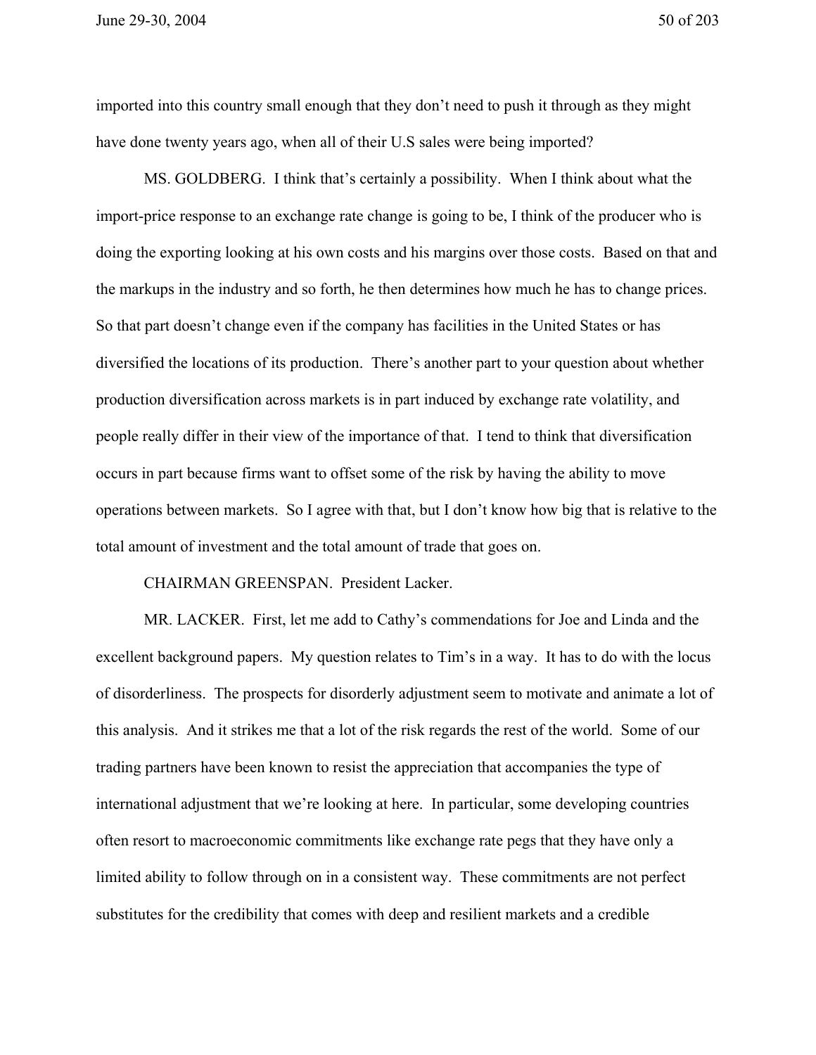imported into this country small enough that they don't need to push it through as they might have done twenty years ago, when all of their U.S sales were being imported?

MS. GOLDBERG. I think that's certainly a possibility. When I think about what the import-price response to an exchange rate change is going to be, I think of the producer who is doing the exporting looking at his own costs and his margins over those costs. Based on that and the markups in the industry and so forth, he then determines how much he has to change prices. So that part doesn't change even if the company has facilities in the United States or has diversified the locations of its production. There's another part to your question about whether production diversification across markets is in part induced by exchange rate volatility, and people really differ in their view of the importance of that. I tend to think that diversification occurs in part because firms want to offset some of the risk by having the ability to move operations between markets. So I agree with that, but I don't know how big that is relative to the total amount of investment and the total amount of trade that goes on.

CHAIRMAN GREENSPAN. President Lacker.

MR. LACKER. First, let me add to Cathy's commendations for Joe and Linda and the excellent background papers. My question relates to Tim's in a way. It has to do with the locus of disorderliness. The prospects for disorderly adjustment seem to motivate and animate a lot of this analysis. And it strikes me that a lot of the risk regards the rest of the world. Some of our trading partners have been known to resist the appreciation that accompanies the type of international adjustment that we're looking at here. In particular, some developing countries often resort to macroeconomic commitments like exchange rate pegs that they have only a limited ability to follow through on in a consistent way. These commitments are not perfect substitutes for the credibility that comes with deep and resilient markets and a credible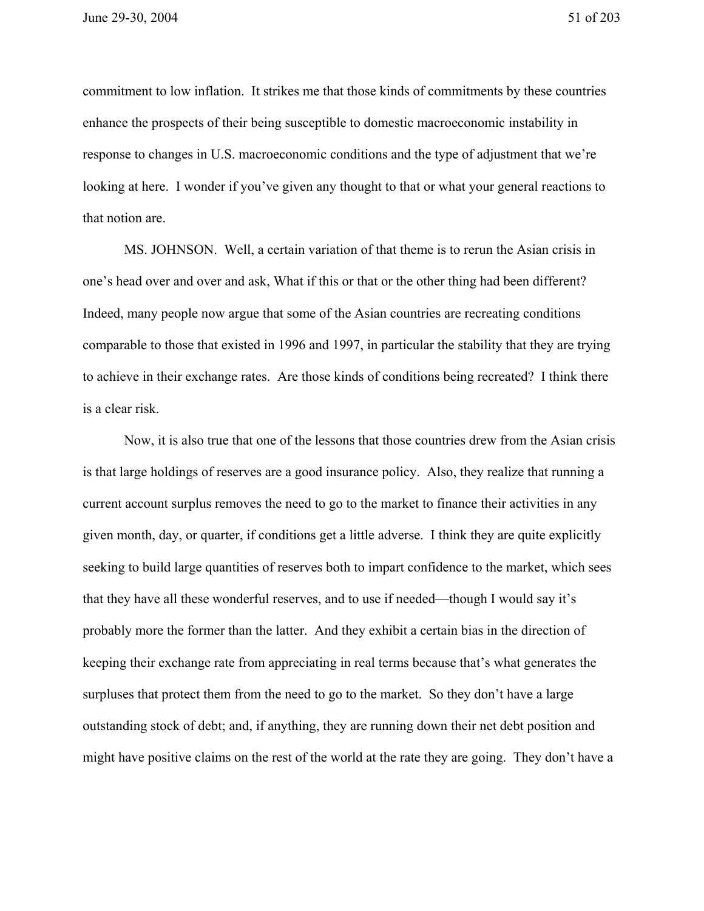commitment to low inflation. It strikes me that those kinds of commitments by these countries enhance the prospects of their being susceptible to domestic macroeconomic instability in response to changes in U.S. macroeconomic conditions and the type of adjustment that we're looking at here. I wonder if you've given any thought to that or what your general reactions to that notion are.

MS. JOHNSON. Well, a certain variation of that theme is to rerun the Asian crisis in one's head over and over and ask, What if this or that or the other thing had been different? Indeed, many people now argue that some of the Asian countries are recreating conditions comparable to those that existed in 1996 and 1997, in particular the stability that they are trying to achieve in their exchange rates. Are those kinds of conditions being recreated? I think there is a clear risk.

Now, it is also true that one of the lessons that those countries drew from the Asian crisis is that large holdings of reserves are a good insurance policy. Also, they realize that running a current account surplus removes the need to go to the market to finance their activities in any given month, day, or quarter, if conditions get a little adverse. I think they are quite explicitly seeking to build large quantities of reserves both to impart confidence to the market, which sees that they have all these wonderful reserves, and to use if needed—though I would say it's probably more the former than the latter. And they exhibit a certain bias in the direction of keeping their exchange rate from appreciating in real terms because that's what generates the surpluses that protect them from the need to go to the market. So they don't have a large outstanding stock of debt; and, if anything, they are running down their net debt position and might have positive claims on the rest of the world at the rate they are going. They don't have a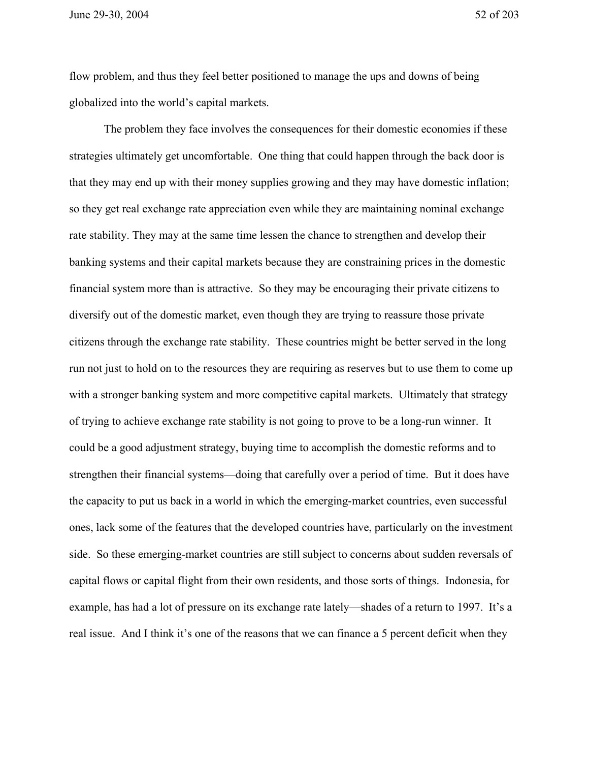flow problem, and thus they feel better positioned to manage the ups and downs of being globalized into the world's capital markets.

The problem they face involves the consequences for their domestic economies if these strategies ultimately get uncomfortable. One thing that could happen through the back door is that they may end up with their money supplies growing and they may have domestic inflation; so they get real exchange rate appreciation even while they are maintaining nominal exchange rate stability. They may at the same time lessen the chance to strengthen and develop their banking systems and their capital markets because they are constraining prices in the domestic financial system more than is attractive. So they may be encouraging their private citizens to diversify out of the domestic market, even though they are trying to reassure those private citizens through the exchange rate stability. These countries might be better served in the long run not just to hold on to the resources they are requiring as reserves but to use them to come up with a stronger banking system and more competitive capital markets. Ultimately that strategy of trying to achieve exchange rate stability is not going to prove to be a long-run winner. It could be a good adjustment strategy, buying time to accomplish the domestic reforms and to strengthen their financial systems—doing that carefully over a period of time. But it does have the capacity to put us back in a world in which the emerging-market countries, even successful ones, lack some of the features that the developed countries have, particularly on the investment side. So these emerging-market countries are still subject to concerns about sudden reversals of capital flows or capital flight from their own residents, and those sorts of things. Indonesia, for example, has had a lot of pressure on its exchange rate lately—shades of a return to 1997. It's a real issue. And I think it's one of the reasons that we can finance a 5 percent deficit when they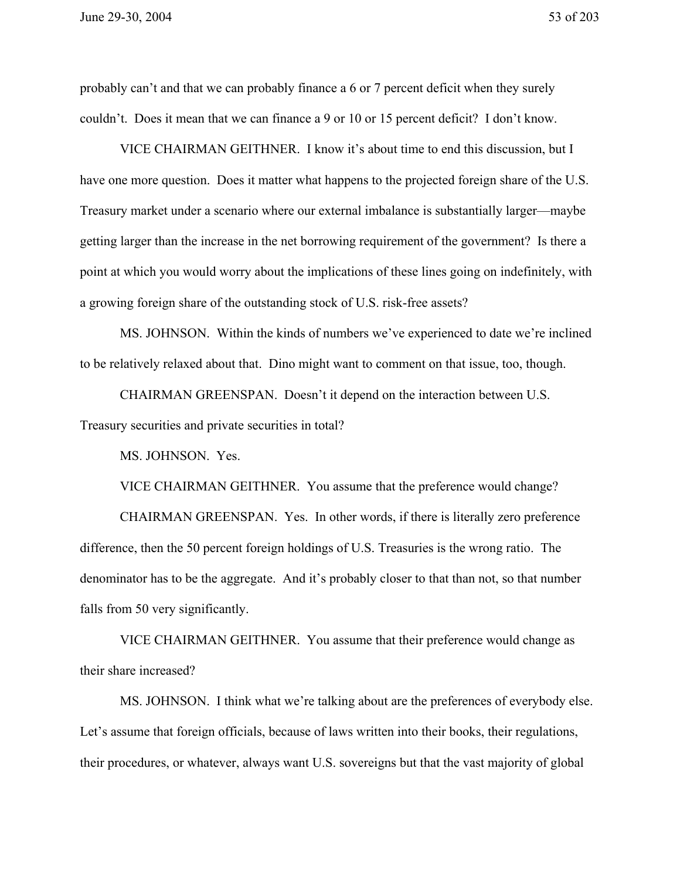probably can't and that we can probably finance a 6 or 7 percent deficit when they surely couldn't. Does it mean that we can finance a 9 or 10 or 15 percent deficit? I don't know.

VICE CHAIRMAN GEITHNER. I know it's about time to end this discussion, but I have one more question. Does it matter what happens to the projected foreign share of the U.S. Treasury market under a scenario where our external imbalance is substantially larger—maybe getting larger than the increase in the net borrowing requirement of the government? Is there a point at which you would worry about the implications of these lines going on indefinitely, with a growing foreign share of the outstanding stock of U.S. risk-free assets?

MS. JOHNSON. Within the kinds of numbers we've experienced to date we're inclined to be relatively relaxed about that. Dino might want to comment on that issue, too, though.

CHAIRMAN GREENSPAN. Doesn't it depend on the interaction between U.S. Treasury securities and private securities in total?

MS. JOHNSON. Yes.

VICE CHAIRMAN GEITHNER. You assume that the preference would change?

CHAIRMAN GREENSPAN. Yes. In other words, if there is literally zero preference difference, then the 50 percent foreign holdings of U.S. Treasuries is the wrong ratio. The denominator has to be the aggregate. And it's probably closer to that than not, so that number falls from 50 very significantly.

VICE CHAIRMAN GEITHNER. You assume that their preference would change as their share increased?

MS. JOHNSON. I think what we're talking about are the preferences of everybody else. Let's assume that foreign officials, because of laws written into their books, their regulations, their procedures, or whatever, always want U.S. sovereigns but that the vast majority of global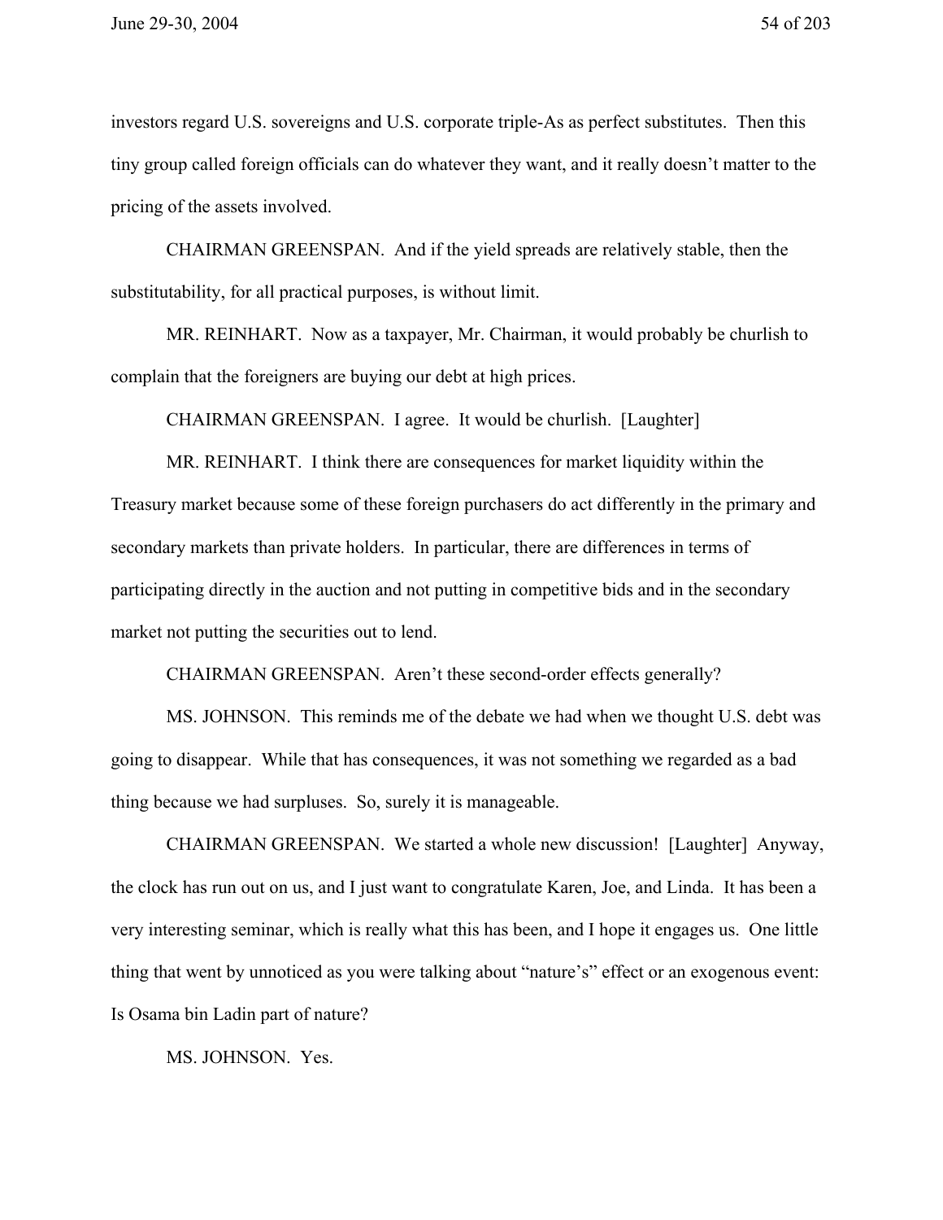investors regard U.S. sovereigns and U.S. corporate triple-As as perfect substitutes. Then this tiny group called foreign officials can do whatever they want, and it really doesn't matter to the pricing of the assets involved.

CHAIRMAN GREENSPAN. And if the yield spreads are relatively stable, then the substitutability, for all practical purposes, is without limit.

MR. REINHART. Now as a taxpayer, Mr. Chairman, it would probably be churlish to complain that the foreigners are buying our debt at high prices.

CHAIRMAN GREENSPAN. I agree. It would be churlish. [Laughter]

MR. REINHART. I think there are consequences for market liquidity within the Treasury market because some of these foreign purchasers do act differently in the primary and secondary markets than private holders. In particular, there are differences in terms of participating directly in the auction and not putting in competitive bids and in the secondary market not putting the securities out to lend.

CHAIRMAN GREENSPAN. Aren't these second-order effects generally?

MS. JOHNSON. This reminds me of the debate we had when we thought U.S. debt was going to disappear. While that has consequences, it was not something we regarded as a bad thing because we had surpluses. So, surely it is manageable.

CHAIRMAN GREENSPAN. We started a whole new discussion! [Laughter] Anyway, the clock has run out on us, and I just want to congratulate Karen, Joe, and Linda. It has been a very interesting seminar, which is really what this has been, and I hope it engages us. One little thing that went by unnoticed as you were talking about "nature's" effect or an exogenous event: Is Osama bin Ladin part of nature?

MS. JOHNSON. Yes.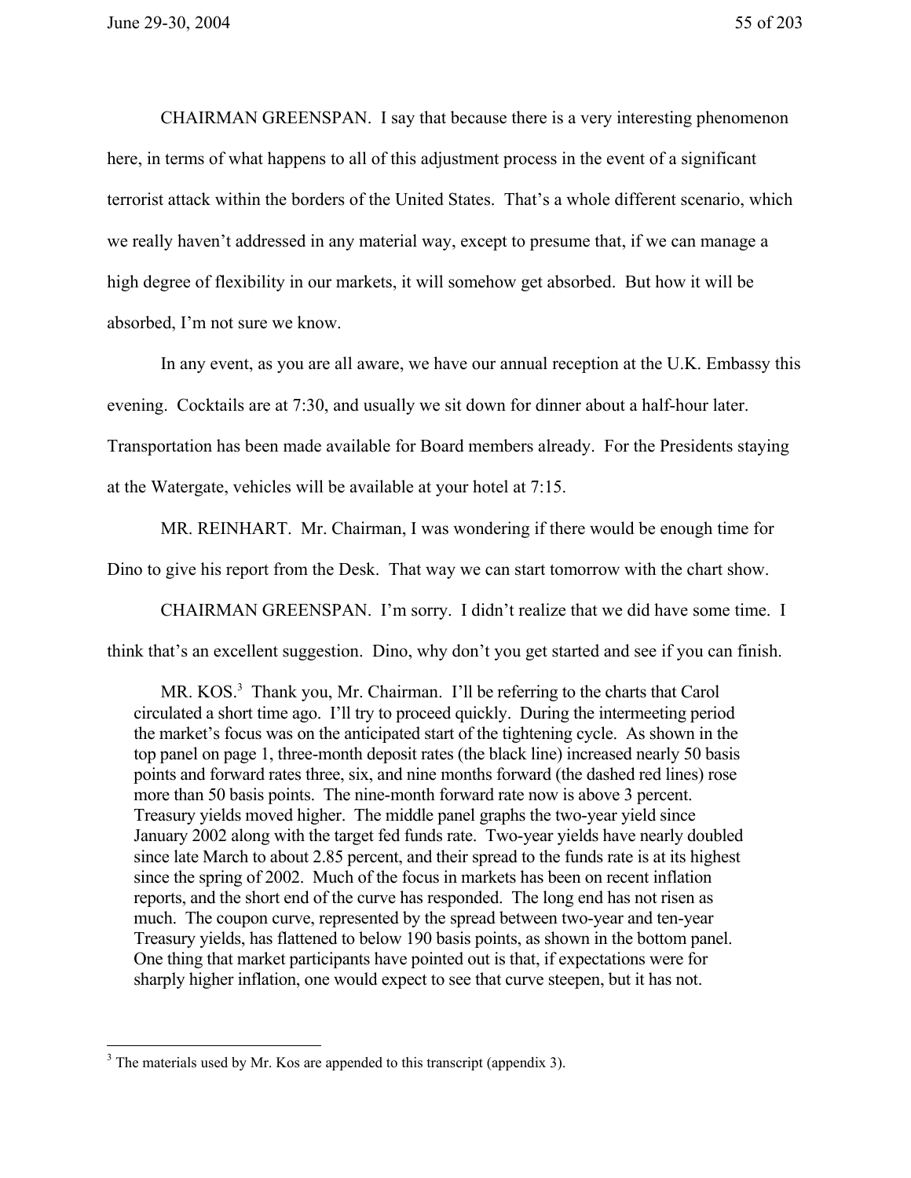CHAIRMAN GREENSPAN. I say that because there is a very interesting phenomenon here, in terms of what happens to all of this adjustment process in the event of a significant terrorist attack within the borders of the United States. That's a whole different scenario, which we really haven't addressed in any material way, except to presume that, if we can manage a high degree of flexibility in our markets, it will somehow get absorbed. But how it will be absorbed, I'm not sure we know.

In any event, as you are all aware, we have our annual reception at the U.K. Embassy this evening. Cocktails are at 7:30, and usually we sit down for dinner about a half-hour later. Transportation has been made available for Board members already. For the Presidents staying at the Watergate, vehicles will be available at your hotel at 7:15.

MR. REINHART. Mr. Chairman, I was wondering if there would be enough time for Dino to give his report from the Desk. That way we can start tomorrow with the chart show.

CHAIRMAN GREENSPAN. I'm sorry. I didn't realize that we did have some time. I think that's an excellent suggestion. Dino, why don't you get started and see if you can finish.

> MR. KOS.[3] Thank you, Mr. Chairman. I'll be referring to the charts that Carol circulated a short time ago. I'll try to proceed quickly. During the intermeeting period the market's focus was on the anticipated start of the tightening cycle. As shown in the top panel on page 1, three-month deposit rates (the black line) increased nearly 50 basis points and forward rates three, six, and nine months forward (the dashed red lines) rose more than 50 basis points. The nine-month forward rate now is above 3 percent. Treasury yields moved higher. The middle panel graphs the two-year yield since January 2002 along with the target fed funds rate. Two-year yields have nearly doubled since late March to about 2.85 percent, and their spread to the funds rate is at its highest since the spring of 2002. Much of the focus in markets has been on recent inflation reports, and the short end of the curve has responded. The long end has not risen as much. The coupon curve, represented by the spread between two-year and ten-year Treasury yields, has flattened to below 190 basis points, as shown in the bottom panel. One thing that market participants have pointed out is that, if expectations were for sharply higher inflation, one would expect to see that curve steepen, but it has not.

---

[3] The materials used by Mr. Kos are appended to this transcript (appendix 3).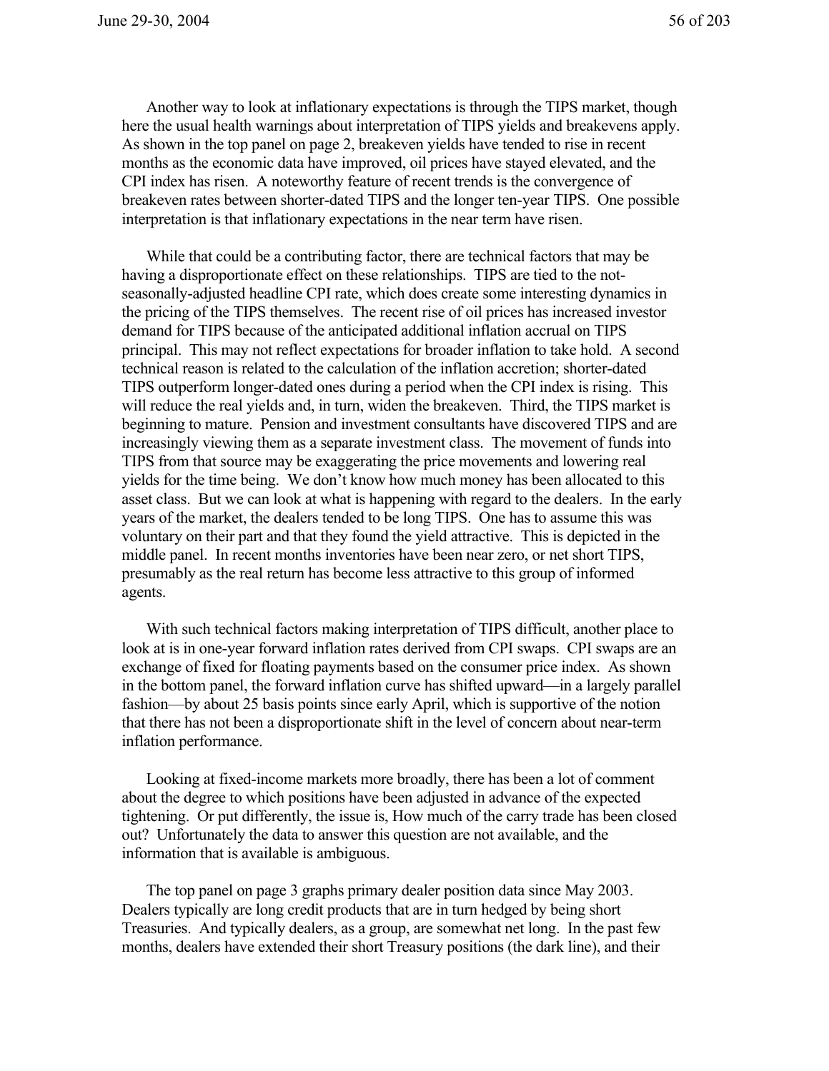Another way to look at inflationary expectations is through the TIPS market, though here the usual health warnings about interpretation of TIPS yields and breakevens apply. As shown in the top panel on page 2, breakeven yields have tended to rise in recent months as the economic data have improved, oil prices have stayed elevated, and the CPI index has risen. A noteworthy feature of recent trends is the convergence of breakeven rates between shorter-dated TIPS and the longer ten-year TIPS. One possible interpretation is that inflationary expectations in the near term have risen.

While that could be a contributing factor, there are technical factors that may be having a disproportionate effect on these relationships. TIPS are tied to the not-seasonally-adjusted headline CPI rate, which does create some interesting dynamics in the pricing of the TIPS themselves. The recent rise of oil prices has increased investor demand for TIPS because of the anticipated additional inflation accrual on TIPS principal. This may not reflect expectations for broader inflation to take hold. A second technical reason is related to the calculation of the inflation accretion; shorter-dated TIPS outperform longer-dated ones during a period when the CPI index is rising. This will reduce the real yields and, in turn, widen the breakeven. Third, the TIPS market is beginning to mature. Pension and investment consultants have discovered TIPS and are increasingly viewing them as a separate investment class. The movement of funds into TIPS from that source may be exaggerating the price movements and lowering real yields for the time being. We don't know how much money has been allocated to this asset class. But we can look at what is happening with regard to the dealers. In the early years of the market, the dealers tended to be long TIPS. One has to assume this was voluntary on their part and that they found the yield attractive. This is depicted in the middle panel. In recent months inventories have been near zero, or net short TIPS, presumably as the real return has become less attractive to this group of informed agents.

With such technical factors making interpretation of TIPS difficult, another place to look at is in one-year forward inflation rates derived from CPI swaps. CPI swaps are an exchange of fixed for floating payments based on the consumer price index. As shown in the bottom panel, the forward inflation curve has shifted upward—in a largely parallel fashion—by about 25 basis points since early April, which is supportive of the notion that there has not been a disproportionate shift in the level of concern about near-term inflation performance.

Looking at fixed-income markets more broadly, there has been a lot of comment about the degree to which positions have been adjusted in advance of the expected tightening. Or put differently, the issue is, How much of the carry trade has been closed out? Unfortunately the data to answer this question are not available, and the information that is available is ambiguous.

The top panel on page 3 graphs primary dealer position data since May 2003. Dealers typically are long credit products that are in turn hedged by being short Treasuries. And typically dealers, as a group, are somewhat net long. In the past few months, dealers have extended their short Treasury positions (the dark line), and their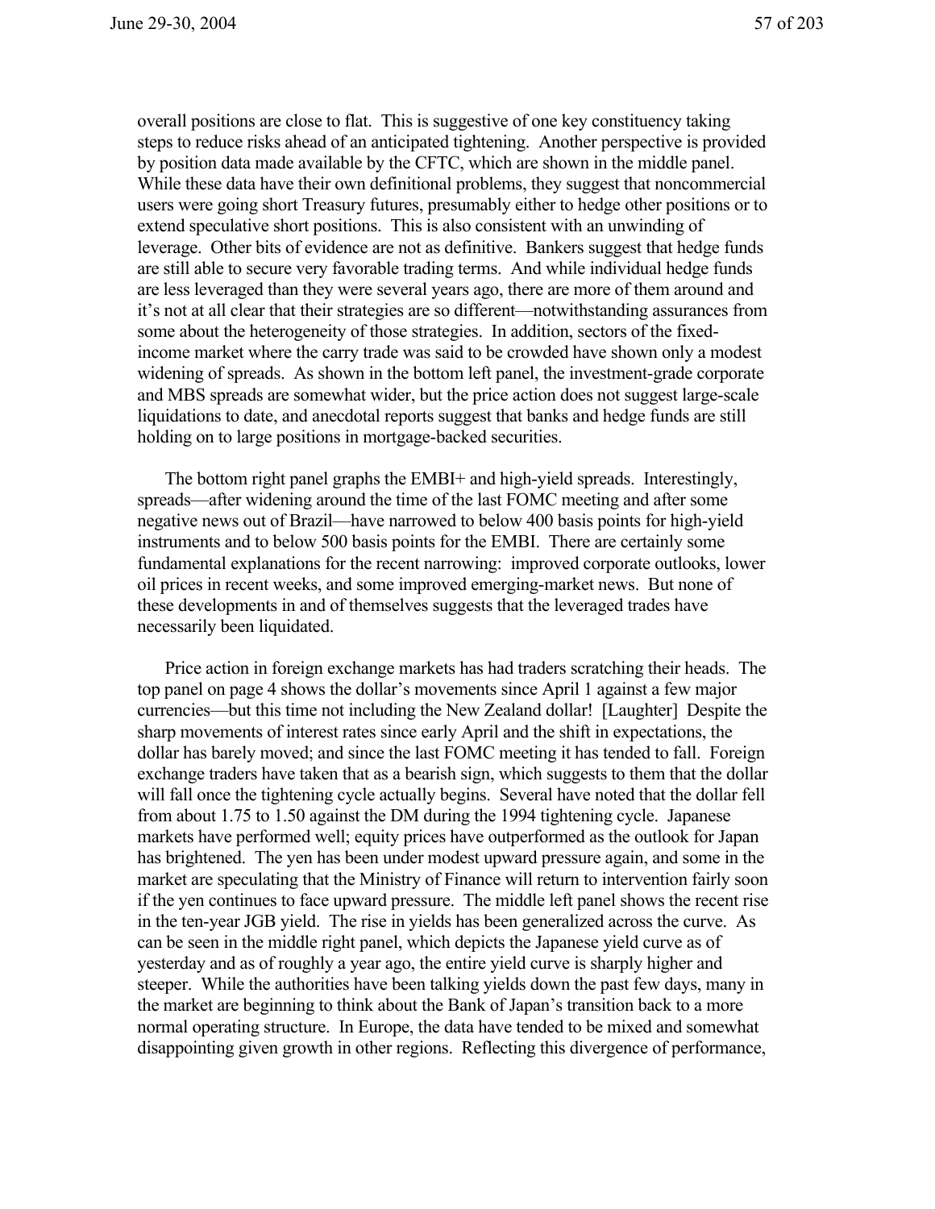overall positions are close to flat. This is suggestive of one key constituency taking steps to reduce risks ahead of an anticipated tightening. Another perspective is provided by position data made available by the CFTC, which are shown in the middle panel. While these data have their own definitional problems, they suggest that noncommercial users were going short Treasury futures, presumably either to hedge other positions or to extend speculative short positions. This is also consistent with an unwinding of leverage. Other bits of evidence are not as definitive. Bankers suggest that hedge funds are still able to secure very favorable trading terms. And while individual hedge funds are less leveraged than they were several years ago, there are more of them around and it's not at all clear that their strategies are so different—notwithstanding assurances from some about the heterogeneity of those strategies. In addition, sectors of the fixed-income market where the carry trade was said to be crowded have shown only a modest widening of spreads. As shown in the bottom left panel, the investment-grade corporate and MBS spreads are somewhat wider, but the price action does not suggest large-scale liquidations to date, and anecdotal reports suggest that banks and hedge funds are still holding on to large positions in mortgage-backed securities.

The bottom right panel graphs the EMBI+ and high-yield spreads. Interestingly, spreads—after widening around the time of the last FOMC meeting and after some negative news out of Brazil—have narrowed to below 400 basis points for high-yield instruments and to below 500 basis points for the EMBI. There are certainly some fundamental explanations for the recent narrowing: improved corporate outlooks, lower oil prices in recent weeks, and some improved emerging-market news. But none of these developments in and of themselves suggests that the leveraged trades have necessarily been liquidated.

Price action in foreign exchange markets has had traders scratching their heads. The top panel on page 4 shows the dollar's movements since April 1 against a few major currencies—but this time not including the New Zealand dollar! [Laughter] Despite the sharp movements of interest rates since early April and the shift in expectations, the dollar has barely moved; and since the last FOMC meeting it has tended to fall. Foreign exchange traders have taken that as a bearish sign, which suggests to them that the dollar will fall once the tightening cycle actually begins. Several have noted that the dollar fell from about 1.75 to 1.50 against the DM during the 1994 tightening cycle. Japanese markets have performed well; equity prices have outperformed as the outlook for Japan has brightened. The yen has been under modest upward pressure again, and some in the market are speculating that the Ministry of Finance will return to intervention fairly soon if the yen continues to face upward pressure. The middle left panel shows the recent rise in the ten-year JGB yield. The rise in yields has been generalized across the curve. As can be seen in the middle right panel, which depicts the Japanese yield curve as of yesterday and as of roughly a year ago, the entire yield curve is sharply higher and steeper. While the authorities have been talking yields down the past few days, many in the market are beginning to think about the Bank of Japan's transition back to a more normal operating structure. In Europe, the data have tended to be mixed and somewhat disappointing given growth in other regions. Reflecting this divergence of performance,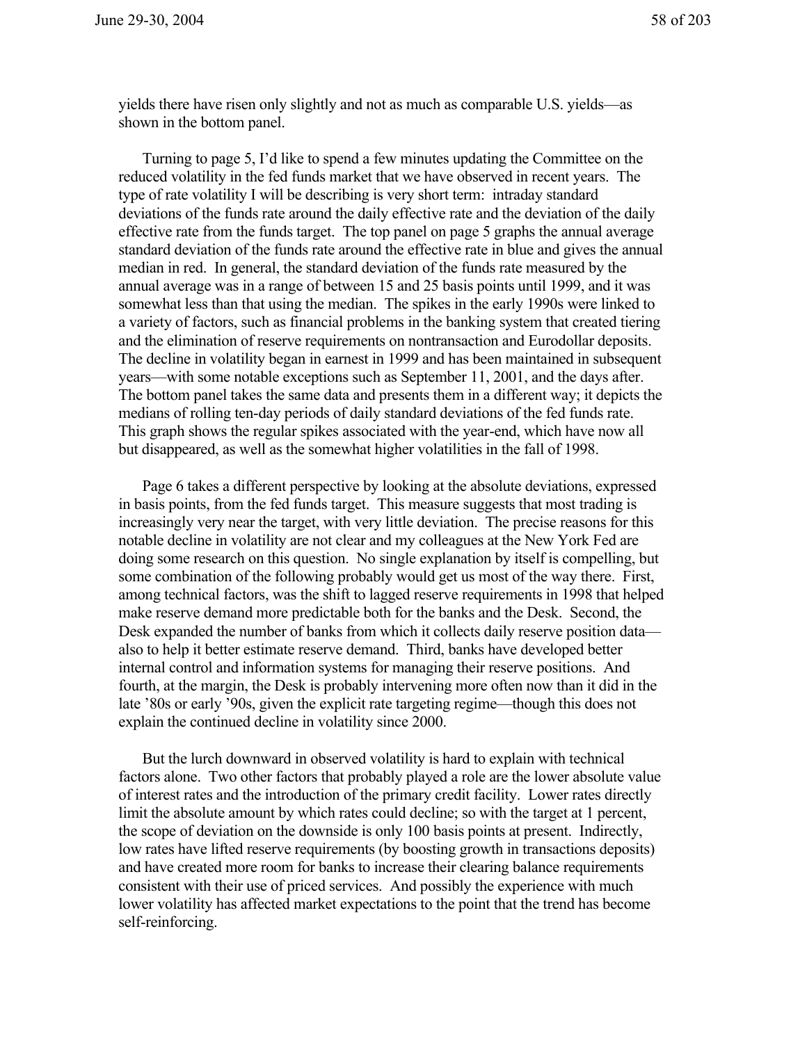yields there have risen only slightly and not as much as comparable U.S. yields—as shown in the bottom panel.

Turning to page 5, I'd like to spend a few minutes updating the Committee on the reduced volatility in the fed funds market that we have observed in recent years. The type of rate volatility I will be describing is very short term: intraday standard deviations of the funds rate around the daily effective rate and the deviation of the daily effective rate from the funds target. The top panel on page 5 graphs the annual average standard deviation of the funds rate around the effective rate in blue and gives the annual median in red. In general, the standard deviation of the funds rate measured by the annual average was in a range of between 15 and 25 basis points until 1999, and it was somewhat less than that using the median. The spikes in the early 1990s were linked to a variety of factors, such as financial problems in the banking system that created tiering and the elimination of reserve requirements on nontransaction and Eurodollar deposits. The decline in volatility began in earnest in 1999 and has been maintained in subsequent years—with some notable exceptions such as September 11, 2001, and the days after. The bottom panel takes the same data and presents them in a different way; it depicts the medians of rolling ten-day periods of daily standard deviations of the fed funds rate. This graph shows the regular spikes associated with the year-end, which have now all but disappeared, as well as the somewhat higher volatilities in the fall of 1998.

Page 6 takes a different perspective by looking at the absolute deviations, expressed in basis points, from the fed funds target. This measure suggests that most trading is increasingly very near the target, with very little deviation. The precise reasons for this notable decline in volatility are not clear and my colleagues at the New York Fed are doing some research on this question. No single explanation by itself is compelling, but some combination of the following probably would get us most of the way there. First, among technical factors, was the shift to lagged reserve requirements in 1998 that helped make reserve demand more predictable both for the banks and the Desk. Second, the Desk expanded the number of banks from which it collects daily reserve position data—also to help it better estimate reserve demand. Third, banks have developed better internal control and information systems for managing their reserve positions. And fourth, at the margin, the Desk is probably intervening more often now than it did in the late '80s or early '90s, given the explicit rate targeting regime—though this does not explain the continued decline in volatility since 2000.

But the lurch downward in observed volatility is hard to explain with technical factors alone. Two other factors that probably played a role are the lower absolute value of interest rates and the introduction of the primary credit facility. Lower rates directly limit the absolute amount by which rates could decline; so with the target at 1 percent, the scope of deviation on the downside is only 100 basis points at present. Indirectly, low rates have lifted reserve requirements (by boosting growth in transactions deposits) and have created more room for banks to increase their clearing balance requirements consistent with their use of priced services. And possibly the experience with much lower volatility has affected market expectations to the point that the trend has become self-reinforcing.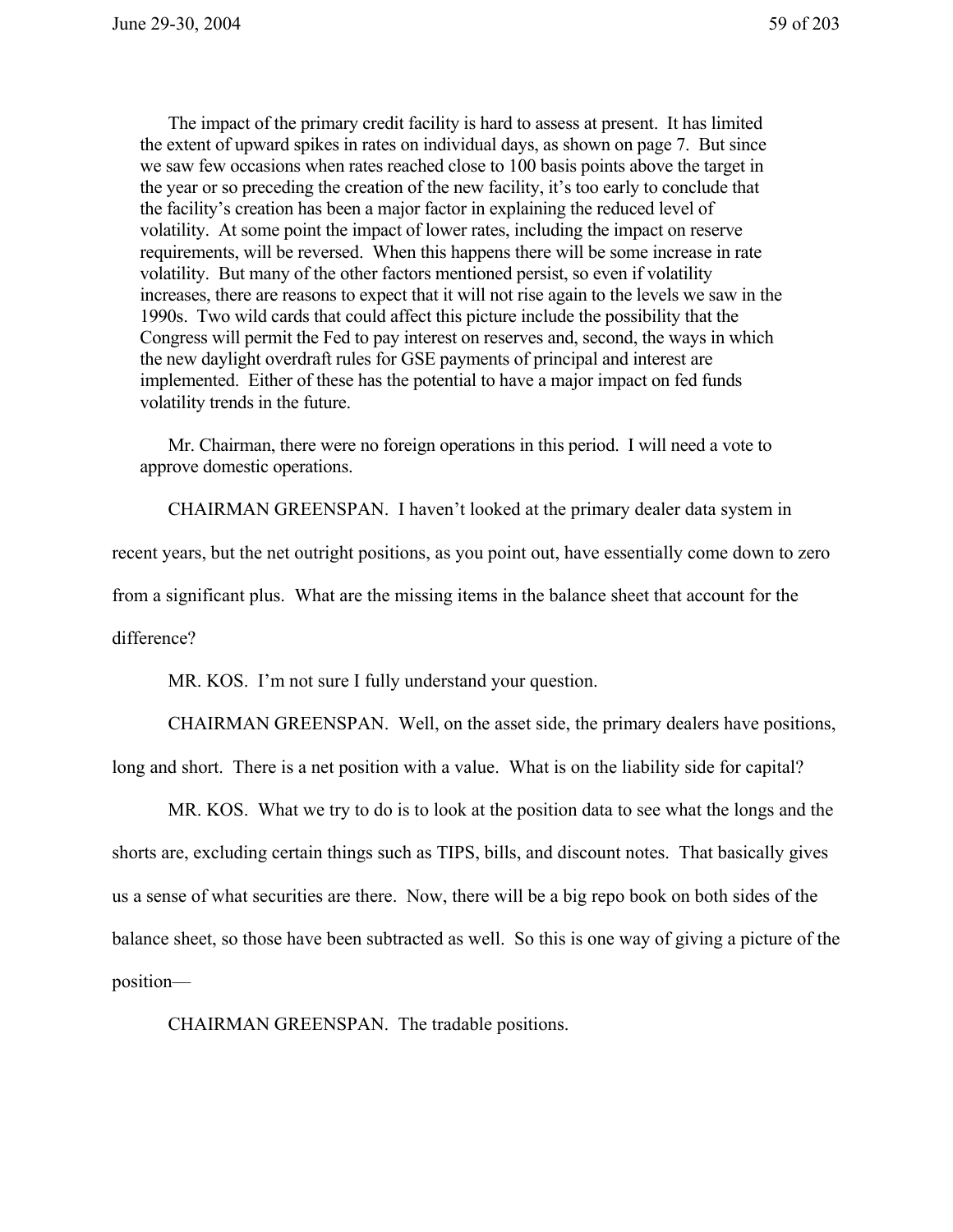The impact of the primary credit facility is hard to assess at present. It has limited the extent of upward spikes in rates on individual days, as shown on page 7. But since we saw few occasions when rates reached close to 100 basis points above the target in the year or so preceding the creation of the new facility, it's too early to conclude that the facility's creation has been a major factor in explaining the reduced level of volatility. At some point the impact of lower rates, including the impact on reserve requirements, will be reversed. When this happens there will be some increase in rate volatility. But many of the other factors mentioned persist, so even if volatility increases, there are reasons to expect that it will not rise again to the levels we saw in the 1990s. Two wild cards that could affect this picture include the possibility that the Congress will permit the Fed to pay interest on reserves and, second, the ways in which the new daylight overdraft rules for GSE payments of principal and interest are implemented. Either of these has the potential to have a major impact on fed funds volatility trends in the future.

Mr. Chairman, there were no foreign operations in this period. I will need a vote to approve domestic operations.

CHAIRMAN GREENSPAN. I haven't looked at the primary dealer data system in recent years, but the net outright positions, as you point out, have essentially come down to zero from a significant plus. What are the missing items in the balance sheet that account for the difference?

MR. KOS. I'm not sure I fully understand your question.

CHAIRMAN GREENSPAN. Well, on the asset side, the primary dealers have positions, long and short. There is a net position with a value. What is on the liability side for capital?

MR. KOS. What we try to do is to look at the position data to see what the longs and the shorts are, excluding certain things such as TIPS, bills, and discount notes. That basically gives us a sense of what securities are there. Now, there will be a big repo book on both sides of the balance sheet, so those have been subtracted as well. So this is one way of giving a picture of the position—

CHAIRMAN GREENSPAN. The tradable positions.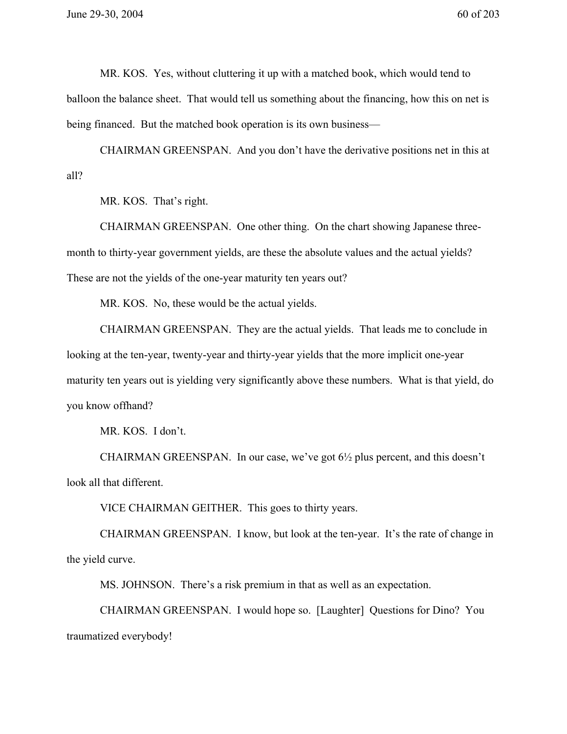MR. KOS. Yes, without cluttering it up with a matched book, which would tend to balloon the balance sheet. That would tell us something about the financing, how this on net is being financed. But the matched book operation is its own business—

CHAIRMAN GREENSPAN. And you don't have the derivative positions net in this at all?

MR. KOS. That's right.

CHAIRMAN GREENSPAN. One other thing. On the chart showing Japanese three-month to thirty-year government yields, are these the absolute values and the actual yields? These are not the yields of the one-year maturity ten years out?

MR. KOS. No, these would be the actual yields.

CHAIRMAN GREENSPAN. They are the actual yields. That leads me to conclude in looking at the ten-year, twenty-year and thirty-year yields that the more implicit one-year maturity ten years out is yielding very significantly above these numbers. What is that yield, do you know offhand?

MR. KOS. I don't.

CHAIRMAN GREENSPAN. In our case, we've got 6½ plus percent, and this doesn't look all that different.

VICE CHAIRMAN GEITHER. This goes to thirty years.

CHAIRMAN GREENSPAN. I know, but look at the ten-year. It's the rate of change in the yield curve.

MS. JOHNSON. There's a risk premium in that as well as an expectation.

CHAIRMAN GREENSPAN. I would hope so. [Laughter] Questions for Dino? You traumatized everybody!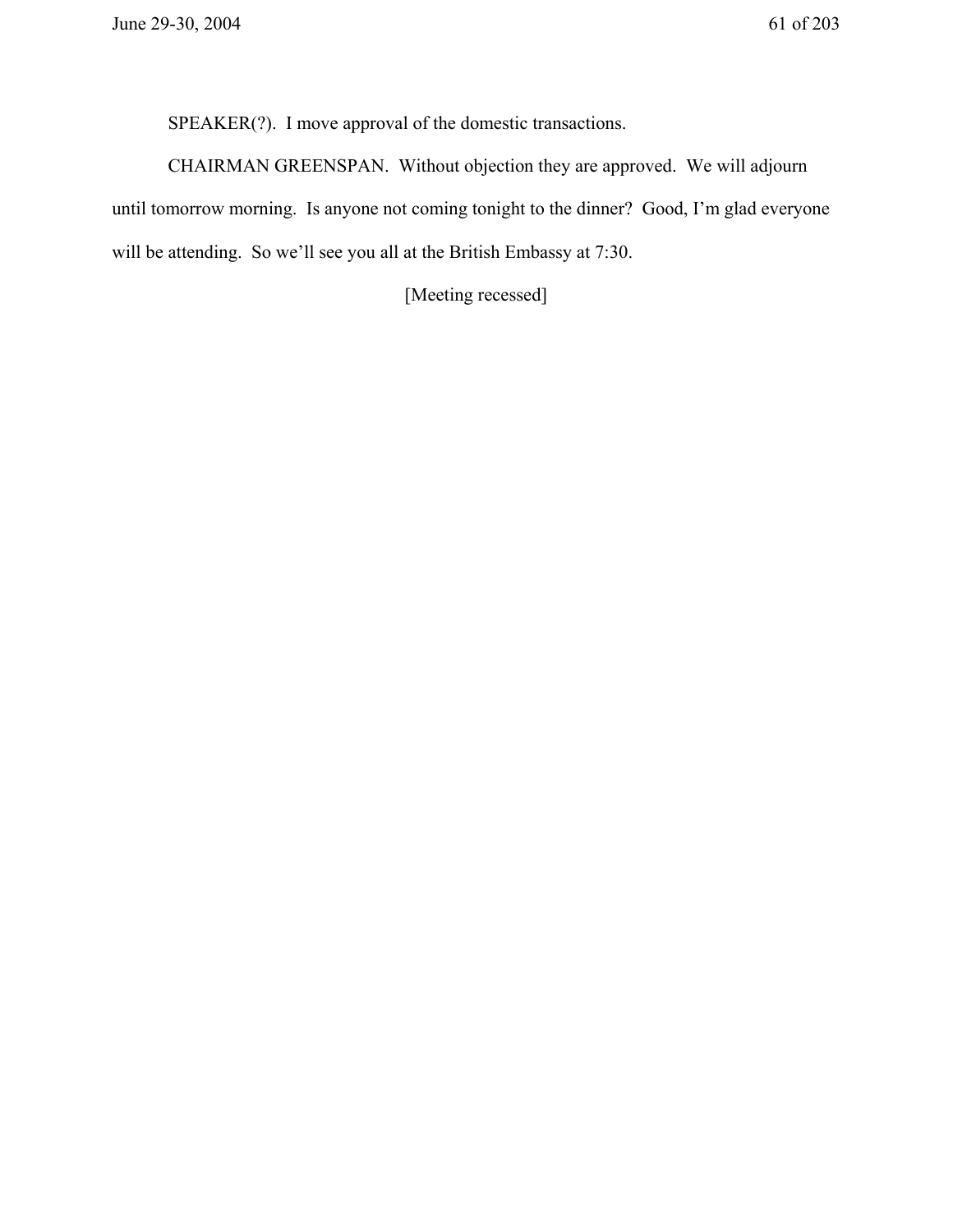SPEAKER(?). I move approval of the domestic transactions.

CHAIRMAN GREENSPAN. Without objection they are approved. We will adjourn until tomorrow morning. Is anyone not coming tonight to the dinner? Good, I'm glad everyone will be attending. So we'll see you all at the British Embassy at 7:30.

[Meeting recessed]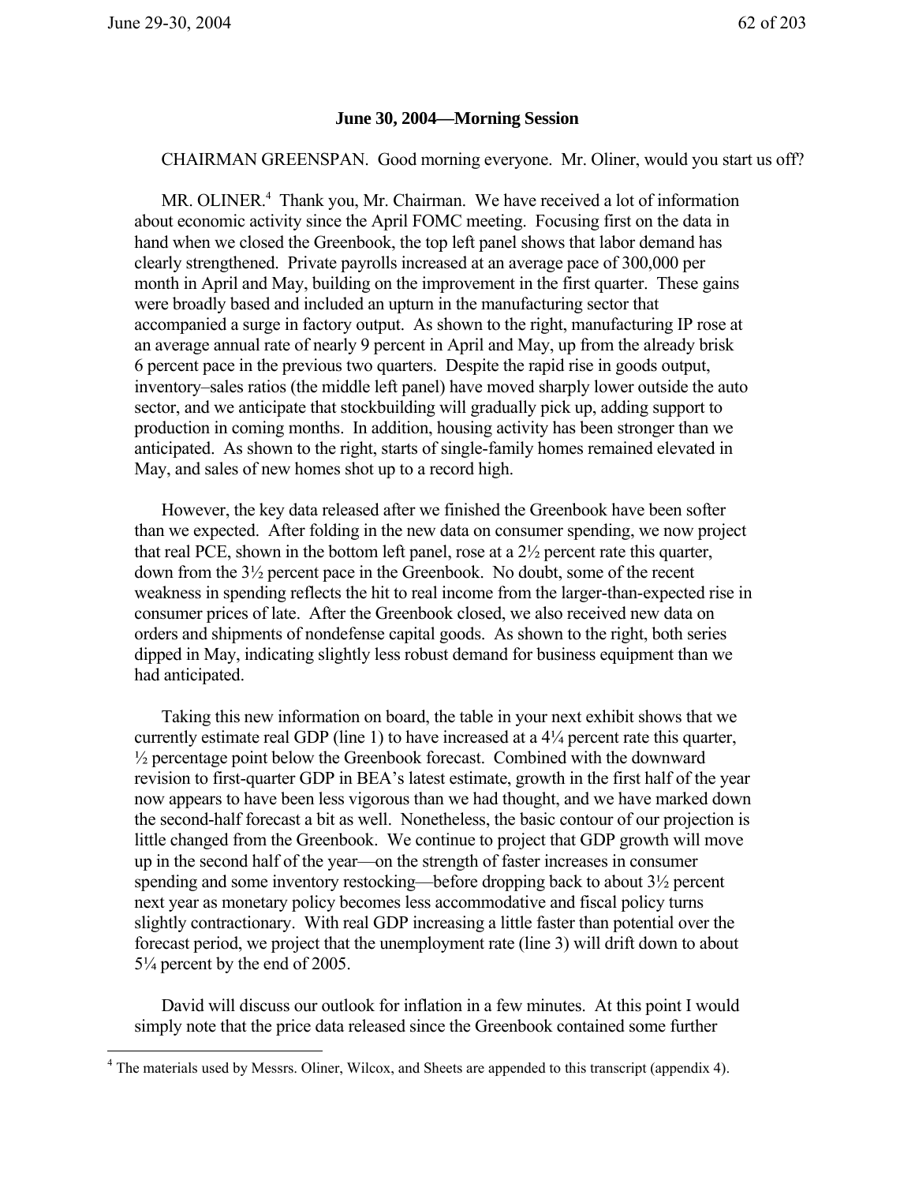**June 30, 2004—Morning Session**

CHAIRMAN GREENSPAN. Good morning everyone. Mr. Oliner, would you start us off?

MR. OLINER.[4] Thank you, Mr. Chairman. We have received a lot of information about economic activity since the April FOMC meeting. Focusing first on the data in hand when we closed the Greenbook, the top left panel shows that labor demand has clearly strengthened. Private payrolls increased at an average pace of 300,000 per month in April and May, building on the improvement in the first quarter. These gains were broadly based and included an upturn in the manufacturing sector that accompanied a surge in factory output. As shown to the right, manufacturing IP rose at an average annual rate of nearly 9 percent in April and May, up from the already brisk 6 percent pace in the previous two quarters. Despite the rapid rise in goods output, inventory–sales ratios (the middle left panel) have moved sharply lower outside the auto sector, and we anticipate that stockbuilding will gradually pick up, adding support to production in coming months. In addition, housing activity has been stronger than we anticipated. As shown to the right, starts of single-family homes remained elevated in May, and sales of new homes shot up to a record high.

However, the key data released after we finished the Greenbook have been softer than we expected. After folding in the new data on consumer spending, we now project that real PCE, shown in the bottom left panel, rose at a 2½ percent rate this quarter, down from the 3½ percent pace in the Greenbook. No doubt, some of the recent weakness in spending reflects the hit to real income from the larger-than-expected rise in consumer prices of late. After the Greenbook closed, we also received new data on orders and shipments of nondefense capital goods. As shown to the right, both series dipped in May, indicating slightly less robust demand for business equipment than we had anticipated.

Taking this new information on board, the table in your next exhibit shows that we currently estimate real GDP (line 1) to have increased at a 4¼ percent rate this quarter, ½ percentage point below the Greenbook forecast. Combined with the downward revision to first-quarter GDP in BEA's latest estimate, growth in the first half of the year now appears to have been less vigorous than we had thought, and we have marked down the second-half forecast a bit as well. Nonetheless, the basic contour of our projection is little changed from the Greenbook. We continue to project that GDP growth will move up in the second half of the year—on the strength of faster increases in consumer spending and some inventory restocking—before dropping back to about 3½ percent next year as monetary policy becomes less accommodative and fiscal policy turns slightly contractionary. With real GDP increasing a little faster than potential over the forecast period, we project that the unemployment rate (line 3) will drift down to about 5¼ percent by the end of 2005.

David will discuss our outlook for inflation in a few minutes. At this point I would simply note that the price data released since the Greenbook contained some further

[4] The materials used by Messrs. Oliner, Wilcox, and Sheets are appended to this transcript (appendix 4).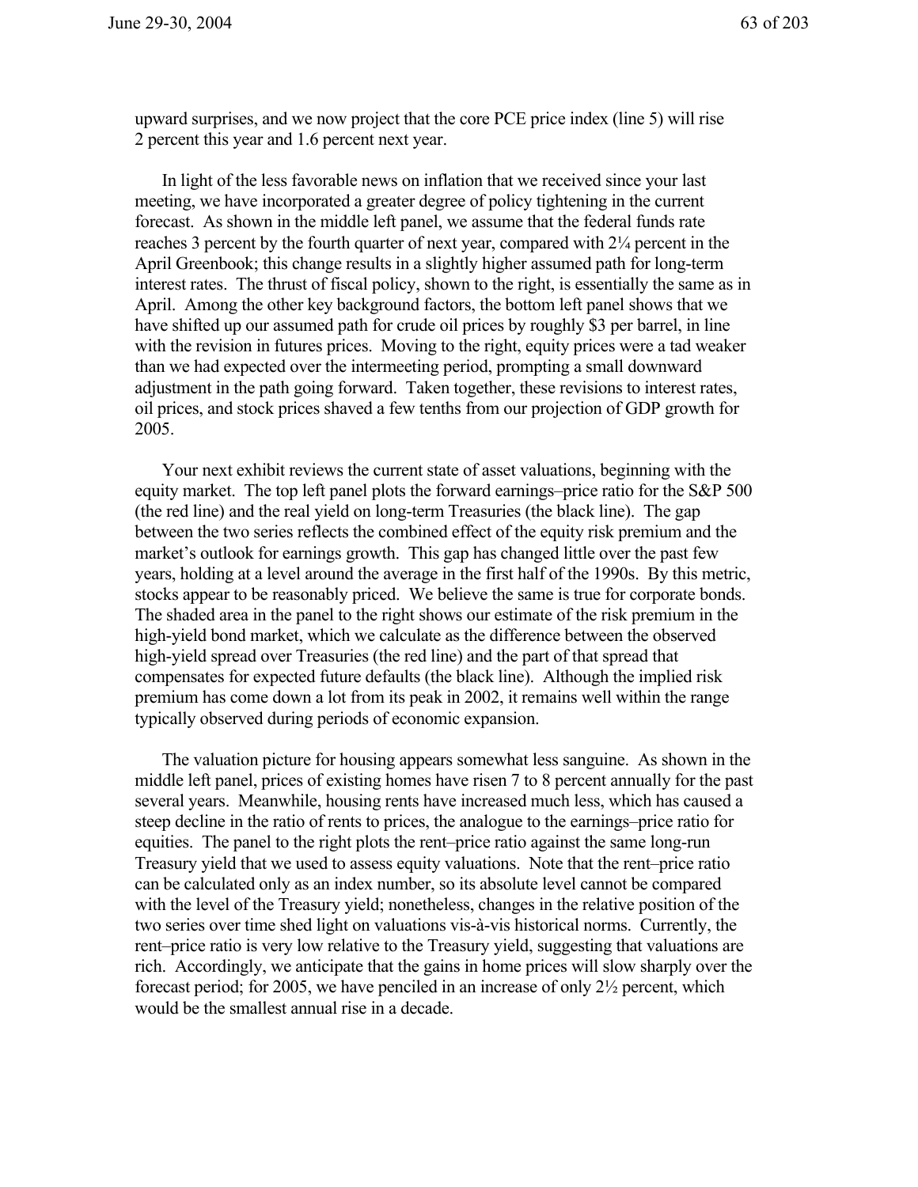upward surprises, and we now project that the core PCE price index (line 5) will rise 2 percent this year and 1.6 percent next year.

In light of the less favorable news on inflation that we received since your last meeting, we have incorporated a greater degree of policy tightening in the current forecast. As shown in the middle left panel, we assume that the federal funds rate reaches 3 percent by the fourth quarter of next year, compared with 2¼ percent in the April Greenbook; this change results in a slightly higher assumed path for long-term interest rates. The thrust of fiscal policy, shown to the right, is essentially the same as in April. Among the other key background factors, the bottom left panel shows that we have shifted up our assumed path for crude oil prices by roughly $3 per barrel, in line with the revision in futures prices. Moving to the right, equity prices were a tad weaker than we had expected over the intermeeting period, prompting a small downward adjustment in the path going forward. Taken together, these revisions to interest rates, oil prices, and stock prices shaved a few tenths from our projection of GDP growth for 2005.

Your next exhibit reviews the current state of asset valuations, beginning with the equity market. The top left panel plots the forward earnings–price ratio for the S&P 500 (the red line) and the real yield on long-term Treasuries (the black line). The gap between the two series reflects the combined effect of the equity risk premium and the market's outlook for earnings growth. This gap has changed little over the past few years, holding at a level around the average in the first half of the 1990s. By this metric, stocks appear to be reasonably priced. We believe the same is true for corporate bonds. The shaded area in the panel to the right shows our estimate of the risk premium in the high-yield bond market, which we calculate as the difference between the observed high-yield spread over Treasuries (the red line) and the part of that spread that compensates for expected future defaults (the black line). Although the implied risk premium has come down a lot from its peak in 2002, it remains well within the range typically observed during periods of economic expansion.

The valuation picture for housing appears somewhat less sanguine. As shown in the middle left panel, prices of existing homes have risen 7 to 8 percent annually for the past several years. Meanwhile, housing rents have increased much less, which has caused a steep decline in the ratio of rents to prices, the analogue to the earnings–price ratio for equities. The panel to the right plots the rent–price ratio against the same long-run Treasury yield that we used to assess equity valuations. Note that the rent–price ratio can be calculated only as an index number, so its absolute level cannot be compared with the level of the Treasury yield; nonetheless, changes in the relative position of the two series over time shed light on valuations vis-à-vis historical norms. Currently, the rent–price ratio is very low relative to the Treasury yield, suggesting that valuations are rich. Accordingly, we anticipate that the gains in home prices will slow sharply over the forecast period; for 2005, we have penciled in an increase of only 2½ percent, which would be the smallest annual rise in a decade.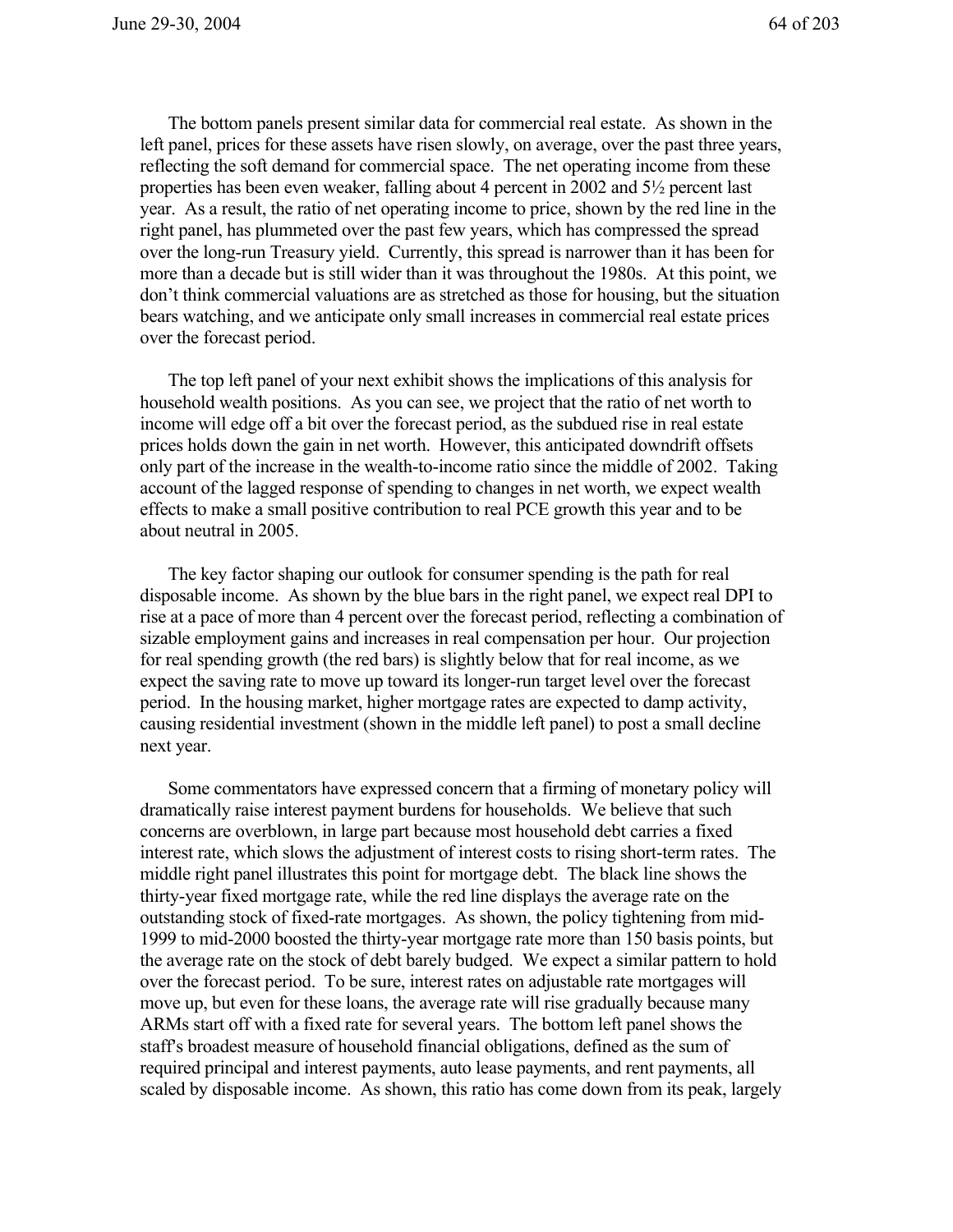The bottom panels present similar data for commercial real estate. As shown in the left panel, prices for these assets have risen slowly, on average, over the past three years, reflecting the soft demand for commercial space. The net operating income from these properties has been even weaker, falling about 4 percent in 2002 and 5½ percent last year. As a result, the ratio of net operating income to price, shown by the red line in the right panel, has plummeted over the past few years, which has compressed the spread over the long-run Treasury yield. Currently, this spread is narrower than it has been for more than a decade but is still wider than it was throughout the 1980s. At this point, we don't think commercial valuations are as stretched as those for housing, but the situation bears watching, and we anticipate only small increases in commercial real estate prices over the forecast period.

The top left panel of your next exhibit shows the implications of this analysis for household wealth positions. As you can see, we project that the ratio of net worth to income will edge off a bit over the forecast period, as the subdued rise in real estate prices holds down the gain in net worth. However, this anticipated downdrift offsets only part of the increase in the wealth-to-income ratio since the middle of 2002. Taking account of the lagged response of spending to changes in net worth, we expect wealth effects to make a small positive contribution to real PCE growth this year and to be about neutral in 2005.

The key factor shaping our outlook for consumer spending is the path for real disposable income. As shown by the blue bars in the right panel, we expect real DPI to rise at a pace of more than 4 percent over the forecast period, reflecting a combination of sizable employment gains and increases in real compensation per hour. Our projection for real spending growth (the red bars) is slightly below that for real income, as we expect the saving rate to move up toward its longer-run target level over the forecast period. In the housing market, higher mortgage rates are expected to damp activity, causing residential investment (shown in the middle left panel) to post a small decline next year.

Some commentators have expressed concern that a firming of monetary policy will dramatically raise interest payment burdens for households. We believe that such concerns are overblown, in large part because most household debt carries a fixed interest rate, which slows the adjustment of interest costs to rising short-term rates. The middle right panel illustrates this point for mortgage debt. The black line shows the thirty-year fixed mortgage rate, while the red line displays the average rate on the outstanding stock of fixed-rate mortgages. As shown, the policy tightening from mid-1999 to mid-2000 boosted the thirty-year mortgage rate more than 150 basis points, but the average rate on the stock of debt barely budged. We expect a similar pattern to hold over the forecast period. To be sure, interest rates on adjustable rate mortgages will move up, but even for these loans, the average rate will rise gradually because many ARMs start off with a fixed rate for several years. The bottom left panel shows the staff's broadest measure of household financial obligations, defined as the sum of required principal and interest payments, auto lease payments, and rent payments, all scaled by disposable income. As shown, this ratio has come down from its peak, largely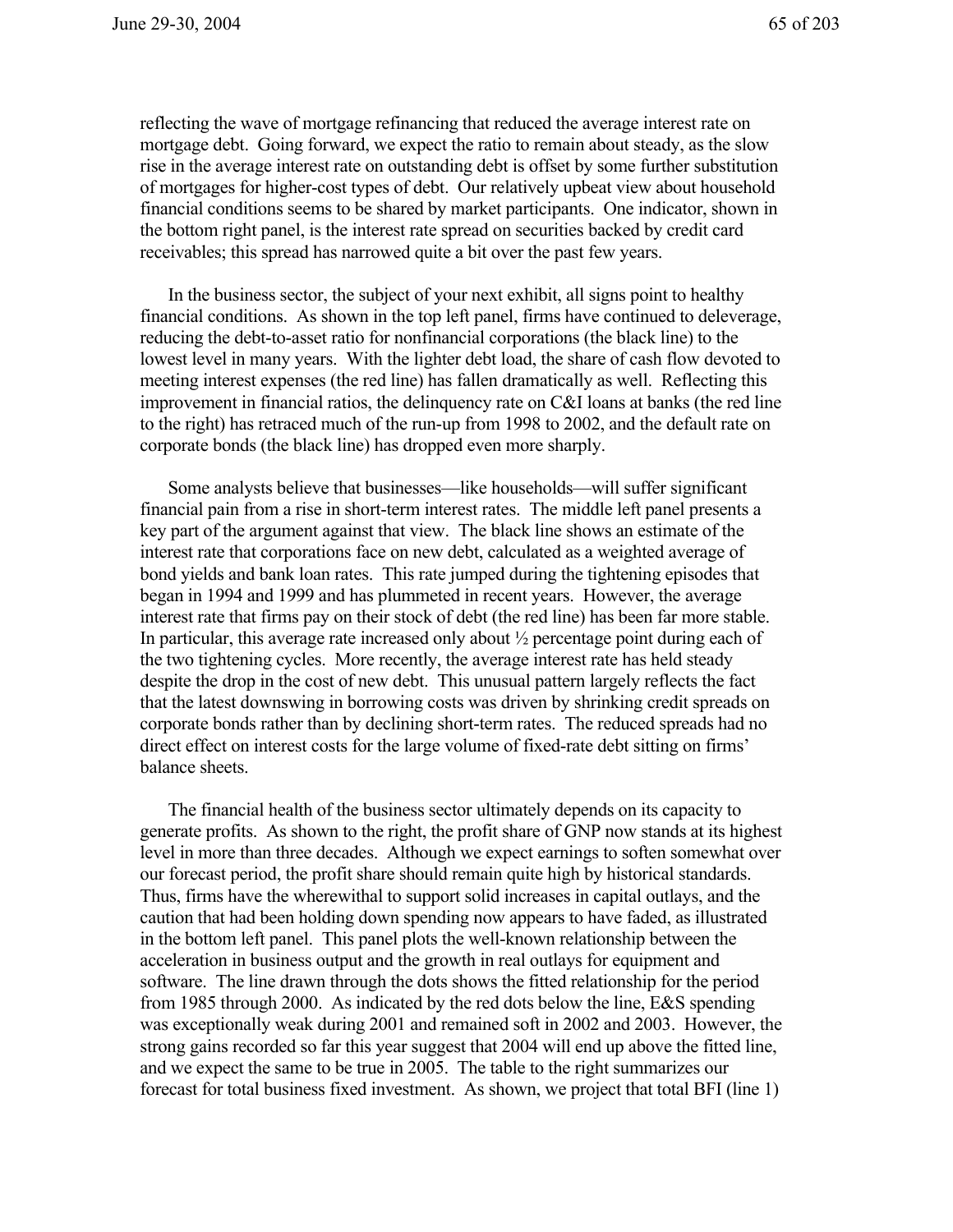reflecting the wave of mortgage refinancing that reduced the average interest rate on mortgage debt. Going forward, we expect the ratio to remain about steady, as the slow rise in the average interest rate on outstanding debt is offset by some further substitution of mortgages for higher-cost types of debt. Our relatively upbeat view about household financial conditions seems to be shared by market participants. One indicator, shown in the bottom right panel, is the interest rate spread on securities backed by credit card receivables; this spread has narrowed quite a bit over the past few years.

In the business sector, the subject of your next exhibit, all signs point to healthy financial conditions. As shown in the top left panel, firms have continued to deleverage, reducing the debt-to-asset ratio for nonfinancial corporations (the black line) to the lowest level in many years. With the lighter debt load, the share of cash flow devoted to meeting interest expenses (the red line) has fallen dramatically as well. Reflecting this improvement in financial ratios, the delinquency rate on C&I loans at banks (the red line to the right) has retraced much of the run-up from 1998 to 2002, and the default rate on corporate bonds (the black line) has dropped even more sharply.

Some analysts believe that businesses—like households—will suffer significant financial pain from a rise in short-term interest rates. The middle left panel presents a key part of the argument against that view. The black line shows an estimate of the interest rate that corporations face on new debt, calculated as a weighted average of bond yields and bank loan rates. This rate jumped during the tightening episodes that began in 1994 and 1999 and has plummeted in recent years. However, the average interest rate that firms pay on their stock of debt (the red line) has been far more stable. In particular, this average rate increased only about ½ percentage point during each of the two tightening cycles. More recently, the average interest rate has held steady despite the drop in the cost of new debt. This unusual pattern largely reflects the fact that the latest downswing in borrowing costs was driven by shrinking credit spreads on corporate bonds rather than by declining short-term rates. The reduced spreads had no direct effect on interest costs for the large volume of fixed-rate debt sitting on firms' balance sheets.

The financial health of the business sector ultimately depends on its capacity to generate profits. As shown to the right, the profit share of GNP now stands at its highest level in more than three decades. Although we expect earnings to soften somewhat over our forecast period, the profit share should remain quite high by historical standards. Thus, firms have the wherewithal to support solid increases in capital outlays, and the caution that had been holding down spending now appears to have faded, as illustrated in the bottom left panel. This panel plots the well-known relationship between the acceleration in business output and the growth in real outlays for equipment and software. The line drawn through the dots shows the fitted relationship for the period from 1985 through 2000. As indicated by the red dots below the line, E&S spending was exceptionally weak during 2001 and remained soft in 2002 and 2003. However, the strong gains recorded so far this year suggest that 2004 will end up above the fitted line, and we expect the same to be true in 2005. The table to the right summarizes our forecast for total business fixed investment. As shown, we project that total BFI (line 1)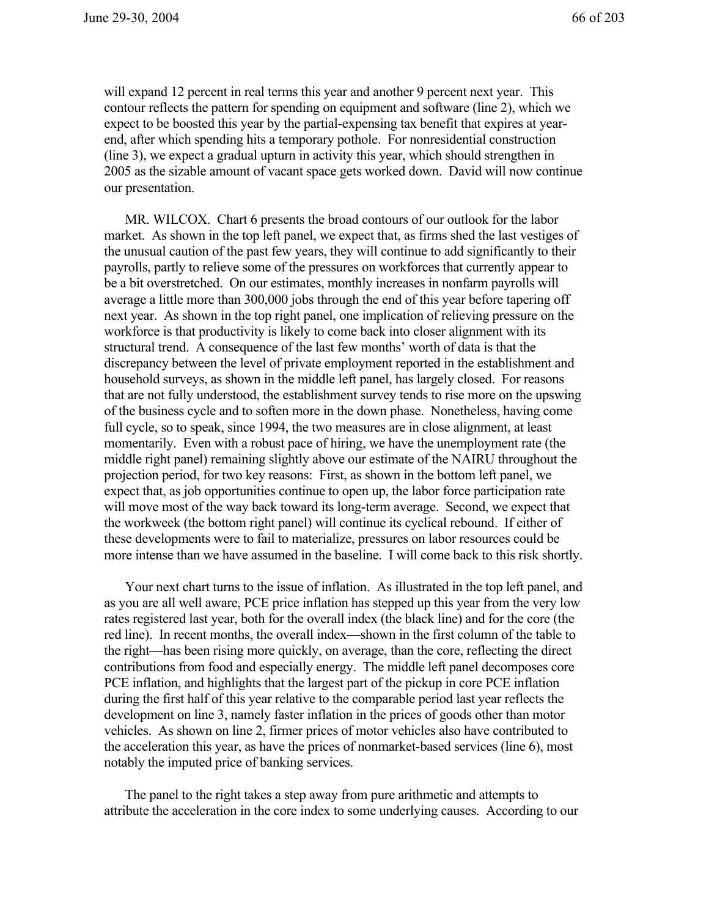will expand 12 percent in real terms this year and another 9 percent next year. This contour reflects the pattern for spending on equipment and software (line 2), which we expect to be boosted this year by the partial-expensing tax benefit that expires at year-end, after which spending hits a temporary pothole. For nonresidential construction (line 3), we expect a gradual upturn in activity this year, which should strengthen in 2005 as the sizable amount of vacant space gets worked down. David will now continue our presentation.

MR. WILCOX. Chart 6 presents the broad contours of our outlook for the labor market. As shown in the top left panel, we expect that, as firms shed the last vestiges of the unusual caution of the past few years, they will continue to add significantly to their payrolls, partly to relieve some of the pressures on workforces that currently appear to be a bit overstretched. On our estimates, monthly increases in nonfarm payrolls will average a little more than 300,000 jobs through the end of this year before tapering off next year. As shown in the top right panel, one implication of relieving pressure on the workforce is that productivity is likely to come back into closer alignment with its structural trend. A consequence of the last few months' worth of data is that the discrepancy between the level of private employment reported in the establishment and household surveys, as shown in the middle left panel, has largely closed. For reasons that are not fully understood, the establishment survey tends to rise more on the upswing of the business cycle and to soften more in the down phase. Nonetheless, having come full cycle, so to speak, since 1994, the two measures are in close alignment, at least momentarily. Even with a robust pace of hiring, we have the unemployment rate (the middle right panel) remaining slightly above our estimate of the NAIRU throughout the projection period, for two key reasons: First, as shown in the bottom left panel, we expect that, as job opportunities continue to open up, the labor force participation rate will move most of the way back toward its long-term average. Second, we expect that the workweek (the bottom right panel) will continue its cyclical rebound. If either of these developments were to fail to materialize, pressures on labor resources could be more intense than we have assumed in the baseline. I will come back to this risk shortly.

Your next chart turns to the issue of inflation. As illustrated in the top left panel, and as you are all well aware, PCE price inflation has stepped up this year from the very low rates registered last year, both for the overall index (the black line) and for the core (the red line). In recent months, the overall index—shown in the first column of the table to the right—has been rising more quickly, on average, than the core, reflecting the direct contributions from food and especially energy. The middle left panel decomposes core PCE inflation, and highlights that the largest part of the pickup in core PCE inflation during the first half of this year relative to the comparable period last year reflects the development on line 3, namely faster inflation in the prices of goods other than motor vehicles. As shown on line 2, firmer prices of motor vehicles also have contributed to the acceleration this year, as have the prices of nonmarket-based services (line 6), most notably the imputed price of banking services.

The panel to the right takes a step away from pure arithmetic and attempts to attribute the acceleration in the core index to some underlying causes. According to our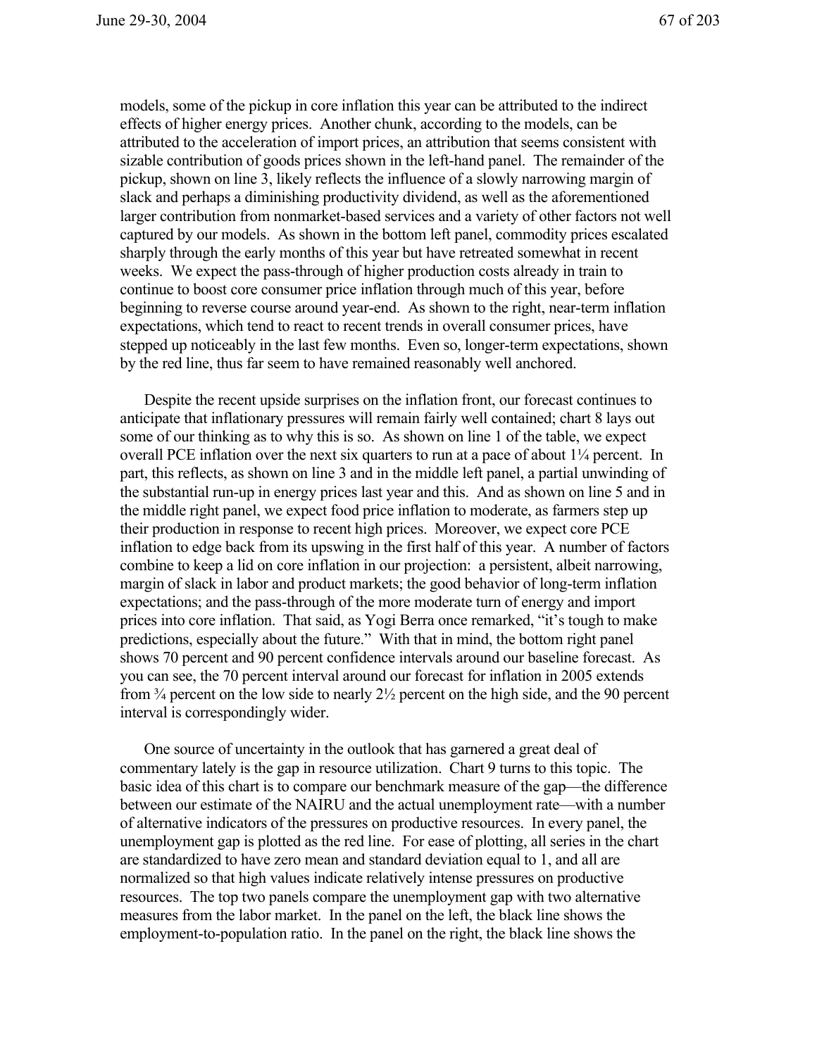models, some of the pickup in core inflation this year can be attributed to the indirect effects of higher energy prices. Another chunk, according to the models, can be attributed to the acceleration of import prices, an attribution that seems consistent with sizable contribution of goods prices shown in the left-hand panel. The remainder of the pickup, shown on line 3, likely reflects the influence of a slowly narrowing margin of slack and perhaps a diminishing productivity dividend, as well as the aforementioned larger contribution from nonmarket-based services and a variety of other factors not well captured by our models. As shown in the bottom left panel, commodity prices escalated sharply through the early months of this year but have retreated somewhat in recent weeks. We expect the pass-through of higher production costs already in train to continue to boost core consumer price inflation through much of this year, before beginning to reverse course around year-end. As shown to the right, near-term inflation expectations, which tend to react to recent trends in overall consumer prices, have stepped up noticeably in the last few months. Even so, longer-term expectations, shown by the red line, thus far seem to have remained reasonably well anchored.

Despite the recent upside surprises on the inflation front, our forecast continues to anticipate that inflationary pressures will remain fairly well contained; chart 8 lays out some of our thinking as to why this is so. As shown on line 1 of the table, we expect overall PCE inflation over the next six quarters to run at a pace of about 1¼ percent. In part, this reflects, as shown on line 3 and in the middle left panel, a partial unwinding of the substantial run-up in energy prices last year and this. And as shown on line 5 and in the middle right panel, we expect food price inflation to moderate, as farmers step up their production in response to recent high prices. Moreover, we expect core PCE inflation to edge back from its upswing in the first half of this year. A number of factors combine to keep a lid on core inflation in our projection: a persistent, albeit narrowing, margin of slack in labor and product markets; the good behavior of long-term inflation expectations; and the pass-through of the more moderate turn of energy and import prices into core inflation. That said, as Yogi Berra once remarked, "it's tough to make predictions, especially about the future." With that in mind, the bottom right panel shows 70 percent and 90 percent confidence intervals around our baseline forecast. As you can see, the 70 percent interval around our forecast for inflation in 2005 extends from ¾ percent on the low side to nearly 2½ percent on the high side, and the 90 percent interval is correspondingly wider.

One source of uncertainty in the outlook that has garnered a great deal of commentary lately is the gap in resource utilization. Chart 9 turns to this topic. The basic idea of this chart is to compare our benchmark measure of the gap—the difference between our estimate of the NAIRU and the actual unemployment rate—with a number of alternative indicators of the pressures on productive resources. In every panel, the unemployment gap is plotted as the red line. For ease of plotting, all series in the chart are standardized to have zero mean and standard deviation equal to 1, and all are normalized so that high values indicate relatively intense pressures on productive resources. The top two panels compare the unemployment gap with two alternative measures from the labor market. In the panel on the left, the black line shows the employment-to-population ratio. In the panel on the right, the black line shows the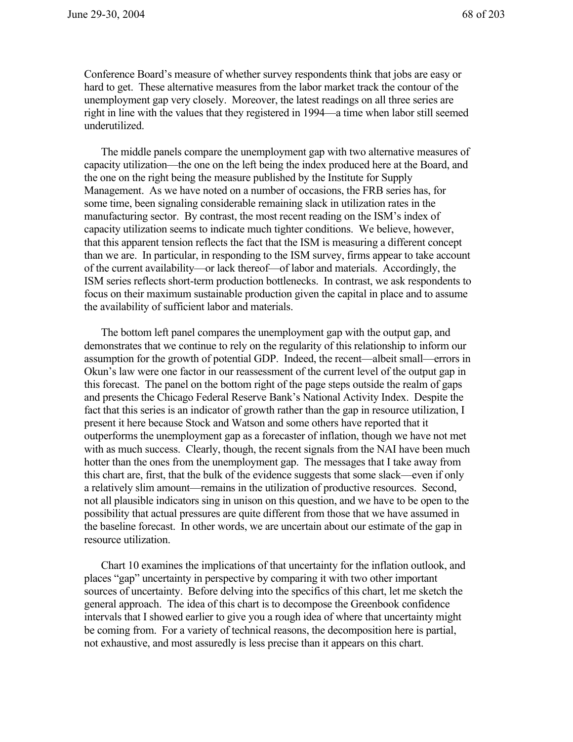Conference Board's measure of whether survey respondents think that jobs are easy or hard to get. These alternative measures from the labor market track the contour of the unemployment gap very closely. Moreover, the latest readings on all three series are right in line with the values that they registered in 1994—a time when labor still seemed underutilized.

The middle panels compare the unemployment gap with two alternative measures of capacity utilization—the one on the left being the index produced here at the Board, and the one on the right being the measure published by the Institute for Supply Management. As we have noted on a number of occasions, the FRB series has, for some time, been signaling considerable remaining slack in utilization rates in the manufacturing sector. By contrast, the most recent reading on the ISM's index of capacity utilization seems to indicate much tighter conditions. We believe, however, that this apparent tension reflects the fact that the ISM is measuring a different concept than we are. In particular, in responding to the ISM survey, firms appear to take account of the current availability—or lack thereof—of labor and materials. Accordingly, the ISM series reflects short-term production bottlenecks. In contrast, we ask respondents to focus on their maximum sustainable production given the capital in place and to assume the availability of sufficient labor and materials.

The bottom left panel compares the unemployment gap with the output gap, and demonstrates that we continue to rely on the regularity of this relationship to inform our assumption for the growth of potential GDP. Indeed, the recent—albeit small—errors in Okun's law were one factor in our reassessment of the current level of the output gap in this forecast. The panel on the bottom right of the page steps outside the realm of gaps and presents the Chicago Federal Reserve Bank's National Activity Index. Despite the fact that this series is an indicator of growth rather than the gap in resource utilization, I present it here because Stock and Watson and some others have reported that it outperforms the unemployment gap as a forecaster of inflation, though we have not met with as much success. Clearly, though, the recent signals from the NAI have been much hotter than the ones from the unemployment gap. The messages that I take away from this chart are, first, that the bulk of the evidence suggests that some slack—even if only a relatively slim amount—remains in the utilization of productive resources. Second, not all plausible indicators sing in unison on this question, and we have to be open to the possibility that actual pressures are quite different from those that we have assumed in the baseline forecast. In other words, we are uncertain about our estimate of the gap in resource utilization.

Chart 10 examines the implications of that uncertainty for the inflation outlook, and places "gap" uncertainty in perspective by comparing it with two other important sources of uncertainty. Before delving into the specifics of this chart, let me sketch the general approach. The idea of this chart is to decompose the Greenbook confidence intervals that I showed earlier to give you a rough idea of where that uncertainty might be coming from. For a variety of technical reasons, the decomposition here is partial, not exhaustive, and most assuredly is less precise than it appears on this chart.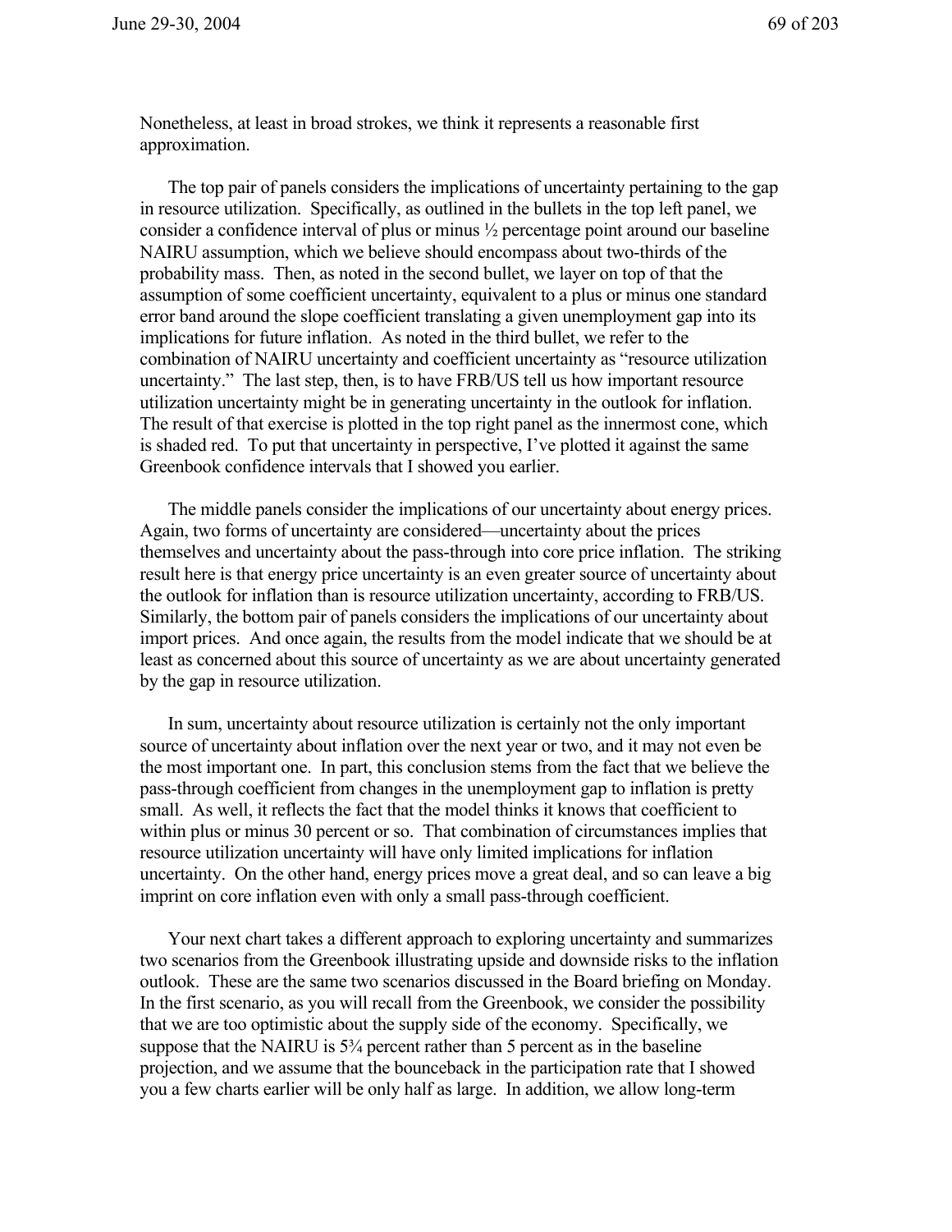Nonetheless, at least in broad strokes, we think it represents a reasonable first approximation.

The top pair of panels considers the implications of uncertainty pertaining to the gap in resource utilization. Specifically, as outlined in the bullets in the top left panel, we consider a confidence interval of plus or minus ½ percentage point around our baseline NAIRU assumption, which we believe should encompass about two-thirds of the probability mass. Then, as noted in the second bullet, we layer on top of that the assumption of some coefficient uncertainty, equivalent to a plus or minus one standard error band around the slope coefficient translating a given unemployment gap into its implications for future inflation. As noted in the third bullet, we refer to the combination of NAIRU uncertainty and coefficient uncertainty as "resource utilization uncertainty." The last step, then, is to have FRB/US tell us how important resource utilization uncertainty might be in generating uncertainty in the outlook for inflation. The result of that exercise is plotted in the top right panel as the innermost cone, which is shaded red. To put that uncertainty in perspective, I've plotted it against the same Greenbook confidence intervals that I showed you earlier.

The middle panels consider the implications of our uncertainty about energy prices. Again, two forms of uncertainty are considered—uncertainty about the prices themselves and uncertainty about the pass-through into core price inflation. The striking result here is that energy price uncertainty is an even greater source of uncertainty about the outlook for inflation than is resource utilization uncertainty, according to FRB/US. Similarly, the bottom pair of panels considers the implications of our uncertainty about import prices. And once again, the results from the model indicate that we should be at least as concerned about this source of uncertainty as we are about uncertainty generated by the gap in resource utilization.

In sum, uncertainty about resource utilization is certainly not the only important source of uncertainty about inflation over the next year or two, and it may not even be the most important one. In part, this conclusion stems from the fact that we believe the pass-through coefficient from changes in the unemployment gap to inflation is pretty small. As well, it reflects the fact that the model thinks it knows that coefficient to within plus or minus 30 percent or so. That combination of circumstances implies that resource utilization uncertainty will have only limited implications for inflation uncertainty. On the other hand, energy prices move a great deal, and so can leave a big imprint on core inflation even with only a small pass-through coefficient.

Your next chart takes a different approach to exploring uncertainty and summarizes two scenarios from the Greenbook illustrating upside and downside risks to the inflation outlook. These are the same two scenarios discussed in the Board briefing on Monday. In the first scenario, as you will recall from the Greenbook, we consider the possibility that we are too optimistic about the supply side of the economy. Specifically, we suppose that the NAIRU is 5¾ percent rather than 5 percent as in the baseline projection, and we assume that the bounceback in the participation rate that I showed you a few charts earlier will be only half as large. In addition, we allow long-term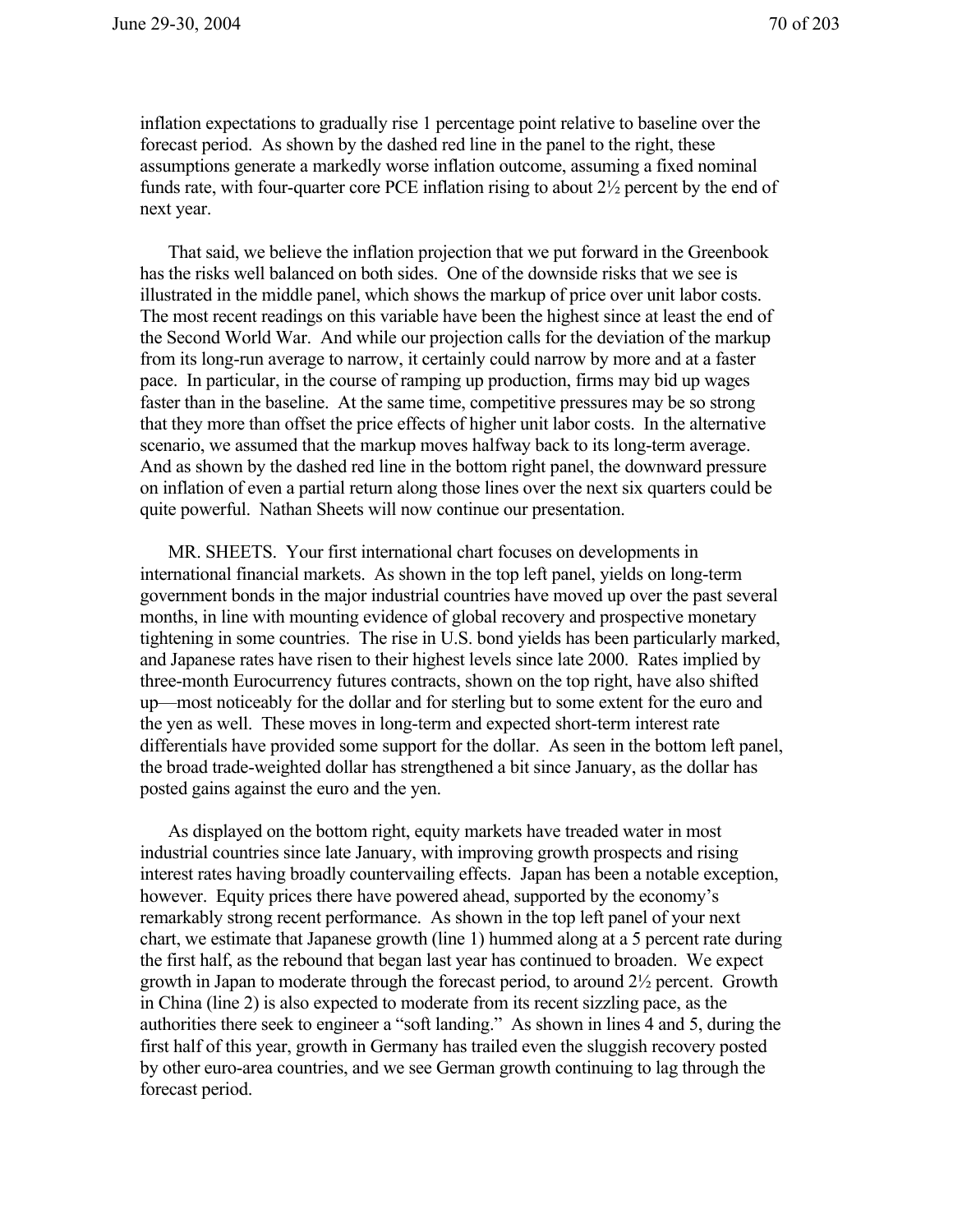inflation expectations to gradually rise 1 percentage point relative to baseline over the forecast period. As shown by the dashed red line in the panel to the right, these assumptions generate a markedly worse inflation outcome, assuming a fixed nominal funds rate, with four-quarter core PCE inflation rising to about 2½ percent by the end of next year.

That said, we believe the inflation projection that we put forward in the Greenbook has the risks well balanced on both sides. One of the downside risks that we see is illustrated in the middle panel, which shows the markup of price over unit labor costs. The most recent readings on this variable have been the highest since at least the end of the Second World War. And while our projection calls for the deviation of the markup from its long-run average to narrow, it certainly could narrow by more and at a faster pace. In particular, in the course of ramping up production, firms may bid up wages faster than in the baseline. At the same time, competitive pressures may be so strong that they more than offset the price effects of higher unit labor costs. In the alternative scenario, we assumed that the markup moves halfway back to its long-term average. And as shown by the dashed red line in the bottom right panel, the downward pressure on inflation of even a partial return along those lines over the next six quarters could be quite powerful. Nathan Sheets will now continue our presentation.

MR. SHEETS. Your first international chart focuses on developments in international financial markets. As shown in the top left panel, yields on long-term government bonds in the major industrial countries have moved up over the past several months, in line with mounting evidence of global recovery and prospective monetary tightening in some countries. The rise in U.S. bond yields has been particularly marked, and Japanese rates have risen to their highest levels since late 2000. Rates implied by three-month Eurocurrency futures contracts, shown on the top right, have also shifted up—most noticeably for the dollar and for sterling but to some extent for the euro and the yen as well. These moves in long-term and expected short-term interest rate differentials have provided some support for the dollar. As seen in the bottom left panel, the broad trade-weighted dollar has strengthened a bit since January, as the dollar has posted gains against the euro and the yen.

As displayed on the bottom right, equity markets have treaded water in most industrial countries since late January, with improving growth prospects and rising interest rates having broadly countervailing effects. Japan has been a notable exception, however. Equity prices there have powered ahead, supported by the economy's remarkably strong recent performance. As shown in the top left panel of your next chart, we estimate that Japanese growth (line 1) hummed along at a 5 percent rate during the first half, as the rebound that began last year has continued to broaden. We expect growth in Japan to moderate through the forecast period, to around 2½ percent. Growth in China (line 2) is also expected to moderate from its recent sizzling pace, as the authorities there seek to engineer a "soft landing." As shown in lines 4 and 5, during the first half of this year, growth in Germany has trailed even the sluggish recovery posted by other euro-area countries, and we see German growth continuing to lag through the forecast period.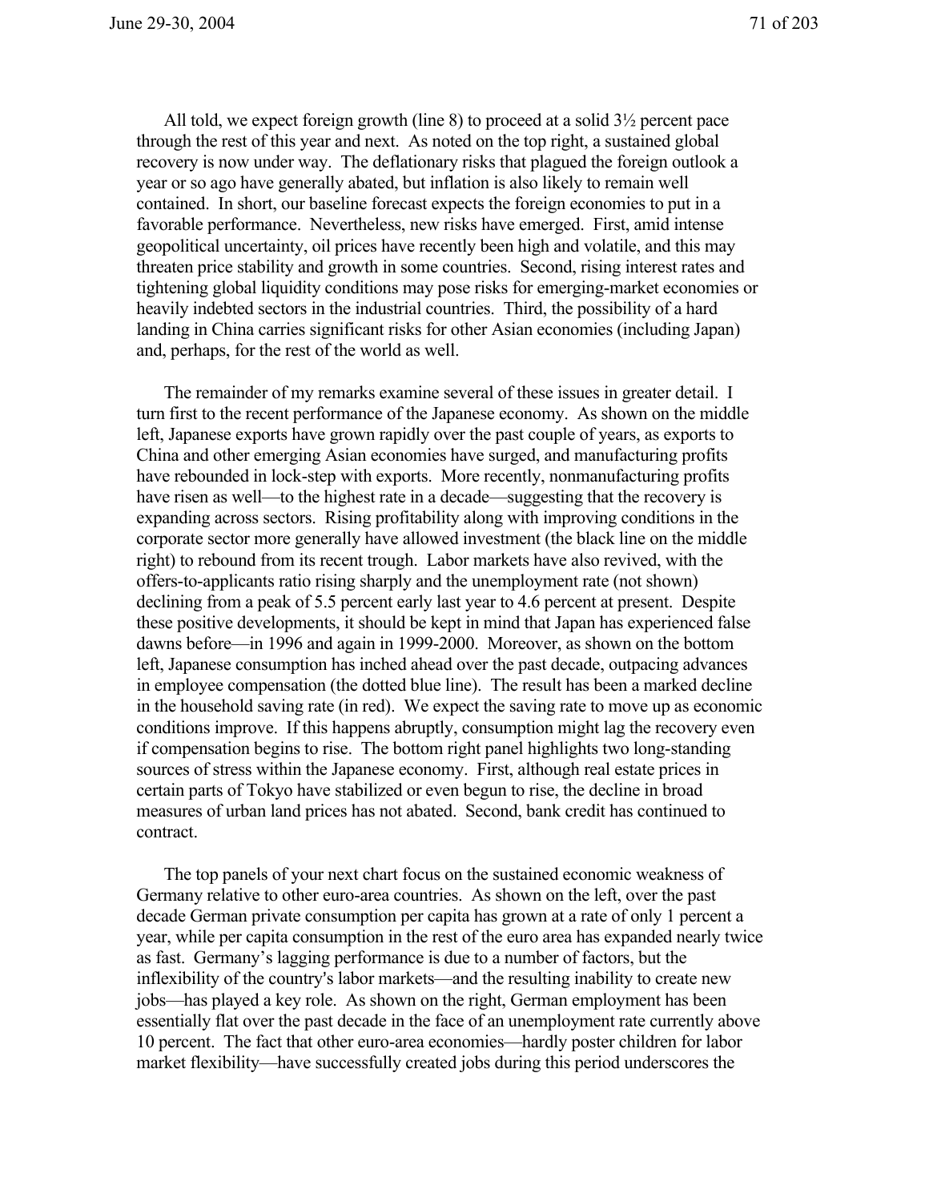All told, we expect foreign growth (line 8) to proceed at a solid 3½ percent pace through the rest of this year and next. As noted on the top right, a sustained global recovery is now under way. The deflationary risks that plagued the foreign outlook a year or so ago have generally abated, but inflation is also likely to remain well contained. In short, our baseline forecast expects the foreign economies to put in a favorable performance. Nevertheless, new risks have emerged. First, amid intense geopolitical uncertainty, oil prices have recently been high and volatile, and this may threaten price stability and growth in some countries. Second, rising interest rates and tightening global liquidity conditions may pose risks for emerging-market economies or heavily indebted sectors in the industrial countries. Third, the possibility of a hard landing in China carries significant risks for other Asian economies (including Japan) and, perhaps, for the rest of the world as well.

The remainder of my remarks examine several of these issues in greater detail. I turn first to the recent performance of the Japanese economy. As shown on the middle left, Japanese exports have grown rapidly over the past couple of years, as exports to China and other emerging Asian economies have surged, and manufacturing profits have rebounded in lock-step with exports. More recently, nonmanufacturing profits have risen as well—to the highest rate in a decade—suggesting that the recovery is expanding across sectors. Rising profitability along with improving conditions in the corporate sector more generally have allowed investment (the black line on the middle right) to rebound from its recent trough. Labor markets have also revived, with the offers-to-applicants ratio rising sharply and the unemployment rate (not shown) declining from a peak of 5.5 percent early last year to 4.6 percent at present. Despite these positive developments, it should be kept in mind that Japan has experienced false dawns before—in 1996 and again in 1999-2000. Moreover, as shown on the bottom left, Japanese consumption has inched ahead over the past decade, outpacing advances in employee compensation (the dotted blue line). The result has been a marked decline in the household saving rate (in red). We expect the saving rate to move up as economic conditions improve. If this happens abruptly, consumption might lag the recovery even if compensation begins to rise. The bottom right panel highlights two long-standing sources of stress within the Japanese economy. First, although real estate prices in certain parts of Tokyo have stabilized or even begun to rise, the decline in broad measures of urban land prices has not abated. Second, bank credit has continued to contract.

The top panels of your next chart focus on the sustained economic weakness of Germany relative to other euro-area countries. As shown on the left, over the past decade German private consumption per capita has grown at a rate of only 1 percent a year, while per capita consumption in the rest of the euro area has expanded nearly twice as fast. Germany's lagging performance is due to a number of factors, but the inflexibility of the country's labor markets—and the resulting inability to create new jobs—has played a key role. As shown on the right, German employment has been essentially flat over the past decade in the face of an unemployment rate currently above 10 percent. The fact that other euro-area economies—hardly poster children for labor market flexibility—have successfully created jobs during this period underscores the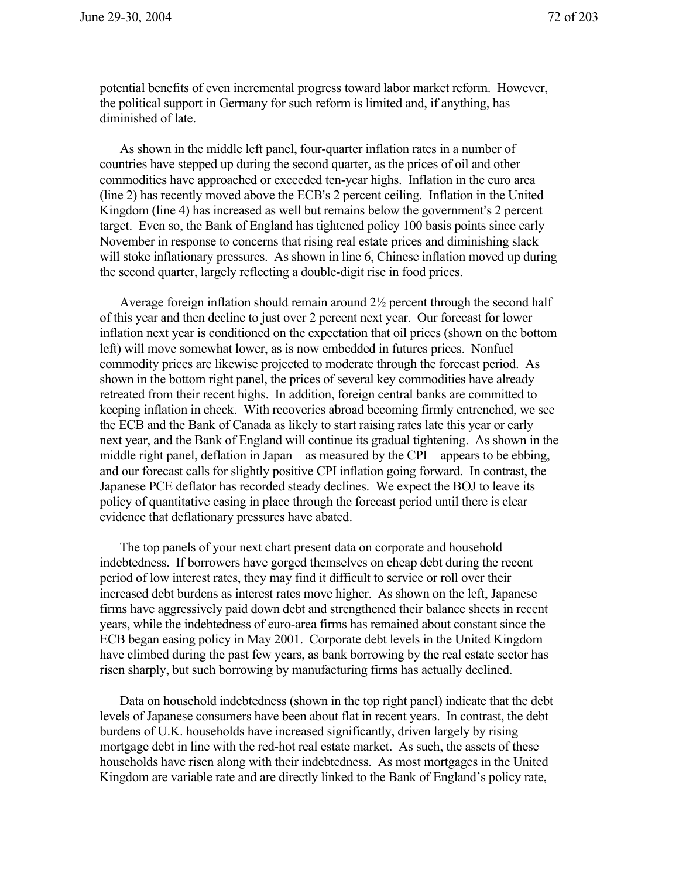potential benefits of even incremental progress toward labor market reform. However, the political support in Germany for such reform is limited and, if anything, has diminished of late.

As shown in the middle left panel, four-quarter inflation rates in a number of countries have stepped up during the second quarter, as the prices of oil and other commodities have approached or exceeded ten-year highs. Inflation in the euro area (line 2) has recently moved above the ECB's 2 percent ceiling. Inflation in the United Kingdom (line 4) has increased as well but remains below the government's 2 percent target. Even so, the Bank of England has tightened policy 100 basis points since early November in response to concerns that rising real estate prices and diminishing slack will stoke inflationary pressures. As shown in line 6, Chinese inflation moved up during the second quarter, largely reflecting a double-digit rise in food prices.

Average foreign inflation should remain around 2½ percent through the second half of this year and then decline to just over 2 percent next year. Our forecast for lower inflation next year is conditioned on the expectation that oil prices (shown on the bottom left) will move somewhat lower, as is now embedded in futures prices. Nonfuel commodity prices are likewise projected to moderate through the forecast period. As shown in the bottom right panel, the prices of several key commodities have already retreated from their recent highs. In addition, foreign central banks are committed to keeping inflation in check. With recoveries abroad becoming firmly entrenched, we see the ECB and the Bank of Canada as likely to start raising rates late this year or early next year, and the Bank of England will continue its gradual tightening. As shown in the middle right panel, deflation in Japan—as measured by the CPI—appears to be ebbing, and our forecast calls for slightly positive CPI inflation going forward. In contrast, the Japanese PCE deflator has recorded steady declines. We expect the BOJ to leave its policy of quantitative easing in place through the forecast period until there is clear evidence that deflationary pressures have abated.

The top panels of your next chart present data on corporate and household indebtedness. If borrowers have gorged themselves on cheap debt during the recent period of low interest rates, they may find it difficult to service or roll over their increased debt burdens as interest rates move higher. As shown on the left, Japanese firms have aggressively paid down debt and strengthened their balance sheets in recent years, while the indebtedness of euro-area firms has remained about constant since the ECB began easing policy in May 2001. Corporate debt levels in the United Kingdom have climbed during the past few years, as bank borrowing by the real estate sector has risen sharply, but such borrowing by manufacturing firms has actually declined.

Data on household indebtedness (shown in the top right panel) indicate that the debt levels of Japanese consumers have been about flat in recent years. In contrast, the debt burdens of U.K. households have increased significantly, driven largely by rising mortgage debt in line with the red-hot real estate market. As such, the assets of these households have risen along with their indebtedness. As most mortgages in the United Kingdom are variable rate and are directly linked to the Bank of England's policy rate,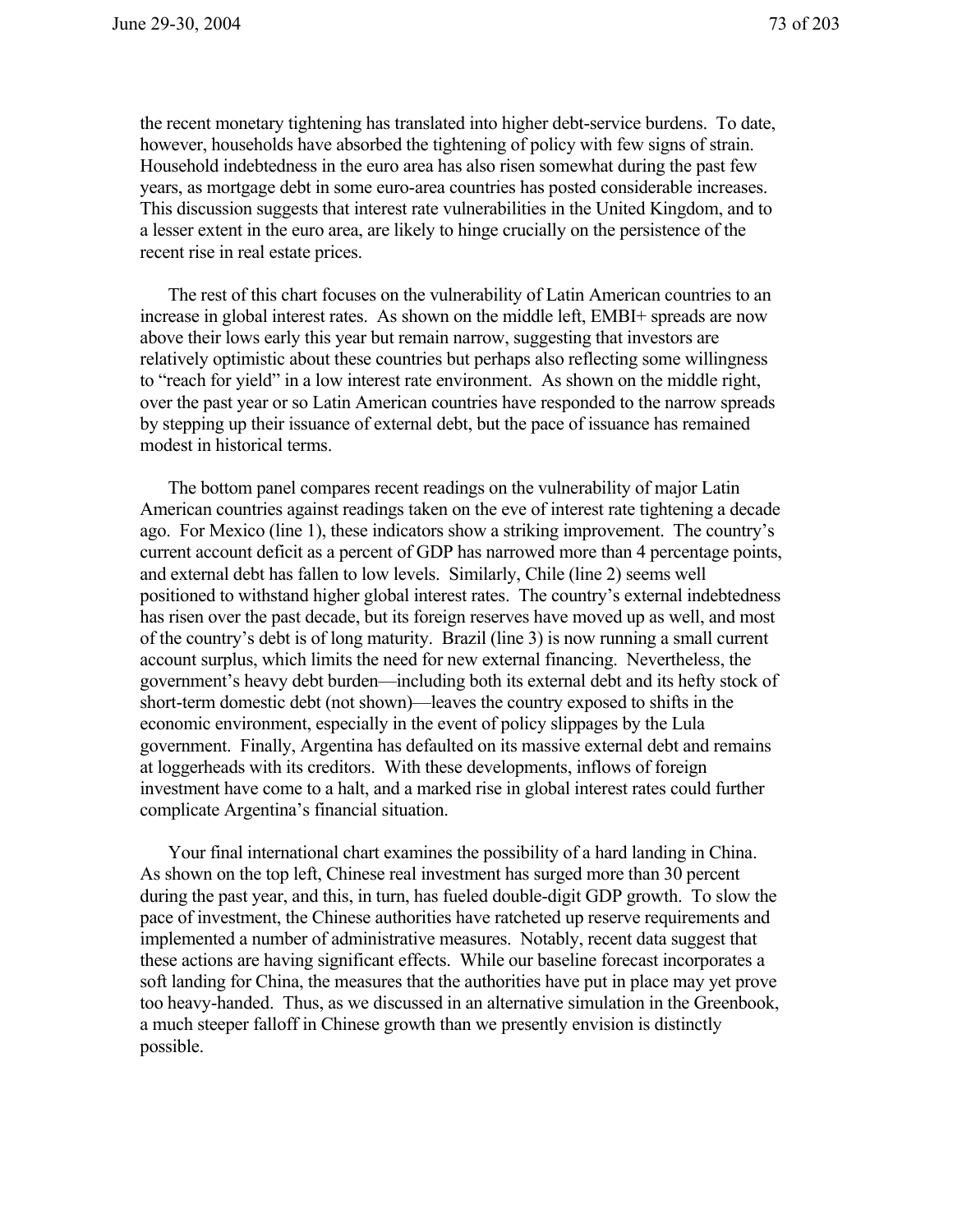the recent monetary tightening has translated into higher debt-service burdens. To date, however, households have absorbed the tightening of policy with few signs of strain. Household indebtedness in the euro area has also risen somewhat during the past few years, as mortgage debt in some euro-area countries has posted considerable increases. This discussion suggests that interest rate vulnerabilities in the United Kingdom, and to a lesser extent in the euro area, are likely to hinge crucially on the persistence of the recent rise in real estate prices.

The rest of this chart focuses on the vulnerability of Latin American countries to an increase in global interest rates. As shown on the middle left, EMBI+ spreads are now above their lows early this year but remain narrow, suggesting that investors are relatively optimistic about these countries but perhaps also reflecting some willingness to "reach for yield" in a low interest rate environment. As shown on the middle right, over the past year or so Latin American countries have responded to the narrow spreads by stepping up their issuance of external debt, but the pace of issuance has remained modest in historical terms.

The bottom panel compares recent readings on the vulnerability of major Latin American countries against readings taken on the eve of interest rate tightening a decade ago. For Mexico (line 1), these indicators show a striking improvement. The country's current account deficit as a percent of GDP has narrowed more than 4 percentage points, and external debt has fallen to low levels. Similarly, Chile (line 2) seems well positioned to withstand higher global interest rates. The country's external indebtedness has risen over the past decade, but its foreign reserves have moved up as well, and most of the country's debt is of long maturity. Brazil (line 3) is now running a small current account surplus, which limits the need for new external financing. Nevertheless, the government's heavy debt burden—including both its external debt and its hefty stock of short-term domestic debt (not shown)—leaves the country exposed to shifts in the economic environment, especially in the event of policy slippages by the Lula government. Finally, Argentina has defaulted on its massive external debt and remains at loggerheads with its creditors. With these developments, inflows of foreign investment have come to a halt, and a marked rise in global interest rates could further complicate Argentina's financial situation.

Your final international chart examines the possibility of a hard landing in China. As shown on the top left, Chinese real investment has surged more than 30 percent during the past year, and this, in turn, has fueled double-digit GDP growth. To slow the pace of investment, the Chinese authorities have ratcheted up reserve requirements and implemented a number of administrative measures. Notably, recent data suggest that these actions are having significant effects. While our baseline forecast incorporates a soft landing for China, the measures that the authorities have put in place may yet prove too heavy-handed. Thus, as we discussed in an alternative simulation in the Greenbook, a much steeper falloff in Chinese growth than we presently envision is distinctly possible.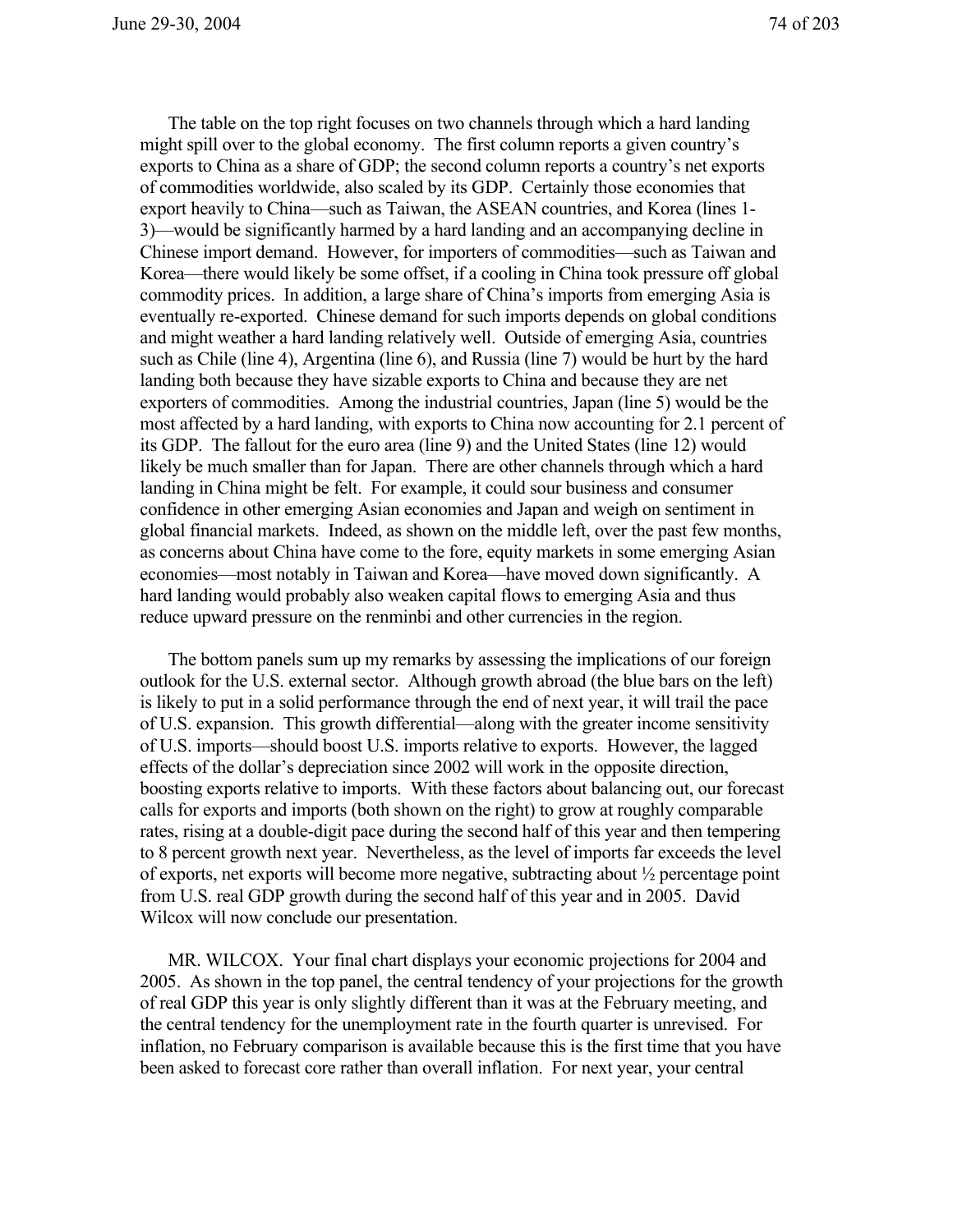The table on the top right focuses on two channels through which a hard landing might spill over to the global economy. The first column reports a given country's exports to China as a share of GDP; the second column reports a country's net exports of commodities worldwide, also scaled by its GDP. Certainly those economies that export heavily to China—such as Taiwan, the ASEAN countries, and Korea (lines 1-3)—would be significantly harmed by a hard landing and an accompanying decline in Chinese import demand. However, for importers of commodities—such as Taiwan and Korea—there would likely be some offset, if a cooling in China took pressure off global commodity prices. In addition, a large share of China's imports from emerging Asia is eventually re-exported. Chinese demand for such imports depends on global conditions and might weather a hard landing relatively well. Outside of emerging Asia, countries such as Chile (line 4), Argentina (line 6), and Russia (line 7) would be hurt by the hard landing both because they have sizable exports to China and because they are net exporters of commodities. Among the industrial countries, Japan (line 5) would be the most affected by a hard landing, with exports to China now accounting for 2.1 percent of its GDP. The fallout for the euro area (line 9) and the United States (line 12) would likely be much smaller than for Japan. There are other channels through which a hard landing in China might be felt. For example, it could sour business and consumer confidence in other emerging Asian economies and Japan and weigh on sentiment in global financial markets. Indeed, as shown on the middle left, over the past few months, as concerns about China have come to the fore, equity markets in some emerging Asian economies—most notably in Taiwan and Korea—have moved down significantly. A hard landing would probably also weaken capital flows to emerging Asia and thus reduce upward pressure on the renminbi and other currencies in the region.

The bottom panels sum up my remarks by assessing the implications of our foreign outlook for the U.S. external sector. Although growth abroad (the blue bars on the left) is likely to put in a solid performance through the end of next year, it will trail the pace of U.S. expansion. This growth differential—along with the greater income sensitivity of U.S. imports—should boost U.S. imports relative to exports. However, the lagged effects of the dollar's depreciation since 2002 will work in the opposite direction, boosting exports relative to imports. With these factors about balancing out, our forecast calls for exports and imports (both shown on the right) to grow at roughly comparable rates, rising at a double-digit pace during the second half of this year and then tempering to 8 percent growth next year. Nevertheless, as the level of imports far exceeds the level of exports, net exports will become more negative, subtracting about ½ percentage point from U.S. real GDP growth during the second half of this year and in 2005. David Wilcox will now conclude our presentation.

MR. WILCOX. Your final chart displays your economic projections for 2004 and 2005. As shown in the top panel, the central tendency of your projections for the growth of real GDP this year is only slightly different than it was at the February meeting, and the central tendency for the unemployment rate in the fourth quarter is unrevised. For inflation, no February comparison is available because this is the first time that you have been asked to forecast core rather than overall inflation. For next year, your central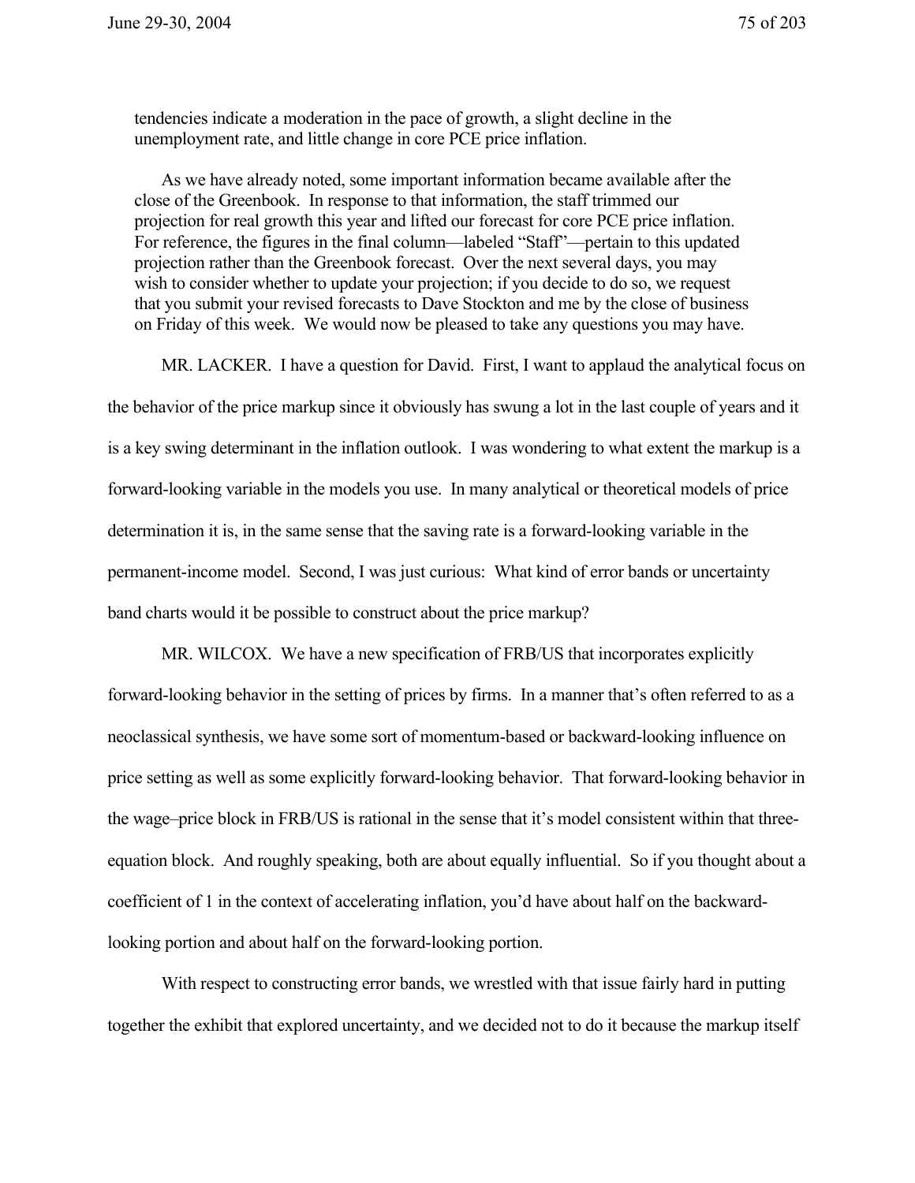tendencies indicate a moderation in the pace of growth, a slight decline in the unemployment rate, and little change in core PCE price inflation.

As we have already noted, some important information became available after the close of the Greenbook. In response to that information, the staff trimmed our projection for real growth this year and lifted our forecast for core PCE price inflation. For reference, the figures in the final column—labeled "Staff"—pertain to this updated projection rather than the Greenbook forecast. Over the next several days, you may wish to consider whether to update your projection; if you decide to do so, we request that you submit your revised forecasts to Dave Stockton and me by the close of business on Friday of this week. We would now be pleased to take any questions you may have.

MR. LACKER. I have a question for David. First, I want to applaud the analytical focus on the behavior of the price markup since it obviously has swung a lot in the last couple of years and it is a key swing determinant in the inflation outlook. I was wondering to what extent the markup is a forward-looking variable in the models you use. In many analytical or theoretical models of price determination it is, in the same sense that the saving rate is a forward-looking variable in the permanent-income model. Second, I was just curious: What kind of error bands or uncertainty band charts would it be possible to construct about the price markup?

MR. WILCOX. We have a new specification of FRB/US that incorporates explicitly forward-looking behavior in the setting of prices by firms. In a manner that's often referred to as a neoclassical synthesis, we have some sort of momentum-based or backward-looking influence on price setting as well as some explicitly forward-looking behavior. That forward-looking behavior in the wage–price block in FRB/US is rational in the sense that it's model consistent within that three-equation block. And roughly speaking, both are about equally influential. So if you thought about a coefficient of 1 in the context of accelerating inflation, you'd have about half on the backward-looking portion and about half on the forward-looking portion.

With respect to constructing error bands, we wrestled with that issue fairly hard in putting together the exhibit that explored uncertainty, and we decided not to do it because the markup itself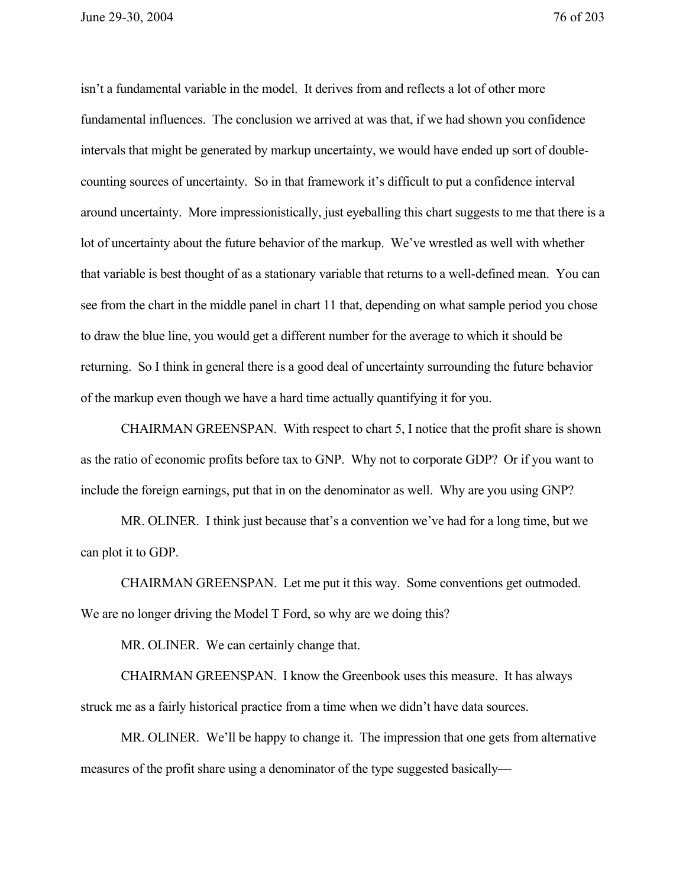isn't a fundamental variable in the model. It derives from and reflects a lot of other more fundamental influences. The conclusion we arrived at was that, if we had shown you confidence intervals that might be generated by markup uncertainty, we would have ended up sort of double-counting sources of uncertainty. So in that framework it's difficult to put a confidence interval around uncertainty. More impressionistically, just eyeballing this chart suggests to me that there is a lot of uncertainty about the future behavior of the markup. We've wrestled as well with whether that variable is best thought of as a stationary variable that returns to a well-defined mean. You can see from the chart in the middle panel in chart 11 that, depending on what sample period you chose to draw the blue line, you would get a different number for the average to which it should be returning. So I think in general there is a good deal of uncertainty surrounding the future behavior of the markup even though we have a hard time actually quantifying it for you.

CHAIRMAN GREENSPAN. With respect to chart 5, I notice that the profit share is shown as the ratio of economic profits before tax to GNP. Why not to corporate GDP? Or if you want to include the foreign earnings, put that in on the denominator as well. Why are you using GNP?

MR. OLINER. I think just because that's a convention we've had for a long time, but we can plot it to GDP.

CHAIRMAN GREENSPAN. Let me put it this way. Some conventions get outmoded. We are no longer driving the Model T Ford, so why are we doing this?

MR. OLINER. We can certainly change that.

CHAIRMAN GREENSPAN. I know the Greenbook uses this measure. It has always struck me as a fairly historical practice from a time when we didn't have data sources.

MR. OLINER. We'll be happy to change it. The impression that one gets from alternative measures of the profit share using a denominator of the type suggested basically—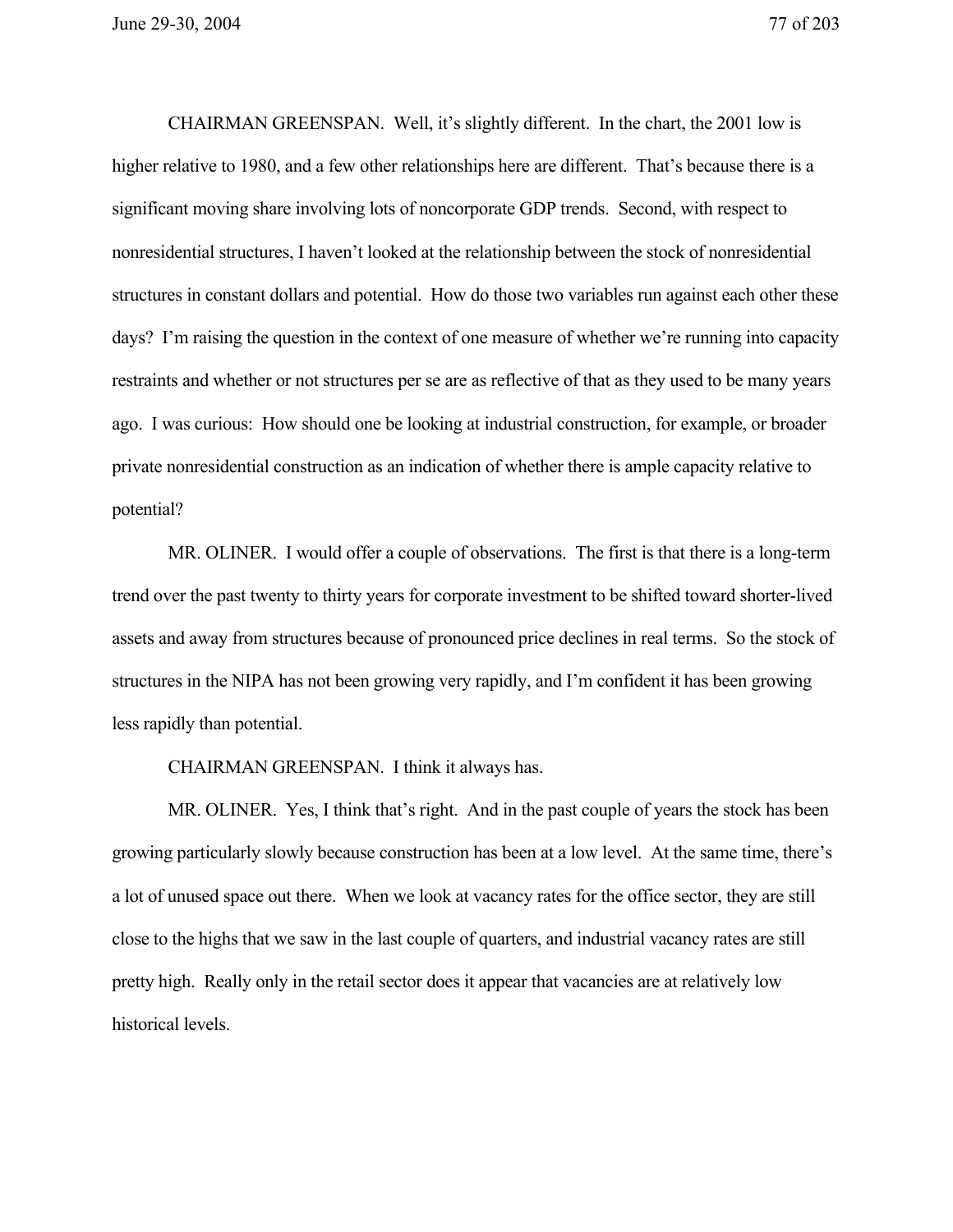CHAIRMAN GREENSPAN. Well, it's slightly different. In the chart, the 2001 low is higher relative to 1980, and a few other relationships here are different. That's because there is a significant moving share involving lots of noncorporate GDP trends. Second, with respect to nonresidential structures, I haven't looked at the relationship between the stock of nonresidential structures in constant dollars and potential. How do those two variables run against each other these days? I'm raising the question in the context of one measure of whether we're running into capacity restraints and whether or not structures per se are as reflective of that as they used to be many years ago. I was curious: How should one be looking at industrial construction, for example, or broader private nonresidential construction as an indication of whether there is ample capacity relative to potential?

MR. OLINER. I would offer a couple of observations. The first is that there is a long-term trend over the past twenty to thirty years for corporate investment to be shifted toward shorter-lived assets and away from structures because of pronounced price declines in real terms. So the stock of structures in the NIPA has not been growing very rapidly, and I'm confident it has been growing less rapidly than potential.

CHAIRMAN GREENSPAN. I think it always has.

MR. OLINER. Yes, I think that's right. And in the past couple of years the stock has been growing particularly slowly because construction has been at a low level. At the same time, there's a lot of unused space out there. When we look at vacancy rates for the office sector, they are still close to the highs that we saw in the last couple of quarters, and industrial vacancy rates are still pretty high. Really only in the retail sector does it appear that vacancies are at relatively low historical levels.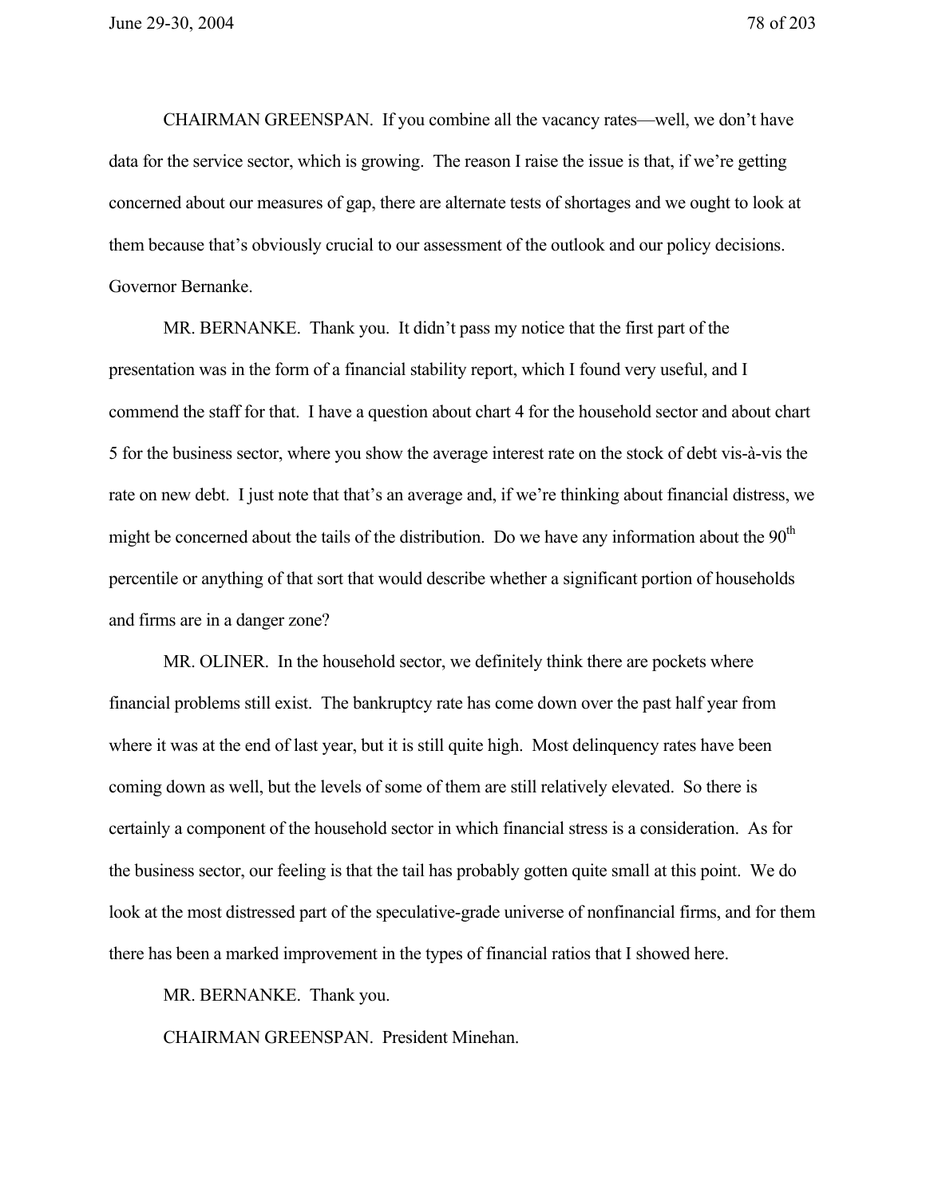CHAIRMAN GREENSPAN. If you combine all the vacancy rates—well, we don't have data for the service sector, which is growing. The reason I raise the issue is that, if we're getting concerned about our measures of gap, there are alternate tests of shortages and we ought to look at them because that's obviously crucial to our assessment of the outlook and our policy decisions. Governor Bernanke.

MR. BERNANKE. Thank you. It didn't pass my notice that the first part of the presentation was in the form of a financial stability report, which I found very useful, and I commend the staff for that. I have a question about chart 4 for the household sector and about chart 5 for the business sector, where you show the average interest rate on the stock of debt vis-à-vis the rate on new debt. I just note that that's an average and, if we're thinking about financial distress, we might be concerned about the tails of the distribution. Do we have any information about the 90th percentile or anything of that sort that would describe whether a significant portion of households and firms are in a danger zone?

MR. OLINER. In the household sector, we definitely think there are pockets where financial problems still exist. The bankruptcy rate has come down over the past half year from where it was at the end of last year, but it is still quite high. Most delinquency rates have been coming down as well, but the levels of some of them are still relatively elevated. So there is certainly a component of the household sector in which financial stress is a consideration. As for the business sector, our feeling is that the tail has probably gotten quite small at this point. We do look at the most distressed part of the speculative-grade universe of nonfinancial firms, and for them there has been a marked improvement in the types of financial ratios that I showed here.

MR. BERNANKE. Thank you.

CHAIRMAN GREENSPAN. President Minehan.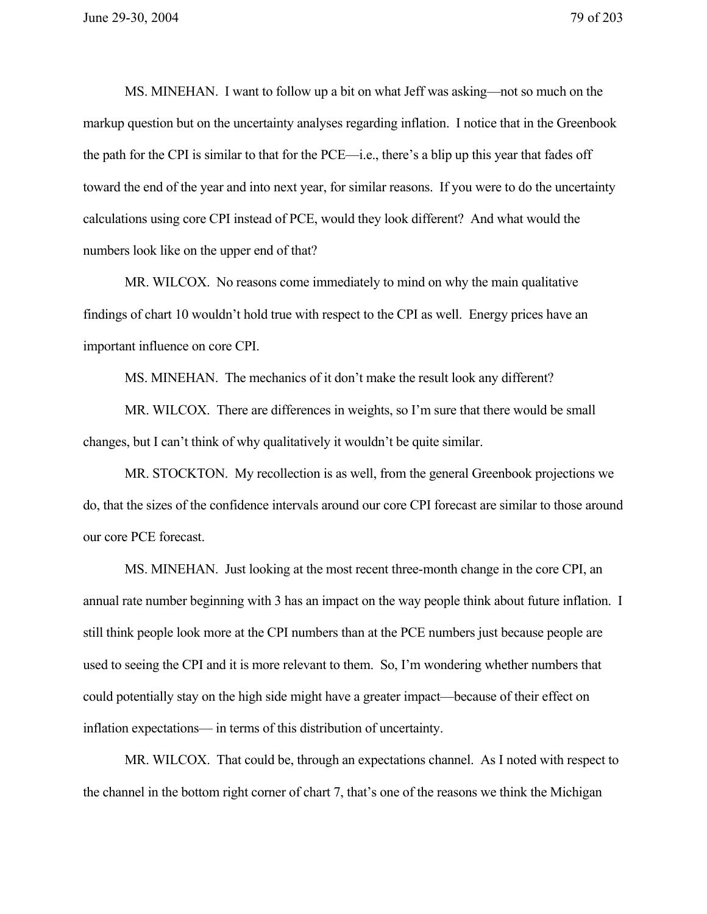MS. MINEHAN. I want to follow up a bit on what Jeff was asking—not so much on the markup question but on the uncertainty analyses regarding inflation. I notice that in the Greenbook the path for the CPI is similar to that for the PCE—i.e., there's a blip up this year that fades off toward the end of the year and into next year, for similar reasons. If you were to do the uncertainty calculations using core CPI instead of PCE, would they look different? And what would the numbers look like on the upper end of that?

MR. WILCOX. No reasons come immediately to mind on why the main qualitative findings of chart 10 wouldn't hold true with respect to the CPI as well. Energy prices have an important influence on core CPI.

MS. MINEHAN. The mechanics of it don't make the result look any different?

MR. WILCOX. There are differences in weights, so I'm sure that there would be small changes, but I can't think of why qualitatively it wouldn't be quite similar.

MR. STOCKTON. My recollection is as well, from the general Greenbook projections we do, that the sizes of the confidence intervals around our core CPI forecast are similar to those around our core PCE forecast.

MS. MINEHAN. Just looking at the most recent three-month change in the core CPI, an annual rate number beginning with 3 has an impact on the way people think about future inflation. I still think people look more at the CPI numbers than at the PCE numbers just because people are used to seeing the CPI and it is more relevant to them. So, I'm wondering whether numbers that could potentially stay on the high side might have a greater impact—because of their effect on inflation expectations— in terms of this distribution of uncertainty.

MR. WILCOX. That could be, through an expectations channel. As I noted with respect to the channel in the bottom right corner of chart 7, that's one of the reasons we think the Michigan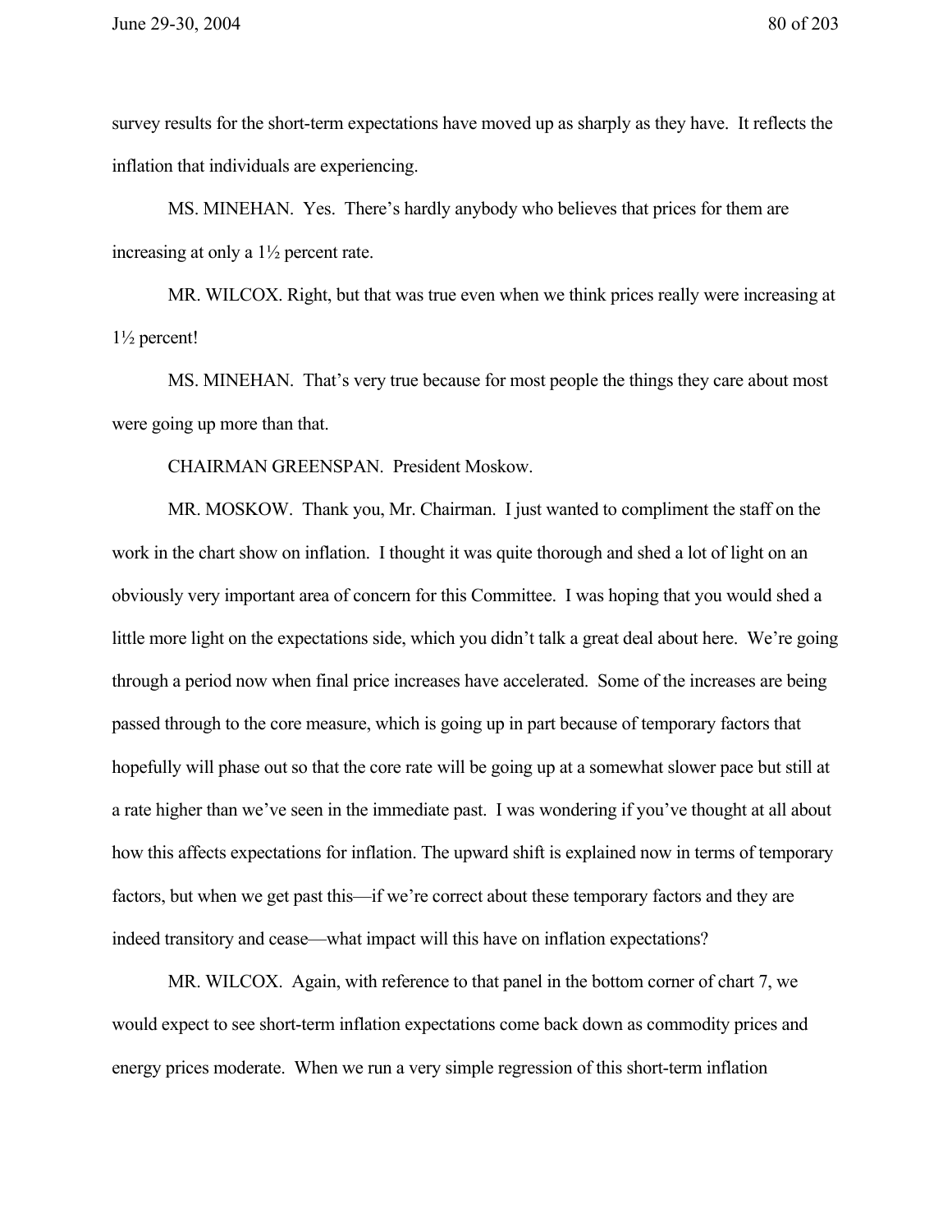survey results for the short-term expectations have moved up as sharply as they have. It reflects the inflation that individuals are experiencing.

MS. MINEHAN. Yes. There's hardly anybody who believes that prices for them are increasing at only a 1½ percent rate.

MR. WILCOX. Right, but that was true even when we think prices really were increasing at 1½ percent!

MS. MINEHAN. That's very true because for most people the things they care about most were going up more than that.

CHAIRMAN GREENSPAN. President Moskow.

MR. MOSKOW. Thank you, Mr. Chairman. I just wanted to compliment the staff on the work in the chart show on inflation. I thought it was quite thorough and shed a lot of light on an obviously very important area of concern for this Committee. I was hoping that you would shed a little more light on the expectations side, which you didn't talk a great deal about here. We're going through a period now when final price increases have accelerated. Some of the increases are being passed through to the core measure, which is going up in part because of temporary factors that hopefully will phase out so that the core rate will be going up at a somewhat slower pace but still at a rate higher than we've seen in the immediate past. I was wondering if you've thought at all about how this affects expectations for inflation. The upward shift is explained now in terms of temporary factors, but when we get past this—if we're correct about these temporary factors and they are indeed transitory and cease—what impact will this have on inflation expectations?

MR. WILCOX. Again, with reference to that panel in the bottom corner of chart 7, we would expect to see short-term inflation expectations come back down as commodity prices and energy prices moderate. When we run a very simple regression of this short-term inflation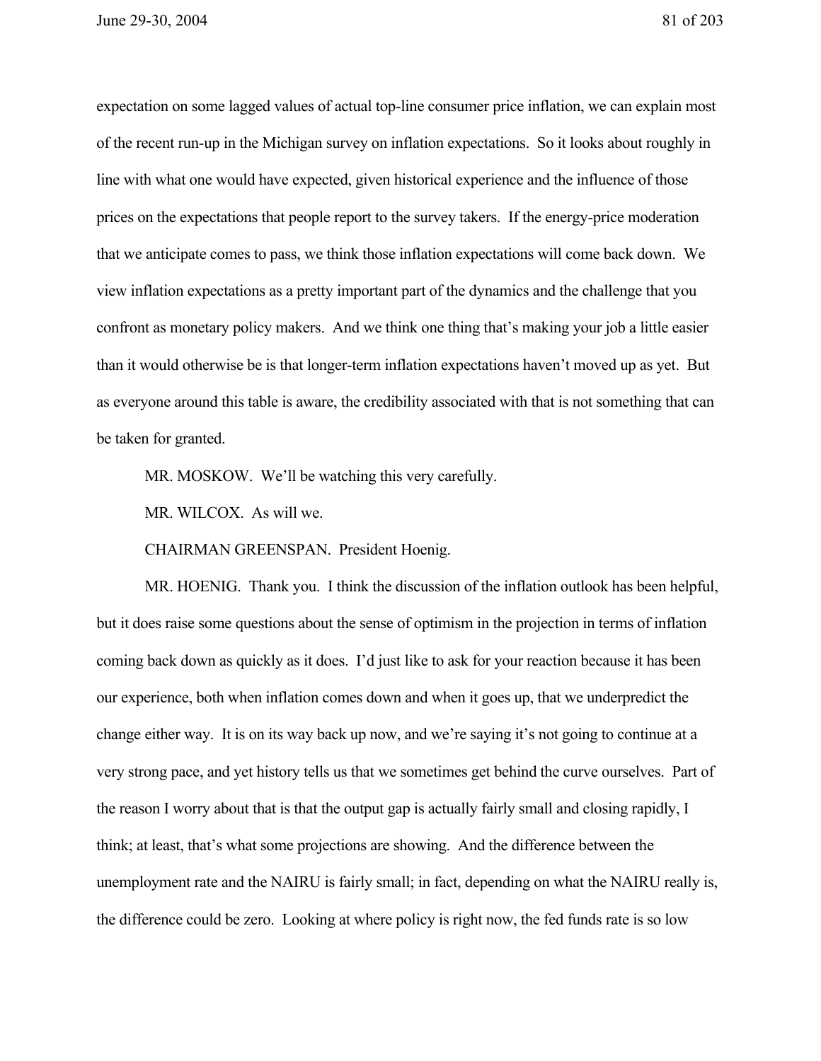expectation on some lagged values of actual top-line consumer price inflation, we can explain most of the recent run-up in the Michigan survey on inflation expectations. So it looks about roughly in line with what one would have expected, given historical experience and the influence of those prices on the expectations that people report to the survey takers. If the energy-price moderation that we anticipate comes to pass, we think those inflation expectations will come back down. We view inflation expectations as a pretty important part of the dynamics and the challenge that you confront as monetary policy makers. And we think one thing that's making your job a little easier than it would otherwise be is that longer-term inflation expectations haven't moved up as yet. But as everyone around this table is aware, the credibility associated with that is not something that can be taken for granted.

MR. MOSKOW. We'll be watching this very carefully.

MR. WILCOX. As will we.

CHAIRMAN GREENSPAN. President Hoenig.

MR. HOENIG. Thank you. I think the discussion of the inflation outlook has been helpful, but it does raise some questions about the sense of optimism in the projection in terms of inflation coming back down as quickly as it does. I'd just like to ask for your reaction because it has been our experience, both when inflation comes down and when it goes up, that we underpredict the change either way. It is on its way back up now, and we're saying it's not going to continue at a very strong pace, and yet history tells us that we sometimes get behind the curve ourselves. Part of the reason I worry about that is that the output gap is actually fairly small and closing rapidly, I think; at least, that's what some projections are showing. And the difference between the unemployment rate and the NAIRU is fairly small; in fact, depending on what the NAIRU really is, the difference could be zero. Looking at where policy is right now, the fed funds rate is so low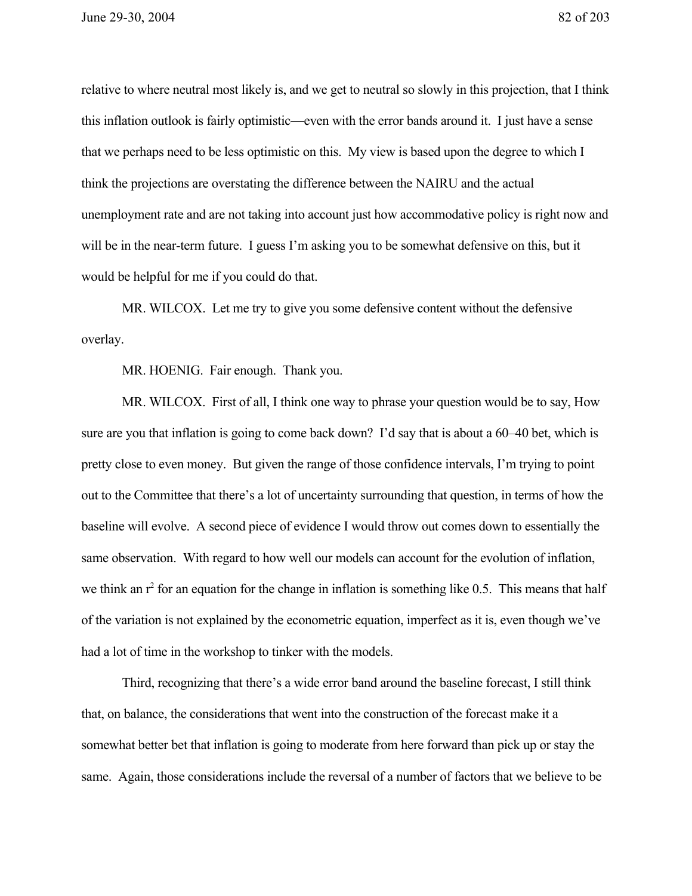relative to where neutral most likely is, and we get to neutral so slowly in this projection, that I think this inflation outlook is fairly optimistic—even with the error bands around it. I just have a sense that we perhaps need to be less optimistic on this. My view is based upon the degree to which I think the projections are overstating the difference between the NAIRU and the actual unemployment rate and are not taking into account just how accommodative policy is right now and will be in the near-term future. I guess I'm asking you to be somewhat defensive on this, but it would be helpful for me if you could do that.

MR. WILCOX. Let me try to give you some defensive content without the defensive overlay.

MR. HOENIG. Fair enough. Thank you.

MR. WILCOX. First of all, I think one way to phrase your question would be to say, How sure are you that inflation is going to come back down? I'd say that is about a 60–40 bet, which is pretty close to even money. But given the range of those confidence intervals, I'm trying to point out to the Committee that there's a lot of uncertainty surrounding that question, in terms of how the baseline will evolve. A second piece of evidence I would throw out comes down to essentially the same observation. With regard to how well our models can account for the evolution of inflation, we think an $r^2$ for an equation for the change in inflation is something like 0.5. This means that half of the variation is not explained by the econometric equation, imperfect as it is, even though we've had a lot of time in the workshop to tinker with the models.

Third, recognizing that there's a wide error band around the baseline forecast, I still think that, on balance, the considerations that went into the construction of the forecast make it a somewhat better bet that inflation is going to moderate from here forward than pick up or stay the same. Again, those considerations include the reversal of a number of factors that we believe to be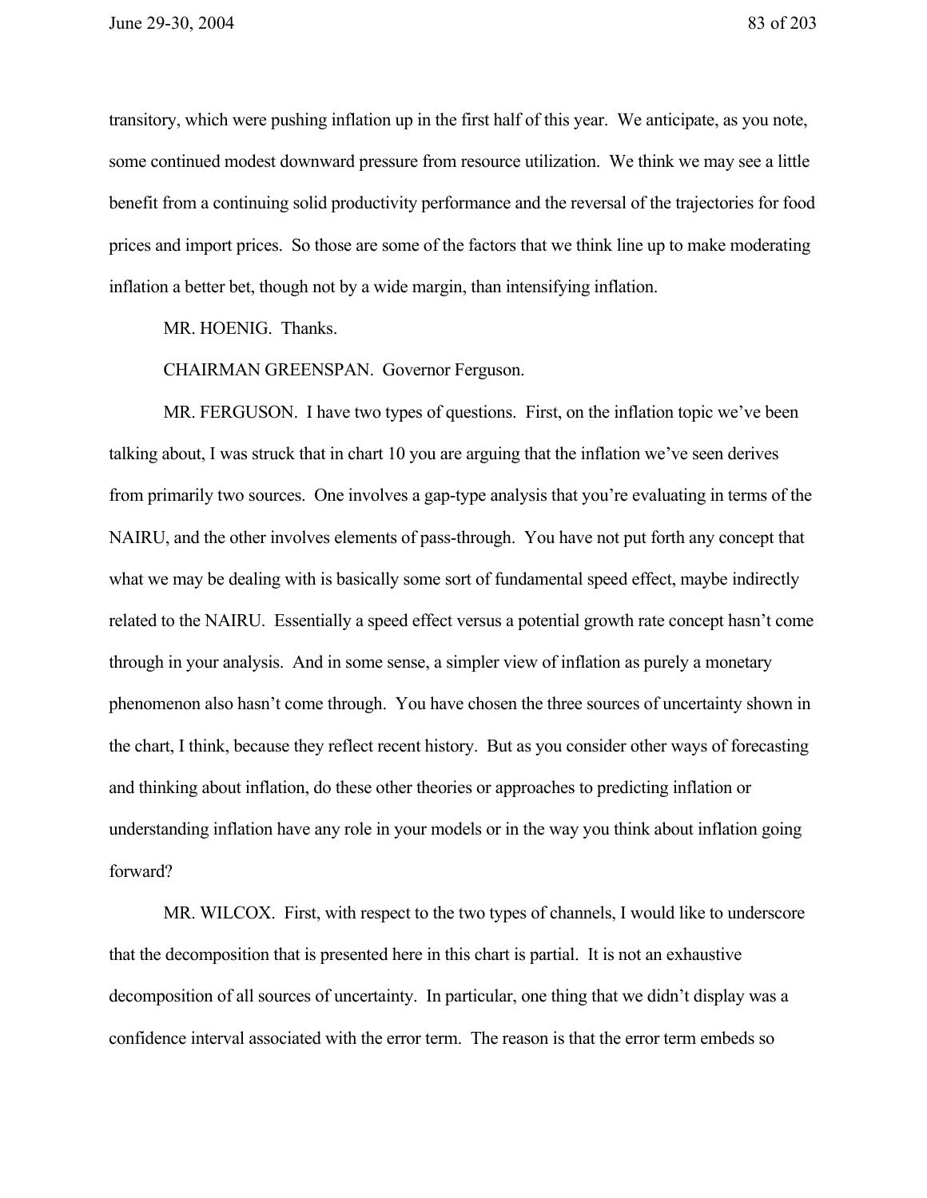transitory, which were pushing inflation up in the first half of this year. We anticipate, as you note, some continued modest downward pressure from resource utilization. We think we may see a little benefit from a continuing solid productivity performance and the reversal of the trajectories for food prices and import prices. So those are some of the factors that we think line up to make moderating inflation a better bet, though not by a wide margin, than intensifying inflation.

MR. HOENIG. Thanks.

CHAIRMAN GREENSPAN. Governor Ferguson.

MR. FERGUSON. I have two types of questions. First, on the inflation topic we've been talking about, I was struck that in chart 10 you are arguing that the inflation we've seen derives from primarily two sources. One involves a gap-type analysis that you're evaluating in terms of the NAIRU, and the other involves elements of pass-through. You have not put forth any concept that what we may be dealing with is basically some sort of fundamental speed effect, maybe indirectly related to the NAIRU. Essentially a speed effect versus a potential growth rate concept hasn't come through in your analysis. And in some sense, a simpler view of inflation as purely a monetary phenomenon also hasn't come through. You have chosen the three sources of uncertainty shown in the chart, I think, because they reflect recent history. But as you consider other ways of forecasting and thinking about inflation, do these other theories or approaches to predicting inflation or understanding inflation have any role in your models or in the way you think about inflation going forward?

MR. WILCOX. First, with respect to the two types of channels, I would like to underscore that the decomposition that is presented here in this chart is partial. It is not an exhaustive decomposition of all sources of uncertainty. In particular, one thing that we didn't display was a confidence interval associated with the error term. The reason is that the error term embeds so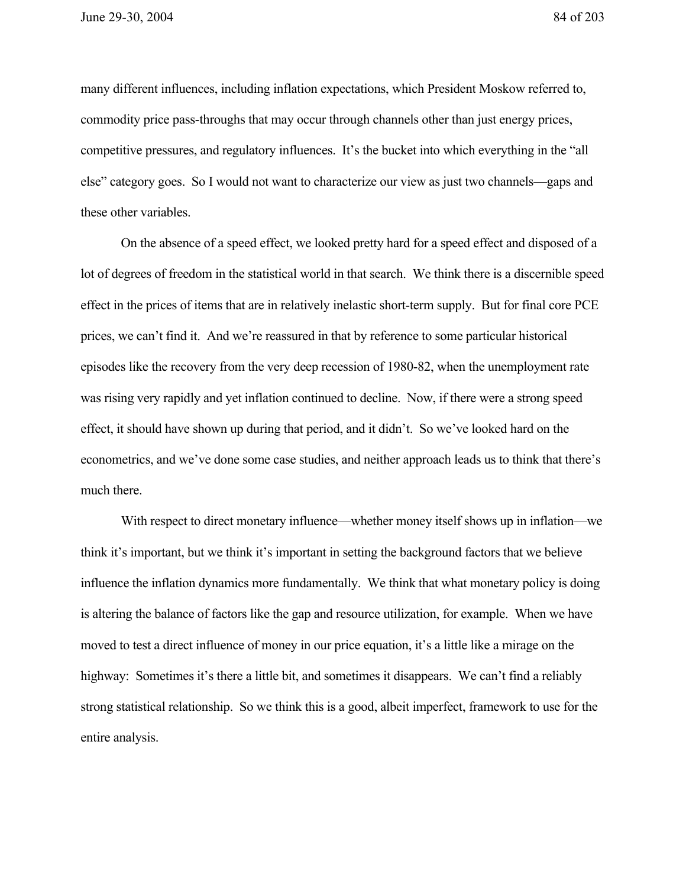many different influences, including inflation expectations, which President Moskow referred to, commodity price pass-throughs that may occur through channels other than just energy prices, competitive pressures, and regulatory influences. It's the bucket into which everything in the "all else" category goes. So I would not want to characterize our view as just two channels—gaps and these other variables.

On the absence of a speed effect, we looked pretty hard for a speed effect and disposed of a lot of degrees of freedom in the statistical world in that search. We think there is a discernible speed effect in the prices of items that are in relatively inelastic short-term supply. But for final core PCE prices, we can't find it. And we're reassured in that by reference to some particular historical episodes like the recovery from the very deep recession of 1980-82, when the unemployment rate was rising very rapidly and yet inflation continued to decline. Now, if there were a strong speed effect, it should have shown up during that period, and it didn't. So we've looked hard on the econometrics, and we've done some case studies, and neither approach leads us to think that there's much there.

With respect to direct monetary influence—whether money itself shows up in inflation—we think it's important, but we think it's important in setting the background factors that we believe influence the inflation dynamics more fundamentally. We think that what monetary policy is doing is altering the balance of factors like the gap and resource utilization, for example. When we have moved to test a direct influence of money in our price equation, it's a little like a mirage on the highway: Sometimes it's there a little bit, and sometimes it disappears. We can't find a reliably strong statistical relationship. So we think this is a good, albeit imperfect, framework to use for the entire analysis.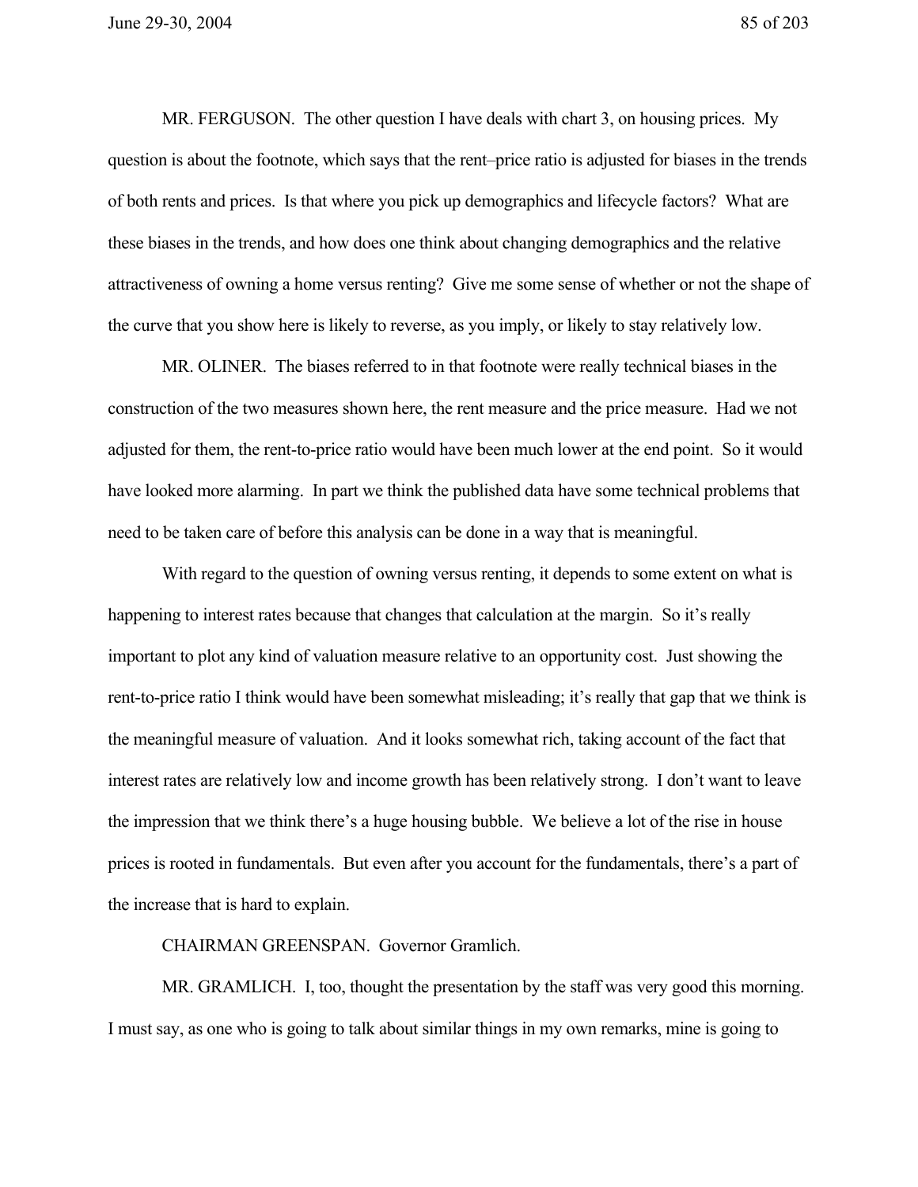MR. FERGUSON. The other question I have deals with chart 3, on housing prices. My question is about the footnote, which says that the rent–price ratio is adjusted for biases in the trends of both rents and prices. Is that where you pick up demographics and lifecycle factors? What are these biases in the trends, and how does one think about changing demographics and the relative attractiveness of owning a home versus renting? Give me some sense of whether or not the shape of the curve that you show here is likely to reverse, as you imply, or likely to stay relatively low.

MR. OLINER. The biases referred to in that footnote were really technical biases in the construction of the two measures shown here, the rent measure and the price measure. Had we not adjusted for them, the rent-to-price ratio would have been much lower at the end point. So it would have looked more alarming. In part we think the published data have some technical problems that need to be taken care of before this analysis can be done in a way that is meaningful.

With regard to the question of owning versus renting, it depends to some extent on what is happening to interest rates because that changes that calculation at the margin. So it's really important to plot any kind of valuation measure relative to an opportunity cost. Just showing the rent-to-price ratio I think would have been somewhat misleading; it's really that gap that we think is the meaningful measure of valuation. And it looks somewhat rich, taking account of the fact that interest rates are relatively low and income growth has been relatively strong. I don't want to leave the impression that we think there's a huge housing bubble. We believe a lot of the rise in house prices is rooted in fundamentals. But even after you account for the fundamentals, there's a part of the increase that is hard to explain.

CHAIRMAN GREENSPAN. Governor Gramlich.

MR. GRAMLICH. I, too, thought the presentation by the staff was very good this morning. I must say, as one who is going to talk about similar things in my own remarks, mine is going to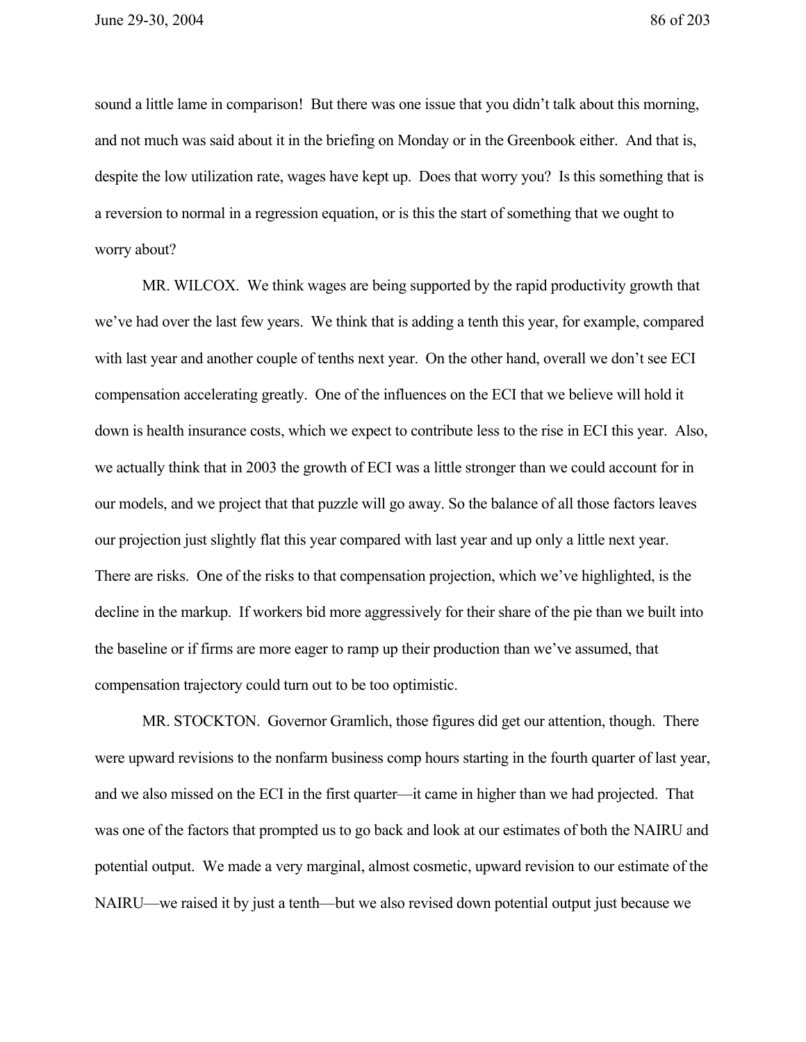sound a little lame in comparison! But there was one issue that you didn't talk about this morning, and not much was said about it in the briefing on Monday or in the Greenbook either. And that is, despite the low utilization rate, wages have kept up. Does that worry you? Is this something that is a reversion to normal in a regression equation, or is this the start of something that we ought to worry about?

MR. WILCOX. We think wages are being supported by the rapid productivity growth that we've had over the last few years. We think that is adding a tenth this year, for example, compared with last year and another couple of tenths next year. On the other hand, overall we don't see ECI compensation accelerating greatly. One of the influences on the ECI that we believe will hold it down is health insurance costs, which we expect to contribute less to the rise in ECI this year. Also, we actually think that in 2003 the growth of ECI was a little stronger than we could account for in our models, and we project that that puzzle will go away. So the balance of all those factors leaves our projection just slightly flat this year compared with last year and up only a little next year. There are risks. One of the risks to that compensation projection, which we've highlighted, is the decline in the markup. If workers bid more aggressively for their share of the pie than we built into the baseline or if firms are more eager to ramp up their production than we've assumed, that compensation trajectory could turn out to be too optimistic.

MR. STOCKTON. Governor Gramlich, those figures did get our attention, though. There were upward revisions to the nonfarm business comp hours starting in the fourth quarter of last year, and we also missed on the ECI in the first quarter—it came in higher than we had projected. That was one of the factors that prompted us to go back and look at our estimates of both the NAIRU and potential output. We made a very marginal, almost cosmetic, upward revision to our estimate of the NAIRU—we raised it by just a tenth—but we also revised down potential output just because we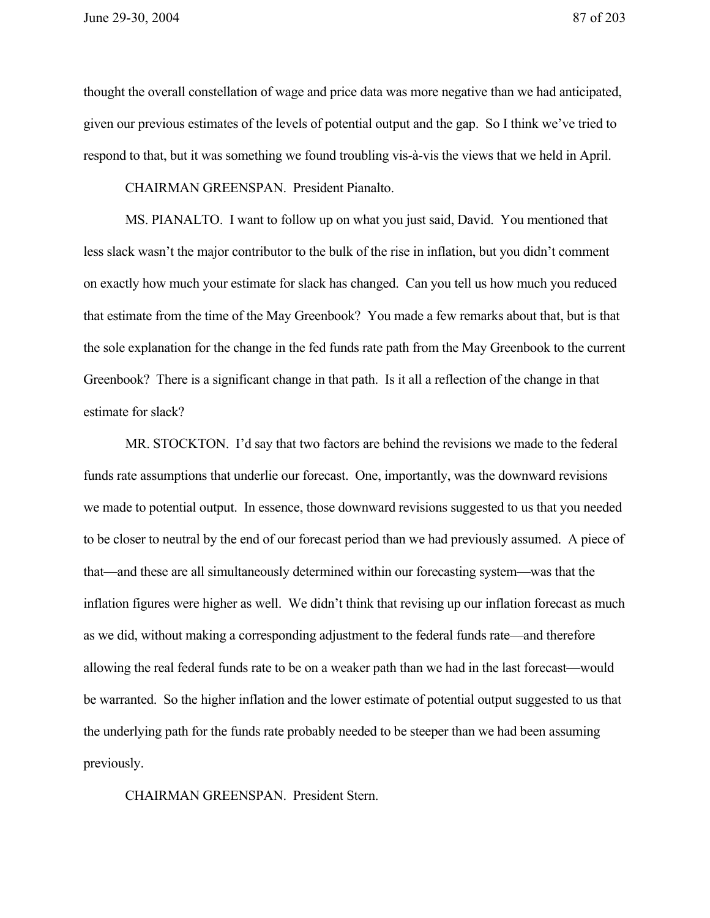thought the overall constellation of wage and price data was more negative than we had anticipated, given our previous estimates of the levels of potential output and the gap. So I think we've tried to respond to that, but it was something we found troubling vis-à-vis the views that we held in April.

CHAIRMAN GREENSPAN. President Pianalto.

MS. PIANALTO. I want to follow up on what you just said, David. You mentioned that less slack wasn't the major contributor to the bulk of the rise in inflation, but you didn't comment on exactly how much your estimate for slack has changed. Can you tell us how much you reduced that estimate from the time of the May Greenbook? You made a few remarks about that, but is that the sole explanation for the change in the fed funds rate path from the May Greenbook to the current Greenbook? There is a significant change in that path. Is it all a reflection of the change in that estimate for slack?

MR. STOCKTON. I'd say that two factors are behind the revisions we made to the federal funds rate assumptions that underlie our forecast. One, importantly, was the downward revisions we made to potential output. In essence, those downward revisions suggested to us that you needed to be closer to neutral by the end of our forecast period than we had previously assumed. A piece of that—and these are all simultaneously determined within our forecasting system—was that the inflation figures were higher as well. We didn't think that revising up our inflation forecast as much as we did, without making a corresponding adjustment to the federal funds rate—and therefore allowing the real federal funds rate to be on a weaker path than we had in the last forecast—would be warranted. So the higher inflation and the lower estimate of potential output suggested to us that the underlying path for the funds rate probably needed to be steeper than we had been assuming previously.

CHAIRMAN GREENSPAN. President Stern.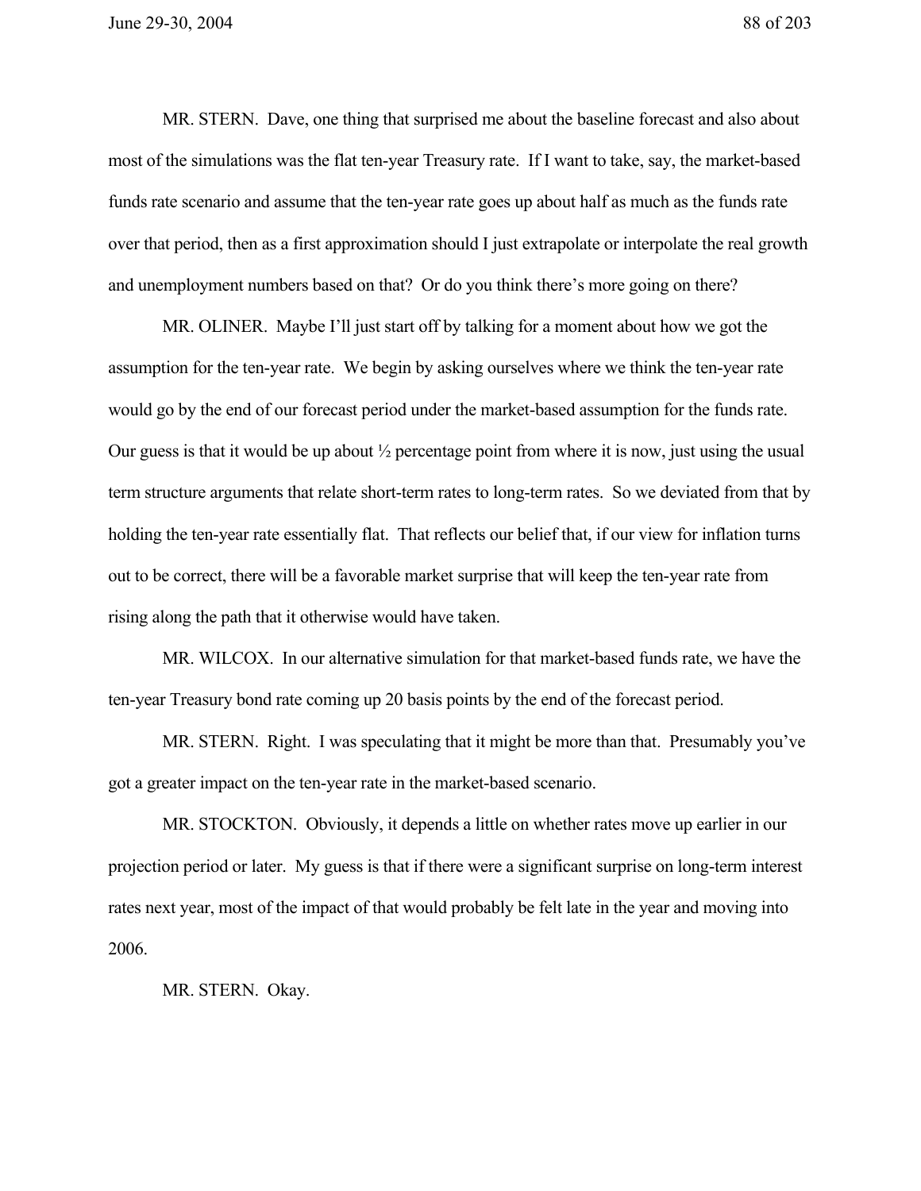MR. STERN. Dave, one thing that surprised me about the baseline forecast and also about most of the simulations was the flat ten-year Treasury rate. If I want to take, say, the market-based funds rate scenario and assume that the ten-year rate goes up about half as much as the funds rate over that period, then as a first approximation should I just extrapolate or interpolate the real growth and unemployment numbers based on that? Or do you think there's more going on there?

MR. OLINER. Maybe I'll just start off by talking for a moment about how we got the assumption for the ten-year rate. We begin by asking ourselves where we think the ten-year rate would go by the end of our forecast period under the market-based assumption for the funds rate. Our guess is that it would be up about ½ percentage point from where it is now, just using the usual term structure arguments that relate short-term rates to long-term rates. So we deviated from that by holding the ten-year rate essentially flat. That reflects our belief that, if our view for inflation turns out to be correct, there will be a favorable market surprise that will keep the ten-year rate from rising along the path that it otherwise would have taken.

MR. WILCOX. In our alternative simulation for that market-based funds rate, we have the ten-year Treasury bond rate coming up 20 basis points by the end of the forecast period.

MR. STERN. Right. I was speculating that it might be more than that. Presumably you've got a greater impact on the ten-year rate in the market-based scenario.

MR. STOCKTON. Obviously, it depends a little on whether rates move up earlier in our projection period or later. My guess is that if there were a significant surprise on long-term interest rates next year, most of the impact of that would probably be felt late in the year and moving into 2006.

MR. STERN. Okay.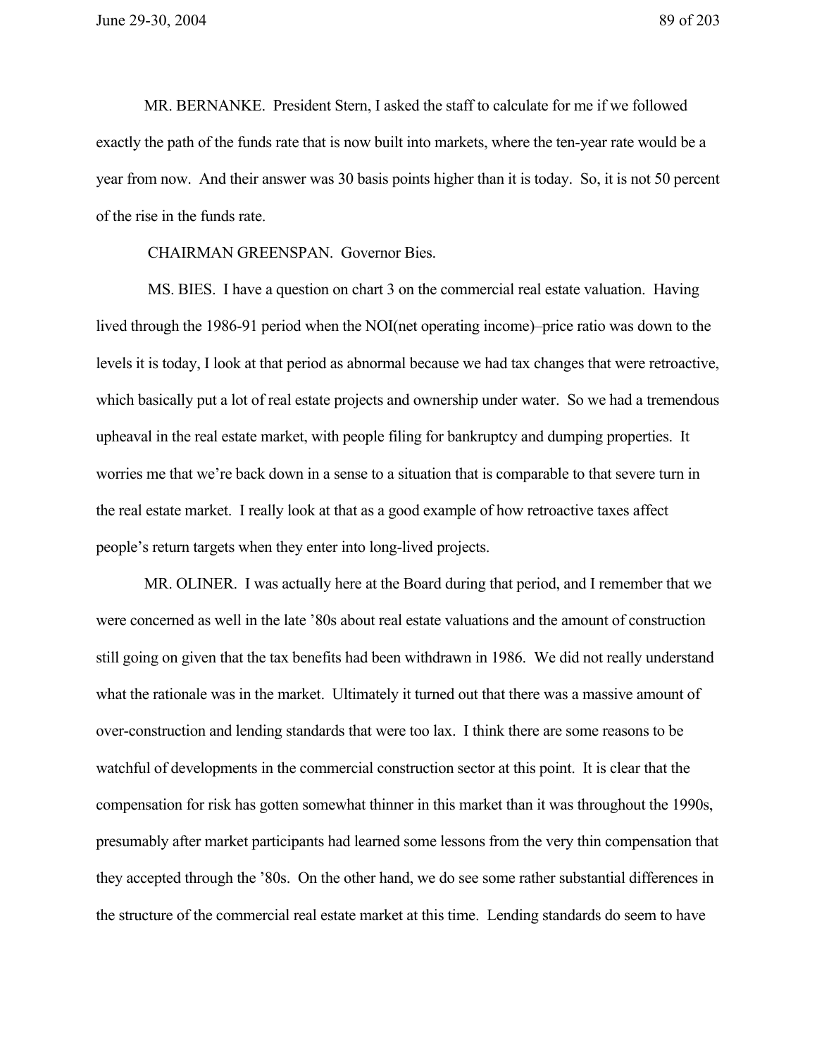MR. BERNANKE. President Stern, I asked the staff to calculate for me if we followed exactly the path of the funds rate that is now built into markets, where the ten-year rate would be a year from now. And their answer was 30 basis points higher than it is today. So, it is not 50 percent of the rise in the funds rate.

CHAIRMAN GREENSPAN. Governor Bies.

MS. BIES. I have a question on chart 3 on the commercial real estate valuation. Having lived through the 1986-91 period when the NOI(net operating income)–price ratio was down to the levels it is today, I look at that period as abnormal because we had tax changes that were retroactive, which basically put a lot of real estate projects and ownership under water. So we had a tremendous upheaval in the real estate market, with people filing for bankruptcy and dumping properties. It worries me that we're back down in a sense to a situation that is comparable to that severe turn in the real estate market. I really look at that as a good example of how retroactive taxes affect people's return targets when they enter into long-lived projects.

MR. OLINER. I was actually here at the Board during that period, and I remember that we were concerned as well in the late '80s about real estate valuations and the amount of construction still going on given that the tax benefits had been withdrawn in 1986. We did not really understand what the rationale was in the market. Ultimately it turned out that there was a massive amount of over-construction and lending standards that were too lax. I think there are some reasons to be watchful of developments in the commercial construction sector at this point. It is clear that the compensation for risk has gotten somewhat thinner in this market than it was throughout the 1990s, presumably after market participants had learned some lessons from the very thin compensation that they accepted through the '80s. On the other hand, we do see some rather substantial differences in the structure of the commercial real estate market at this time. Lending standards do seem to have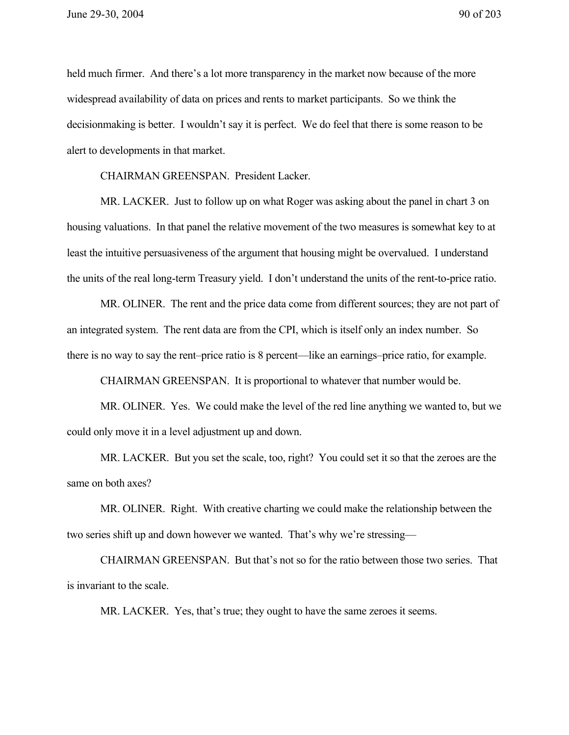held much firmer. And there's a lot more transparency in the market now because of the more widespread availability of data on prices and rents to market participants. So we think the decisionmaking is better. I wouldn't say it is perfect. We do feel that there is some reason to be alert to developments in that market.

CHAIRMAN GREENSPAN. President Lacker.

MR. LACKER. Just to follow up on what Roger was asking about the panel in chart 3 on housing valuations. In that panel the relative movement of the two measures is somewhat key to at least the intuitive persuasiveness of the argument that housing might be overvalued. I understand the units of the real long-term Treasury yield. I don't understand the units of the rent-to-price ratio.

MR. OLINER. The rent and the price data come from different sources; they are not part of an integrated system. The rent data are from the CPI, which is itself only an index number. So there is no way to say the rent–price ratio is 8 percent—like an earnings–price ratio, for example.

CHAIRMAN GREENSPAN. It is proportional to whatever that number would be.

MR. OLINER. Yes. We could make the level of the red line anything we wanted to, but we could only move it in a level adjustment up and down.

MR. LACKER. But you set the scale, too, right? You could set it so that the zeroes are the same on both axes?

MR. OLINER. Right. With creative charting we could make the relationship between the two series shift up and down however we wanted. That's why we're stressing—

CHAIRMAN GREENSPAN. But that's not so for the ratio between those two series. That is invariant to the scale.

MR. LACKER. Yes, that's true; they ought to have the same zeroes it seems.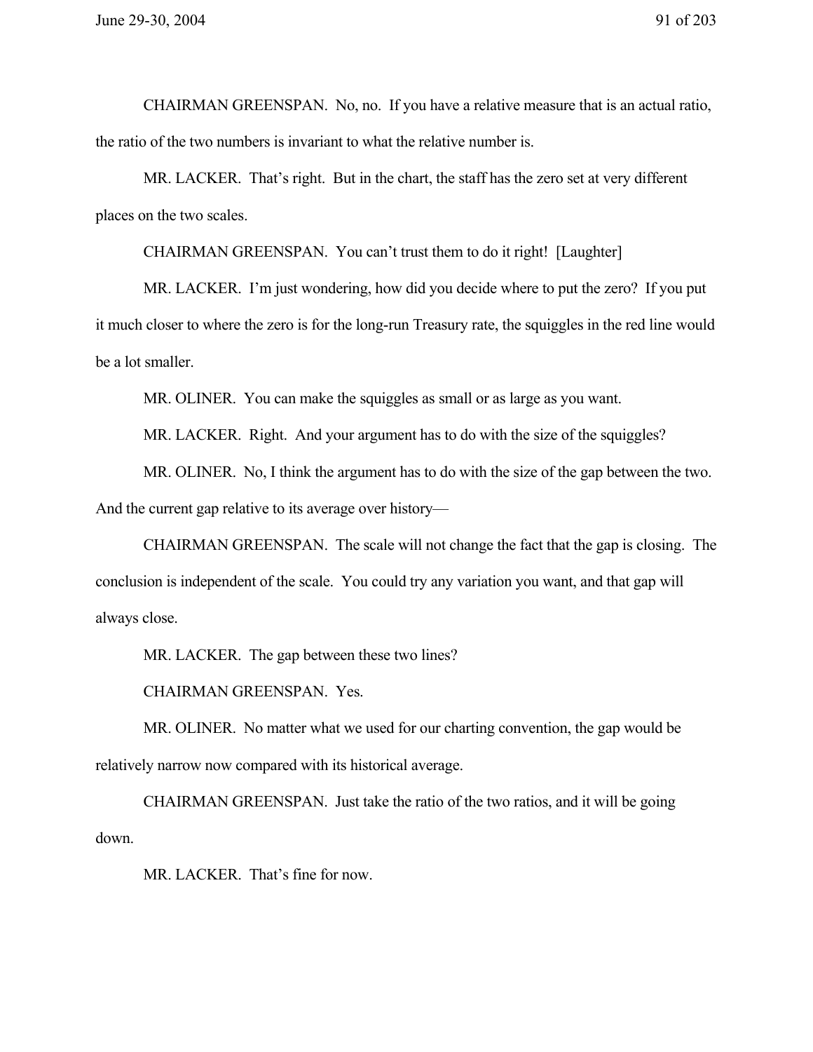CHAIRMAN GREENSPAN. No, no. If you have a relative measure that is an actual ratio, the ratio of the two numbers is invariant to what the relative number is.

MR. LACKER. That's right. But in the chart, the staff has the zero set at very different places on the two scales.

CHAIRMAN GREENSPAN. You can't trust them to do it right! [Laughter]

MR. LACKER. I'm just wondering, how did you decide where to put the zero? If you put it much closer to where the zero is for the long-run Treasury rate, the squiggles in the red line would be a lot smaller.

MR. OLINER. You can make the squiggles as small or as large as you want.

MR. LACKER. Right. And your argument has to do with the size of the squiggles?

MR. OLINER. No, I think the argument has to do with the size of the gap between the two. And the current gap relative to its average over history—

CHAIRMAN GREENSPAN. The scale will not change the fact that the gap is closing. The conclusion is independent of the scale. You could try any variation you want, and that gap will always close.

MR. LACKER. The gap between these two lines?

CHAIRMAN GREENSPAN. Yes.

MR. OLINER. No matter what we used for our charting convention, the gap would be relatively narrow now compared with its historical average.

CHAIRMAN GREENSPAN. Just take the ratio of the two ratios, and it will be going down.

MR. LACKER. That's fine for now.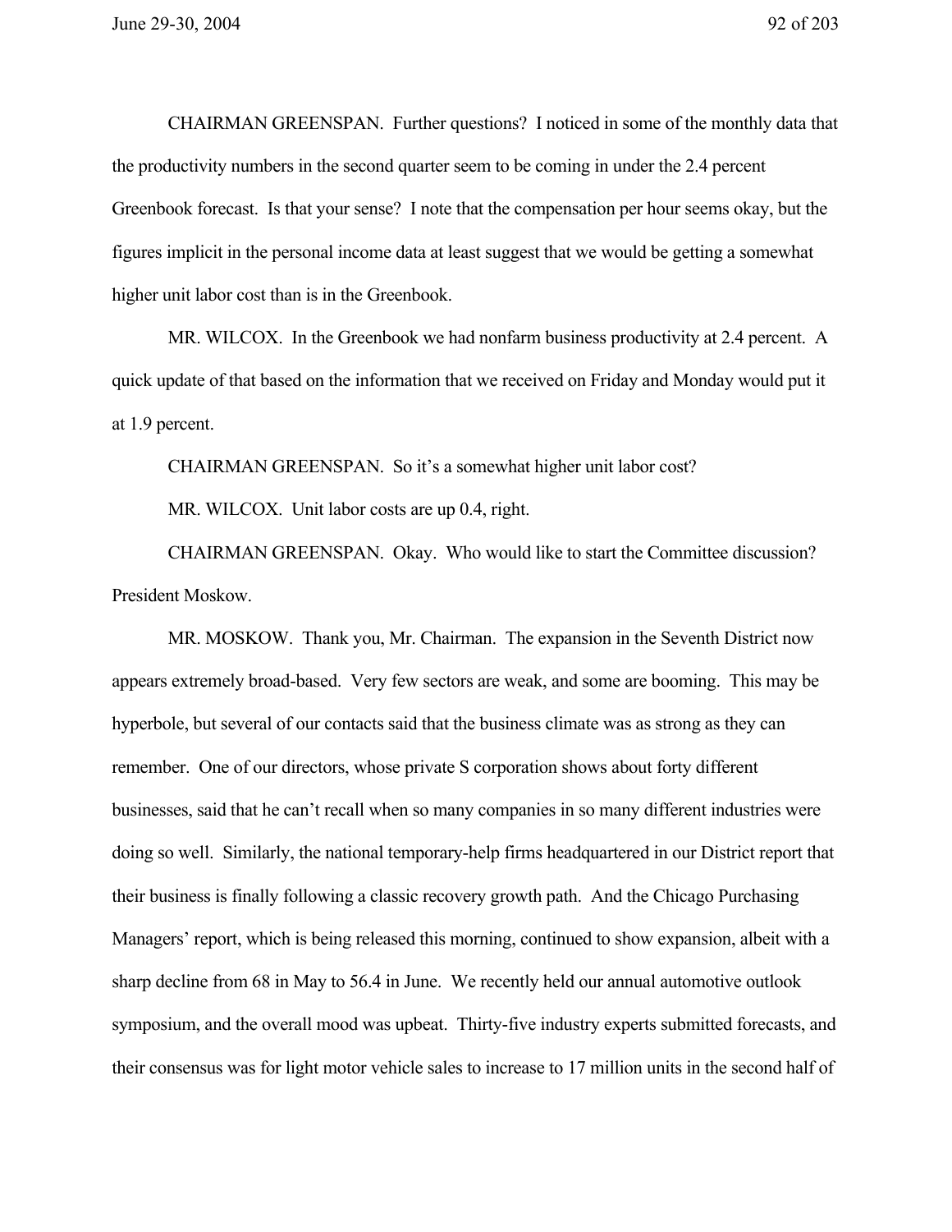CHAIRMAN GREENSPAN. Further questions? I noticed in some of the monthly data that the productivity numbers in the second quarter seem to be coming in under the 2.4 percent Greenbook forecast. Is that your sense? I note that the compensation per hour seems okay, but the figures implicit in the personal income data at least suggest that we would be getting a somewhat higher unit labor cost than is in the Greenbook.

MR. WILCOX. In the Greenbook we had nonfarm business productivity at 2.4 percent. A quick update of that based on the information that we received on Friday and Monday would put it at 1.9 percent.

CHAIRMAN GREENSPAN. So it's a somewhat higher unit labor cost?

MR. WILCOX. Unit labor costs are up 0.4, right.

CHAIRMAN GREENSPAN. Okay. Who would like to start the Committee discussion? President Moskow.

MR. MOSKOW. Thank you, Mr. Chairman. The expansion in the Seventh District now appears extremely broad-based. Very few sectors are weak, and some are booming. This may be hyperbole, but several of our contacts said that the business climate was as strong as they can remember. One of our directors, whose private S corporation shows about forty different businesses, said that he can't recall when so many companies in so many different industries were doing so well. Similarly, the national temporary-help firms headquartered in our District report that their business is finally following a classic recovery growth path. And the Chicago Purchasing Managers' report, which is being released this morning, continued to show expansion, albeit with a sharp decline from 68 in May to 56.4 in June. We recently held our annual automotive outlook symposium, and the overall mood was upbeat. Thirty-five industry experts submitted forecasts, and their consensus was for light motor vehicle sales to increase to 17 million units in the second half of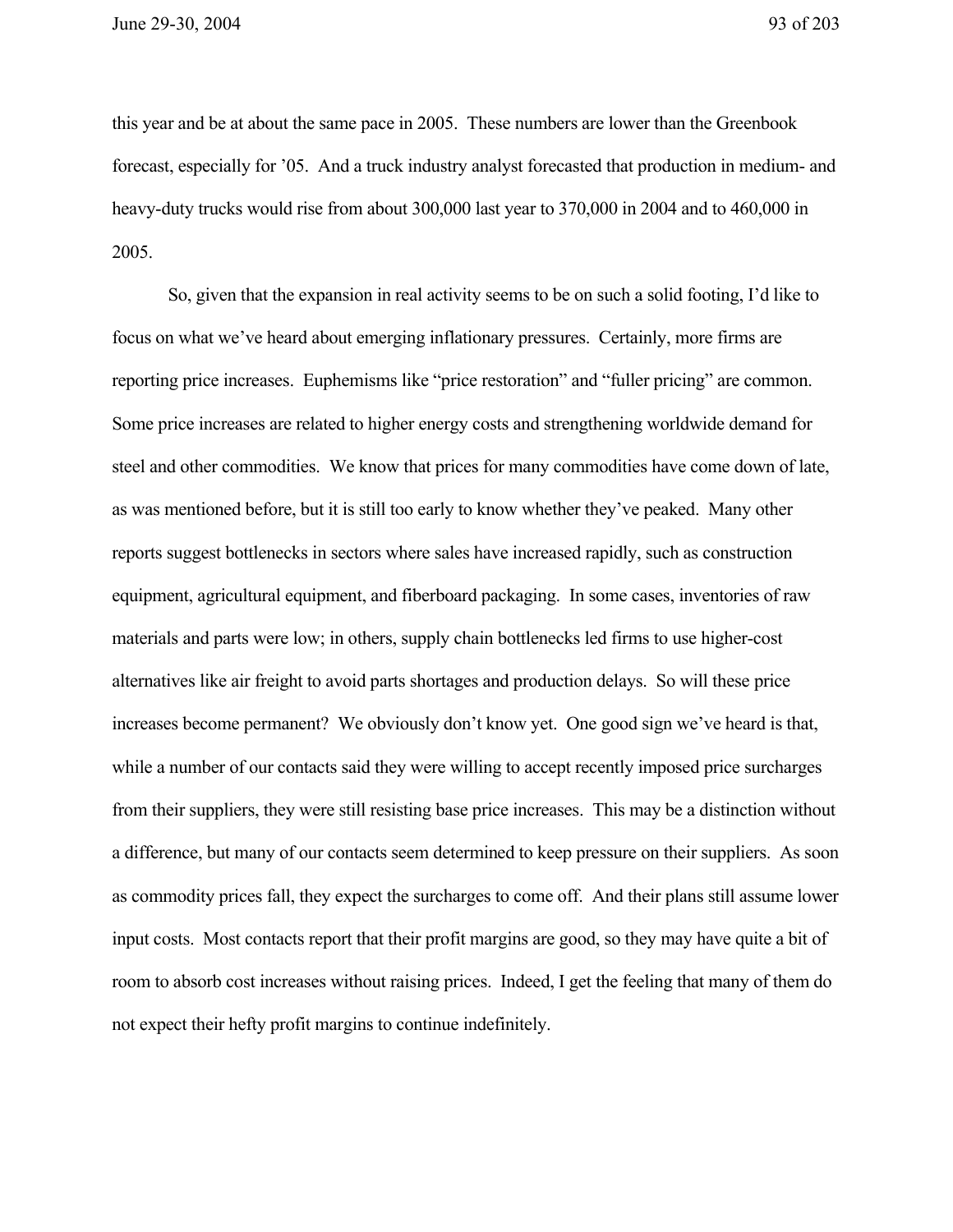this year and be at about the same pace in 2005. These numbers are lower than the Greenbook forecast, especially for '05. And a truck industry analyst forecasted that production in medium- and heavy-duty trucks would rise from about 300,000 last year to 370,000 in 2004 and to 460,000 in 2005.

So, given that the expansion in real activity seems to be on such a solid footing, I'd like to focus on what we've heard about emerging inflationary pressures. Certainly, more firms are reporting price increases. Euphemisms like "price restoration" and "fuller pricing" are common. Some price increases are related to higher energy costs and strengthening worldwide demand for steel and other commodities. We know that prices for many commodities have come down of late, as was mentioned before, but it is still too early to know whether they've peaked. Many other reports suggest bottlenecks in sectors where sales have increased rapidly, such as construction equipment, agricultural equipment, and fiberboard packaging. In some cases, inventories of raw materials and parts were low; in others, supply chain bottlenecks led firms to use higher-cost alternatives like air freight to avoid parts shortages and production delays. So will these price increases become permanent? We obviously don't know yet. One good sign we've heard is that, while a number of our contacts said they were willing to accept recently imposed price surcharges from their suppliers, they were still resisting base price increases. This may be a distinction without a difference, but many of our contacts seem determined to keep pressure on their suppliers. As soon as commodity prices fall, they expect the surcharges to come off. And their plans still assume lower input costs. Most contacts report that their profit margins are good, so they may have quite a bit of room to absorb cost increases without raising prices. Indeed, I get the feeling that many of them do not expect their hefty profit margins to continue indefinitely.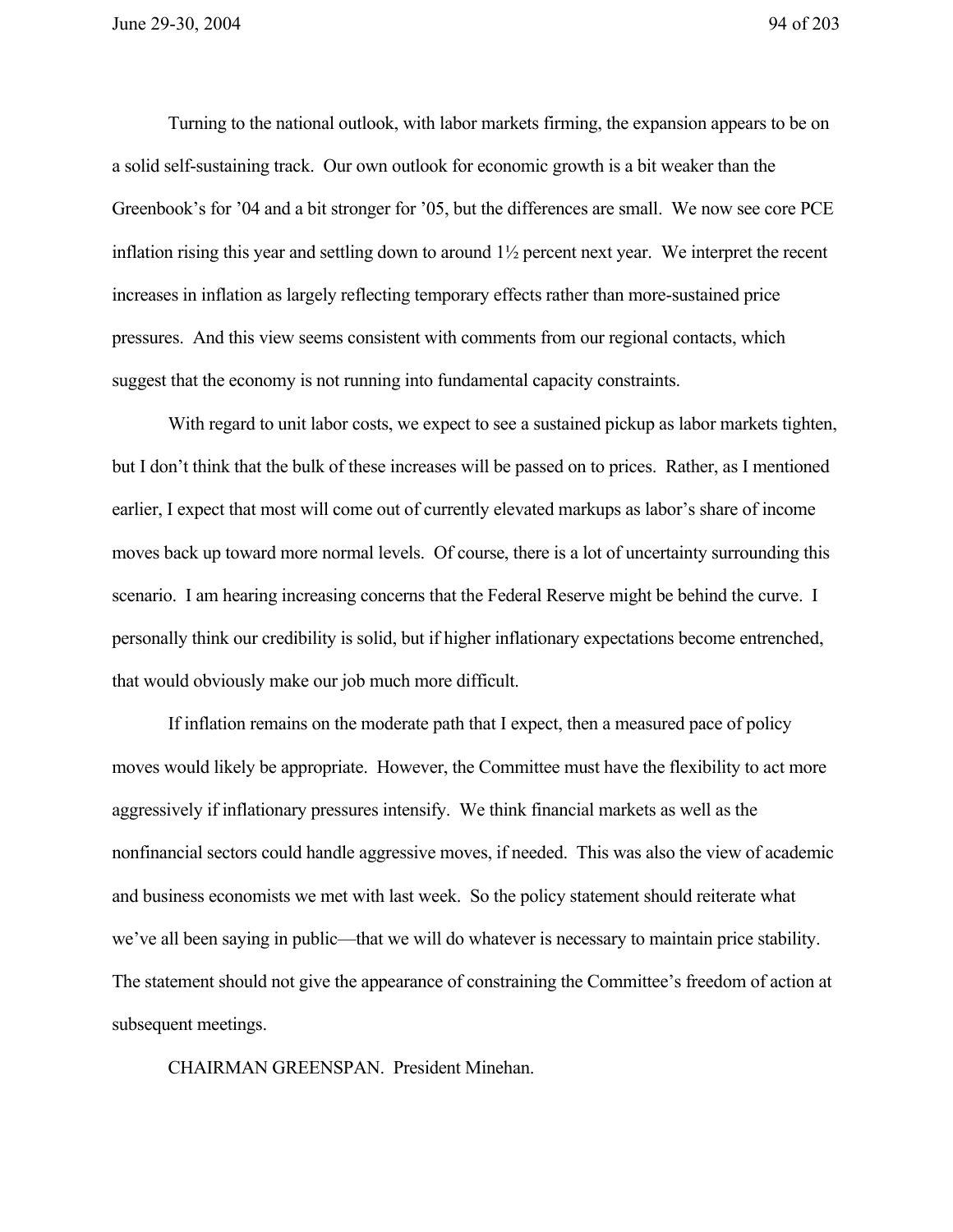Turning to the national outlook, with labor markets firming, the expansion appears to be on a solid self-sustaining track. Our own outlook for economic growth is a bit weaker than the Greenbook's for '04 and a bit stronger for '05, but the differences are small. We now see core PCE inflation rising this year and settling down to around 1½ percent next year. We interpret the recent increases in inflation as largely reflecting temporary effects rather than more-sustained price pressures. And this view seems consistent with comments from our regional contacts, which suggest that the economy is not running into fundamental capacity constraints.

With regard to unit labor costs, we expect to see a sustained pickup as labor markets tighten, but I don't think that the bulk of these increases will be passed on to prices. Rather, as I mentioned earlier, I expect that most will come out of currently elevated markups as labor's share of income moves back up toward more normal levels. Of course, there is a lot of uncertainty surrounding this scenario. I am hearing increasing concerns that the Federal Reserve might be behind the curve. I personally think our credibility is solid, but if higher inflationary expectations become entrenched, that would obviously make our job much more difficult.

If inflation remains on the moderate path that I expect, then a measured pace of policy moves would likely be appropriate. However, the Committee must have the flexibility to act more aggressively if inflationary pressures intensify. We think financial markets as well as the nonfinancial sectors could handle aggressive moves, if needed. This was also the view of academic and business economists we met with last week. So the policy statement should reiterate what we've all been saying in public—that we will do whatever is necessary to maintain price stability. The statement should not give the appearance of constraining the Committee's freedom of action at subsequent meetings.

CHAIRMAN GREENSPAN. President Minehan.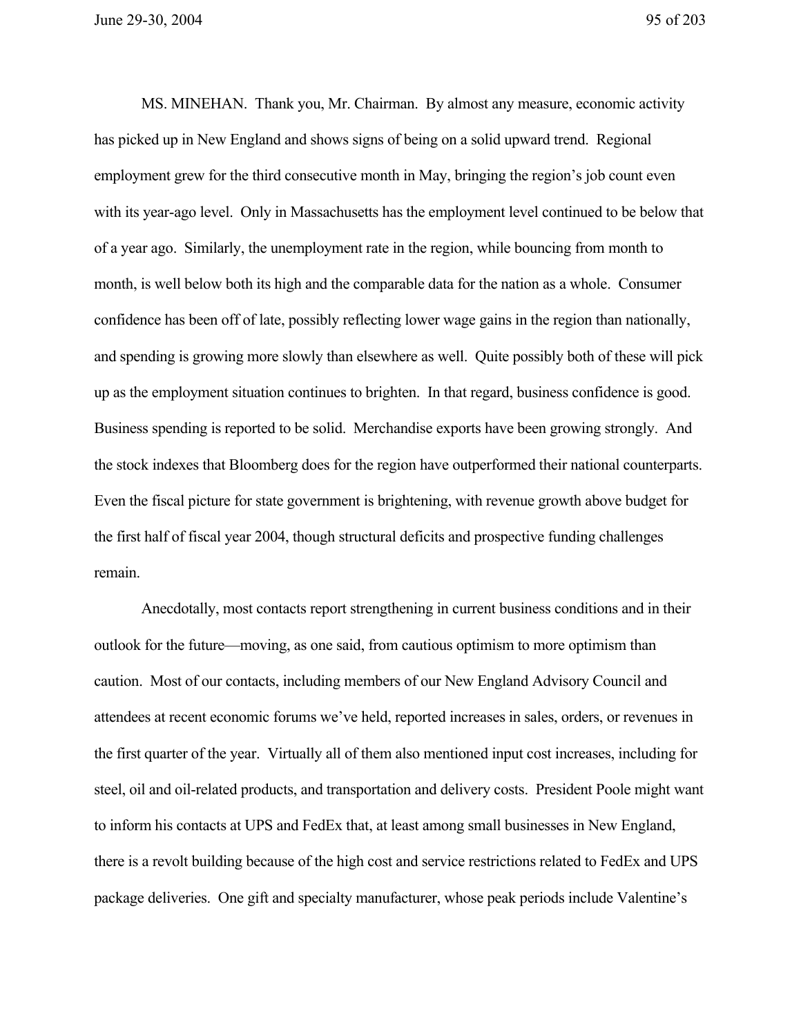MS. MINEHAN. Thank you, Mr. Chairman. By almost any measure, economic activity has picked up in New England and shows signs of being on a solid upward trend. Regional employment grew for the third consecutive month in May, bringing the region's job count even with its year-ago level. Only in Massachusetts has the employment level continued to be below that of a year ago. Similarly, the unemployment rate in the region, while bouncing from month to month, is well below both its high and the comparable data for the nation as a whole. Consumer confidence has been off of late, possibly reflecting lower wage gains in the region than nationally, and spending is growing more slowly than elsewhere as well. Quite possibly both of these will pick up as the employment situation continues to brighten. In that regard, business confidence is good. Business spending is reported to be solid. Merchandise exports have been growing strongly. And the stock indexes that Bloomberg does for the region have outperformed their national counterparts. Even the fiscal picture for state government is brightening, with revenue growth above budget for the first half of fiscal year 2004, though structural deficits and prospective funding challenges remain.

Anecdotally, most contacts report strengthening in current business conditions and in their outlook for the future—moving, as one said, from cautious optimism to more optimism than caution. Most of our contacts, including members of our New England Advisory Council and attendees at recent economic forums we've held, reported increases in sales, orders, or revenues in the first quarter of the year. Virtually all of them also mentioned input cost increases, including for steel, oil and oil-related products, and transportation and delivery costs. President Poole might want to inform his contacts at UPS and FedEx that, at least among small businesses in New England, there is a revolt building because of the high cost and service restrictions related to FedEx and UPS package deliveries. One gift and specialty manufacturer, whose peak periods include Valentine's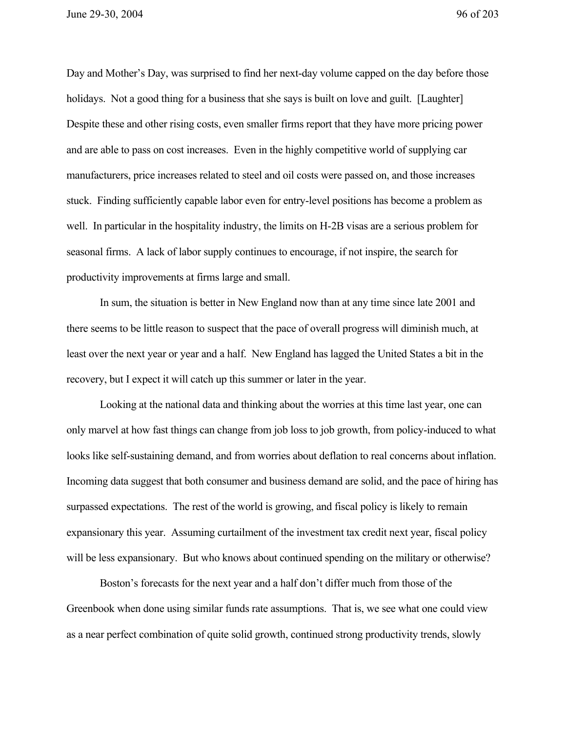Day and Mother's Day, was surprised to find her next-day volume capped on the day before those holidays. Not a good thing for a business that she says is built on love and guilt. [Laughter] Despite these and other rising costs, even smaller firms report that they have more pricing power and are able to pass on cost increases. Even in the highly competitive world of supplying car manufacturers, price increases related to steel and oil costs were passed on, and those increases stuck. Finding sufficiently capable labor even for entry-level positions has become a problem as well. In particular in the hospitality industry, the limits on H-2B visas are a serious problem for seasonal firms. A lack of labor supply continues to encourage, if not inspire, the search for productivity improvements at firms large and small.

In sum, the situation is better in New England now than at any time since late 2001 and there seems to be little reason to suspect that the pace of overall progress will diminish much, at least over the next year or year and a half. New England has lagged the United States a bit in the recovery, but I expect it will catch up this summer or later in the year.

Looking at the national data and thinking about the worries at this time last year, one can only marvel at how fast things can change from job loss to job growth, from policy-induced to what looks like self-sustaining demand, and from worries about deflation to real concerns about inflation. Incoming data suggest that both consumer and business demand are solid, and the pace of hiring has surpassed expectations. The rest of the world is growing, and fiscal policy is likely to remain expansionary this year. Assuming curtailment of the investment tax credit next year, fiscal policy will be less expansionary. But who knows about continued spending on the military or otherwise?

Boston's forecasts for the next year and a half don't differ much from those of the Greenbook when done using similar funds rate assumptions. That is, we see what one could view as a near perfect combination of quite solid growth, continued strong productivity trends, slowly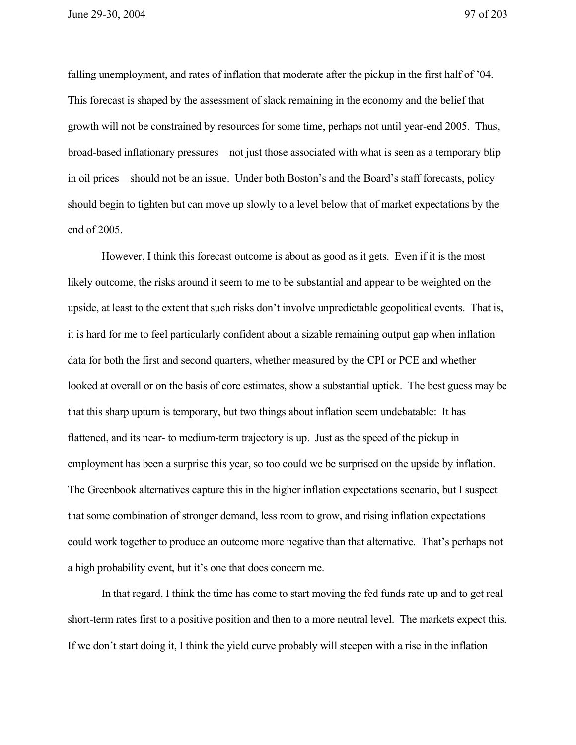falling unemployment, and rates of inflation that moderate after the pickup in the first half of '04. This forecast is shaped by the assessment of slack remaining in the economy and the belief that growth will not be constrained by resources for some time, perhaps not until year-end 2005. Thus, broad-based inflationary pressures—not just those associated with what is seen as a temporary blip in oil prices—should not be an issue. Under both Boston's and the Board's staff forecasts, policy should begin to tighten but can move up slowly to a level below that of market expectations by the end of 2005.

However, I think this forecast outcome is about as good as it gets. Even if it is the most likely outcome, the risks around it seem to me to be substantial and appear to be weighted on the upside, at least to the extent that such risks don't involve unpredictable geopolitical events. That is, it is hard for me to feel particularly confident about a sizable remaining output gap when inflation data for both the first and second quarters, whether measured by the CPI or PCE and whether looked at overall or on the basis of core estimates, show a substantial uptick. The best guess may be that this sharp upturn is temporary, but two things about inflation seem undebatable: It has flattened, and its near- to medium-term trajectory is up. Just as the speed of the pickup in employment has been a surprise this year, so too could we be surprised on the upside by inflation. The Greenbook alternatives capture this in the higher inflation expectations scenario, but I suspect that some combination of stronger demand, less room to grow, and rising inflation expectations could work together to produce an outcome more negative than that alternative. That's perhaps not a high probability event, but it's one that does concern me.

In that regard, I think the time has come to start moving the fed funds rate up and to get real short-term rates first to a positive position and then to a more neutral level. The markets expect this. If we don't start doing it, I think the yield curve probably will steepen with a rise in the inflation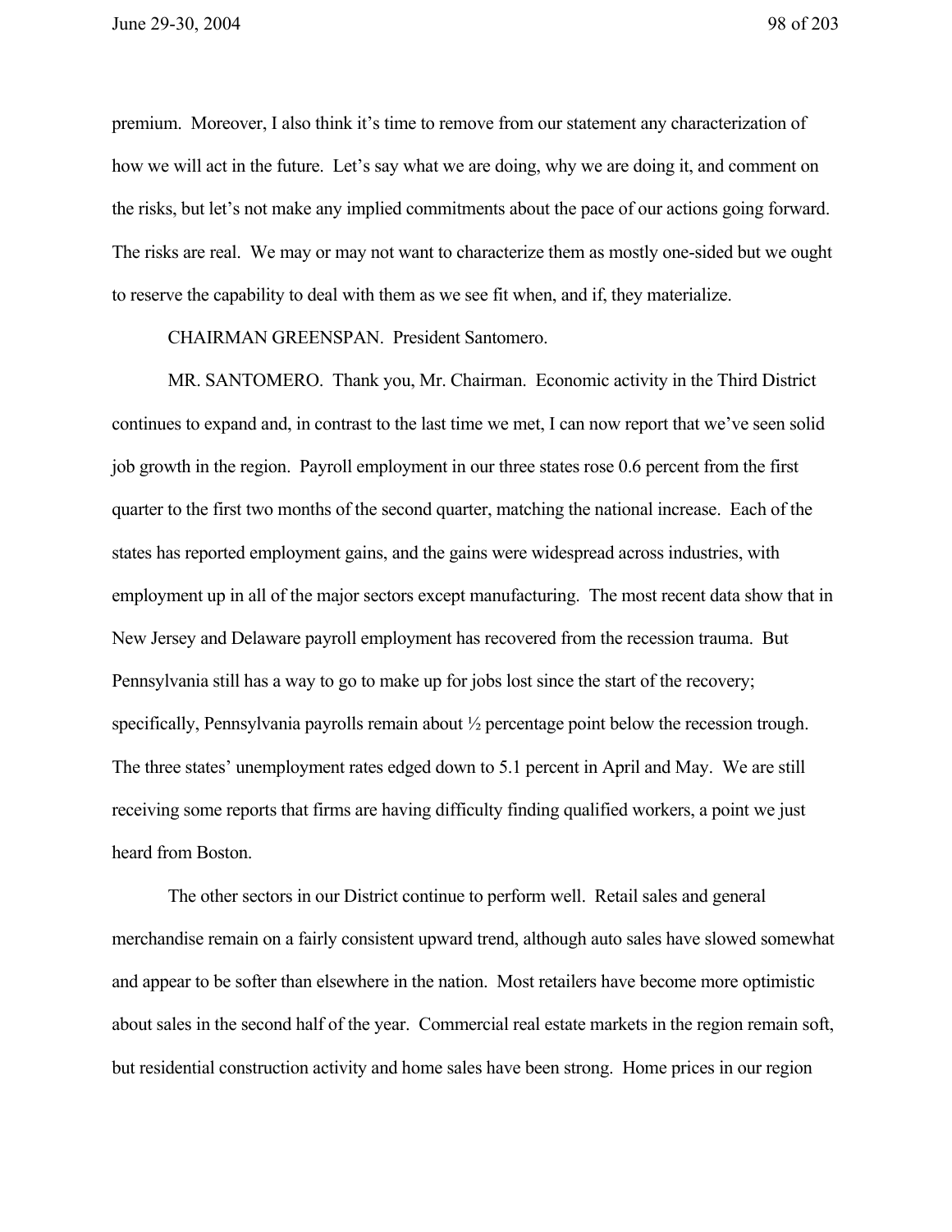premium. Moreover, I also think it's time to remove from our statement any characterization of how we will act in the future. Let's say what we are doing, why we are doing it, and comment on the risks, but let's not make any implied commitments about the pace of our actions going forward. The risks are real. We may or may not want to characterize them as mostly one-sided but we ought to reserve the capability to deal with them as we see fit when, and if, they materialize.

CHAIRMAN GREENSPAN. President Santomero.

MR. SANTOMERO. Thank you, Mr. Chairman. Economic activity in the Third District continues to expand and, in contrast to the last time we met, I can now report that we've seen solid job growth in the region. Payroll employment in our three states rose 0.6 percent from the first quarter to the first two months of the second quarter, matching the national increase. Each of the states has reported employment gains, and the gains were widespread across industries, with employment up in all of the major sectors except manufacturing. The most recent data show that in New Jersey and Delaware payroll employment has recovered from the recession trauma. But Pennsylvania still has a way to go to make up for jobs lost since the start of the recovery; specifically, Pennsylvania payrolls remain about ½ percentage point below the recession trough. The three states' unemployment rates edged down to 5.1 percent in April and May. We are still receiving some reports that firms are having difficulty finding qualified workers, a point we just heard from Boston.

The other sectors in our District continue to perform well. Retail sales and general merchandise remain on a fairly consistent upward trend, although auto sales have slowed somewhat and appear to be softer than elsewhere in the nation. Most retailers have become more optimistic about sales in the second half of the year. Commercial real estate markets in the region remain soft, but residential construction activity and home sales have been strong. Home prices in our region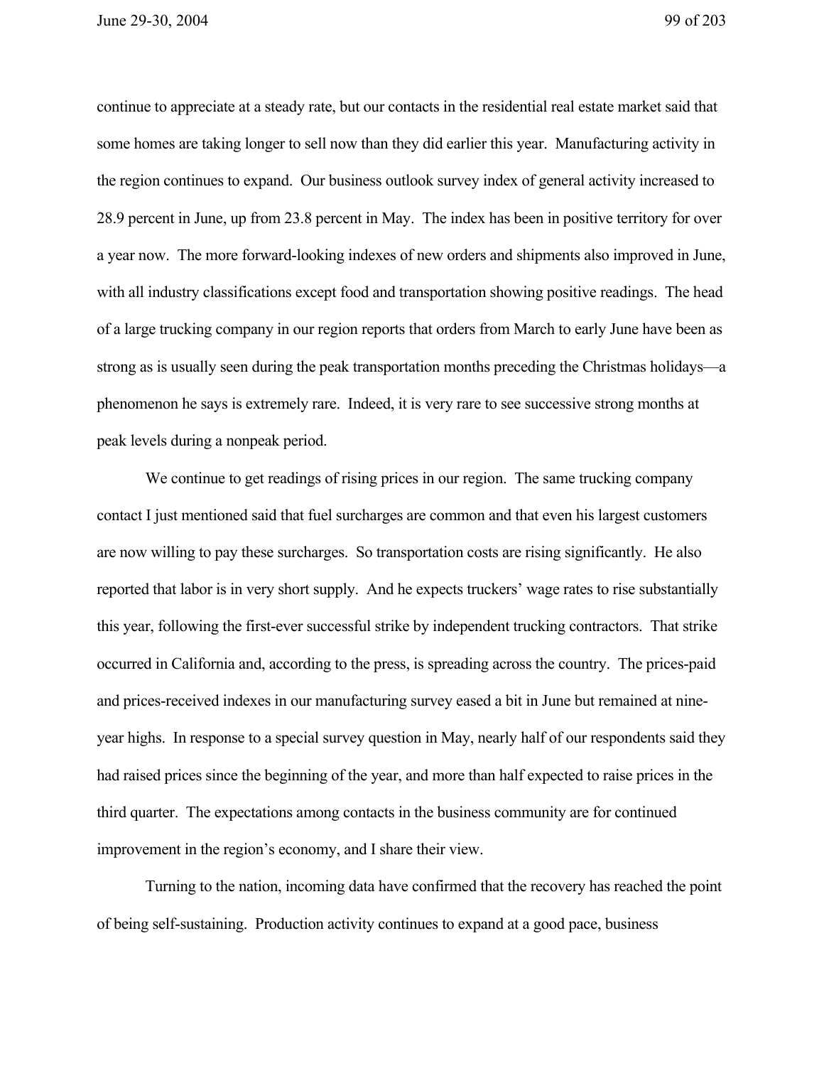continue to appreciate at a steady rate, but our contacts in the residential real estate market said that some homes are taking longer to sell now than they did earlier this year. Manufacturing activity in the region continues to expand. Our business outlook survey index of general activity increased to 28.9 percent in June, up from 23.8 percent in May. The index has been in positive territory for over a year now. The more forward-looking indexes of new orders and shipments also improved in June, with all industry classifications except food and transportation showing positive readings. The head of a large trucking company in our region reports that orders from March to early June have been as strong as is usually seen during the peak transportation months preceding the Christmas holidays—a phenomenon he says is extremely rare. Indeed, it is very rare to see successive strong months at peak levels during a nonpeak period.

We continue to get readings of rising prices in our region. The same trucking company contact I just mentioned said that fuel surcharges are common and that even his largest customers are now willing to pay these surcharges. So transportation costs are rising significantly. He also reported that labor is in very short supply. And he expects truckers' wage rates to rise substantially this year, following the first-ever successful strike by independent trucking contractors. That strike occurred in California and, according to the press, is spreading across the country. The prices-paid and prices-received indexes in our manufacturing survey eased a bit in June but remained at nine-year highs. In response to a special survey question in May, nearly half of our respondents said they had raised prices since the beginning of the year, and more than half expected to raise prices in the third quarter. The expectations among contacts in the business community are for continued improvement in the region's economy, and I share their view.

Turning to the nation, incoming data have confirmed that the recovery has reached the point of being self-sustaining. Production activity continues to expand at a good pace, business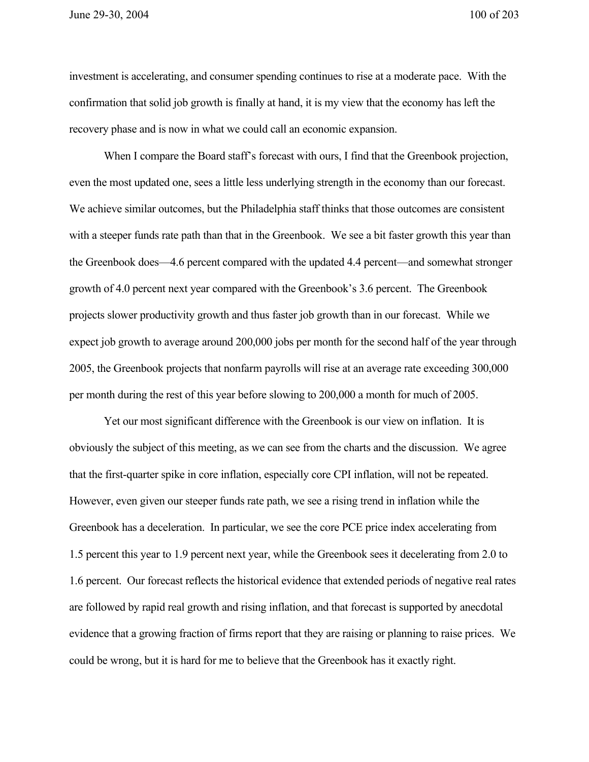investment is accelerating, and consumer spending continues to rise at a moderate pace. With the confirmation that solid job growth is finally at hand, it is my view that the economy has left the recovery phase and is now in what we could call an economic expansion.

When I compare the Board staff's forecast with ours, I find that the Greenbook projection, even the most updated one, sees a little less underlying strength in the economy than our forecast. We achieve similar outcomes, but the Philadelphia staff thinks that those outcomes are consistent with a steeper funds rate path than that in the Greenbook. We see a bit faster growth this year than the Greenbook does—4.6 percent compared with the updated 4.4 percent—and somewhat stronger growth of 4.0 percent next year compared with the Greenbook's 3.6 percent. The Greenbook projects slower productivity growth and thus faster job growth than in our forecast. While we expect job growth to average around 200,000 jobs per month for the second half of the year through 2005, the Greenbook projects that nonfarm payrolls will rise at an average rate exceeding 300,000 per month during the rest of this year before slowing to 200,000 a month for much of 2005.

Yet our most significant difference with the Greenbook is our view on inflation. It is obviously the subject of this meeting, as we can see from the charts and the discussion. We agree that the first-quarter spike in core inflation, especially core CPI inflation, will not be repeated. However, even given our steeper funds rate path, we see a rising trend in inflation while the Greenbook has a deceleration. In particular, we see the core PCE price index accelerating from 1.5 percent this year to 1.9 percent next year, while the Greenbook sees it decelerating from 2.0 to 1.6 percent. Our forecast reflects the historical evidence that extended periods of negative real rates are followed by rapid real growth and rising inflation, and that forecast is supported by anecdotal evidence that a growing fraction of firms report that they are raising or planning to raise prices. We could be wrong, but it is hard for me to believe that the Greenbook has it exactly right.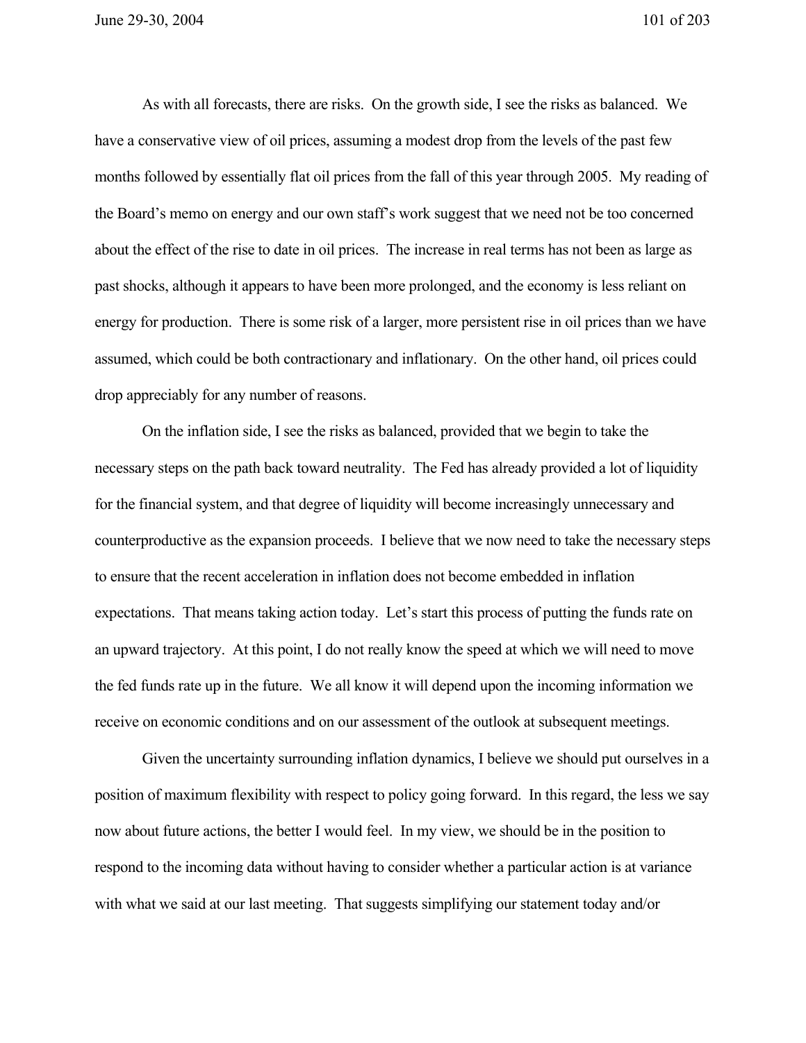As with all forecasts, there are risks. On the growth side, I see the risks as balanced. We have a conservative view of oil prices, assuming a modest drop from the levels of the past few months followed by essentially flat oil prices from the fall of this year through 2005. My reading of the Board's memo on energy and our own staff's work suggest that we need not be too concerned about the effect of the rise to date in oil prices. The increase in real terms has not been as large as past shocks, although it appears to have been more prolonged, and the economy is less reliant on energy for production. There is some risk of a larger, more persistent rise in oil prices than we have assumed, which could be both contractionary and inflationary. On the other hand, oil prices could drop appreciably for any number of reasons.

On the inflation side, I see the risks as balanced, provided that we begin to take the necessary steps on the path back toward neutrality. The Fed has already provided a lot of liquidity for the financial system, and that degree of liquidity will become increasingly unnecessary and counterproductive as the expansion proceeds. I believe that we now need to take the necessary steps to ensure that the recent acceleration in inflation does not become embedded in inflation expectations. That means taking action today. Let's start this process of putting the funds rate on an upward trajectory. At this point, I do not really know the speed at which we will need to move the fed funds rate up in the future. We all know it will depend upon the incoming information we receive on economic conditions and on our assessment of the outlook at subsequent meetings.

Given the uncertainty surrounding inflation dynamics, I believe we should put ourselves in a position of maximum flexibility with respect to policy going forward. In this regard, the less we say now about future actions, the better I would feel. In my view, we should be in the position to respond to the incoming data without having to consider whether a particular action is at variance with what we said at our last meeting. That suggests simplifying our statement today and/or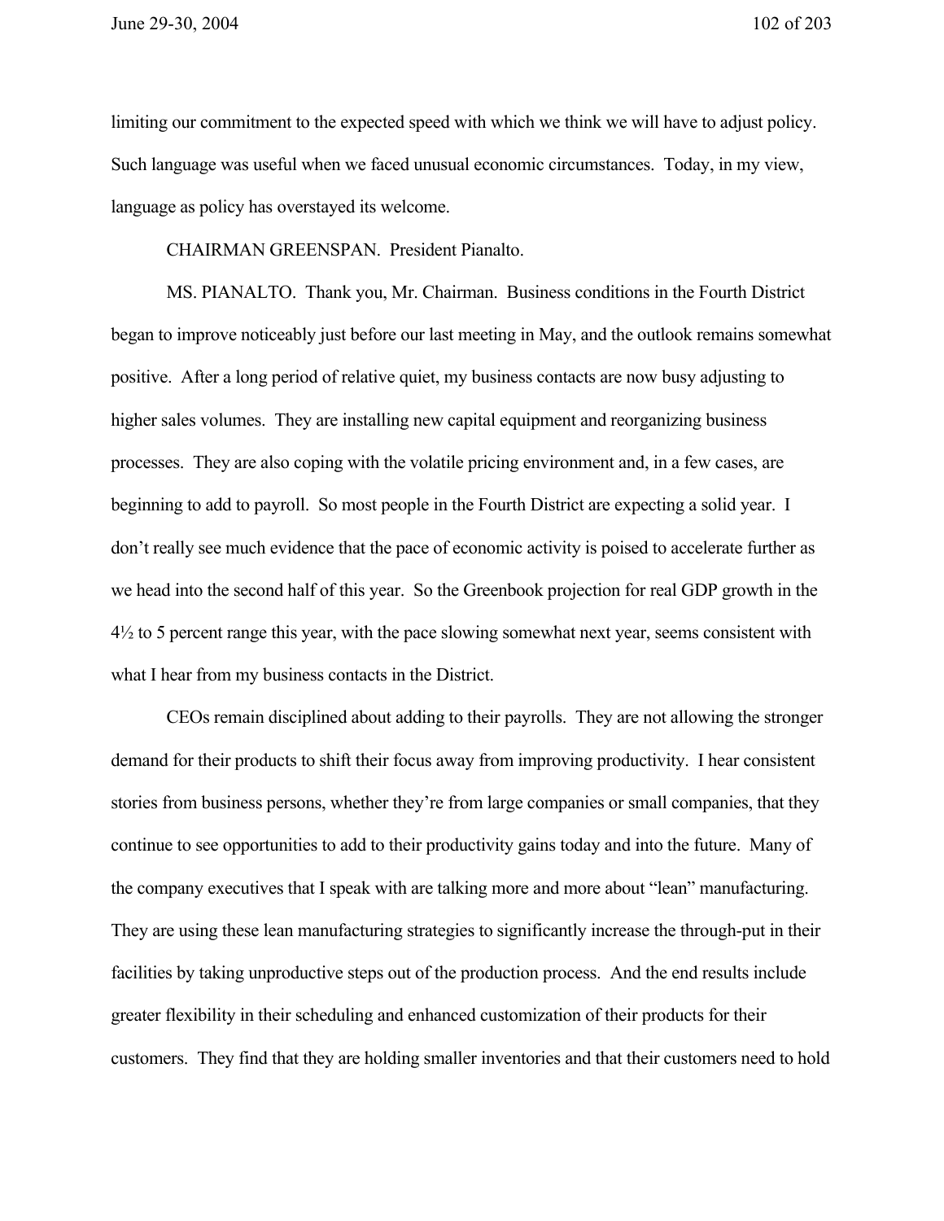limiting our commitment to the expected speed with which we think we will have to adjust policy. Such language was useful when we faced unusual economic circumstances. Today, in my view, language as policy has overstayed its welcome.

CHAIRMAN GREENSPAN. President Pianalto.

MS. PIANALTO. Thank you, Mr. Chairman. Business conditions in the Fourth District began to improve noticeably just before our last meeting in May, and the outlook remains somewhat positive. After a long period of relative quiet, my business contacts are now busy adjusting to higher sales volumes. They are installing new capital equipment and reorganizing business processes. They are also coping with the volatile pricing environment and, in a few cases, are beginning to add to payroll. So most people in the Fourth District are expecting a solid year. I don't really see much evidence that the pace of economic activity is poised to accelerate further as we head into the second half of this year. So the Greenbook projection for real GDP growth in the 4½ to 5 percent range this year, with the pace slowing somewhat next year, seems consistent with what I hear from my business contacts in the District.

CEOs remain disciplined about adding to their payrolls. They are not allowing the stronger demand for their products to shift their focus away from improving productivity. I hear consistent stories from business persons, whether they're from large companies or small companies, that they continue to see opportunities to add to their productivity gains today and into the future. Many of the company executives that I speak with are talking more and more about "lean" manufacturing. They are using these lean manufacturing strategies to significantly increase the through-put in their facilities by taking unproductive steps out of the production process. And the end results include greater flexibility in their scheduling and enhanced customization of their products for their customers. They find that they are holding smaller inventories and that their customers need to hold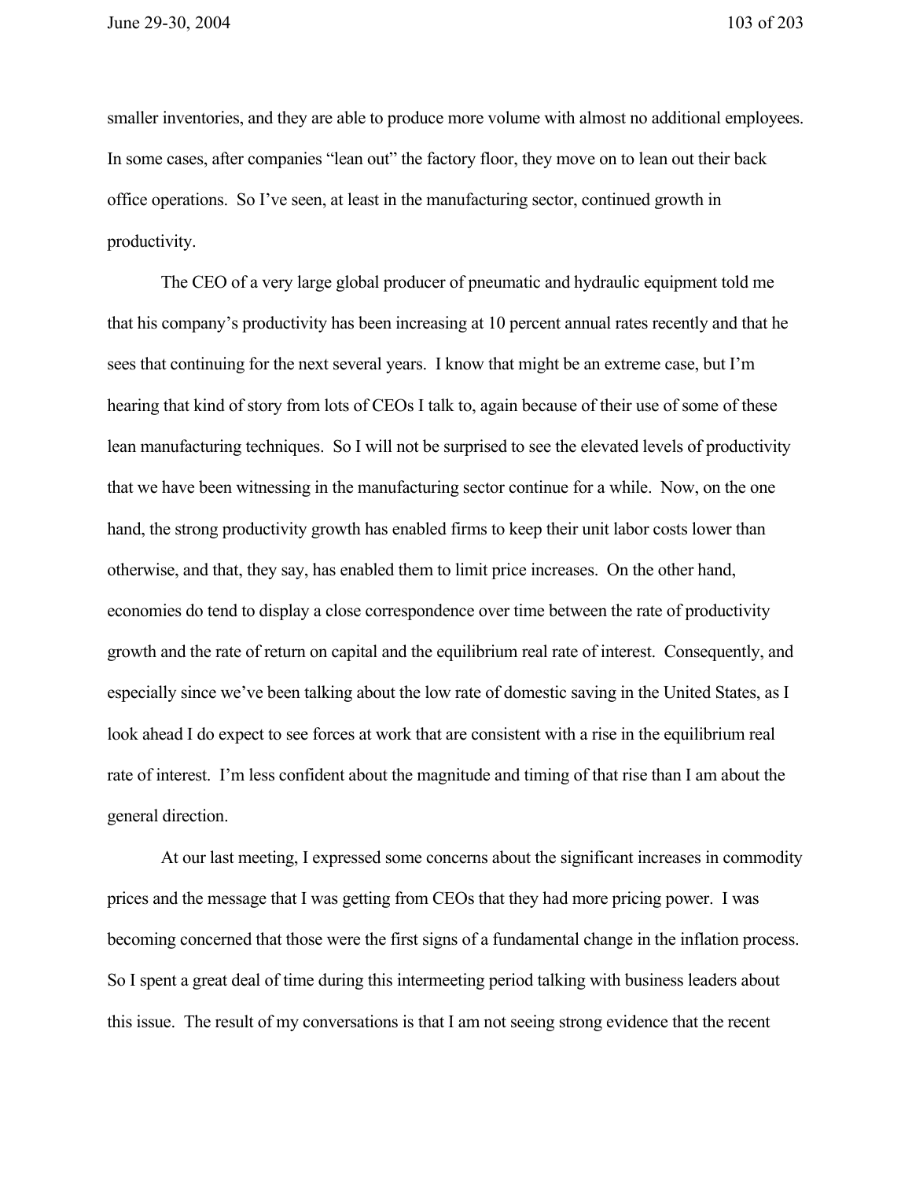smaller inventories, and they are able to produce more volume with almost no additional employees. In some cases, after companies "lean out" the factory floor, they move on to lean out their back office operations. So I've seen, at least in the manufacturing sector, continued growth in productivity.

The CEO of a very large global producer of pneumatic and hydraulic equipment told me that his company's productivity has been increasing at 10 percent annual rates recently and that he sees that continuing for the next several years. I know that might be an extreme case, but I'm hearing that kind of story from lots of CEOs I talk to, again because of their use of some of these lean manufacturing techniques. So I will not be surprised to see the elevated levels of productivity that we have been witnessing in the manufacturing sector continue for a while. Now, on the one hand, the strong productivity growth has enabled firms to keep their unit labor costs lower than otherwise, and that, they say, has enabled them to limit price increases. On the other hand, economies do tend to display a close correspondence over time between the rate of productivity growth and the rate of return on capital and the equilibrium real rate of interest. Consequently, and especially since we've been talking about the low rate of domestic saving in the United States, as I look ahead I do expect to see forces at work that are consistent with a rise in the equilibrium real rate of interest. I'm less confident about the magnitude and timing of that rise than I am about the general direction.

At our last meeting, I expressed some concerns about the significant increases in commodity prices and the message that I was getting from CEOs that they had more pricing power. I was becoming concerned that those were the first signs of a fundamental change in the inflation process. So I spent a great deal of time during this intermeeting period talking with business leaders about this issue. The result of my conversations is that I am not seeing strong evidence that the recent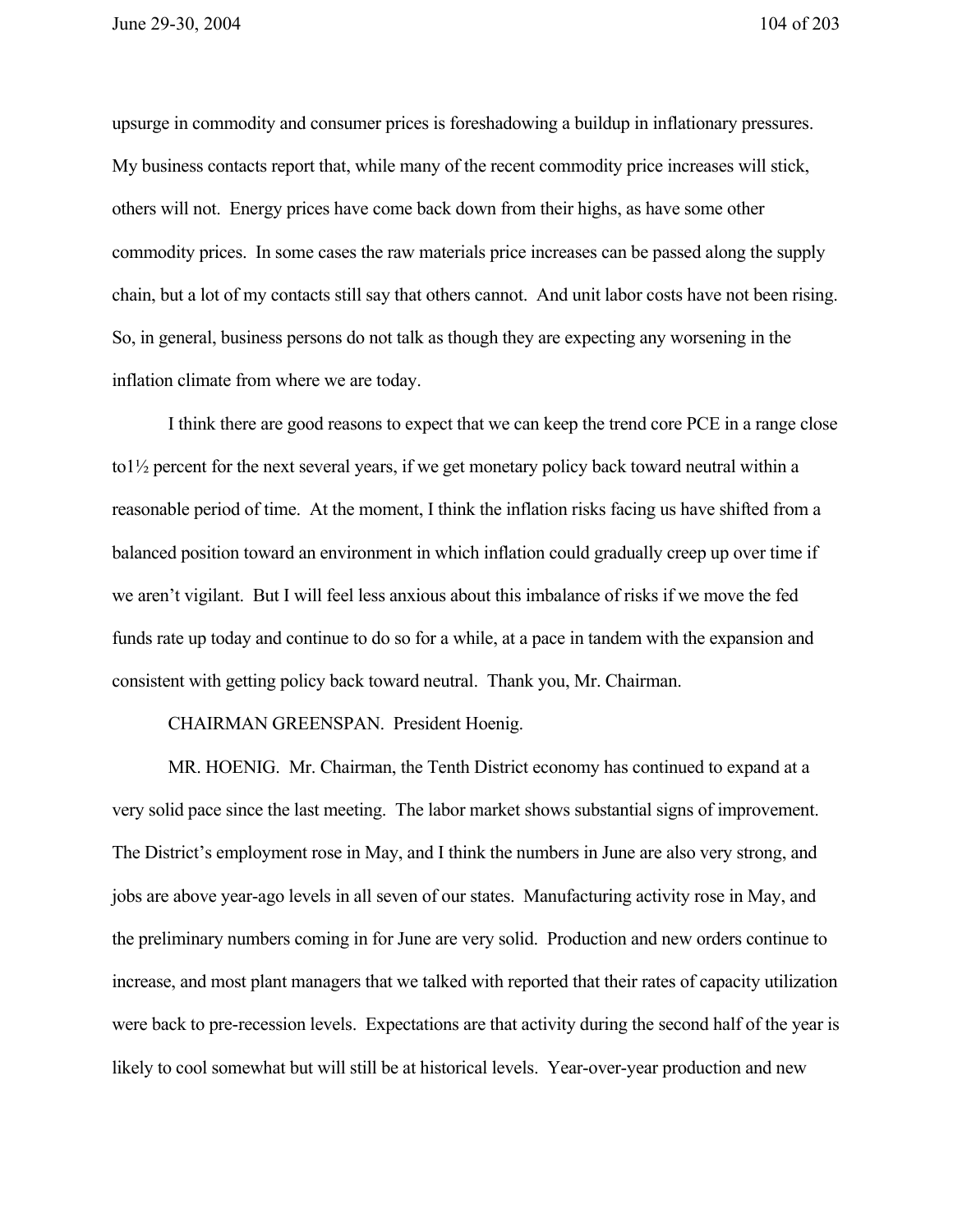upsurge in commodity and consumer prices is foreshadowing a buildup in inflationary pressures. My business contacts report that, while many of the recent commodity price increases will stick, others will not. Energy prices have come back down from their highs, as have some other commodity prices. In some cases the raw materials price increases can be passed along the supply chain, but a lot of my contacts still say that others cannot. And unit labor costs have not been rising. So, in general, business persons do not talk as though they are expecting any worsening in the inflation climate from where we are today.

I think there are good reasons to expect that we can keep the trend core PCE in a range close to1½ percent for the next several years, if we get monetary policy back toward neutral within a reasonable period of time. At the moment, I think the inflation risks facing us have shifted from a balanced position toward an environment in which inflation could gradually creep up over time if we aren't vigilant. But I will feel less anxious about this imbalance of risks if we move the fed funds rate up today and continue to do so for a while, at a pace in tandem with the expansion and consistent with getting policy back toward neutral. Thank you, Mr. Chairman.

CHAIRMAN GREENSPAN. President Hoenig.

MR. HOENIG. Mr. Chairman, the Tenth District economy has continued to expand at a very solid pace since the last meeting. The labor market shows substantial signs of improvement. The District's employment rose in May, and I think the numbers in June are also very strong, and jobs are above year-ago levels in all seven of our states. Manufacturing activity rose in May, and the preliminary numbers coming in for June are very solid. Production and new orders continue to increase, and most plant managers that we talked with reported that their rates of capacity utilization were back to pre-recession levels. Expectations are that activity during the second half of the year is likely to cool somewhat but will still be at historical levels. Year-over-year production and new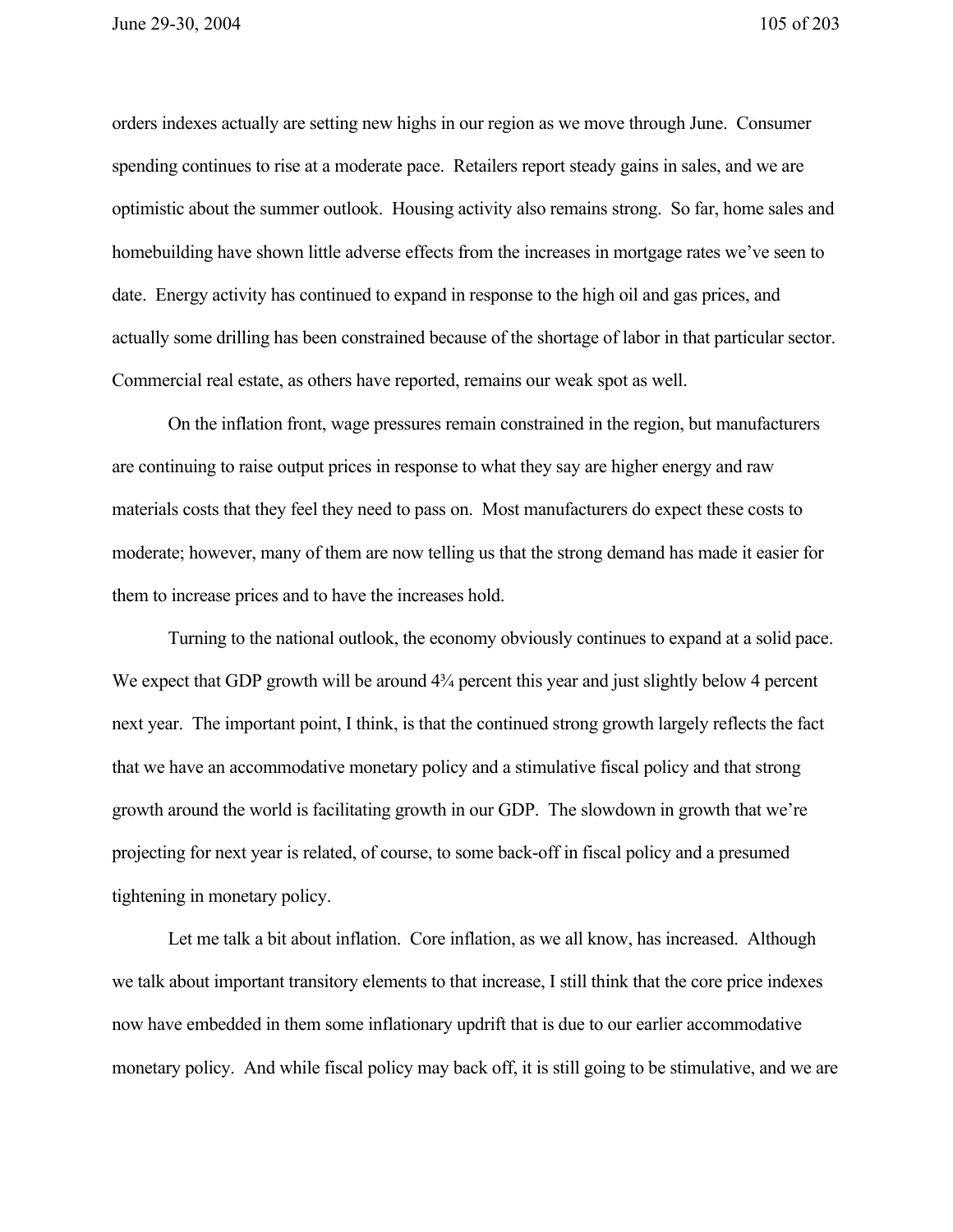orders indexes actually are setting new highs in our region as we move through June. Consumer spending continues to rise at a moderate pace. Retailers report steady gains in sales, and we are optimistic about the summer outlook. Housing activity also remains strong. So far, home sales and homebuilding have shown little adverse effects from the increases in mortgage rates we've seen to date. Energy activity has continued to expand in response to the high oil and gas prices, and actually some drilling has been constrained because of the shortage of labor in that particular sector. Commercial real estate, as others have reported, remains our weak spot as well.

On the inflation front, wage pressures remain constrained in the region, but manufacturers are continuing to raise output prices in response to what they say are higher energy and raw materials costs that they feel they need to pass on. Most manufacturers do expect these costs to moderate; however, many of them are now telling us that the strong demand has made it easier for them to increase prices and to have the increases hold.

Turning to the national outlook, the economy obviously continues to expand at a solid pace. We expect that GDP growth will be around 4¾ percent this year and just slightly below 4 percent next year. The important point, I think, is that the continued strong growth largely reflects the fact that we have an accommodative monetary policy and a stimulative fiscal policy and that strong growth around the world is facilitating growth in our GDP. The slowdown in growth that we're projecting for next year is related, of course, to some back-off in fiscal policy and a presumed tightening in monetary policy.

Let me talk a bit about inflation. Core inflation, as we all know, has increased. Although we talk about important transitory elements to that increase, I still think that the core price indexes now have embedded in them some inflationary updrift that is due to our earlier accommodative monetary policy. And while fiscal policy may back off, it is still going to be stimulative, and we are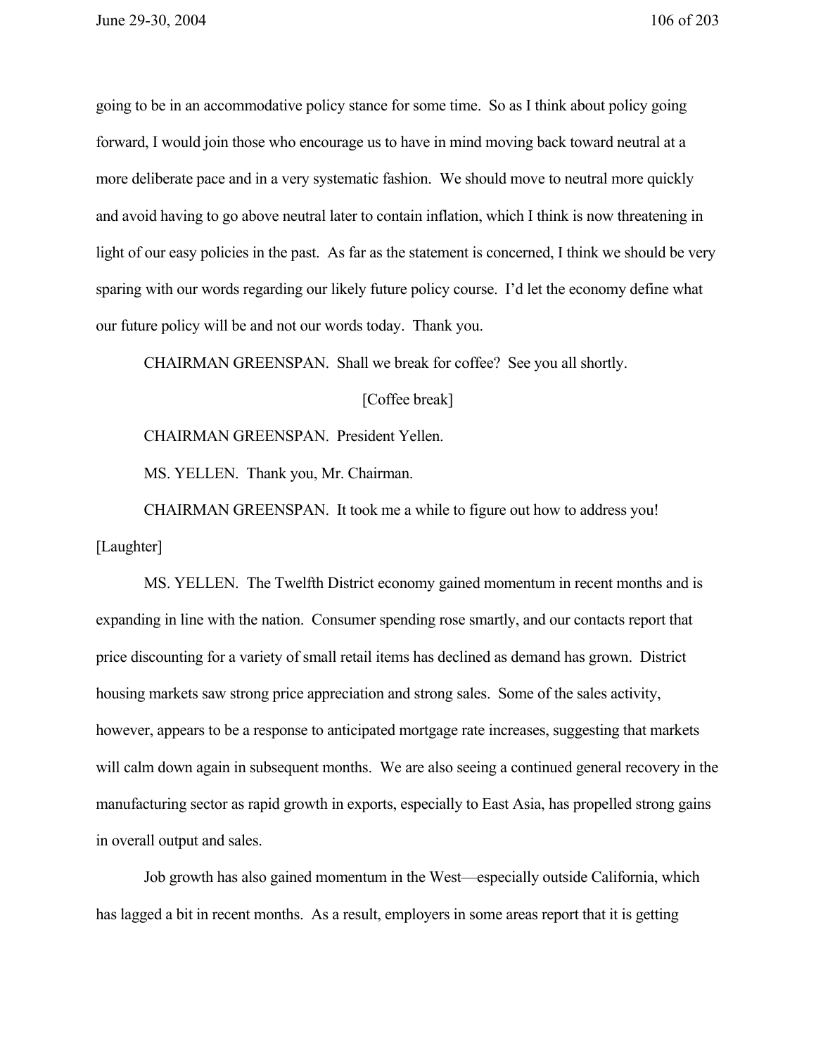going to be in an accommodative policy stance for some time. So as I think about policy going forward, I would join those who encourage us to have in mind moving back toward neutral at a more deliberate pace and in a very systematic fashion. We should move to neutral more quickly and avoid having to go above neutral later to contain inflation, which I think is now threatening in light of our easy policies in the past. As far as the statement is concerned, I think we should be very sparing with our words regarding our likely future policy course. I'd let the economy define what our future policy will be and not our words today. Thank you.

CHAIRMAN GREENSPAN. Shall we break for coffee? See you all shortly.

[Coffee break]

CHAIRMAN GREENSPAN. President Yellen.

MS. YELLEN. Thank you, Mr. Chairman.

CHAIRMAN GREENSPAN. It took me a while to figure out how to address you! [Laughter]

MS. YELLEN. The Twelfth District economy gained momentum in recent months and is expanding in line with the nation. Consumer spending rose smartly, and our contacts report that price discounting for a variety of small retail items has declined as demand has grown. District housing markets saw strong price appreciation and strong sales. Some of the sales activity, however, appears to be a response to anticipated mortgage rate increases, suggesting that markets will calm down again in subsequent months. We are also seeing a continued general recovery in the manufacturing sector as rapid growth in exports, especially to East Asia, has propelled strong gains in overall output and sales.

Job growth has also gained momentum in the West—especially outside California, which has lagged a bit in recent months. As a result, employers in some areas report that it is getting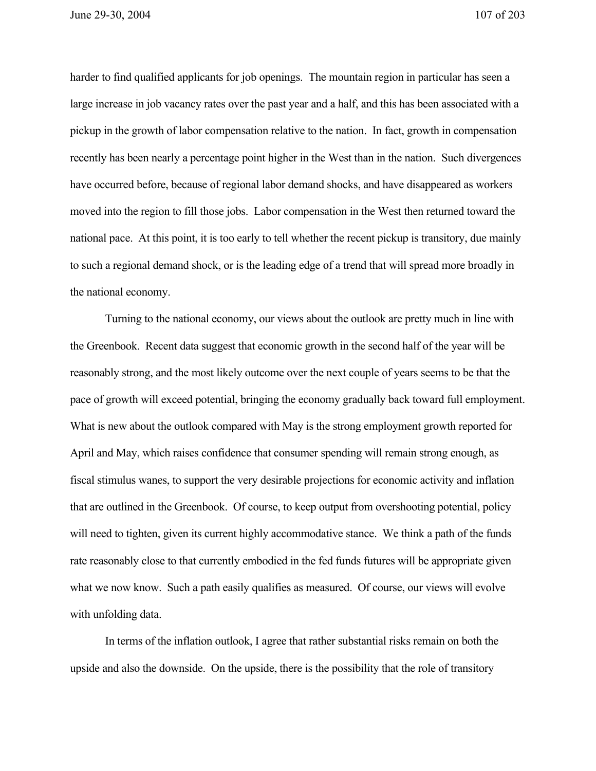harder to find qualified applicants for job openings. The mountain region in particular has seen a large increase in job vacancy rates over the past year and a half, and this has been associated with a pickup in the growth of labor compensation relative to the nation. In fact, growth in compensation recently has been nearly a percentage point higher in the West than in the nation. Such divergences have occurred before, because of regional labor demand shocks, and have disappeared as workers moved into the region to fill those jobs. Labor compensation in the West then returned toward the national pace. At this point, it is too early to tell whether the recent pickup is transitory, due mainly to such a regional demand shock, or is the leading edge of a trend that will spread more broadly in the national economy.

Turning to the national economy, our views about the outlook are pretty much in line with the Greenbook. Recent data suggest that economic growth in the second half of the year will be reasonably strong, and the most likely outcome over the next couple of years seems to be that the pace of growth will exceed potential, bringing the economy gradually back toward full employment. What is new about the outlook compared with May is the strong employment growth reported for April and May, which raises confidence that consumer spending will remain strong enough, as fiscal stimulus wanes, to support the very desirable projections for economic activity and inflation that are outlined in the Greenbook. Of course, to keep output from overshooting potential, policy will need to tighten, given its current highly accommodative stance. We think a path of the funds rate reasonably close to that currently embodied in the fed funds futures will be appropriate given what we now know. Such a path easily qualifies as measured. Of course, our views will evolve with unfolding data.

In terms of the inflation outlook, I agree that rather substantial risks remain on both the upside and also the downside. On the upside, there is the possibility that the role of transitory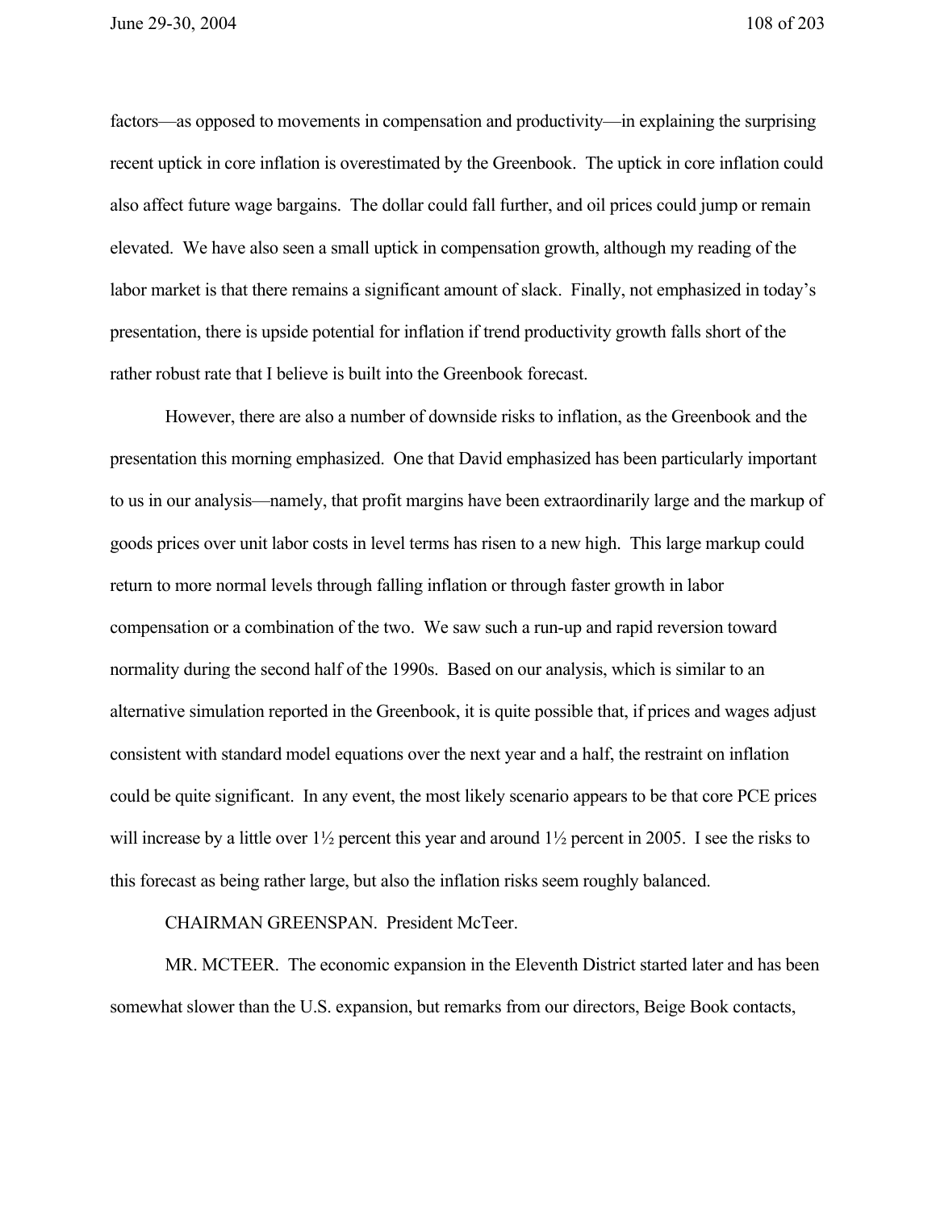factors—as opposed to movements in compensation and productivity—in explaining the surprising recent uptick in core inflation is overestimated by the Greenbook. The uptick in core inflation could also affect future wage bargains. The dollar could fall further, and oil prices could jump or remain elevated. We have also seen a small uptick in compensation growth, although my reading of the labor market is that there remains a significant amount of slack. Finally, not emphasized in today's presentation, there is upside potential for inflation if trend productivity growth falls short of the rather robust rate that I believe is built into the Greenbook forecast.

However, there are also a number of downside risks to inflation, as the Greenbook and the presentation this morning emphasized. One that David emphasized has been particularly important to us in our analysis—namely, that profit margins have been extraordinarily large and the markup of goods prices over unit labor costs in level terms has risen to a new high. This large markup could return to more normal levels through falling inflation or through faster growth in labor compensation or a combination of the two. We saw such a run-up and rapid reversion toward normality during the second half of the 1990s. Based on our analysis, which is similar to an alternative simulation reported in the Greenbook, it is quite possible that, if prices and wages adjust consistent with standard model equations over the next year and a half, the restraint on inflation could be quite significant. In any event, the most likely scenario appears to be that core PCE prices will increase by a little over 1½ percent this year and around 1½ percent in 2005. I see the risks to this forecast as being rather large, but also the inflation risks seem roughly balanced.

CHAIRMAN GREENSPAN. President McTeer.

MR. MCTEER. The economic expansion in the Eleventh District started later and has been somewhat slower than the U.S. expansion, but remarks from our directors, Beige Book contacts,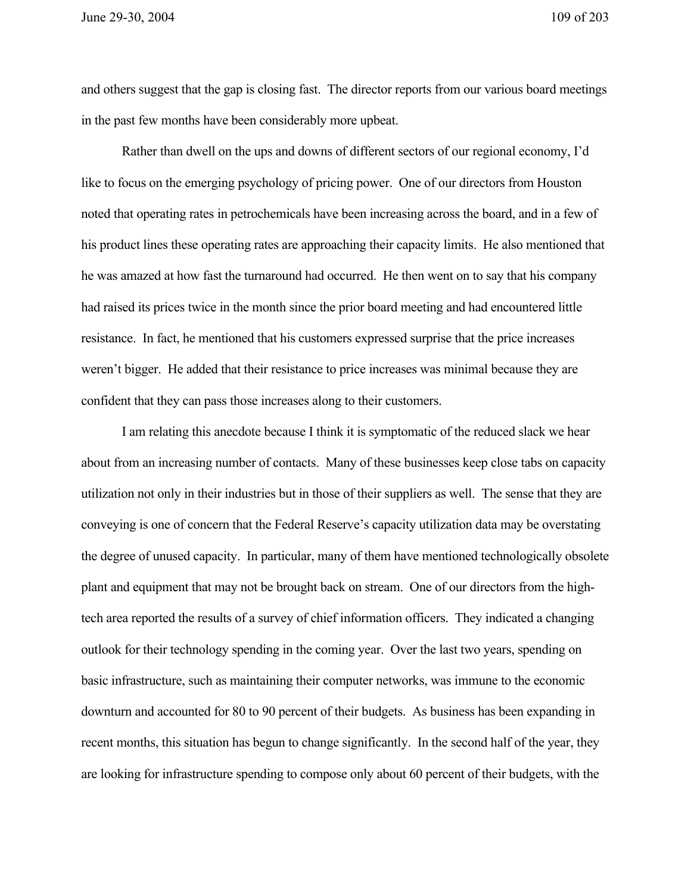and others suggest that the gap is closing fast. The director reports from our various board meetings in the past few months have been considerably more upbeat.

Rather than dwell on the ups and downs of different sectors of our regional economy, I'd like to focus on the emerging psychology of pricing power. One of our directors from Houston noted that operating rates in petrochemicals have been increasing across the board, and in a few of his product lines these operating rates are approaching their capacity limits. He also mentioned that he was amazed at how fast the turnaround had occurred. He then went on to say that his company had raised its prices twice in the month since the prior board meeting and had encountered little resistance. In fact, he mentioned that his customers expressed surprise that the price increases weren't bigger. He added that their resistance to price increases was minimal because they are confident that they can pass those increases along to their customers.

I am relating this anecdote because I think it is symptomatic of the reduced slack we hear about from an increasing number of contacts. Many of these businesses keep close tabs on capacity utilization not only in their industries but in those of their suppliers as well. The sense that they are conveying is one of concern that the Federal Reserve's capacity utilization data may be overstating the degree of unused capacity. In particular, many of them have mentioned technologically obsolete plant and equipment that may not be brought back on stream. One of our directors from the high-tech area reported the results of a survey of chief information officers. They indicated a changing outlook for their technology spending in the coming year. Over the last two years, spending on basic infrastructure, such as maintaining their computer networks, was immune to the economic downturn and accounted for 80 to 90 percent of their budgets. As business has been expanding in recent months, this situation has begun to change significantly. In the second half of the year, they are looking for infrastructure spending to compose only about 60 percent of their budgets, with the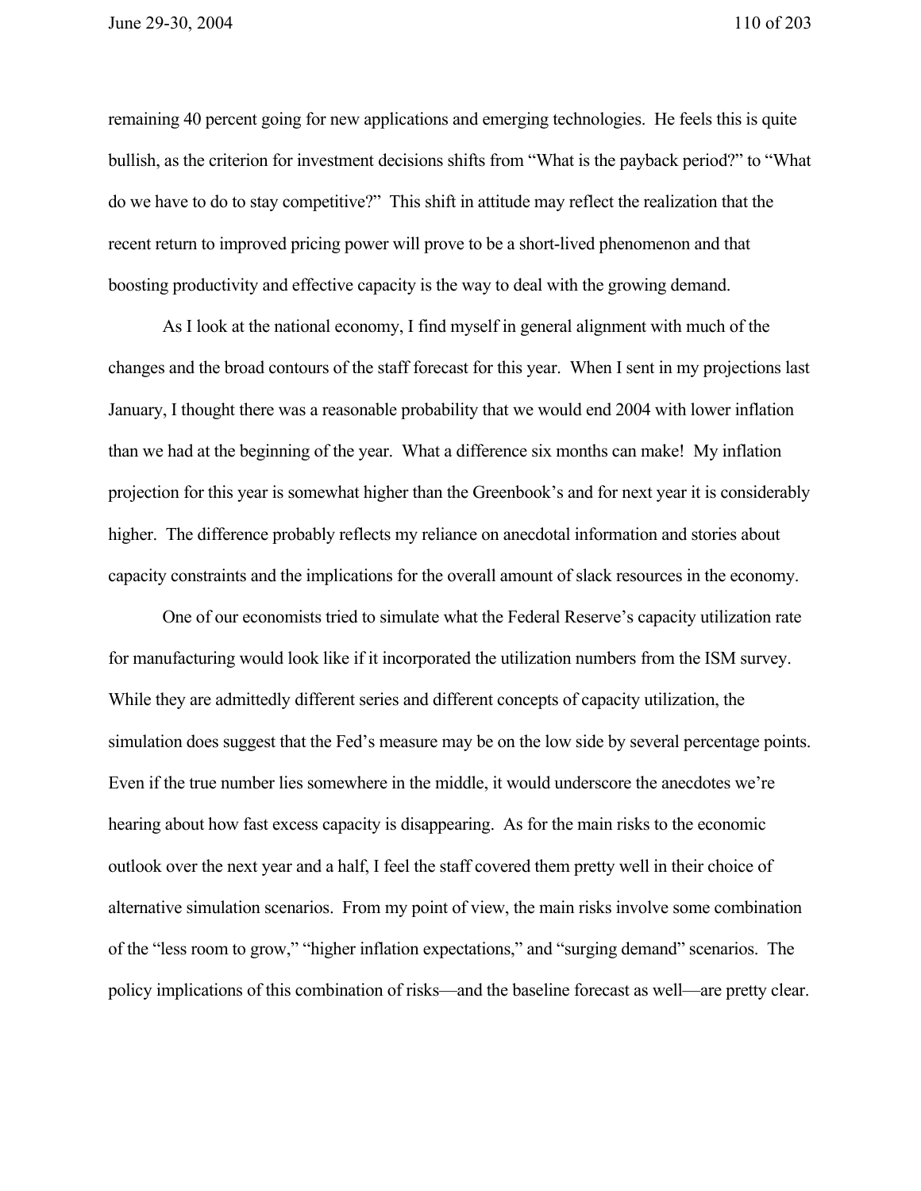remaining 40 percent going for new applications and emerging technologies. He feels this is quite bullish, as the criterion for investment decisions shifts from "What is the payback period?" to "What do we have to do to stay competitive?" This shift in attitude may reflect the realization that the recent return to improved pricing power will prove to be a short-lived phenomenon and that boosting productivity and effective capacity is the way to deal with the growing demand.

As I look at the national economy, I find myself in general alignment with much of the changes and the broad contours of the staff forecast for this year. When I sent in my projections last January, I thought there was a reasonable probability that we would end 2004 with lower inflation than we had at the beginning of the year. What a difference six months can make! My inflation projection for this year is somewhat higher than the Greenbook's and for next year it is considerably higher. The difference probably reflects my reliance on anecdotal information and stories about capacity constraints and the implications for the overall amount of slack resources in the economy.

One of our economists tried to simulate what the Federal Reserve's capacity utilization rate for manufacturing would look like if it incorporated the utilization numbers from the ISM survey. While they are admittedly different series and different concepts of capacity utilization, the simulation does suggest that the Fed's measure may be on the low side by several percentage points. Even if the true number lies somewhere in the middle, it would underscore the anecdotes we're hearing about how fast excess capacity is disappearing. As for the main risks to the economic outlook over the next year and a half, I feel the staff covered them pretty well in their choice of alternative simulation scenarios. From my point of view, the main risks involve some combination of the "less room to grow," "higher inflation expectations," and "surging demand" scenarios. The policy implications of this combination of risks—and the baseline forecast as well—are pretty clear.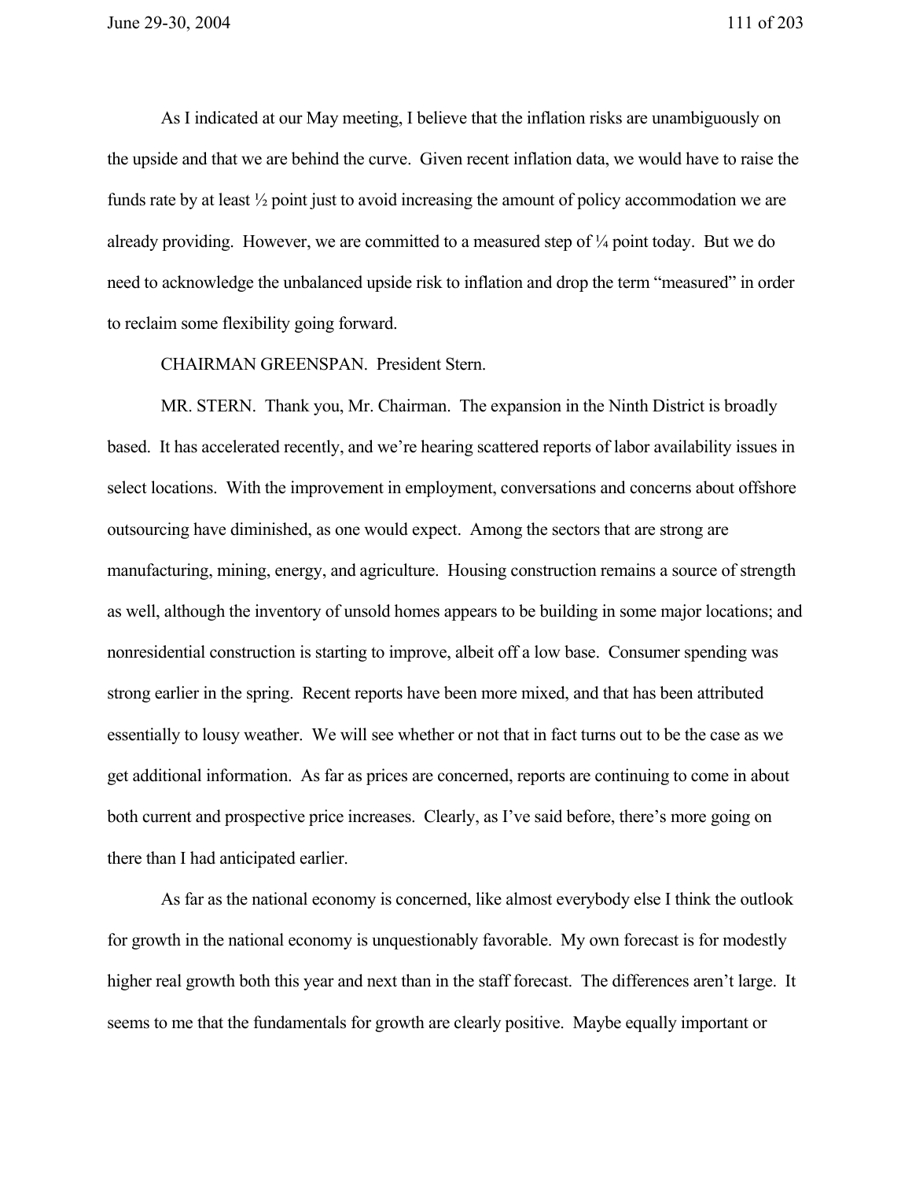As I indicated at our May meeting, I believe that the inflation risks are unambiguously on the upside and that we are behind the curve. Given recent inflation data, we would have to raise the funds rate by at least ½ point just to avoid increasing the amount of policy accommodation we are already providing. However, we are committed to a measured step of ¼ point today. But we do need to acknowledge the unbalanced upside risk to inflation and drop the term "measured" in order to reclaim some flexibility going forward.

CHAIRMAN GREENSPAN. President Stern.

MR. STERN. Thank you, Mr. Chairman. The expansion in the Ninth District is broadly based. It has accelerated recently, and we're hearing scattered reports of labor availability issues in select locations. With the improvement in employment, conversations and concerns about offshore outsourcing have diminished, as one would expect. Among the sectors that are strong are manufacturing, mining, energy, and agriculture. Housing construction remains a source of strength as well, although the inventory of unsold homes appears to be building in some major locations; and nonresidential construction is starting to improve, albeit off a low base. Consumer spending was strong earlier in the spring. Recent reports have been more mixed, and that has been attributed essentially to lousy weather. We will see whether or not that in fact turns out to be the case as we get additional information. As far as prices are concerned, reports are continuing to come in about both current and prospective price increases. Clearly, as I've said before, there's more going on there than I had anticipated earlier.

As far as the national economy is concerned, like almost everybody else I think the outlook for growth in the national economy is unquestionably favorable. My own forecast is for modestly higher real growth both this year and next than in the staff forecast. The differences aren't large. It seems to me that the fundamentals for growth are clearly positive. Maybe equally important or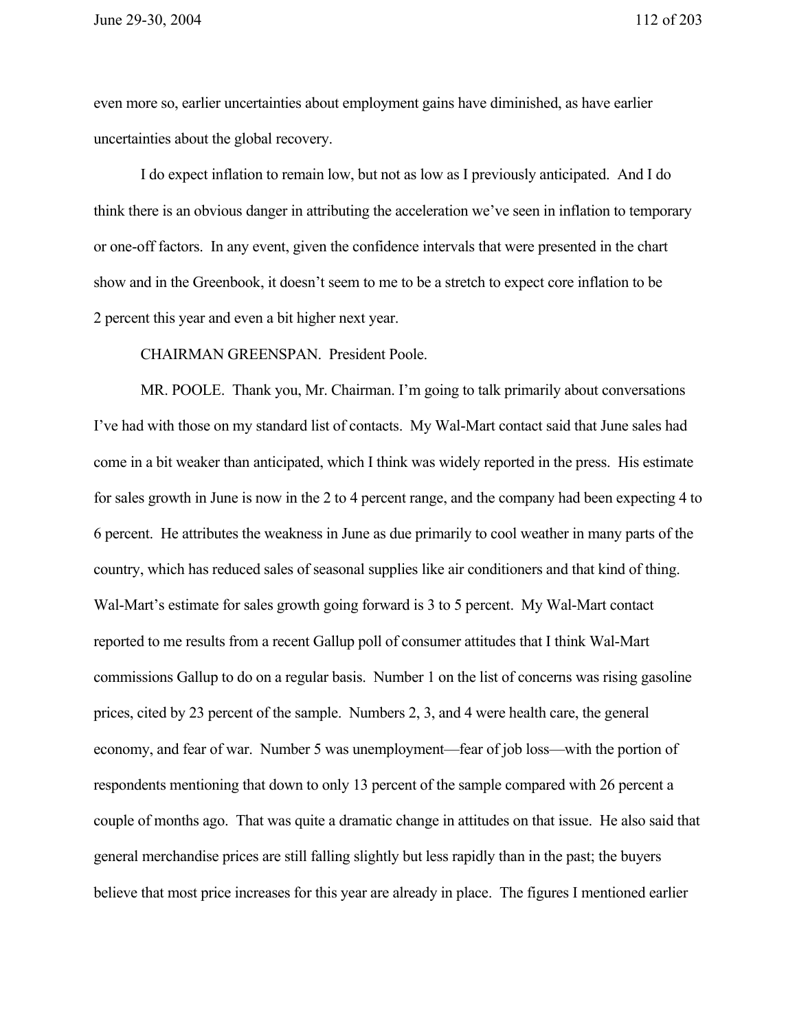even more so, earlier uncertainties about employment gains have diminished, as have earlier uncertainties about the global recovery.

I do expect inflation to remain low, but not as low as I previously anticipated. And I do think there is an obvious danger in attributing the acceleration we've seen in inflation to temporary or one-off factors. In any event, given the confidence intervals that were presented in the chart show and in the Greenbook, it doesn't seem to me to be a stretch to expect core inflation to be 2 percent this year and even a bit higher next year.

CHAIRMAN GREENSPAN. President Poole.

MR. POOLE. Thank you, Mr. Chairman. I'm going to talk primarily about conversations I've had with those on my standard list of contacts. My Wal-Mart contact said that June sales had come in a bit weaker than anticipated, which I think was widely reported in the press. His estimate for sales growth in June is now in the 2 to 4 percent range, and the company had been expecting 4 to 6 percent. He attributes the weakness in June as due primarily to cool weather in many parts of the country, which has reduced sales of seasonal supplies like air conditioners and that kind of thing. Wal-Mart's estimate for sales growth going forward is 3 to 5 percent. My Wal-Mart contact reported to me results from a recent Gallup poll of consumer attitudes that I think Wal-Mart commissions Gallup to do on a regular basis. Number 1 on the list of concerns was rising gasoline prices, cited by 23 percent of the sample. Numbers 2, 3, and 4 were health care, the general economy, and fear of war. Number 5 was unemployment—fear of job loss—with the portion of respondents mentioning that down to only 13 percent of the sample compared with 26 percent a couple of months ago. That was quite a dramatic change in attitudes on that issue. He also said that general merchandise prices are still falling slightly but less rapidly than in the past; the buyers believe that most price increases for this year are already in place. The figures I mentioned earlier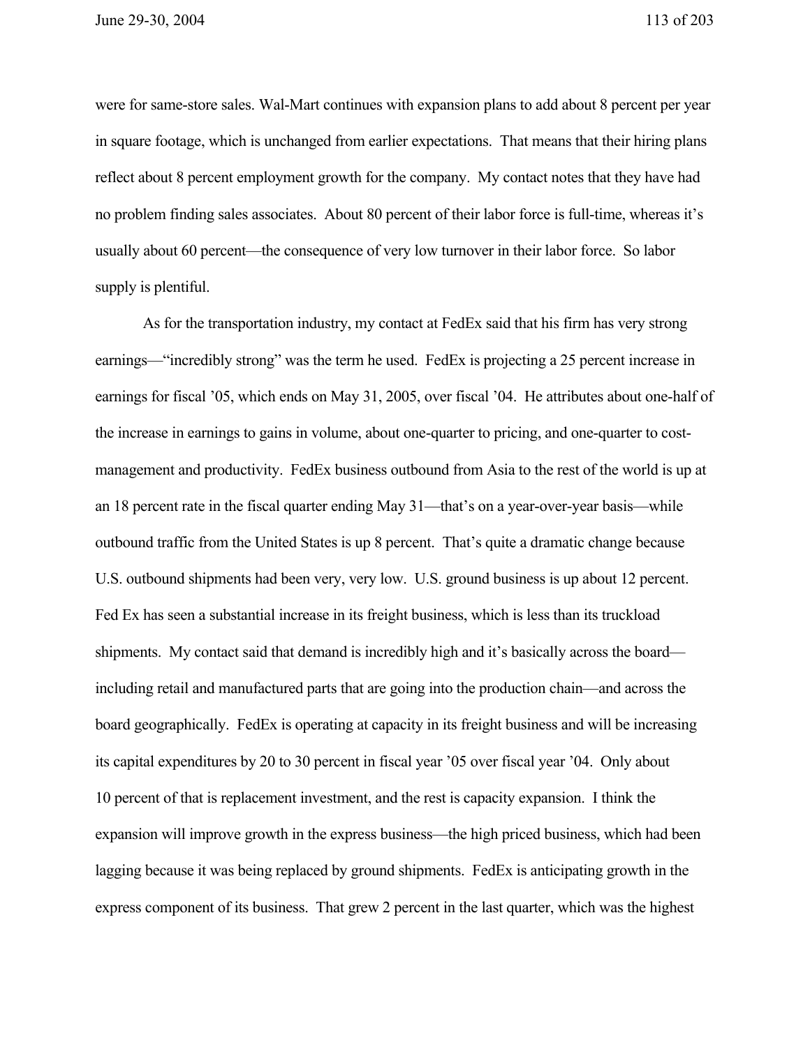were for same-store sales. Wal-Mart continues with expansion plans to add about 8 percent per year in square footage, which is unchanged from earlier expectations. That means that their hiring plans reflect about 8 percent employment growth for the company. My contact notes that they have had no problem finding sales associates. About 80 percent of their labor force is full-time, whereas it's usually about 60 percent—the consequence of very low turnover in their labor force. So labor supply is plentiful.

As for the transportation industry, my contact at FedEx said that his firm has very strong earnings—"incredibly strong" was the term he used. FedEx is projecting a 25 percent increase in earnings for fiscal '05, which ends on May 31, 2005, over fiscal '04. He attributes about one-half of the increase in earnings to gains in volume, about one-quarter to pricing, and one-quarter to cost-management and productivity. FedEx business outbound from Asia to the rest of the world is up at an 18 percent rate in the fiscal quarter ending May 31—that's on a year-over-year basis—while outbound traffic from the United States is up 8 percent. That's quite a dramatic change because U.S. outbound shipments had been very, very low. U.S. ground business is up about 12 percent. Fed Ex has seen a substantial increase in its freight business, which is less than its truckload shipments. My contact said that demand is incredibly high and it's basically across the board—including retail and manufactured parts that are going into the production chain—and across the board geographically. FedEx is operating at capacity in its freight business and will be increasing its capital expenditures by 20 to 30 percent in fiscal year '05 over fiscal year '04. Only about 10 percent of that is replacement investment, and the rest is capacity expansion. I think the expansion will improve growth in the express business—the high priced business, which had been lagging because it was being replaced by ground shipments. FedEx is anticipating growth in the express component of its business. That grew 2 percent in the last quarter, which was the highest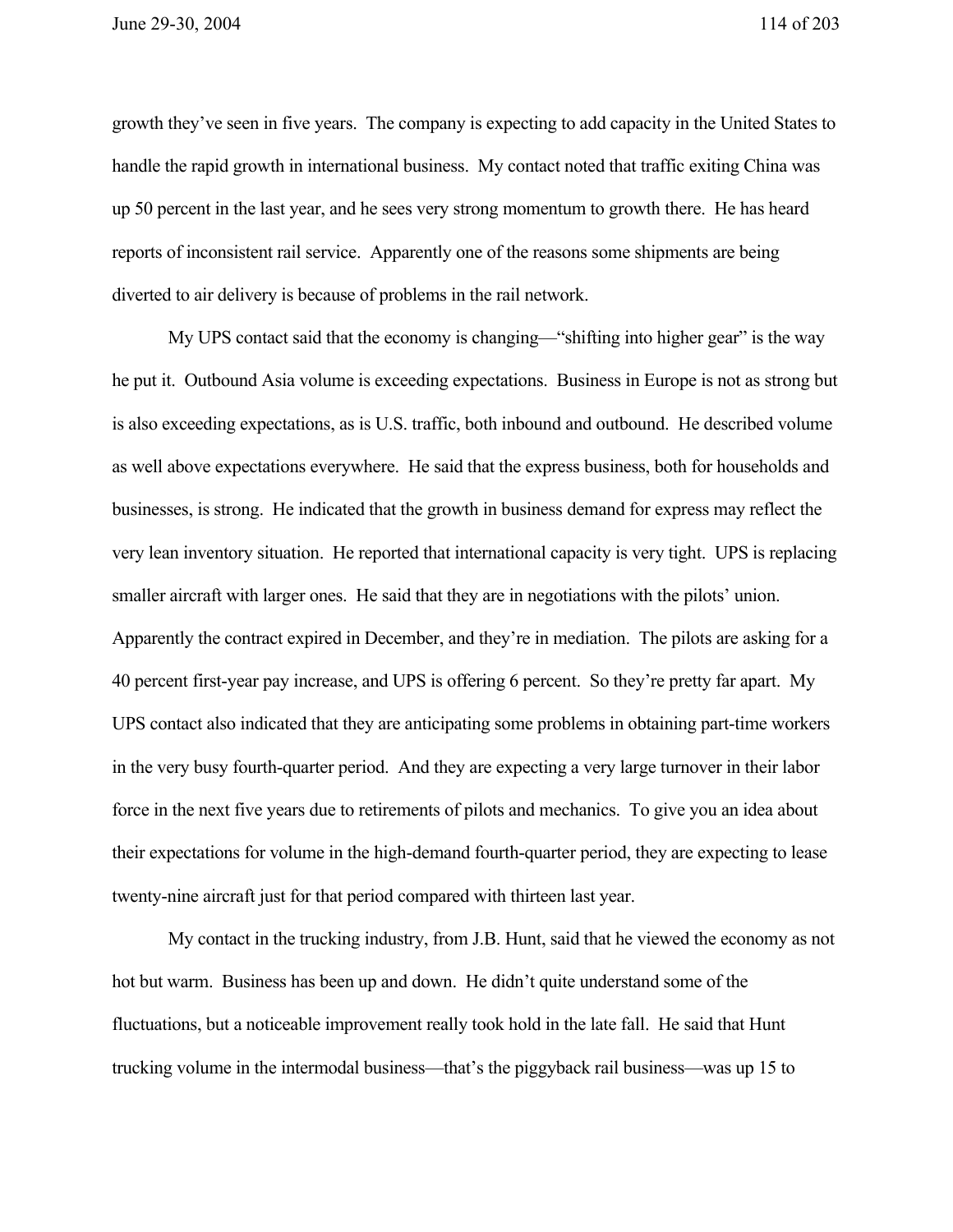growth they've seen in five years. The company is expecting to add capacity in the United States to handle the rapid growth in international business. My contact noted that traffic exiting China was up 50 percent in the last year, and he sees very strong momentum to growth there. He has heard reports of inconsistent rail service. Apparently one of the reasons some shipments are being diverted to air delivery is because of problems in the rail network.

My UPS contact said that the economy is changing—"shifting into higher gear" is the way he put it. Outbound Asia volume is exceeding expectations. Business in Europe is not as strong but is also exceeding expectations, as is U.S. traffic, both inbound and outbound. He described volume as well above expectations everywhere. He said that the express business, both for households and businesses, is strong. He indicated that the growth in business demand for express may reflect the very lean inventory situation. He reported that international capacity is very tight. UPS is replacing smaller aircraft with larger ones. He said that they are in negotiations with the pilots' union. Apparently the contract expired in December, and they're in mediation. The pilots are asking for a 40 percent first-year pay increase, and UPS is offering 6 percent. So they're pretty far apart. My UPS contact also indicated that they are anticipating some problems in obtaining part-time workers in the very busy fourth-quarter period. And they are expecting a very large turnover in their labor force in the next five years due to retirements of pilots and mechanics. To give you an idea about their expectations for volume in the high-demand fourth-quarter period, they are expecting to lease twenty-nine aircraft just for that period compared with thirteen last year.

My contact in the trucking industry, from J.B. Hunt, said that he viewed the economy as not hot but warm. Business has been up and down. He didn't quite understand some of the fluctuations, but a noticeable improvement really took hold in the late fall. He said that Hunt trucking volume in the intermodal business—that's the piggyback rail business—was up 15 to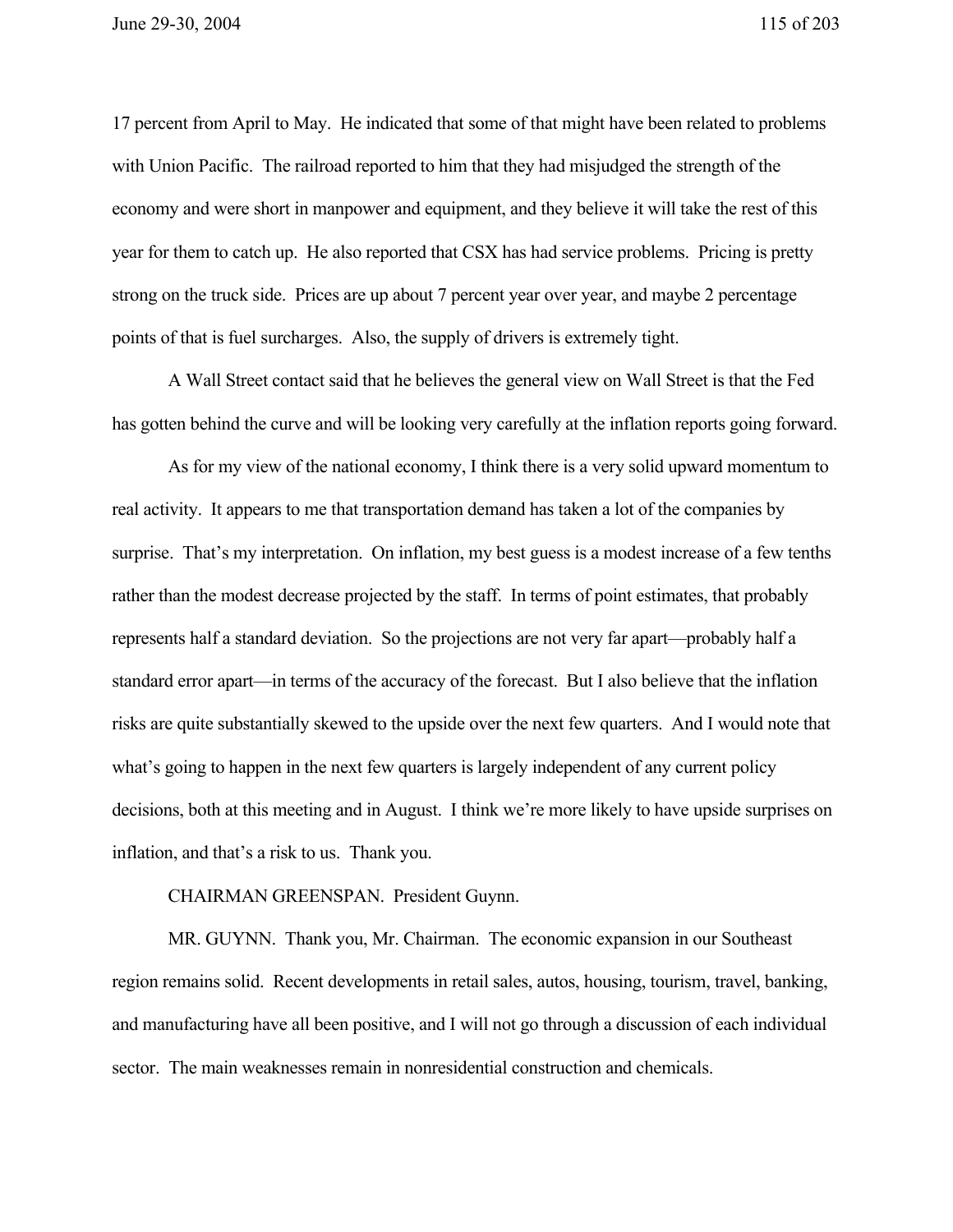17 percent from April to May. He indicated that some of that might have been related to problems with Union Pacific. The railroad reported to him that they had misjudged the strength of the economy and were short in manpower and equipment, and they believe it will take the rest of this year for them to catch up. He also reported that CSX has had service problems. Pricing is pretty strong on the truck side. Prices are up about 7 percent year over year, and maybe 2 percentage points of that is fuel surcharges. Also, the supply of drivers is extremely tight.

A Wall Street contact said that he believes the general view on Wall Street is that the Fed has gotten behind the curve and will be looking very carefully at the inflation reports going forward.

As for my view of the national economy, I think there is a very solid upward momentum to real activity. It appears to me that transportation demand has taken a lot of the companies by surprise. That's my interpretation. On inflation, my best guess is a modest increase of a few tenths rather than the modest decrease projected by the staff. In terms of point estimates, that probably represents half a standard deviation. So the projections are not very far apart—probably half a standard error apart—in terms of the accuracy of the forecast. But I also believe that the inflation risks are quite substantially skewed to the upside over the next few quarters. And I would note that what's going to happen in the next few quarters is largely independent of any current policy decisions, both at this meeting and in August. I think we're more likely to have upside surprises on inflation, and that's a risk to us. Thank you.

CHAIRMAN GREENSPAN. President Guynn.

MR. GUYNN. Thank you, Mr. Chairman. The economic expansion in our Southeast region remains solid. Recent developments in retail sales, autos, housing, tourism, travel, banking, and manufacturing have all been positive, and I will not go through a discussion of each individual sector. The main weaknesses remain in nonresidential construction and chemicals.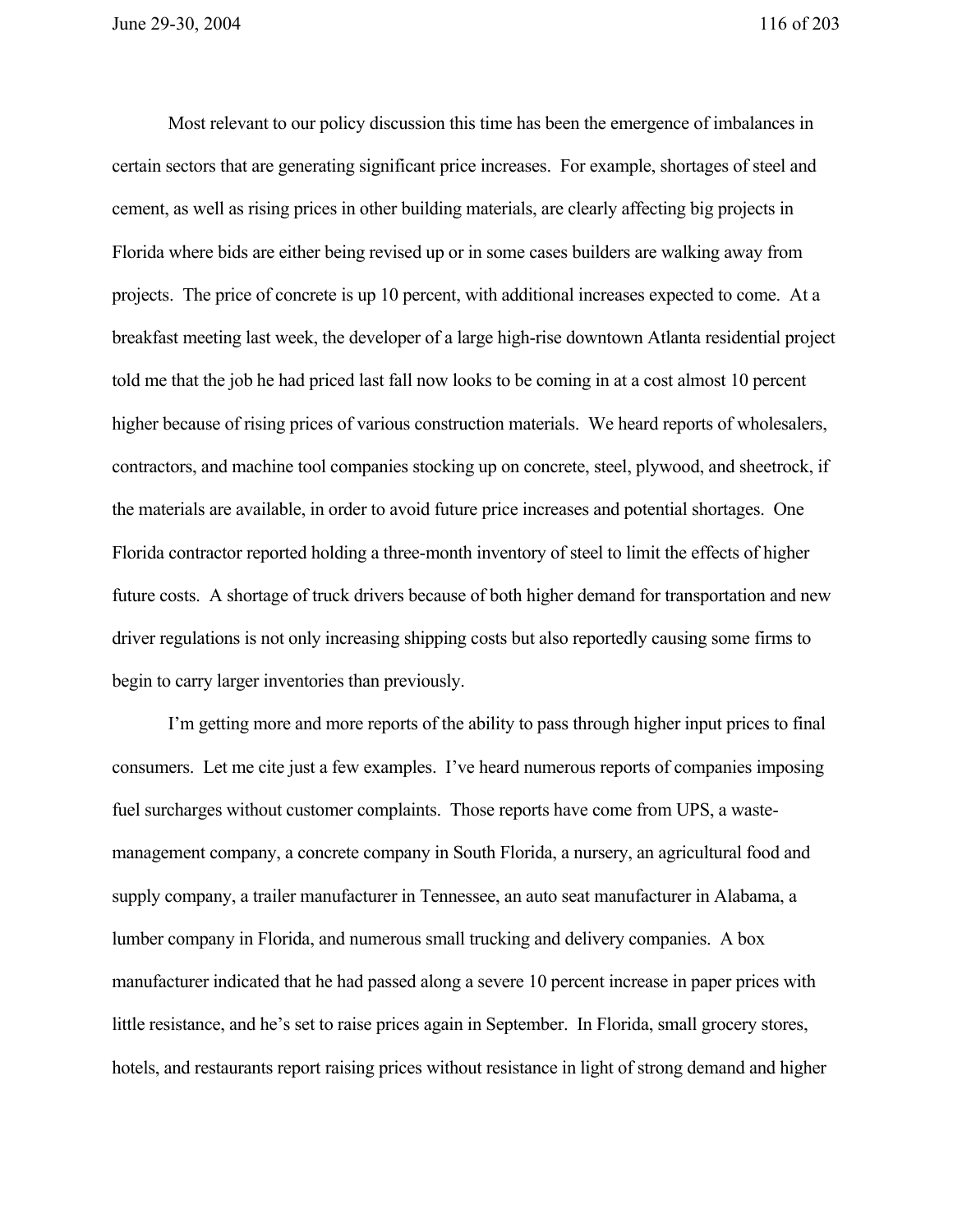Most relevant to our policy discussion this time has been the emergence of imbalances in certain sectors that are generating significant price increases. For example, shortages of steel and cement, as well as rising prices in other building materials, are clearly affecting big projects in Florida where bids are either being revised up or in some cases builders are walking away from projects. The price of concrete is up 10 percent, with additional increases expected to come. At a breakfast meeting last week, the developer of a large high-rise downtown Atlanta residential project told me that the job he had priced last fall now looks to be coming in at a cost almost 10 percent higher because of rising prices of various construction materials. We heard reports of wholesalers, contractors, and machine tool companies stocking up on concrete, steel, plywood, and sheetrock, if the materials are available, in order to avoid future price increases and potential shortages. One Florida contractor reported holding a three-month inventory of steel to limit the effects of higher future costs. A shortage of truck drivers because of both higher demand for transportation and new driver regulations is not only increasing shipping costs but also reportedly causing some firms to begin to carry larger inventories than previously.

I'm getting more and more reports of the ability to pass through higher input prices to final consumers. Let me cite just a few examples. I've heard numerous reports of companies imposing fuel surcharges without customer complaints. Those reports have come from UPS, a waste-management company, a concrete company in South Florida, a nursery, an agricultural food and supply company, a trailer manufacturer in Tennessee, an auto seat manufacturer in Alabama, a lumber company in Florida, and numerous small trucking and delivery companies. A box manufacturer indicated that he had passed along a severe 10 percent increase in paper prices with little resistance, and he's set to raise prices again in September. In Florida, small grocery stores, hotels, and restaurants report raising prices without resistance in light of strong demand and higher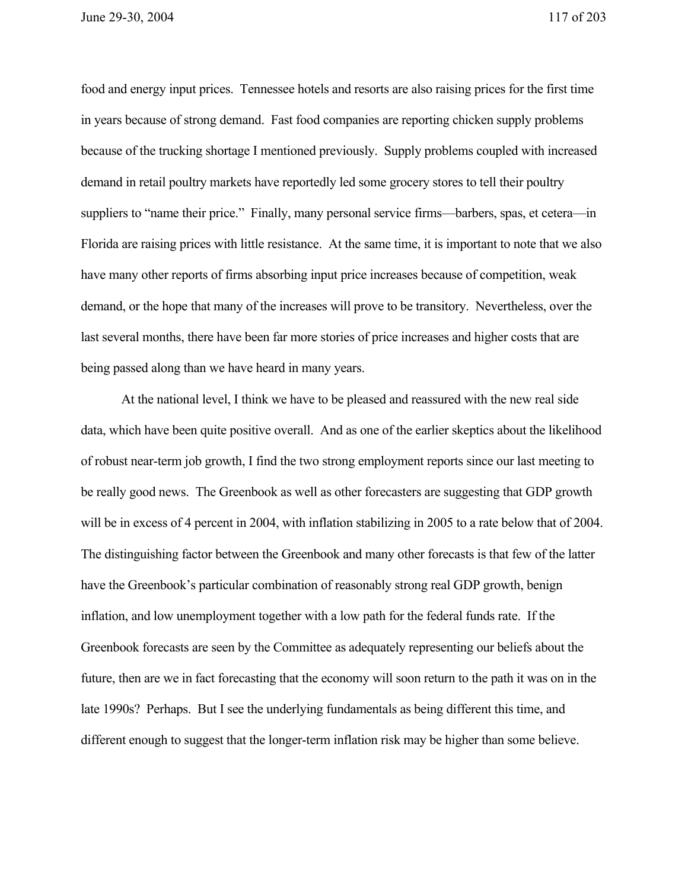food and energy input prices. Tennessee hotels and resorts are also raising prices for the first time in years because of strong demand. Fast food companies are reporting chicken supply problems because of the trucking shortage I mentioned previously. Supply problems coupled with increased demand in retail poultry markets have reportedly led some grocery stores to tell their poultry suppliers to "name their price." Finally, many personal service firms—barbers, spas, et cetera—in Florida are raising prices with little resistance. At the same time, it is important to note that we also have many other reports of firms absorbing input price increases because of competition, weak demand, or the hope that many of the increases will prove to be transitory. Nevertheless, over the last several months, there have been far more stories of price increases and higher costs that are being passed along than we have heard in many years.

At the national level, I think we have to be pleased and reassured with the new real side data, which have been quite positive overall. And as one of the earlier skeptics about the likelihood of robust near-term job growth, I find the two strong employment reports since our last meeting to be really good news. The Greenbook as well as other forecasters are suggesting that GDP growth will be in excess of 4 percent in 2004, with inflation stabilizing in 2005 to a rate below that of 2004. The distinguishing factor between the Greenbook and many other forecasts is that few of the latter have the Greenbook's particular combination of reasonably strong real GDP growth, benign inflation, and low unemployment together with a low path for the federal funds rate. If the Greenbook forecasts are seen by the Committee as adequately representing our beliefs about the future, then are we in fact forecasting that the economy will soon return to the path it was on in the late 1990s? Perhaps. But I see the underlying fundamentals as being different this time, and different enough to suggest that the longer-term inflation risk may be higher than some believe.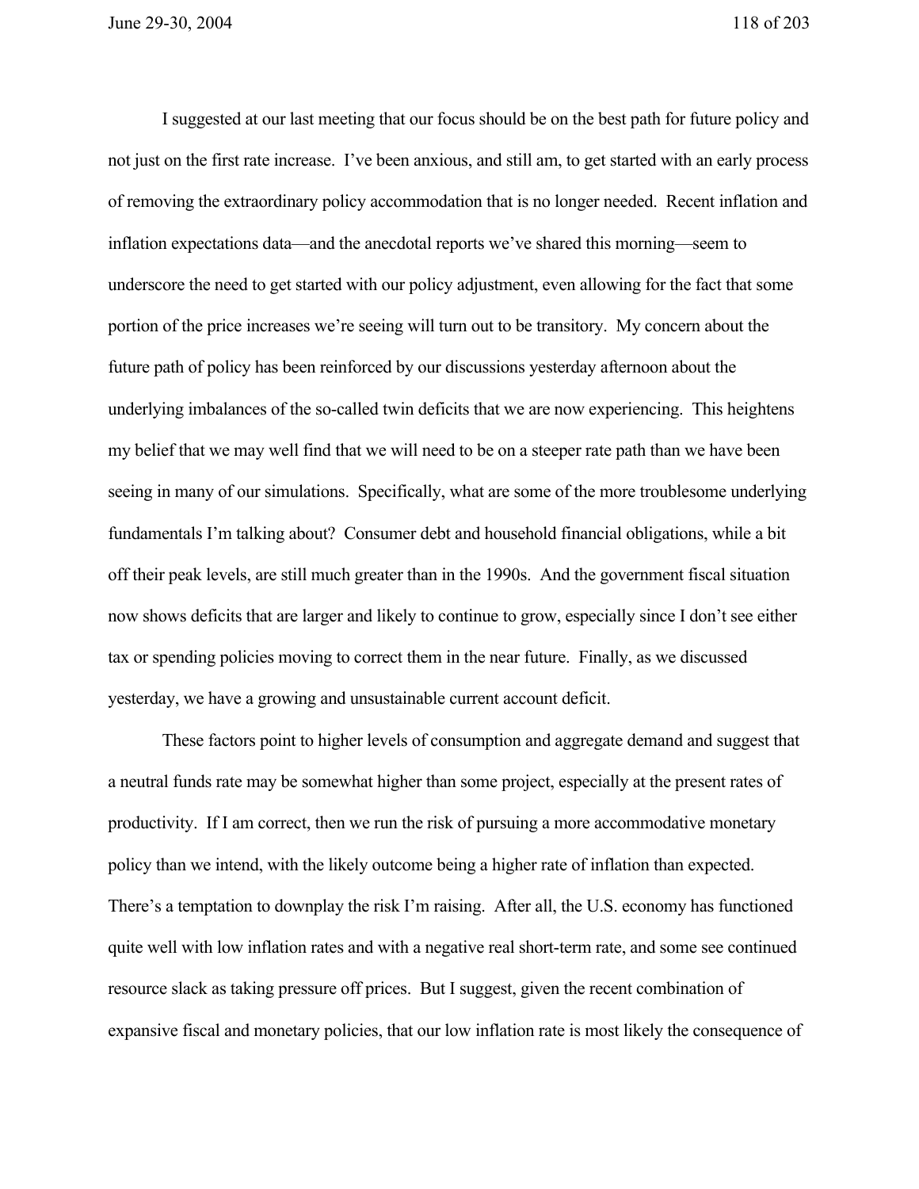I suggested at our last meeting that our focus should be on the best path for future policy and not just on the first rate increase. I've been anxious, and still am, to get started with an early process of removing the extraordinary policy accommodation that is no longer needed. Recent inflation and inflation expectations data—and the anecdotal reports we've shared this morning—seem to underscore the need to get started with our policy adjustment, even allowing for the fact that some portion of the price increases we're seeing will turn out to be transitory. My concern about the future path of policy has been reinforced by our discussions yesterday afternoon about the underlying imbalances of the so-called twin deficits that we are now experiencing. This heightens my belief that we may well find that we will need to be on a steeper rate path than we have been seeing in many of our simulations. Specifically, what are some of the more troublesome underlying fundamentals I'm talking about? Consumer debt and household financial obligations, while a bit off their peak levels, are still much greater than in the 1990s. And the government fiscal situation now shows deficits that are larger and likely to continue to grow, especially since I don't see either tax or spending policies moving to correct them in the near future. Finally, as we discussed yesterday, we have a growing and unsustainable current account deficit.

These factors point to higher levels of consumption and aggregate demand and suggest that a neutral funds rate may be somewhat higher than some project, especially at the present rates of productivity. If I am correct, then we run the risk of pursuing a more accommodative monetary policy than we intend, with the likely outcome being a higher rate of inflation than expected. There's a temptation to downplay the risk I'm raising. After all, the U.S. economy has functioned quite well with low inflation rates and with a negative real short-term rate, and some see continued resource slack as taking pressure off prices. But I suggest, given the recent combination of expansive fiscal and monetary policies, that our low inflation rate is most likely the consequence of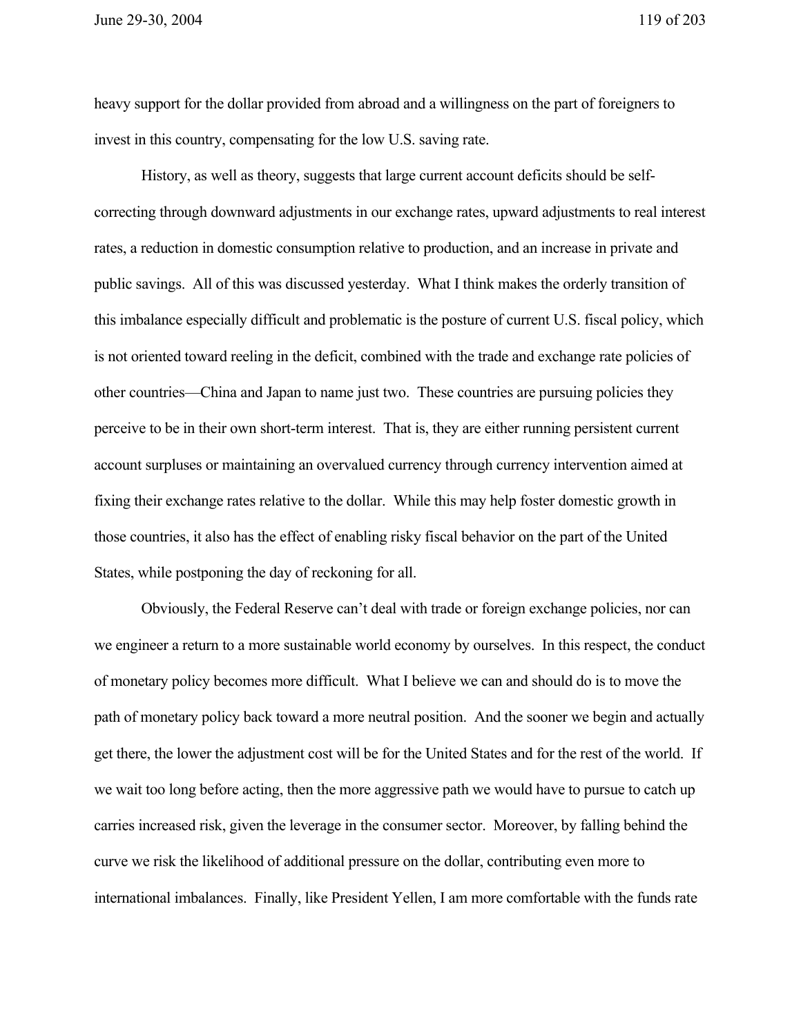heavy support for the dollar provided from abroad and a willingness on the part of foreigners to invest in this country, compensating for the low U.S. saving rate.

History, as well as theory, suggests that large current account deficits should be self-correcting through downward adjustments in our exchange rates, upward adjustments to real interest rates, a reduction in domestic consumption relative to production, and an increase in private and public savings. All of this was discussed yesterday. What I think makes the orderly transition of this imbalance especially difficult and problematic is the posture of current U.S. fiscal policy, which is not oriented toward reeling in the deficit, combined with the trade and exchange rate policies of other countries—China and Japan to name just two. These countries are pursuing policies they perceive to be in their own short-term interest. That is, they are either running persistent current account surpluses or maintaining an overvalued currency through currency intervention aimed at fixing their exchange rates relative to the dollar. While this may help foster domestic growth in those countries, it also has the effect of enabling risky fiscal behavior on the part of the United States, while postponing the day of reckoning for all.

Obviously, the Federal Reserve can't deal with trade or foreign exchange policies, nor can we engineer a return to a more sustainable world economy by ourselves. In this respect, the conduct of monetary policy becomes more difficult. What I believe we can and should do is to move the path of monetary policy back toward a more neutral position. And the sooner we begin and actually get there, the lower the adjustment cost will be for the United States and for the rest of the world. If we wait too long before acting, then the more aggressive path we would have to pursue to catch up carries increased risk, given the leverage in the consumer sector. Moreover, by falling behind the curve we risk the likelihood of additional pressure on the dollar, contributing even more to international imbalances. Finally, like President Yellen, I am more comfortable with the funds rate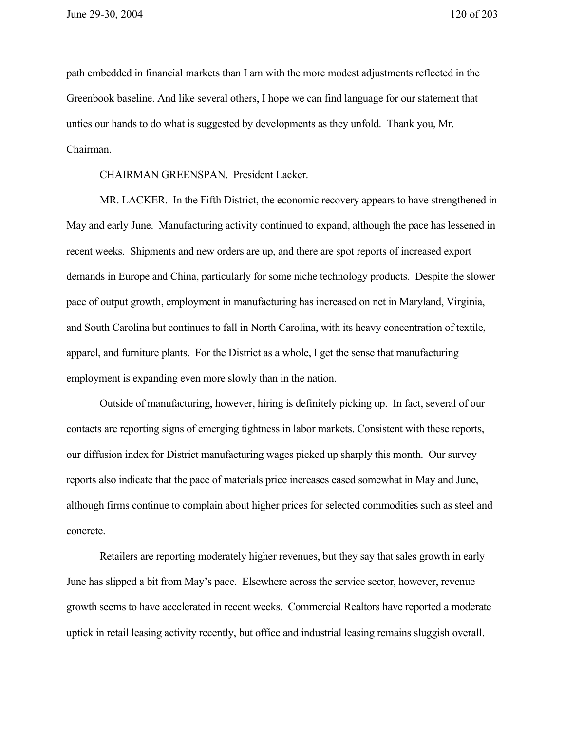path embedded in financial markets than I am with the more modest adjustments reflected in the Greenbook baseline. And like several others, I hope we can find language for our statement that unties our hands to do what is suggested by developments as they unfold. Thank you, Mr. Chairman.

CHAIRMAN GREENSPAN. President Lacker.

MR. LACKER. In the Fifth District, the economic recovery appears to have strengthened in May and early June. Manufacturing activity continued to expand, although the pace has lessened in recent weeks. Shipments and new orders are up, and there are spot reports of increased export demands in Europe and China, particularly for some niche technology products. Despite the slower pace of output growth, employment in manufacturing has increased on net in Maryland, Virginia, and South Carolina but continues to fall in North Carolina, with its heavy concentration of textile, apparel, and furniture plants. For the District as a whole, I get the sense that manufacturing employment is expanding even more slowly than in the nation.

Outside of manufacturing, however, hiring is definitely picking up. In fact, several of our contacts are reporting signs of emerging tightness in labor markets. Consistent with these reports, our diffusion index for District manufacturing wages picked up sharply this month. Our survey reports also indicate that the pace of materials price increases eased somewhat in May and June, although firms continue to complain about higher prices for selected commodities such as steel and concrete.

Retailers are reporting moderately higher revenues, but they say that sales growth in early June has slipped a bit from May's pace. Elsewhere across the service sector, however, revenue growth seems to have accelerated in recent weeks. Commercial Realtors have reported a moderate uptick in retail leasing activity recently, but office and industrial leasing remains sluggish overall.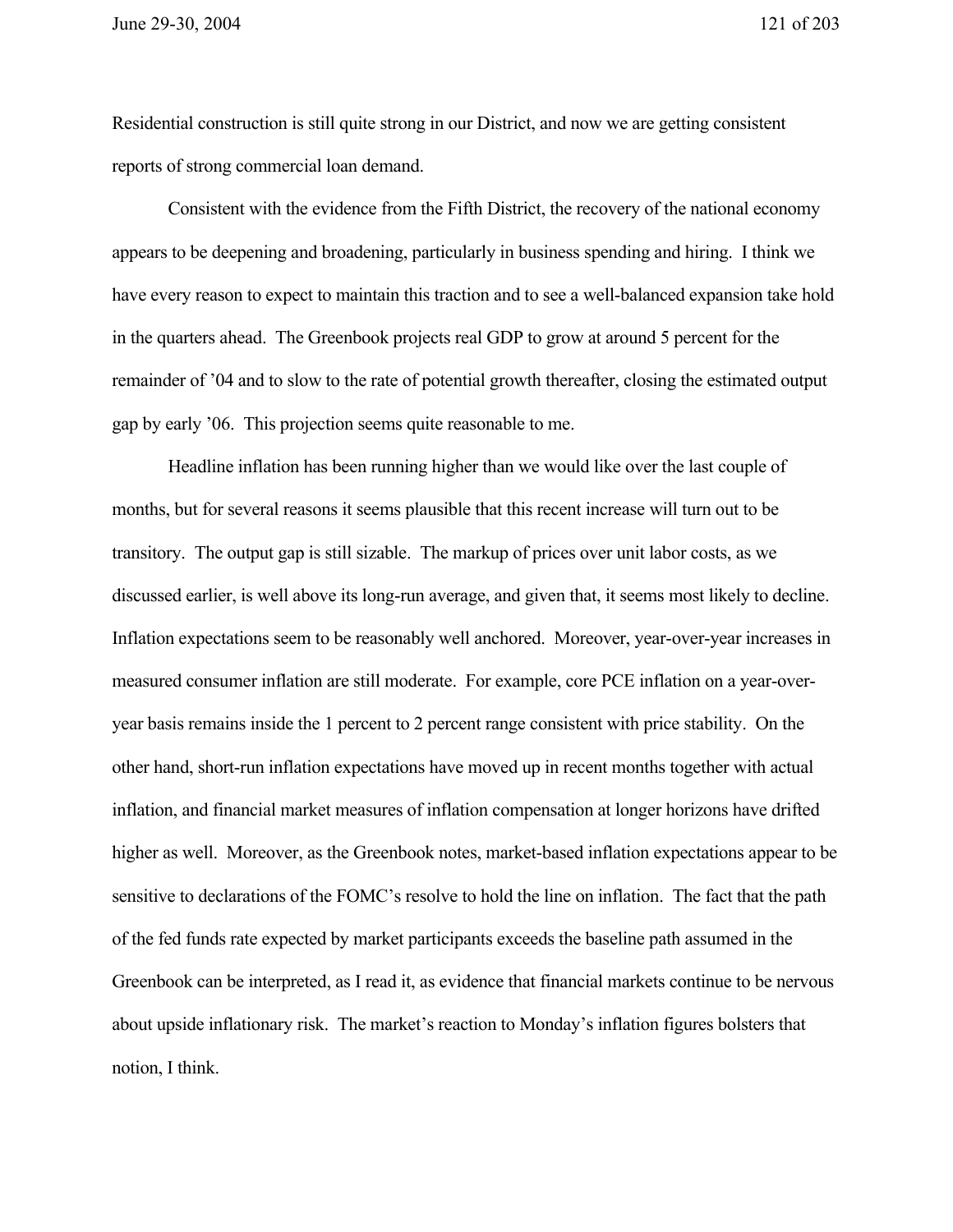Residential construction is still quite strong in our District, and now we are getting consistent reports of strong commercial loan demand.

Consistent with the evidence from the Fifth District, the recovery of the national economy appears to be deepening and broadening, particularly in business spending and hiring. I think we have every reason to expect to maintain this traction and to see a well-balanced expansion take hold in the quarters ahead. The Greenbook projects real GDP to grow at around 5 percent for the remainder of '04 and to slow to the rate of potential growth thereafter, closing the estimated output gap by early '06. This projection seems quite reasonable to me.

Headline inflation has been running higher than we would like over the last couple of months, but for several reasons it seems plausible that this recent increase will turn out to be transitory. The output gap is still sizable. The markup of prices over unit labor costs, as we discussed earlier, is well above its long-run average, and given that, it seems most likely to decline. Inflation expectations seem to be reasonably well anchored. Moreover, year-over-year increases in measured consumer inflation are still moderate. For example, core PCE inflation on a year-over-year basis remains inside the 1 percent to 2 percent range consistent with price stability. On the other hand, short-run inflation expectations have moved up in recent months together with actual inflation, and financial market measures of inflation compensation at longer horizons have drifted higher as well. Moreover, as the Greenbook notes, market-based inflation expectations appear to be sensitive to declarations of the FOMC's resolve to hold the line on inflation. The fact that the path of the fed funds rate expected by market participants exceeds the baseline path assumed in the Greenbook can be interpreted, as I read it, as evidence that financial markets continue to be nervous about upside inflationary risk. The market's reaction to Monday's inflation figures bolsters that notion, I think.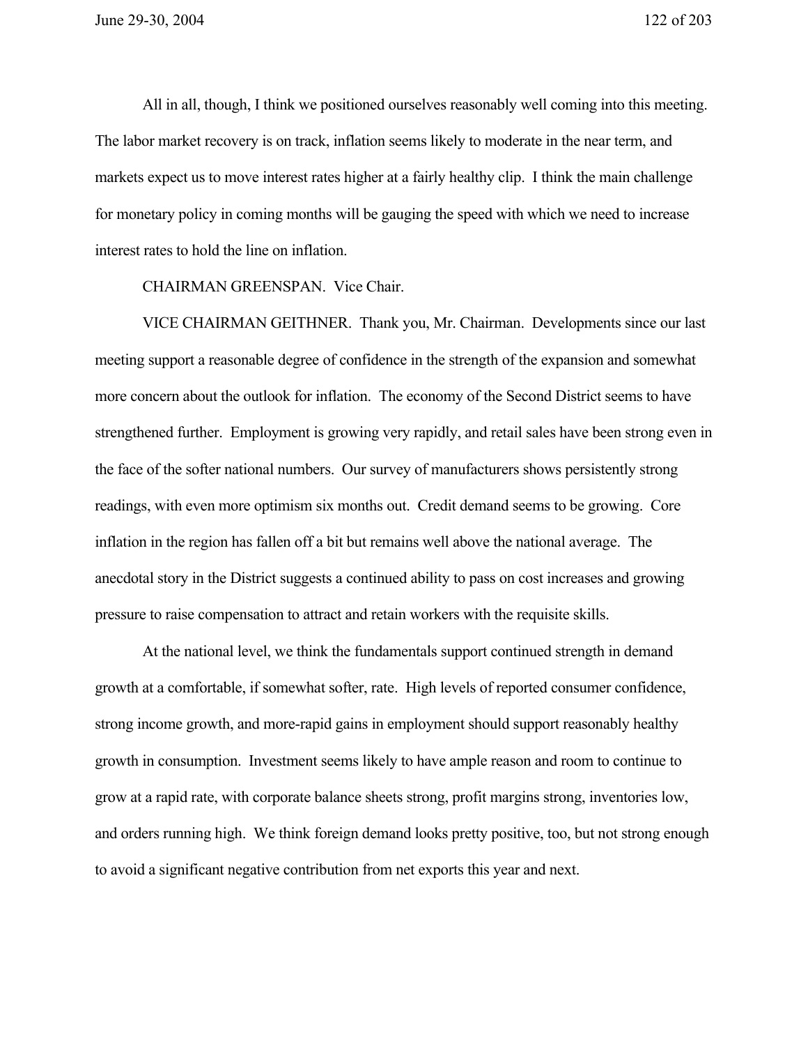All in all, though, I think we positioned ourselves reasonably well coming into this meeting. The labor market recovery is on track, inflation seems likely to moderate in the near term, and markets expect us to move interest rates higher at a fairly healthy clip. I think the main challenge for monetary policy in coming months will be gauging the speed with which we need to increase interest rates to hold the line on inflation.

CHAIRMAN GREENSPAN. Vice Chair.

VICE CHAIRMAN GEITHNER. Thank you, Mr. Chairman. Developments since our last meeting support a reasonable degree of confidence in the strength of the expansion and somewhat more concern about the outlook for inflation. The economy of the Second District seems to have strengthened further. Employment is growing very rapidly, and retail sales have been strong even in the face of the softer national numbers. Our survey of manufacturers shows persistently strong readings, with even more optimism six months out. Credit demand seems to be growing. Core inflation in the region has fallen off a bit but remains well above the national average. The anecdotal story in the District suggests a continued ability to pass on cost increases and growing pressure to raise compensation to attract and retain workers with the requisite skills.

At the national level, we think the fundamentals support continued strength in demand growth at a comfortable, if somewhat softer, rate. High levels of reported consumer confidence, strong income growth, and more-rapid gains in employment should support reasonably healthy growth in consumption. Investment seems likely to have ample reason and room to continue to grow at a rapid rate, with corporate balance sheets strong, profit margins strong, inventories low, and orders running high. We think foreign demand looks pretty positive, too, but not strong enough to avoid a significant negative contribution from net exports this year and next.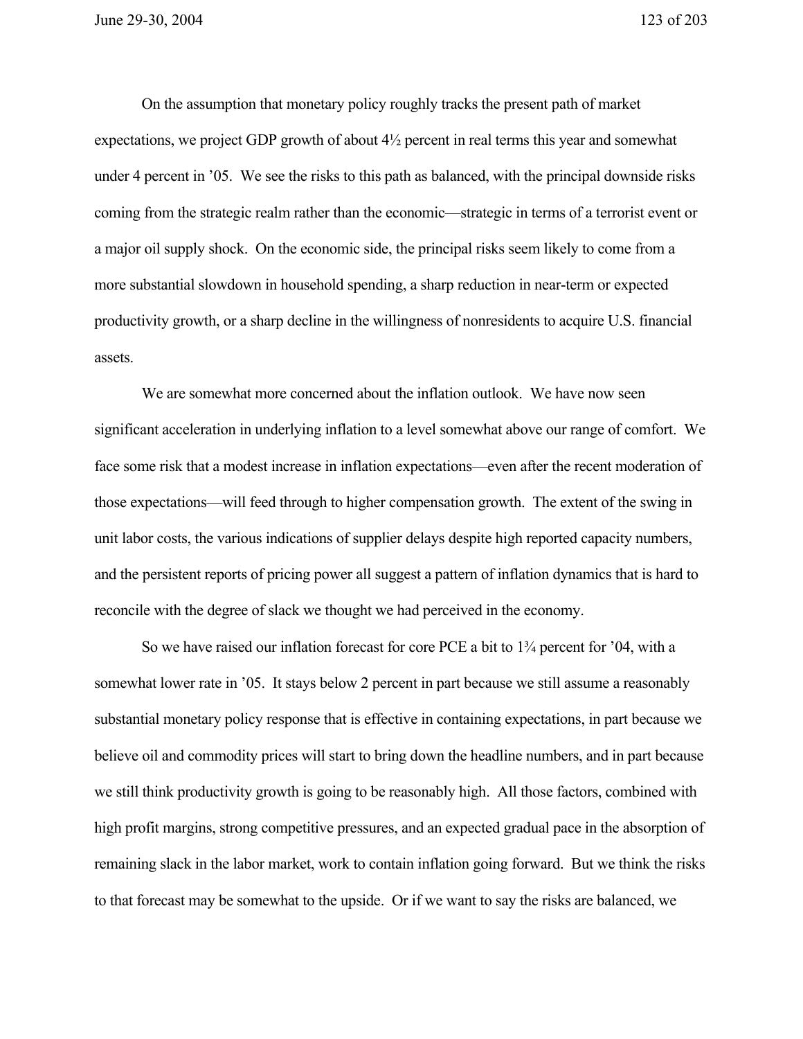On the assumption that monetary policy roughly tracks the present path of market expectations, we project GDP growth of about 4½ percent in real terms this year and somewhat under 4 percent in '05. We see the risks to this path as balanced, with the principal downside risks coming from the strategic realm rather than the economic—strategic in terms of a terrorist event or a major oil supply shock. On the economic side, the principal risks seem likely to come from a more substantial slowdown in household spending, a sharp reduction in near-term or expected productivity growth, or a sharp decline in the willingness of nonresidents to acquire U.S. financial assets.

We are somewhat more concerned about the inflation outlook. We have now seen significant acceleration in underlying inflation to a level somewhat above our range of comfort. We face some risk that a modest increase in inflation expectations—even after the recent moderation of those expectations—will feed through to higher compensation growth. The extent of the swing in unit labor costs, the various indications of supplier delays despite high reported capacity numbers, and the persistent reports of pricing power all suggest a pattern of inflation dynamics that is hard to reconcile with the degree of slack we thought we had perceived in the economy.

So we have raised our inflation forecast for core PCE a bit to 1¾ percent for '04, with a somewhat lower rate in '05. It stays below 2 percent in part because we still assume a reasonably substantial monetary policy response that is effective in containing expectations, in part because we believe oil and commodity prices will start to bring down the headline numbers, and in part because we still think productivity growth is going to be reasonably high. All those factors, combined with high profit margins, strong competitive pressures, and an expected gradual pace in the absorption of remaining slack in the labor market, work to contain inflation going forward. But we think the risks to that forecast may be somewhat to the upside. Or if we want to say the risks are balanced, we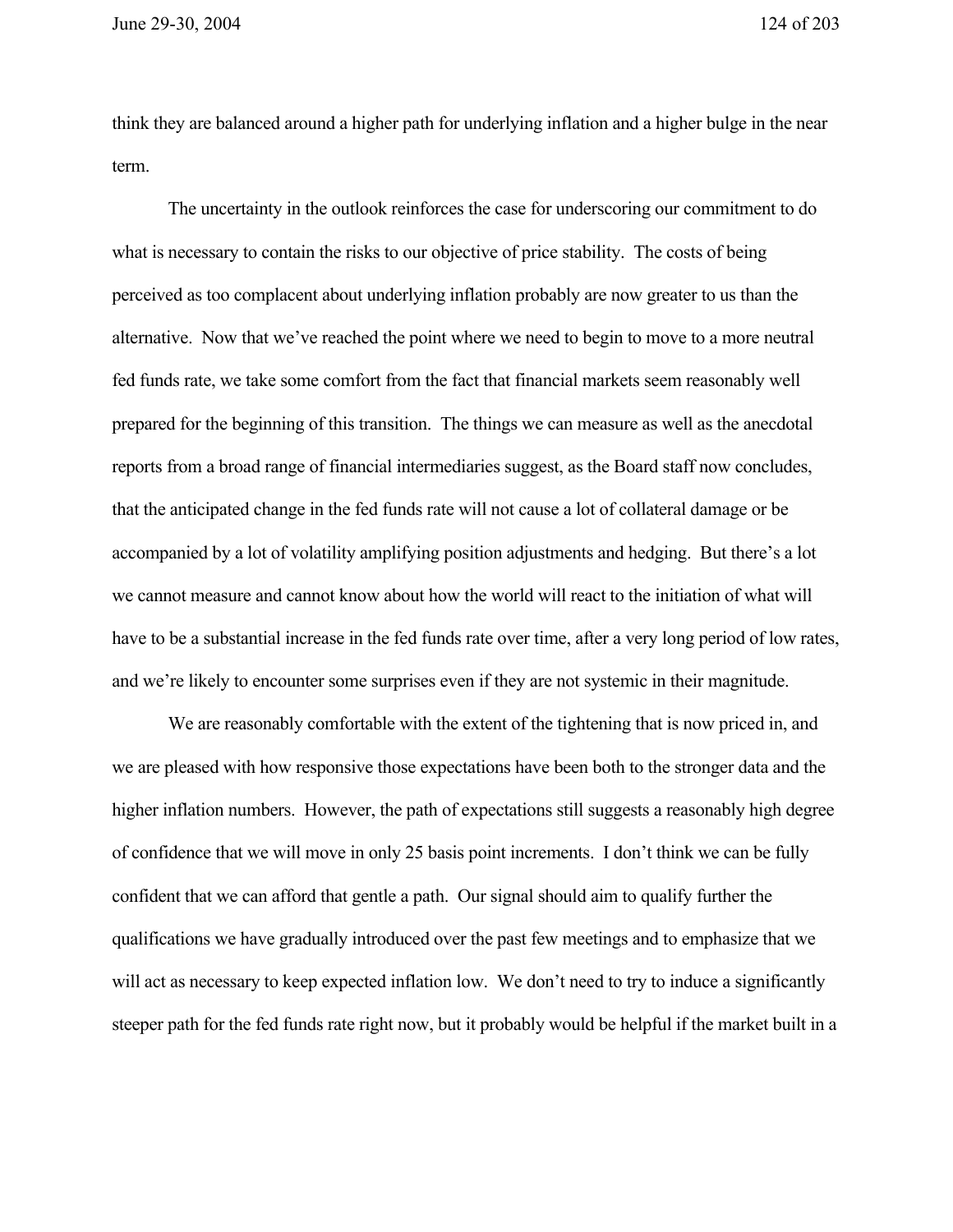think they are balanced around a higher path for underlying inflation and a higher bulge in the near term.

The uncertainty in the outlook reinforces the case for underscoring our commitment to do what is necessary to contain the risks to our objective of price stability. The costs of being perceived as too complacent about underlying inflation probably are now greater to us than the alternative. Now that we've reached the point where we need to begin to move to a more neutral fed funds rate, we take some comfort from the fact that financial markets seem reasonably well prepared for the beginning of this transition. The things we can measure as well as the anecdotal reports from a broad range of financial intermediaries suggest, as the Board staff now concludes, that the anticipated change in the fed funds rate will not cause a lot of collateral damage or be accompanied by a lot of volatility amplifying position adjustments and hedging. But there's a lot we cannot measure and cannot know about how the world will react to the initiation of what will have to be a substantial increase in the fed funds rate over time, after a very long period of low rates, and we're likely to encounter some surprises even if they are not systemic in their magnitude.

We are reasonably comfortable with the extent of the tightening that is now priced in, and we are pleased with how responsive those expectations have been both to the stronger data and the higher inflation numbers. However, the path of expectations still suggests a reasonably high degree of confidence that we will move in only 25 basis point increments. I don't think we can be fully confident that we can afford that gentle a path. Our signal should aim to qualify further the qualifications we have gradually introduced over the past few meetings and to emphasize that we will act as necessary to keep expected inflation low. We don't need to try to induce a significantly steeper path for the fed funds rate right now, but it probably would be helpful if the market built in a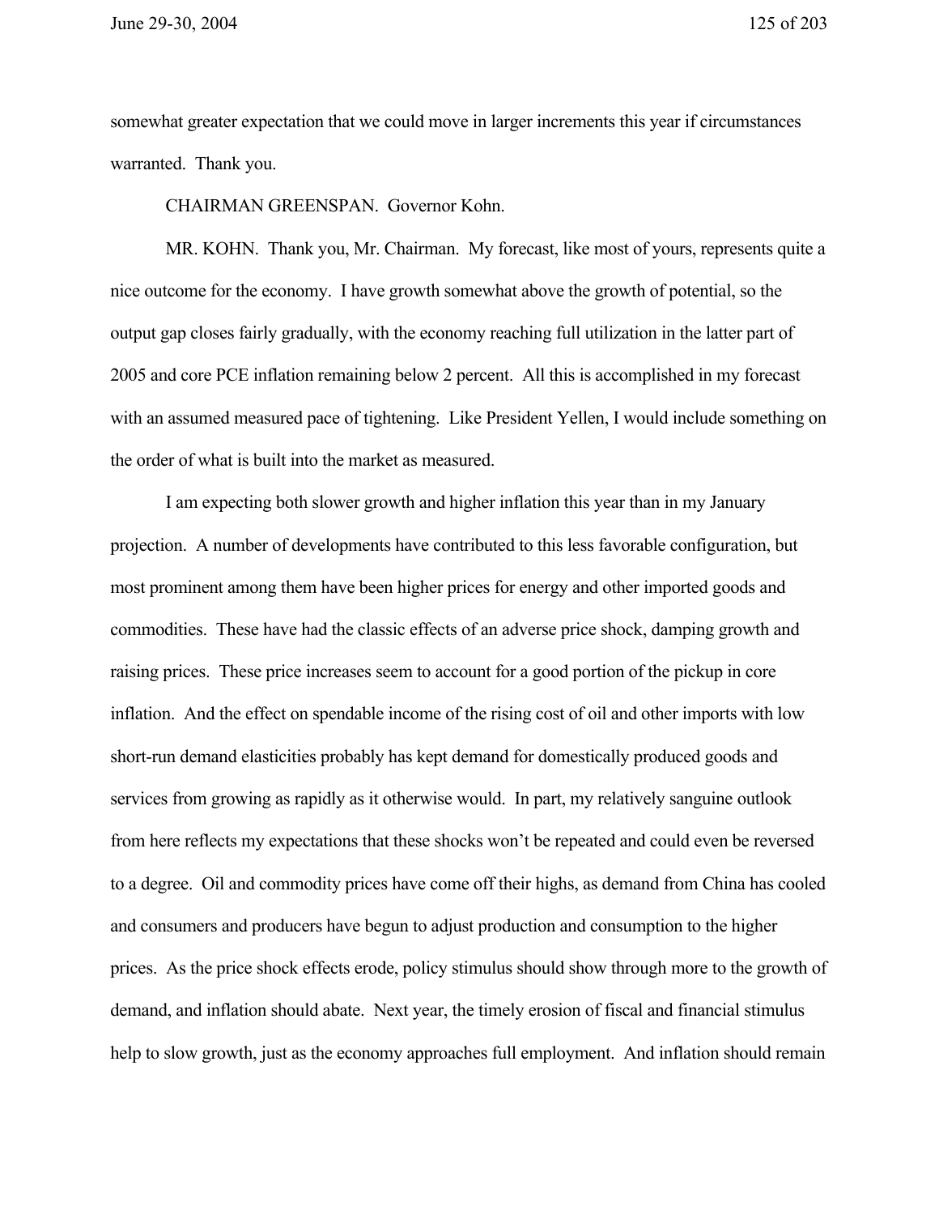somewhat greater expectation that we could move in larger increments this year if circumstances warranted. Thank you.

CHAIRMAN GREENSPAN. Governor Kohn.

MR. KOHN. Thank you, Mr. Chairman. My forecast, like most of yours, represents quite a nice outcome for the economy. I have growth somewhat above the growth of potential, so the output gap closes fairly gradually, with the economy reaching full utilization in the latter part of 2005 and core PCE inflation remaining below 2 percent. All this is accomplished in my forecast with an assumed measured pace of tightening. Like President Yellen, I would include something on the order of what is built into the market as measured.

I am expecting both slower growth and higher inflation this year than in my January projection. A number of developments have contributed to this less favorable configuration, but most prominent among them have been higher prices for energy and other imported goods and commodities. These have had the classic effects of an adverse price shock, damping growth and raising prices. These price increases seem to account for a good portion of the pickup in core inflation. And the effect on spendable income of the rising cost of oil and other imports with low short-run demand elasticities probably has kept demand for domestically produced goods and services from growing as rapidly as it otherwise would. In part, my relatively sanguine outlook from here reflects my expectations that these shocks won't be repeated and could even be reversed to a degree. Oil and commodity prices have come off their highs, as demand from China has cooled and consumers and producers have begun to adjust production and consumption to the higher prices. As the price shock effects erode, policy stimulus should show through more to the growth of demand, and inflation should abate. Next year, the timely erosion of fiscal and financial stimulus help to slow growth, just as the economy approaches full employment. And inflation should remain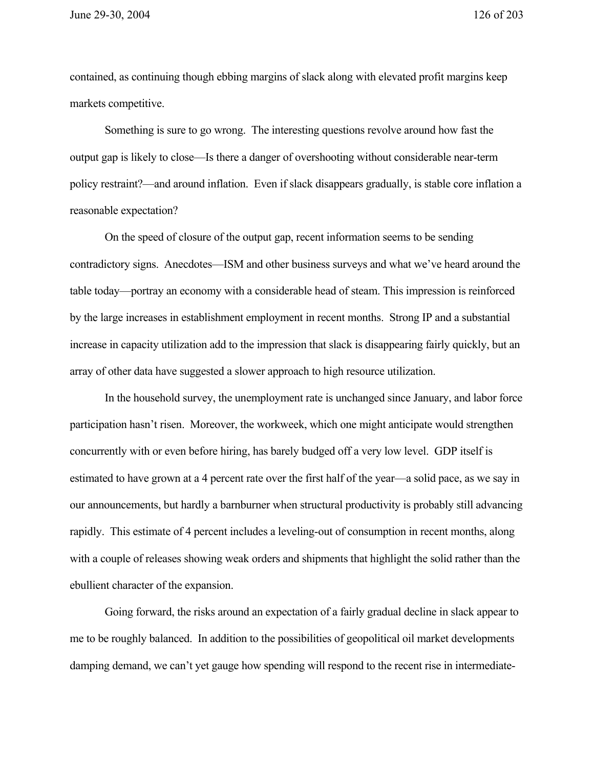contained, as continuing though ebbing margins of slack along with elevated profit margins keep markets competitive.

Something is sure to go wrong. The interesting questions revolve around how fast the output gap is likely to close—Is there a danger of overshooting without considerable near-term policy restraint?—and around inflation. Even if slack disappears gradually, is stable core inflation a reasonable expectation?

On the speed of closure of the output gap, recent information seems to be sending contradictory signs. Anecdotes—ISM and other business surveys and what we've heard around the table today—portray an economy with a considerable head of steam. This impression is reinforced by the large increases in establishment employment in recent months. Strong IP and a substantial increase in capacity utilization add to the impression that slack is disappearing fairly quickly, but an array of other data have suggested a slower approach to high resource utilization.

In the household survey, the unemployment rate is unchanged since January, and labor force participation hasn't risen. Moreover, the workweek, which one might anticipate would strengthen concurrently with or even before hiring, has barely budged off a very low level. GDP itself is estimated to have grown at a 4 percent rate over the first half of the year—a solid pace, as we say in our announcements, but hardly a barnburner when structural productivity is probably still advancing rapidly. This estimate of 4 percent includes a leveling-out of consumption in recent months, along with a couple of releases showing weak orders and shipments that highlight the solid rather than the ebullient character of the expansion.

Going forward, the risks around an expectation of a fairly gradual decline in slack appear to me to be roughly balanced. In addition to the possibilities of geopolitical oil market developments damping demand, we can't yet gauge how spending will respond to the recent rise in intermediate-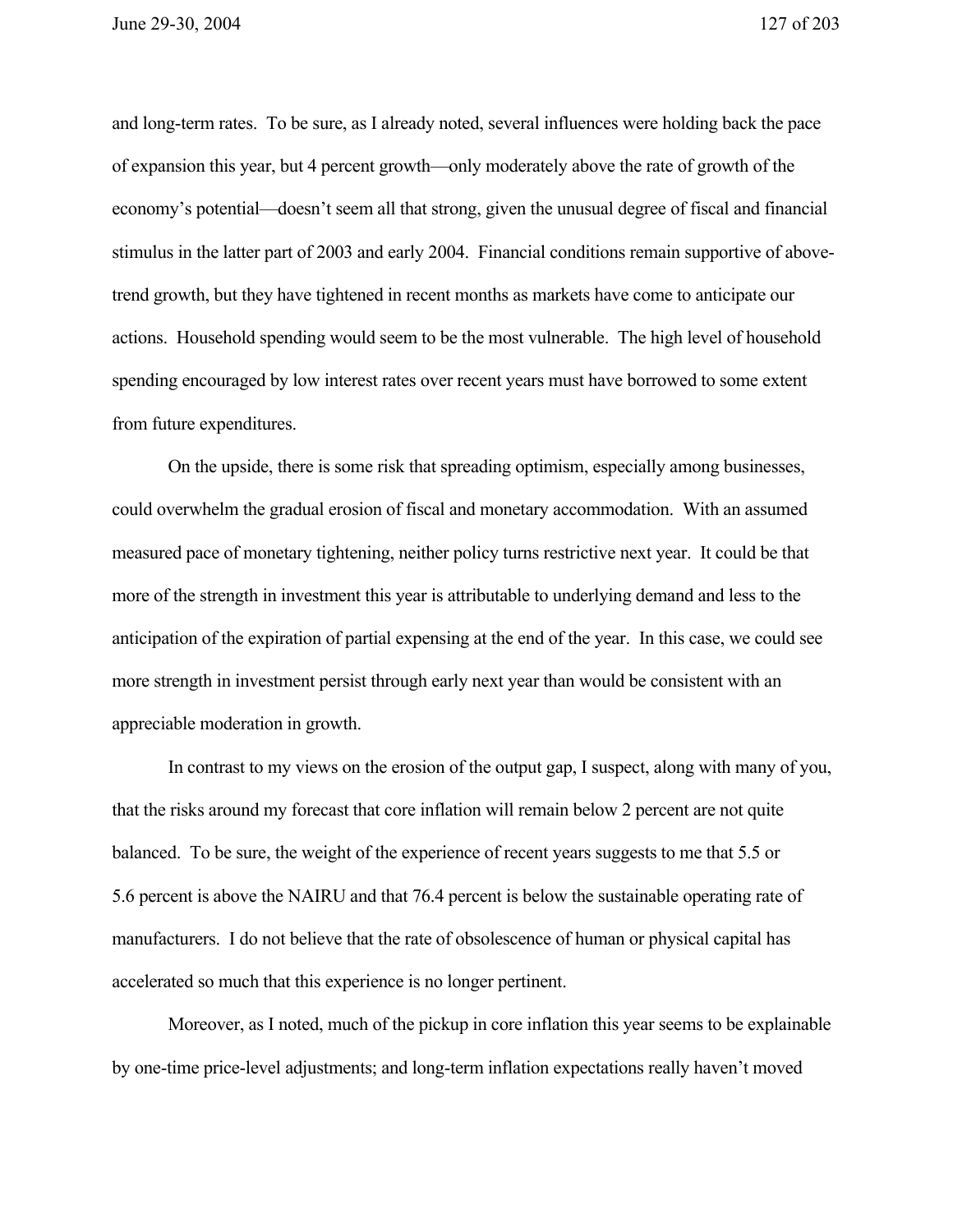and long-term rates. To be sure, as I already noted, several influences were holding back the pace of expansion this year, but 4 percent growth—only moderately above the rate of growth of the economy's potential—doesn't seem all that strong, given the unusual degree of fiscal and financial stimulus in the latter part of 2003 and early 2004. Financial conditions remain supportive of above-trend growth, but they have tightened in recent months as markets have come to anticipate our actions. Household spending would seem to be the most vulnerable. The high level of household spending encouraged by low interest rates over recent years must have borrowed to some extent from future expenditures.

On the upside, there is some risk that spreading optimism, especially among businesses, could overwhelm the gradual erosion of fiscal and monetary accommodation. With an assumed measured pace of monetary tightening, neither policy turns restrictive next year. It could be that more of the strength in investment this year is attributable to underlying demand and less to the anticipation of the expiration of partial expensing at the end of the year. In this case, we could see more strength in investment persist through early next year than would be consistent with an appreciable moderation in growth.

In contrast to my views on the erosion of the output gap, I suspect, along with many of you, that the risks around my forecast that core inflation will remain below 2 percent are not quite balanced. To be sure, the weight of the experience of recent years suggests to me that 5.5 or 5.6 percent is above the NAIRU and that 76.4 percent is below the sustainable operating rate of manufacturers. I do not believe that the rate of obsolescence of human or physical capital has accelerated so much that this experience is no longer pertinent.

Moreover, as I noted, much of the pickup in core inflation this year seems to be explainable by one-time price-level adjustments; and long-term inflation expectations really haven't moved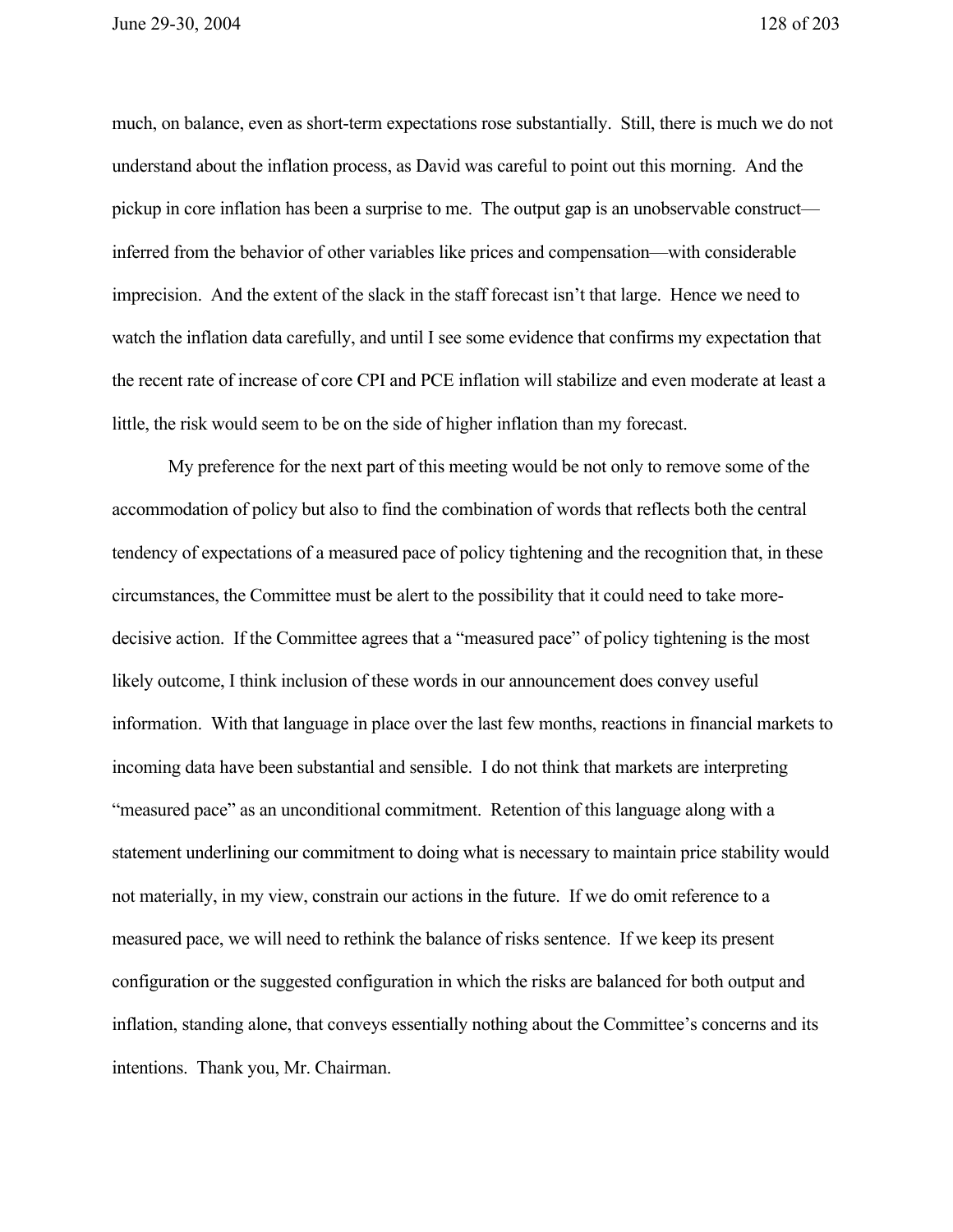much, on balance, even as short-term expectations rose substantially. Still, there is much we do not understand about the inflation process, as David was careful to point out this morning. And the pickup in core inflation has been a surprise to me. The output gap is an unobservable construct—inferred from the behavior of other variables like prices and compensation—with considerable imprecision. And the extent of the slack in the staff forecast isn't that large. Hence we need to watch the inflation data carefully, and until I see some evidence that confirms my expectation that the recent rate of increase of core CPI and PCE inflation will stabilize and even moderate at least a little, the risk would seem to be on the side of higher inflation than my forecast.

My preference for the next part of this meeting would be not only to remove some of the accommodation of policy but also to find the combination of words that reflects both the central tendency of expectations of a measured pace of policy tightening and the recognition that, in these circumstances, the Committee must be alert to the possibility that it could need to take more-decisive action. If the Committee agrees that a "measured pace" of policy tightening is the most likely outcome, I think inclusion of these words in our announcement does convey useful information. With that language in place over the last few months, reactions in financial markets to incoming data have been substantial and sensible. I do not think that markets are interpreting "measured pace" as an unconditional commitment. Retention of this language along with a statement underlining our commitment to doing what is necessary to maintain price stability would not materially, in my view, constrain our actions in the future. If we do omit reference to a measured pace, we will need to rethink the balance of risks sentence. If we keep its present configuration or the suggested configuration in which the risks are balanced for both output and inflation, standing alone, that conveys essentially nothing about the Committee's concerns and its intentions. Thank you, Mr. Chairman.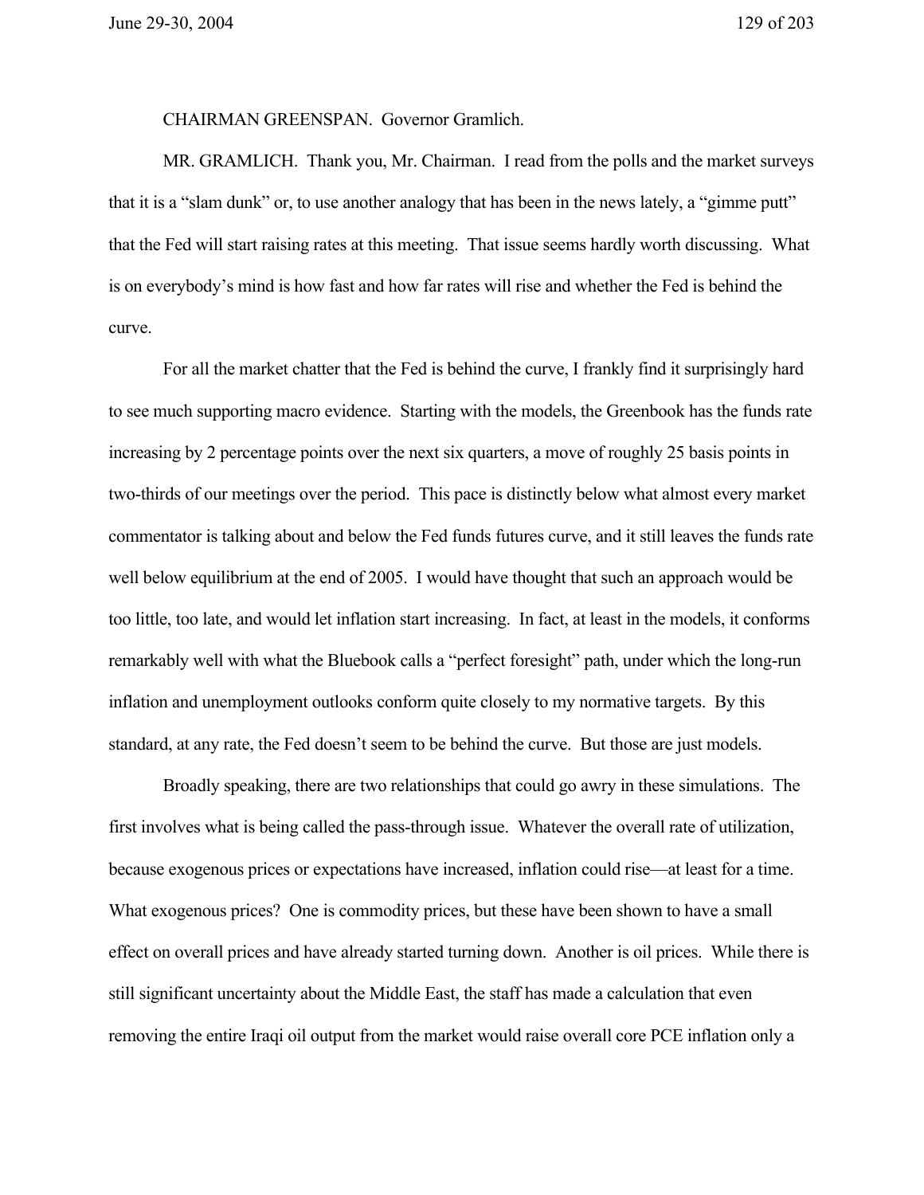CHAIRMAN GREENSPAN. Governor Gramlich.

MR. GRAMLICH. Thank you, Mr. Chairman. I read from the polls and the market surveys that it is a "slam dunk" or, to use another analogy that has been in the news lately, a "gimme putt" that the Fed will start raising rates at this meeting. That issue seems hardly worth discussing. What is on everybody's mind is how fast and how far rates will rise and whether the Fed is behind the curve.

For all the market chatter that the Fed is behind the curve, I frankly find it surprisingly hard to see much supporting macro evidence. Starting with the models, the Greenbook has the funds rate increasing by 2 percentage points over the next six quarters, a move of roughly 25 basis points in two-thirds of our meetings over the period. This pace is distinctly below what almost every market commentator is talking about and below the Fed funds futures curve, and it still leaves the funds rate well below equilibrium at the end of 2005. I would have thought that such an approach would be too little, too late, and would let inflation start increasing. In fact, at least in the models, it conforms remarkably well with what the Bluebook calls a "perfect foresight" path, under which the long-run inflation and unemployment outlooks conform quite closely to my normative targets. By this standard, at any rate, the Fed doesn't seem to be behind the curve. But those are just models.

Broadly speaking, there are two relationships that could go awry in these simulations. The first involves what is being called the pass-through issue. Whatever the overall rate of utilization, because exogenous prices or expectations have increased, inflation could rise—at least for a time. What exogenous prices? One is commodity prices, but these have been shown to have a small effect on overall prices and have already started turning down. Another is oil prices. While there is still significant uncertainty about the Middle East, the staff has made a calculation that even removing the entire Iraqi oil output from the market would raise overall core PCE inflation only a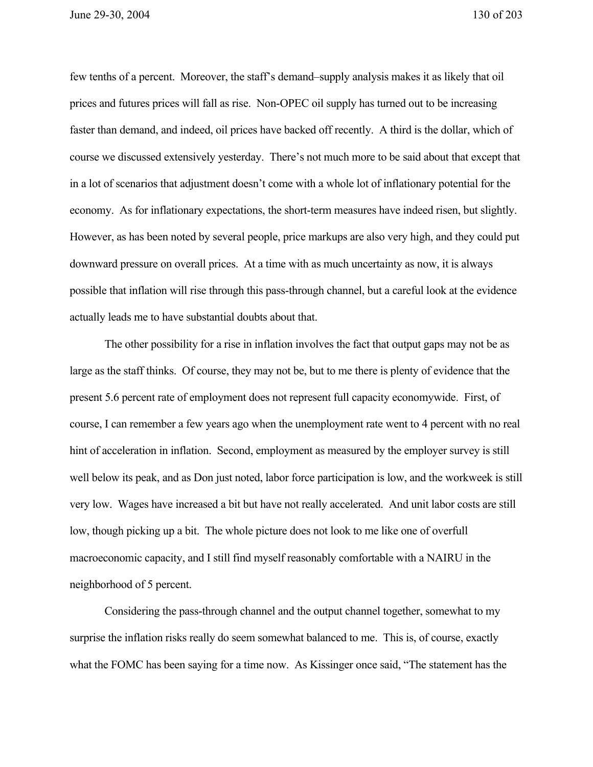few tenths of a percent. Moreover, the staff's demand–supply analysis makes it as likely that oil prices and futures prices will fall as rise. Non-OPEC oil supply has turned out to be increasing faster than demand, and indeed, oil prices have backed off recently. A third is the dollar, which of course we discussed extensively yesterday. There's not much more to be said about that except that in a lot of scenarios that adjustment doesn't come with a whole lot of inflationary potential for the economy. As for inflationary expectations, the short-term measures have indeed risen, but slightly. However, as has been noted by several people, price markups are also very high, and they could put downward pressure on overall prices. At a time with as much uncertainty as now, it is always possible that inflation will rise through this pass-through channel, but a careful look at the evidence actually leads me to have substantial doubts about that.

The other possibility for a rise in inflation involves the fact that output gaps may not be as large as the staff thinks. Of course, they may not be, but to me there is plenty of evidence that the present 5.6 percent rate of employment does not represent full capacity economywide. First, of course, I can remember a few years ago when the unemployment rate went to 4 percent with no real hint of acceleration in inflation. Second, employment as measured by the employer survey is still well below its peak, and as Don just noted, labor force participation is low, and the workweek is still very low. Wages have increased a bit but have not really accelerated. And unit labor costs are still low, though picking up a bit. The whole picture does not look to me like one of overfull macroeconomic capacity, and I still find myself reasonably comfortable with a NAIRU in the neighborhood of 5 percent.

Considering the pass-through channel and the output channel together, somewhat to my surprise the inflation risks really do seem somewhat balanced to me. This is, of course, exactly what the FOMC has been saying for a time now. As Kissinger once said, "The statement has the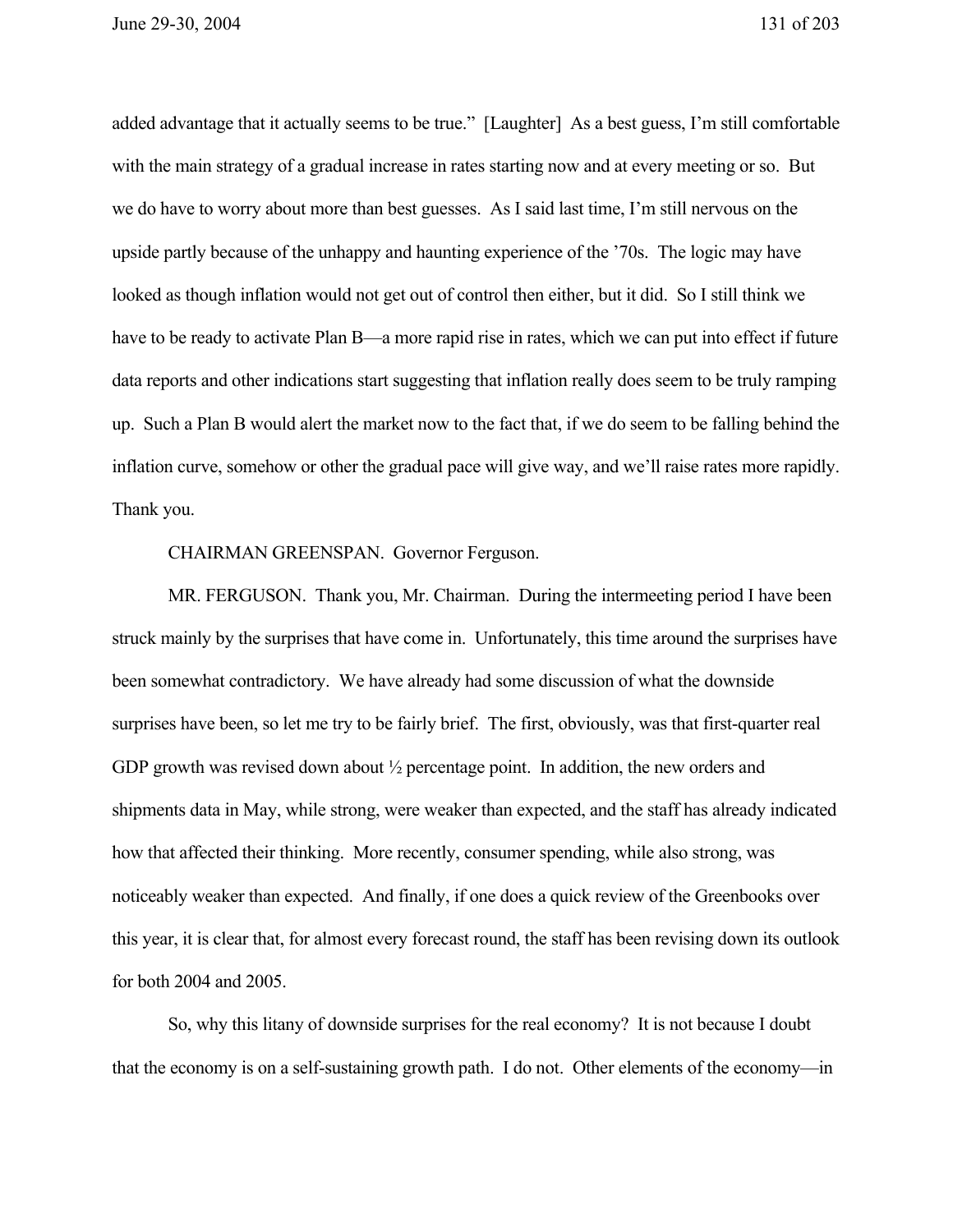added advantage that it actually seems to be true." [Laughter] As a best guess, I'm still comfortable with the main strategy of a gradual increase in rates starting now and at every meeting or so. But we do have to worry about more than best guesses. As I said last time, I'm still nervous on the upside partly because of the unhappy and haunting experience of the '70s. The logic may have looked as though inflation would not get out of control then either, but it did. So I still think we have to be ready to activate Plan B—a more rapid rise in rates, which we can put into effect if future data reports and other indications start suggesting that inflation really does seem to be truly ramping up. Such a Plan B would alert the market now to the fact that, if we do seem to be falling behind the inflation curve, somehow or other the gradual pace will give way, and we'll raise rates more rapidly. Thank you.

CHAIRMAN GREENSPAN. Governor Ferguson.

MR. FERGUSON. Thank you, Mr. Chairman. During the intermeeting period I have been struck mainly by the surprises that have come in. Unfortunately, this time around the surprises have been somewhat contradictory. We have already had some discussion of what the downside surprises have been, so let me try to be fairly brief. The first, obviously, was that first-quarter real GDP growth was revised down about ½ percentage point. In addition, the new orders and shipments data in May, while strong, were weaker than expected, and the staff has already indicated how that affected their thinking. More recently, consumer spending, while also strong, was noticeably weaker than expected. And finally, if one does a quick review of the Greenbooks over this year, it is clear that, for almost every forecast round, the staff has been revising down its outlook for both 2004 and 2005.

So, why this litany of downside surprises for the real economy? It is not because I doubt that the economy is on a self-sustaining growth path. I do not. Other elements of the economy—in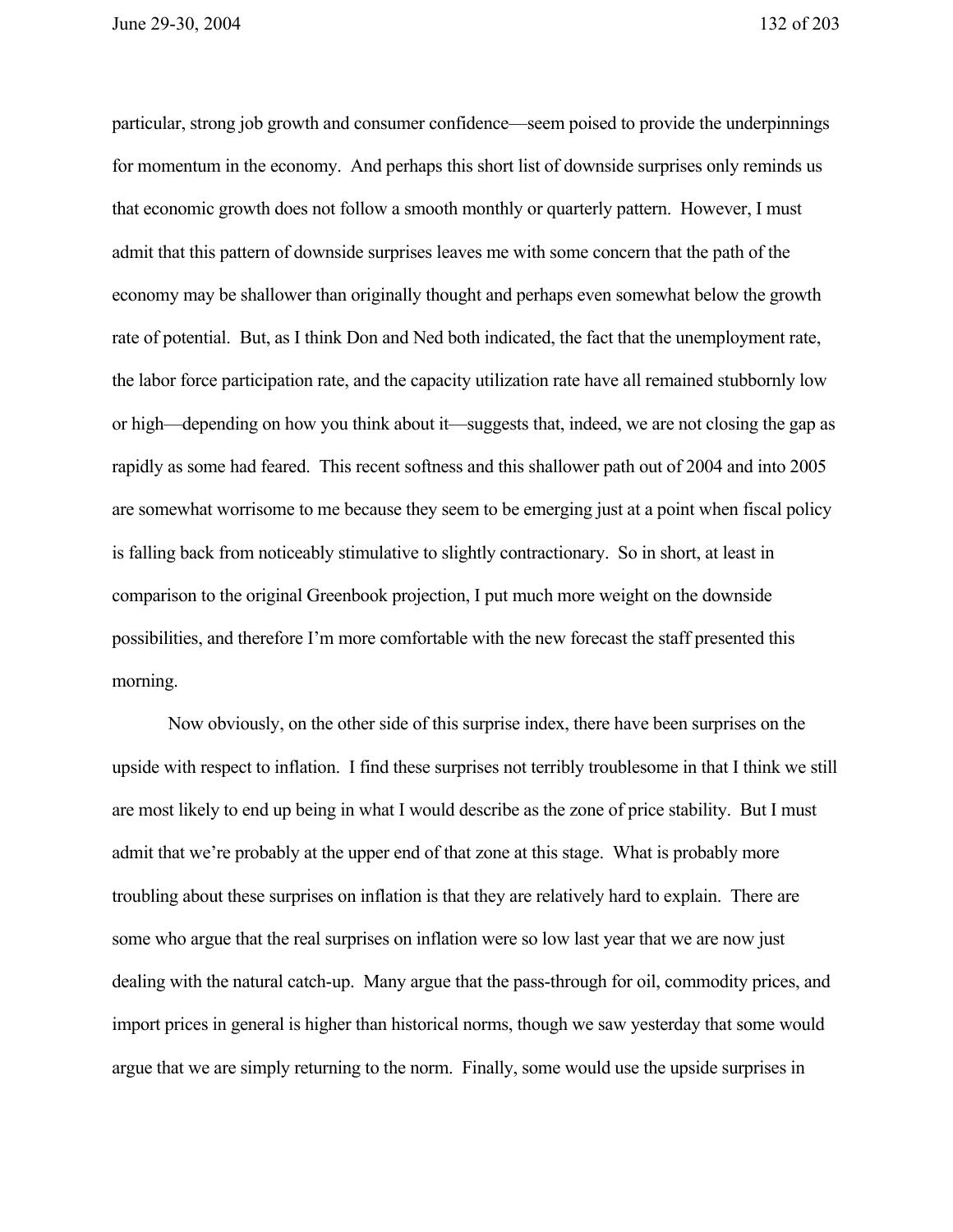particular, strong job growth and consumer confidence—seem poised to provide the underpinnings for momentum in the economy. And perhaps this short list of downside surprises only reminds us that economic growth does not follow a smooth monthly or quarterly pattern. However, I must admit that this pattern of downside surprises leaves me with some concern that the path of the economy may be shallower than originally thought and perhaps even somewhat below the growth rate of potential. But, as I think Don and Ned both indicated, the fact that the unemployment rate, the labor force participation rate, and the capacity utilization rate have all remained stubbornly low or high—depending on how you think about it—suggests that, indeed, we are not closing the gap as rapidly as some had feared. This recent softness and this shallower path out of 2004 and into 2005 are somewhat worrisome to me because they seem to be emerging just at a point when fiscal policy is falling back from noticeably stimulative to slightly contractionary. So in short, at least in comparison to the original Greenbook projection, I put much more weight on the downside possibilities, and therefore I'm more comfortable with the new forecast the staff presented this morning.

Now obviously, on the other side of this surprise index, there have been surprises on the upside with respect to inflation. I find these surprises not terribly troublesome in that I think we still are most likely to end up being in what I would describe as the zone of price stability. But I must admit that we're probably at the upper end of that zone at this stage. What is probably more troubling about these surprises on inflation is that they are relatively hard to explain. There are some who argue that the real surprises on inflation were so low last year that we are now just dealing with the natural catch-up. Many argue that the pass-through for oil, commodity prices, and import prices in general is higher than historical norms, though we saw yesterday that some would argue that we are simply returning to the norm. Finally, some would use the upside surprises in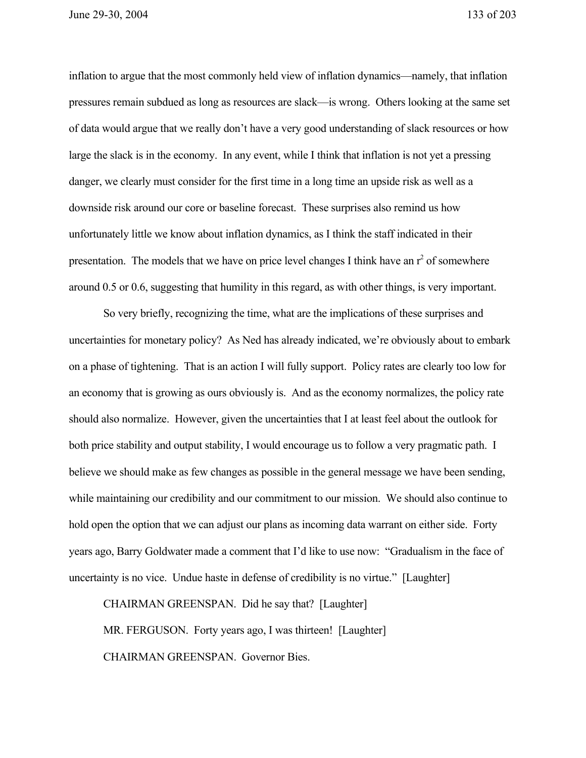inflation to argue that the most commonly held view of inflation dynamics—namely, that inflation pressures remain subdued as long as resources are slack—is wrong. Others looking at the same set of data would argue that we really don't have a very good understanding of slack resources or how large the slack is in the economy. In any event, while I think that inflation is not yet a pressing danger, we clearly must consider for the first time in a long time an upside risk as well as a downside risk around our core or baseline forecast. These surprises also remind us how unfortunately little we know about inflation dynamics, as I think the staff indicated in their presentation. The models that we have on price level changes I think have an $r^2$ of somewhere around 0.5 or 0.6, suggesting that humility in this regard, as with other things, is very important.

So very briefly, recognizing the time, what are the implications of these surprises and uncertainties for monetary policy? As Ned has already indicated, we're obviously about to embark on a phase of tightening. That is an action I will fully support. Policy rates are clearly too low for an economy that is growing as ours obviously is. And as the economy normalizes, the policy rate should also normalize. However, given the uncertainties that I at least feel about the outlook for both price stability and output stability, I would encourage us to follow a very pragmatic path. I believe we should make as few changes as possible in the general message we have been sending, while maintaining our credibility and our commitment to our mission. We should also continue to hold open the option that we can adjust our plans as incoming data warrant on either side. Forty years ago, Barry Goldwater made a comment that I'd like to use now: "Gradualism in the face of uncertainty is no vice. Undue haste in defense of credibility is no virtue." [Laughter]

CHAIRMAN GREENSPAN. Did he say that? [Laughter]

MR. FERGUSON. Forty years ago, I was thirteen! [Laughter]

CHAIRMAN GREENSPAN. Governor Bies.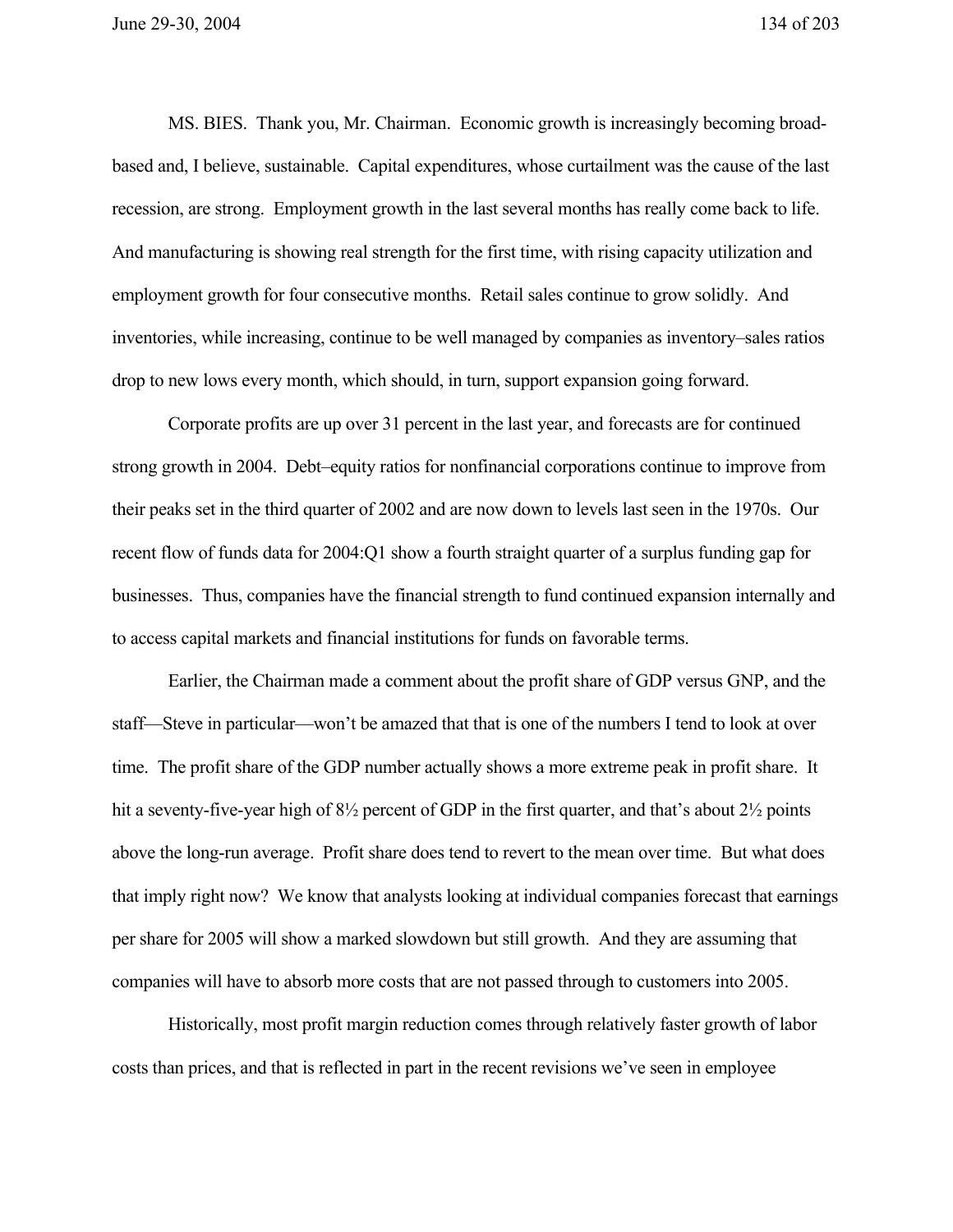MS. BIES. Thank you, Mr. Chairman. Economic growth is increasingly becoming broad-based and, I believe, sustainable. Capital expenditures, whose curtailment was the cause of the last recession, are strong. Employment growth in the last several months has really come back to life. And manufacturing is showing real strength for the first time, with rising capacity utilization and employment growth for four consecutive months. Retail sales continue to grow solidly. And inventories, while increasing, continue to be well managed by companies as inventory–sales ratios drop to new lows every month, which should, in turn, support expansion going forward.

Corporate profits are up over 31 percent in the last year, and forecasts are for continued strong growth in 2004. Debt–equity ratios for nonfinancial corporations continue to improve from their peaks set in the third quarter of 2002 and are now down to levels last seen in the 1970s. Our recent flow of funds data for 2004:Q1 show a fourth straight quarter of a surplus funding gap for businesses. Thus, companies have the financial strength to fund continued expansion internally and to access capital markets and financial institutions for funds on favorable terms.

Earlier, the Chairman made a comment about the profit share of GDP versus GNP, and the staff—Steve in particular—won't be amazed that that is one of the numbers I tend to look at over time. The profit share of the GDP number actually shows a more extreme peak in profit share. It hit a seventy-five-year high of 8½ percent of GDP in the first quarter, and that's about 2½ points above the long-run average. Profit share does tend to revert to the mean over time. But what does that imply right now? We know that analysts looking at individual companies forecast that earnings per share for 2005 will show a marked slowdown but still growth. And they are assuming that companies will have to absorb more costs that are not passed through to customers into 2005.

Historically, most profit margin reduction comes through relatively faster growth of labor costs than prices, and that is reflected in part in the recent revisions we've seen in employee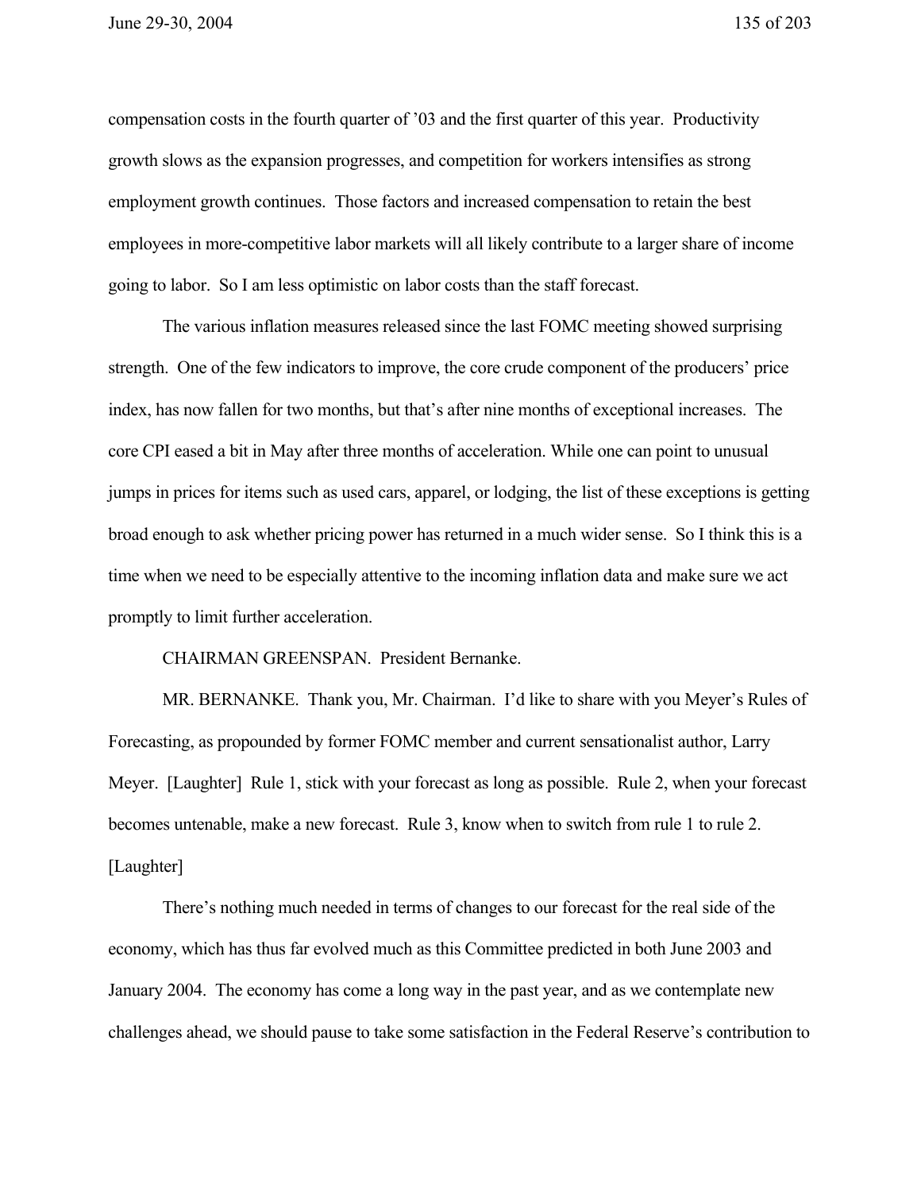compensation costs in the fourth quarter of '03 and the first quarter of this year. Productivity growth slows as the expansion progresses, and competition for workers intensifies as strong employment growth continues. Those factors and increased compensation to retain the best employees in more-competitive labor markets will all likely contribute to a larger share of income going to labor. So I am less optimistic on labor costs than the staff forecast.

The various inflation measures released since the last FOMC meeting showed surprising strength. One of the few indicators to improve, the core crude component of the producers' price index, has now fallen for two months, but that's after nine months of exceptional increases. The core CPI eased a bit in May after three months of acceleration. While one can point to unusual jumps in prices for items such as used cars, apparel, or lodging, the list of these exceptions is getting broad enough to ask whether pricing power has returned in a much wider sense. So I think this is a time when we need to be especially attentive to the incoming inflation data and make sure we act promptly to limit further acceleration.

CHAIRMAN GREENSPAN. President Bernanke.

MR. BERNANKE. Thank you, Mr. Chairman. I'd like to share with you Meyer's Rules of Forecasting, as propounded by former FOMC member and current sensationalist author, Larry Meyer. [Laughter] Rule 1, stick with your forecast as long as possible. Rule 2, when your forecast becomes untenable, make a new forecast. Rule 3, know when to switch from rule 1 to rule 2. [Laughter]

There's nothing much needed in terms of changes to our forecast for the real side of the economy, which has thus far evolved much as this Committee predicted in both June 2003 and January 2004. The economy has come a long way in the past year, and as we contemplate new challenges ahead, we should pause to take some satisfaction in the Federal Reserve's contribution to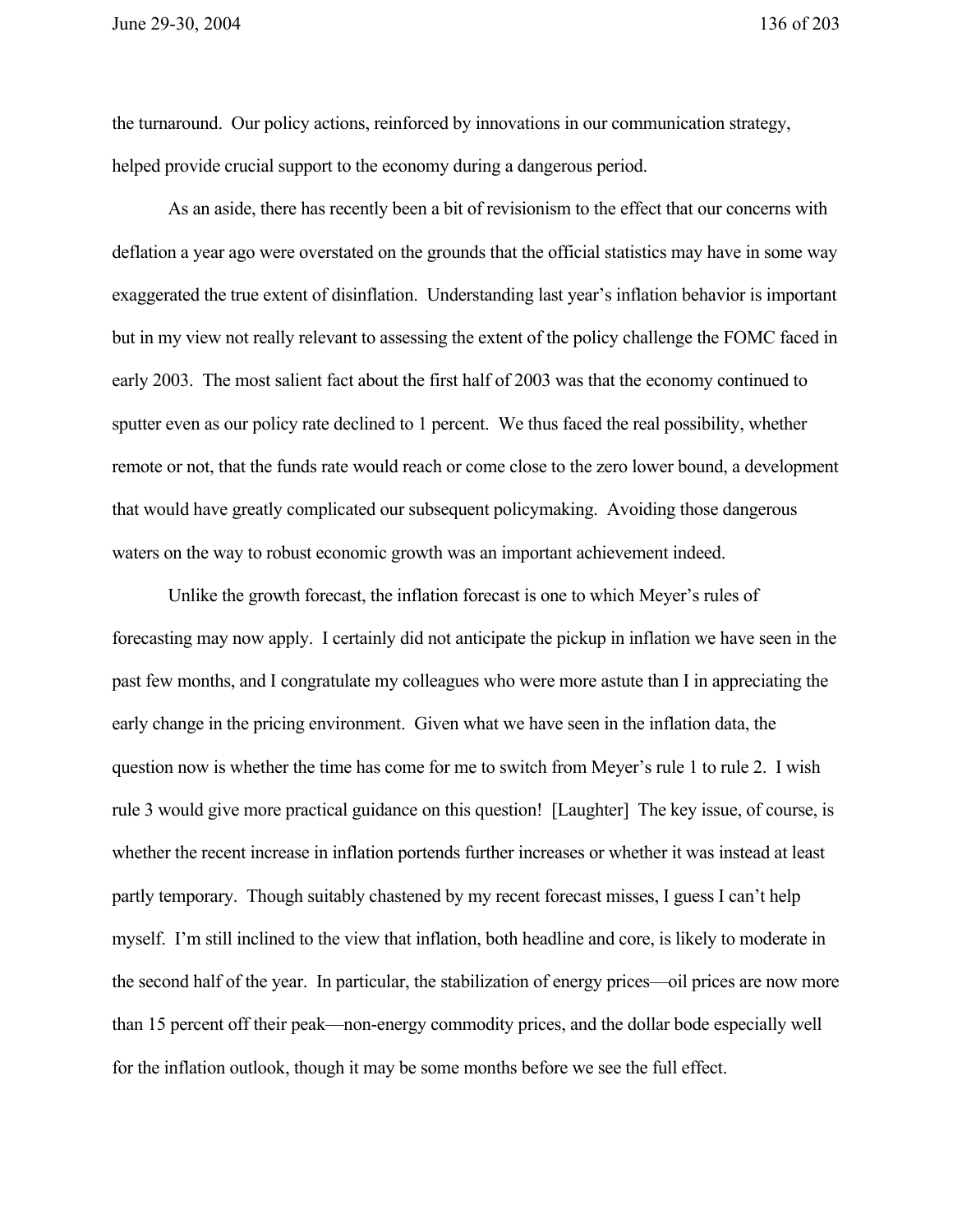the turnaround. Our policy actions, reinforced by innovations in our communication strategy, helped provide crucial support to the economy during a dangerous period.

As an aside, there has recently been a bit of revisionism to the effect that our concerns with deflation a year ago were overstated on the grounds that the official statistics may have in some way exaggerated the true extent of disinflation. Understanding last year's inflation behavior is important but in my view not really relevant to assessing the extent of the policy challenge the FOMC faced in early 2003. The most salient fact about the first half of 2003 was that the economy continued to sputter even as our policy rate declined to 1 percent. We thus faced the real possibility, whether remote or not, that the funds rate would reach or come close to the zero lower bound, a development that would have greatly complicated our subsequent policymaking. Avoiding those dangerous waters on the way to robust economic growth was an important achievement indeed.

Unlike the growth forecast, the inflation forecast is one to which Meyer's rules of forecasting may now apply. I certainly did not anticipate the pickup in inflation we have seen in the past few months, and I congratulate my colleagues who were more astute than I in appreciating the early change in the pricing environment. Given what we have seen in the inflation data, the question now is whether the time has come for me to switch from Meyer's rule 1 to rule 2. I wish rule 3 would give more practical guidance on this question! [Laughter] The key issue, of course, is whether the recent increase in inflation portends further increases or whether it was instead at least partly temporary. Though suitably chastened by my recent forecast misses, I guess I can't help myself. I'm still inclined to the view that inflation, both headline and core, is likely to moderate in the second half of the year. In particular, the stabilization of energy prices—oil prices are now more than 15 percent off their peak—non-energy commodity prices, and the dollar bode especially well for the inflation outlook, though it may be some months before we see the full effect.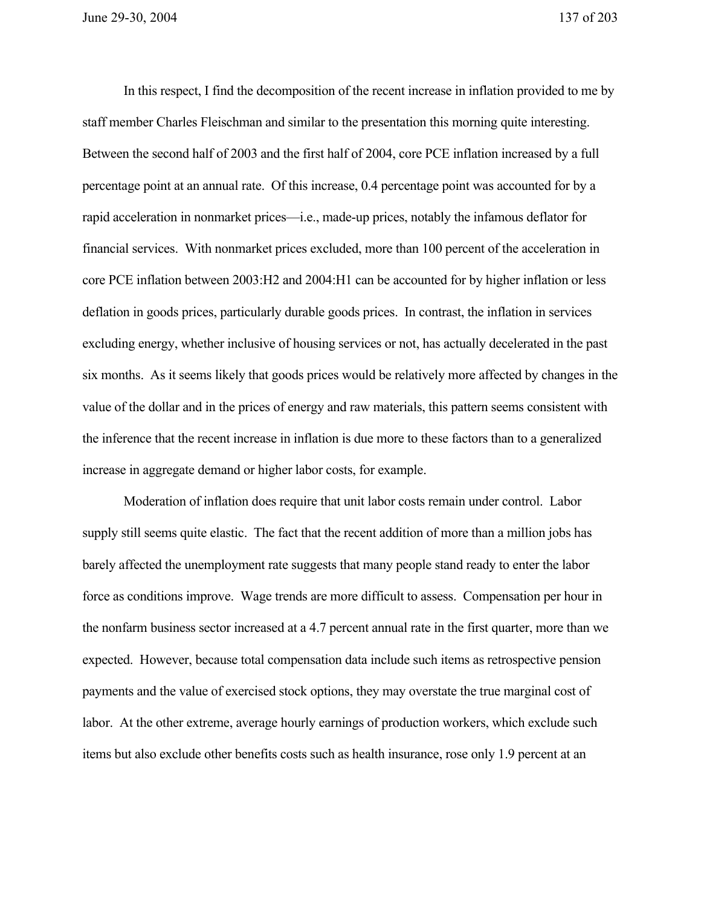In this respect, I find the decomposition of the recent increase in inflation provided to me by staff member Charles Fleischman and similar to the presentation this morning quite interesting. Between the second half of 2003 and the first half of 2004, core PCE inflation increased by a full percentage point at an annual rate. Of this increase, 0.4 percentage point was accounted for by a rapid acceleration in nonmarket prices—i.e., made-up prices, notably the infamous deflator for financial services. With nonmarket prices excluded, more than 100 percent of the acceleration in core PCE inflation between 2003:H2 and 2004:H1 can be accounted for by higher inflation or less deflation in goods prices, particularly durable goods prices. In contrast, the inflation in services excluding energy, whether inclusive of housing services or not, has actually decelerated in the past six months. As it seems likely that goods prices would be relatively more affected by changes in the value of the dollar and in the prices of energy and raw materials, this pattern seems consistent with the inference that the recent increase in inflation is due more to these factors than to a generalized increase in aggregate demand or higher labor costs, for example.

Moderation of inflation does require that unit labor costs remain under control. Labor supply still seems quite elastic. The fact that the recent addition of more than a million jobs has barely affected the unemployment rate suggests that many people stand ready to enter the labor force as conditions improve. Wage trends are more difficult to assess. Compensation per hour in the nonfarm business sector increased at a 4.7 percent annual rate in the first quarter, more than we expected. However, because total compensation data include such items as retrospective pension payments and the value of exercised stock options, they may overstate the true marginal cost of labor. At the other extreme, average hourly earnings of production workers, which exclude such items but also exclude other benefits costs such as health insurance, rose only 1.9 percent at an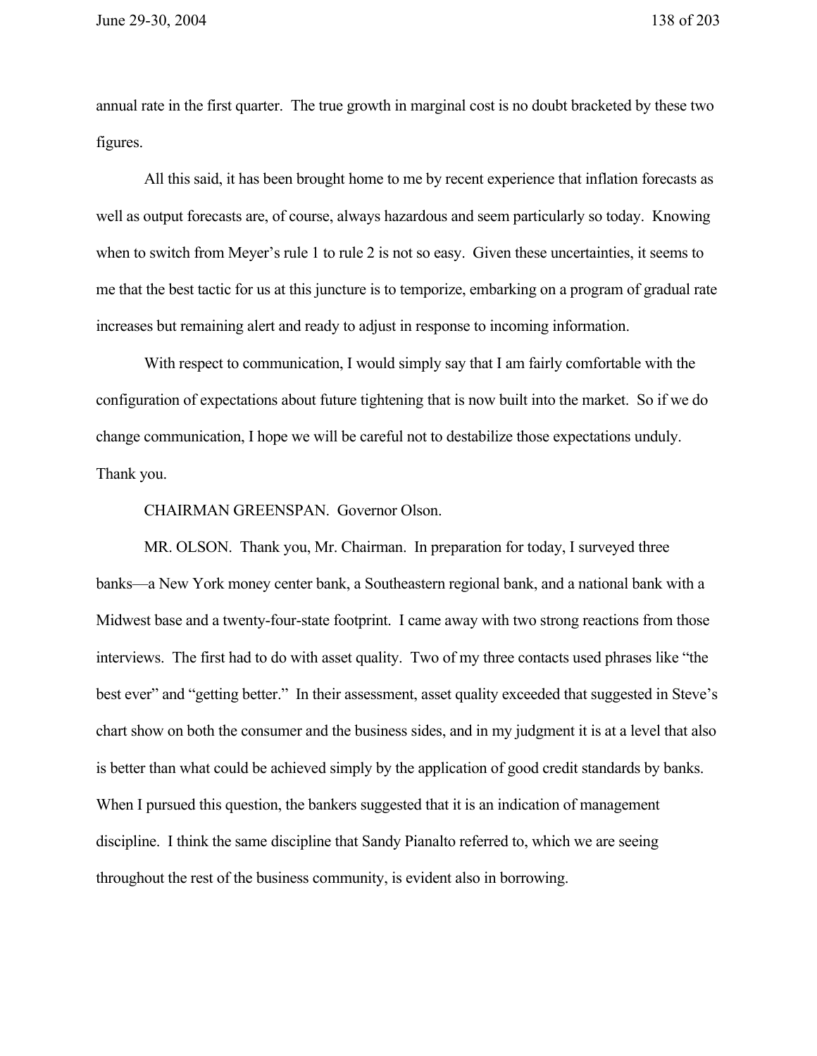annual rate in the first quarter. The true growth in marginal cost is no doubt bracketed by these two figures.

All this said, it has been brought home to me by recent experience that inflation forecasts as well as output forecasts are, of course, always hazardous and seem particularly so today. Knowing when to switch from Meyer's rule 1 to rule 2 is not so easy. Given these uncertainties, it seems to me that the best tactic for us at this juncture is to temporize, embarking on a program of gradual rate increases but remaining alert and ready to adjust in response to incoming information.

With respect to communication, I would simply say that I am fairly comfortable with the configuration of expectations about future tightening that is now built into the market. So if we do change communication, I hope we will be careful not to destabilize those expectations unduly. Thank you.

CHAIRMAN GREENSPAN. Governor Olson.

MR. OLSON. Thank you, Mr. Chairman. In preparation for today, I surveyed three banks—a New York money center bank, a Southeastern regional bank, and a national bank with a Midwest base and a twenty-four-state footprint. I came away with two strong reactions from those interviews. The first had to do with asset quality. Two of my three contacts used phrases like "the best ever" and "getting better." In their assessment, asset quality exceeded that suggested in Steve's chart show on both the consumer and the business sides, and in my judgment it is at a level that also is better than what could be achieved simply by the application of good credit standards by banks. When I pursued this question, the bankers suggested that it is an indication of management discipline. I think the same discipline that Sandy Pianalto referred to, which we are seeing throughout the rest of the business community, is evident also in borrowing.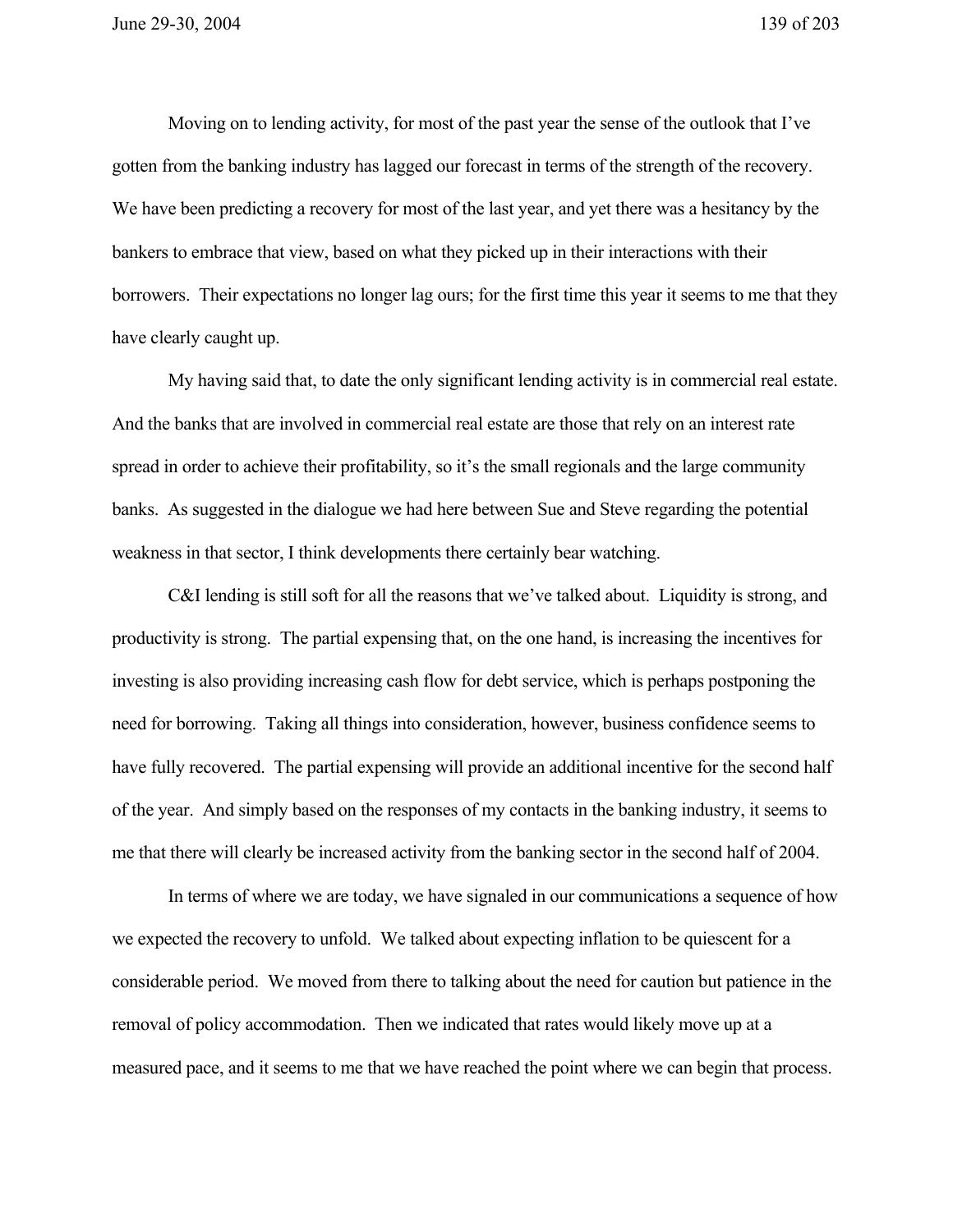Moving on to lending activity, for most of the past year the sense of the outlook that I've gotten from the banking industry has lagged our forecast in terms of the strength of the recovery. We have been predicting a recovery for most of the last year, and yet there was a hesitancy by the bankers to embrace that view, based on what they picked up in their interactions with their borrowers. Their expectations no longer lag ours; for the first time this year it seems to me that they have clearly caught up.

My having said that, to date the only significant lending activity is in commercial real estate. And the banks that are involved in commercial real estate are those that rely on an interest rate spread in order to achieve their profitability, so it's the small regionals and the large community banks. As suggested in the dialogue we had here between Sue and Steve regarding the potential weakness in that sector, I think developments there certainly bear watching.

C&I lending is still soft for all the reasons that we've talked about. Liquidity is strong, and productivity is strong. The partial expensing that, on the one hand, is increasing the incentives for investing is also providing increasing cash flow for debt service, which is perhaps postponing the need for borrowing. Taking all things into consideration, however, business confidence seems to have fully recovered. The partial expensing will provide an additional incentive for the second half of the year. And simply based on the responses of my contacts in the banking industry, it seems to me that there will clearly be increased activity from the banking sector in the second half of 2004.

In terms of where we are today, we have signaled in our communications a sequence of how we expected the recovery to unfold. We talked about expecting inflation to be quiescent for a considerable period. We moved from there to talking about the need for caution but patience in the removal of policy accommodation. Then we indicated that rates would likely move up at a measured pace, and it seems to me that we have reached the point where we can begin that process.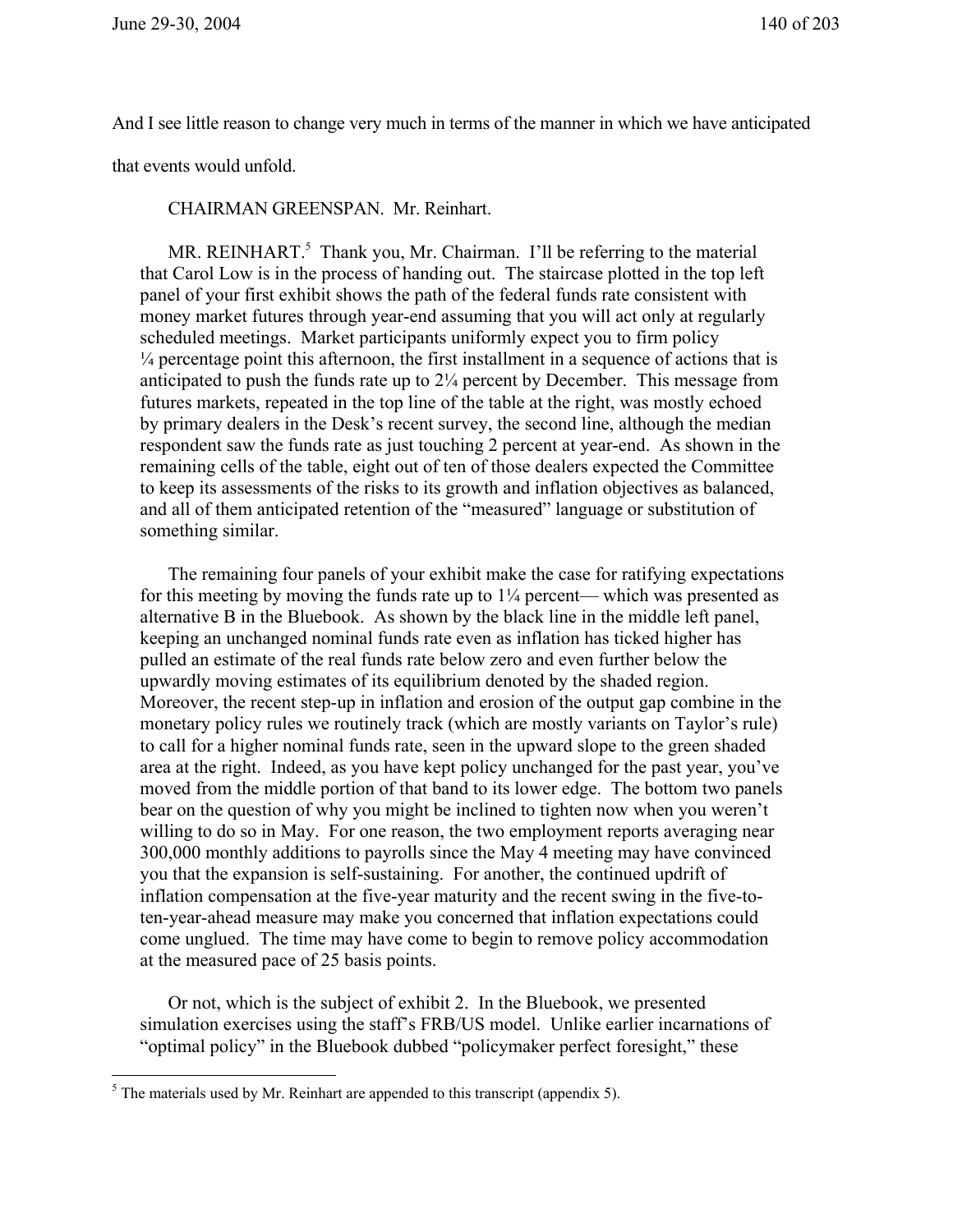And I see little reason to change very much in terms of the manner in which we have anticipated that events would unfold.

CHAIRMAN GREENSPAN. Mr. Reinhart.

MR. REINHART.[5] Thank you, Mr. Chairman. I'll be referring to the material that Carol Low is in the process of handing out. The staircase plotted in the top left panel of your first exhibit shows the path of the federal funds rate consistent with money market futures through year-end assuming that you will act only at regularly scheduled meetings. Market participants uniformly expect you to firm policy ¼ percentage point this afternoon, the first installment in a sequence of actions that is anticipated to push the funds rate up to 2¼ percent by December. This message from futures markets, repeated in the top line of the table at the right, was mostly echoed by primary dealers in the Desk's recent survey, the second line, although the median respondent saw the funds rate as just touching 2 percent at year-end. As shown in the remaining cells of the table, eight out of ten of those dealers expected the Committee to keep its assessments of the risks to its growth and inflation objectives as balanced, and all of them anticipated retention of the "measured" language or substitution of something similar.

The remaining four panels of your exhibit make the case for ratifying expectations for this meeting by moving the funds rate up to 1¼ percent— which was presented as alternative B in the Bluebook. As shown by the black line in the middle left panel, keeping an unchanged nominal funds rate even as inflation has ticked higher has pulled an estimate of the real funds rate below zero and even further below the upwardly moving estimates of its equilibrium denoted by the shaded region. Moreover, the recent step-up in inflation and erosion of the output gap combine in the monetary policy rules we routinely track (which are mostly variants on Taylor's rule) to call for a higher nominal funds rate, seen in the upward slope to the green shaded area at the right. Indeed, as you have kept policy unchanged for the past year, you've moved from the middle portion of that band to its lower edge. The bottom two panels bear on the question of why you might be inclined to tighten now when you weren't willing to do so in May. For one reason, the two employment reports averaging near 300,000 monthly additions to payrolls since the May 4 meeting may have convinced you that the expansion is self-sustaining. For another, the continued updrift of inflation compensation at the five-year maturity and the recent swing in the five-to-ten-year-ahead measure may make you concerned that inflation expectations could come unglued. The time may have come to begin to remove policy accommodation at the measured pace of 25 basis points.

Or not, which is the subject of exhibit 2. In the Bluebook, we presented simulation exercises using the staff's FRB/US model. Unlike earlier incarnations of "optimal policy" in the Bluebook dubbed "policymaker perfect foresight," these

[5] The materials used by Mr. Reinhart are appended to this transcript (appendix 5).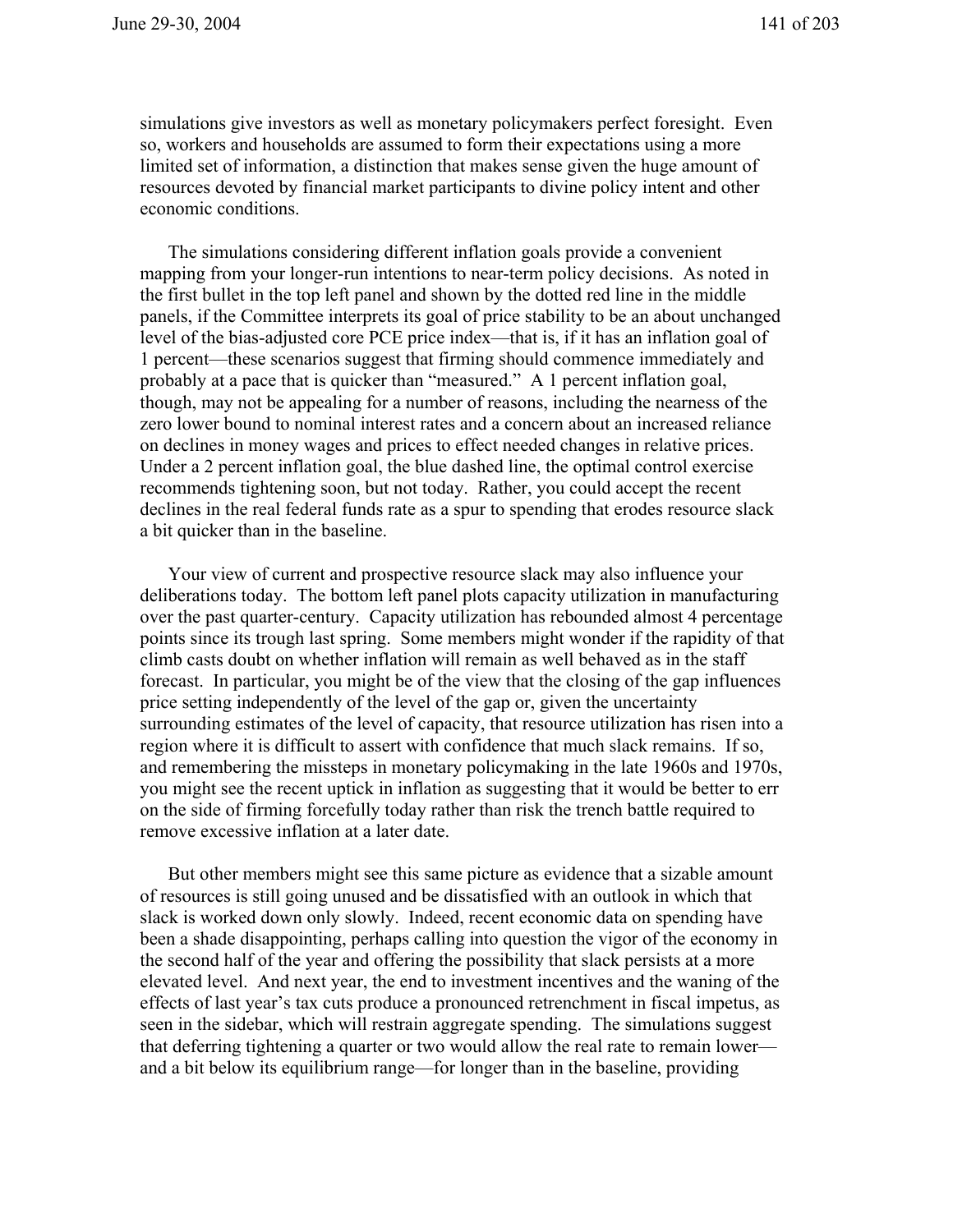simulations give investors as well as monetary policymakers perfect foresight. Even so, workers and households are assumed to form their expectations using a more limited set of information, a distinction that makes sense given the huge amount of resources devoted by financial market participants to divine policy intent and other economic conditions.

The simulations considering different inflation goals provide a convenient mapping from your longer-run intentions to near-term policy decisions. As noted in the first bullet in the top left panel and shown by the dotted red line in the middle panels, if the Committee interprets its goal of price stability to be an about unchanged level of the bias-adjusted core PCE price index—that is, if it has an inflation goal of 1 percent—these scenarios suggest that firming should commence immediately and probably at a pace that is quicker than "measured." A 1 percent inflation goal, though, may not be appealing for a number of reasons, including the nearness of the zero lower bound to nominal interest rates and a concern about an increased reliance on declines in money wages and prices to effect needed changes in relative prices. Under a 2 percent inflation goal, the blue dashed line, the optimal control exercise recommends tightening soon, but not today. Rather, you could accept the recent declines in the real federal funds rate as a spur to spending that erodes resource slack a bit quicker than in the baseline.

Your view of current and prospective resource slack may also influence your deliberations today. The bottom left panel plots capacity utilization in manufacturing over the past quarter-century. Capacity utilization has rebounded almost 4 percentage points since its trough last spring. Some members might wonder if the rapidity of that climb casts doubt on whether inflation will remain as well behaved as in the staff forecast. In particular, you might be of the view that the closing of the gap influences price setting independently of the level of the gap or, given the uncertainty surrounding estimates of the level of capacity, that resource utilization has risen into a region where it is difficult to assert with confidence that much slack remains. If so, and remembering the missteps in monetary policymaking in the late 1960s and 1970s, you might see the recent uptick in inflation as suggesting that it would be better to err on the side of firming forcefully today rather than risk the trench battle required to remove excessive inflation at a later date.

But other members might see this same picture as evidence that a sizable amount of resources is still going unused and be dissatisfied with an outlook in which that slack is worked down only slowly. Indeed, recent economic data on spending have been a shade disappointing, perhaps calling into question the vigor of the economy in the second half of the year and offering the possibility that slack persists at a more elevated level. And next year, the end to investment incentives and the waning of the effects of last year's tax cuts produce a pronounced retrenchment in fiscal impetus, as seen in the sidebar, which will restrain aggregate spending. The simulations suggest that deferring tightening a quarter or two would allow the real rate to remain lower—and a bit below its equilibrium range—for longer than in the baseline, providing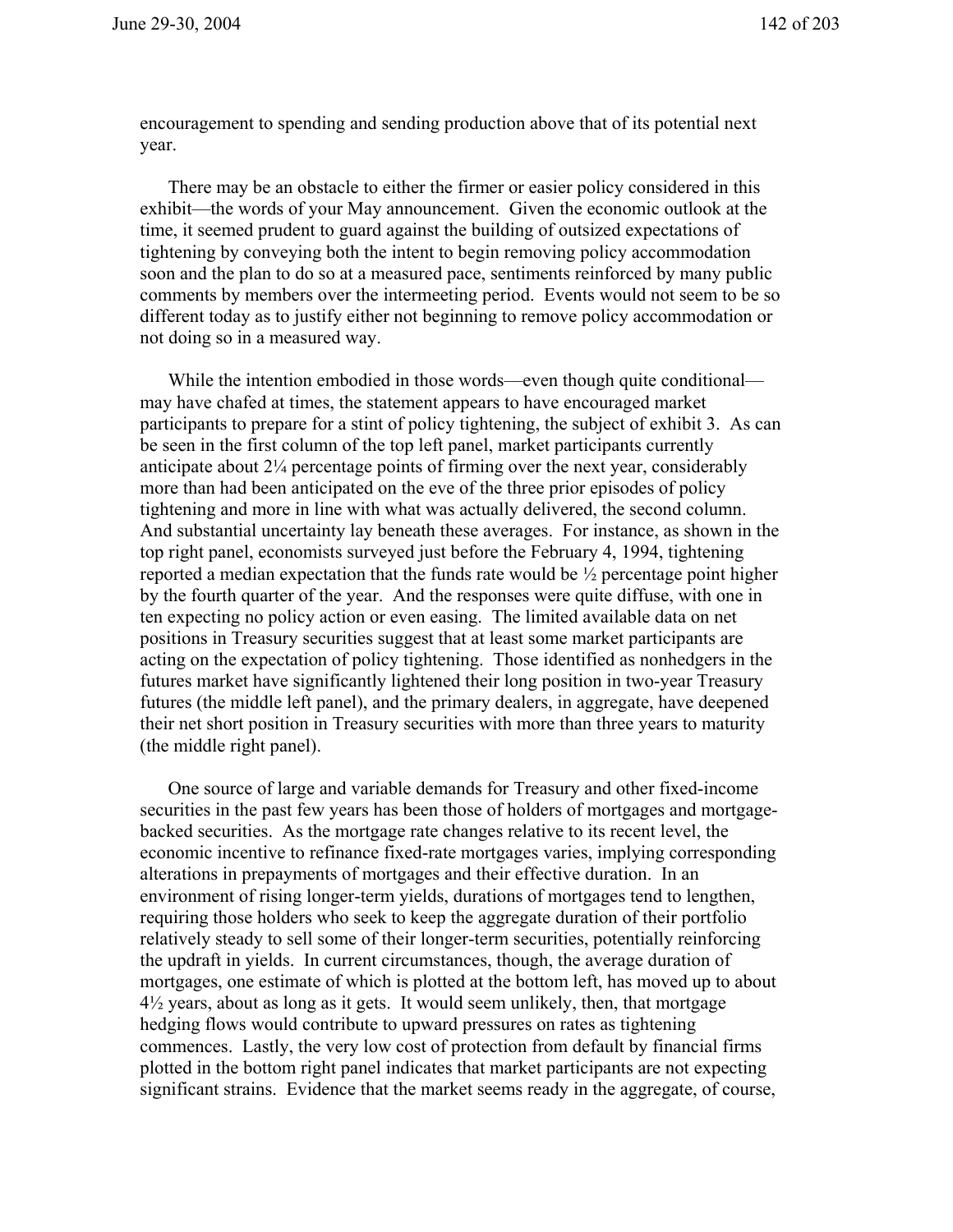encouragement to spending and sending production above that of its potential next year.

There may be an obstacle to either the firmer or easier policy considered in this exhibit—the words of your May announcement. Given the economic outlook at the time, it seemed prudent to guard against the building of outsized expectations of tightening by conveying both the intent to begin removing policy accommodation soon and the plan to do so at a measured pace, sentiments reinforced by many public comments by members over the intermeeting period. Events would not seem to be so different today as to justify either not beginning to remove policy accommodation or not doing so in a measured way.

While the intention embodied in those words—even though quite conditional—may have chafed at times, the statement appears to have encouraged market participants to prepare for a stint of policy tightening, the subject of exhibit 3. As can be seen in the first column of the top left panel, market participants currently anticipate about 2¼ percentage points of firming over the next year, considerably more than had been anticipated on the eve of the three prior episodes of policy tightening and more in line with what was actually delivered, the second column. And substantial uncertainty lay beneath these averages. For instance, as shown in the top right panel, economists surveyed just before the February 4, 1994, tightening reported a median expectation that the funds rate would be ½ percentage point higher by the fourth quarter of the year. And the responses were quite diffuse, with one in ten expecting no policy action or even easing. The limited available data on net positions in Treasury securities suggest that at least some market participants are acting on the expectation of policy tightening. Those identified as nonhedgers in the futures market have significantly lightened their long position in two-year Treasury futures (the middle left panel), and the primary dealers, in aggregate, have deepened their net short position in Treasury securities with more than three years to maturity (the middle right panel).

One source of large and variable demands for Treasury and other fixed-income securities in the past few years has been those of holders of mortgages and mortgage-backed securities. As the mortgage rate changes relative to its recent level, the economic incentive to refinance fixed-rate mortgages varies, implying corresponding alterations in prepayments of mortgages and their effective duration. In an environment of rising longer-term yields, durations of mortgages tend to lengthen, requiring those holders who seek to keep the aggregate duration of their portfolio relatively steady to sell some of their longer-term securities, potentially reinforcing the updraft in yields. In current circumstances, though, the average duration of mortgages, one estimate of which is plotted at the bottom left, has moved up to about 4½ years, about as long as it gets. It would seem unlikely, then, that mortgage hedging flows would contribute to upward pressures on rates as tightening commences. Lastly, the very low cost of protection from default by financial firms plotted in the bottom right panel indicates that market participants are not expecting significant strains. Evidence that the market seems ready in the aggregate, of course,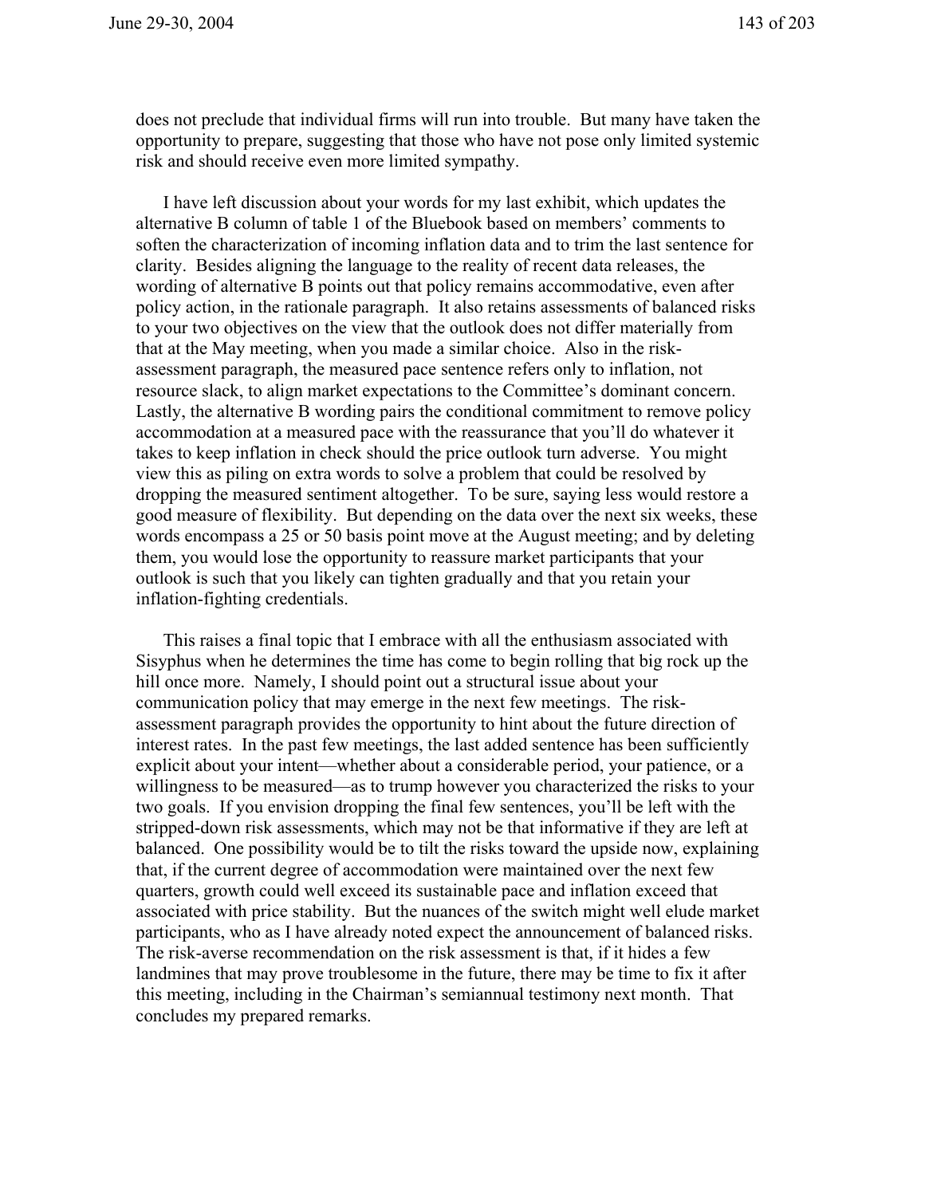does not preclude that individual firms will run into trouble. But many have taken the opportunity to prepare, suggesting that those who have not pose only limited systemic risk and should receive even more limited sympathy.

I have left discussion about your words for my last exhibit, which updates the alternative B column of table 1 of the Bluebook based on members' comments to soften the characterization of incoming inflation data and to trim the last sentence for clarity. Besides aligning the language to the reality of recent data releases, the wording of alternative B points out that policy remains accommodative, even after policy action, in the rationale paragraph. It also retains assessments of balanced risks to your two objectives on the view that the outlook does not differ materially from that at the May meeting, when you made a similar choice. Also in the risk-assessment paragraph, the measured pace sentence refers only to inflation, not resource slack, to align market expectations to the Committee's dominant concern. Lastly, the alternative B wording pairs the conditional commitment to remove policy accommodation at a measured pace with the reassurance that you'll do whatever it takes to keep inflation in check should the price outlook turn adverse. You might view this as piling on extra words to solve a problem that could be resolved by dropping the measured sentiment altogether. To be sure, saying less would restore a good measure of flexibility. But depending on the data over the next six weeks, these words encompass a 25 or 50 basis point move at the August meeting; and by deleting them, you would lose the opportunity to reassure market participants that your outlook is such that you likely can tighten gradually and that you retain your inflation-fighting credentials.

This raises a final topic that I embrace with all the enthusiasm associated with Sisyphus when he determines the time has come to begin rolling that big rock up the hill once more. Namely, I should point out a structural issue about your communication policy that may emerge in the next few meetings. The risk-assessment paragraph provides the opportunity to hint about the future direction of interest rates. In the past few meetings, the last added sentence has been sufficiently explicit about your intent—whether about a considerable period, your patience, or a willingness to be measured—as to trump however you characterized the risks to your two goals. If you envision dropping the final few sentences, you'll be left with the stripped-down risk assessments, which may not be that informative if they are left at balanced. One possibility would be to tilt the risks toward the upside now, explaining that, if the current degree of accommodation were maintained over the next few quarters, growth could well exceed its sustainable pace and inflation exceed that associated with price stability. But the nuances of the switch might well elude market participants, who as I have already noted expect the announcement of balanced risks. The risk-averse recommendation on the risk assessment is that, if it hides a few landmines that may prove troublesome in the future, there may be time to fix it after this meeting, including in the Chairman's semiannual testimony next month. That concludes my prepared remarks.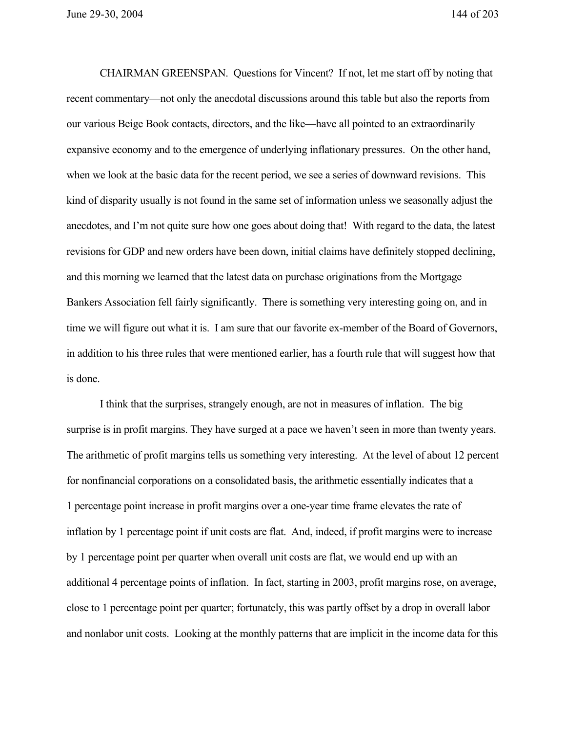CHAIRMAN GREENSPAN. Questions for Vincent? If not, let me start off by noting that recent commentary—not only the anecdotal discussions around this table but also the reports from our various Beige Book contacts, directors, and the like—have all pointed to an extraordinarily expansive economy and to the emergence of underlying inflationary pressures. On the other hand, when we look at the basic data for the recent period, we see a series of downward revisions. This kind of disparity usually is not found in the same set of information unless we seasonally adjust the anecdotes, and I'm not quite sure how one goes about doing that! With regard to the data, the latest revisions for GDP and new orders have been down, initial claims have definitely stopped declining, and this morning we learned that the latest data on purchase originations from the Mortgage Bankers Association fell fairly significantly. There is something very interesting going on, and in time we will figure out what it is. I am sure that our favorite ex-member of the Board of Governors, in addition to his three rules that were mentioned earlier, has a fourth rule that will suggest how that is done.

I think that the surprises, strangely enough, are not in measures of inflation. The big surprise is in profit margins. They have surged at a pace we haven't seen in more than twenty years. The arithmetic of profit margins tells us something very interesting. At the level of about 12 percent for nonfinancial corporations on a consolidated basis, the arithmetic essentially indicates that a 1 percentage point increase in profit margins over a one-year time frame elevates the rate of inflation by 1 percentage point if unit costs are flat. And, indeed, if profit margins were to increase by 1 percentage point per quarter when overall unit costs are flat, we would end up with an additional 4 percentage points of inflation. In fact, starting in 2003, profit margins rose, on average, close to 1 percentage point per quarter; fortunately, this was partly offset by a drop in overall labor and nonlabor unit costs. Looking at the monthly patterns that are implicit in the income data for this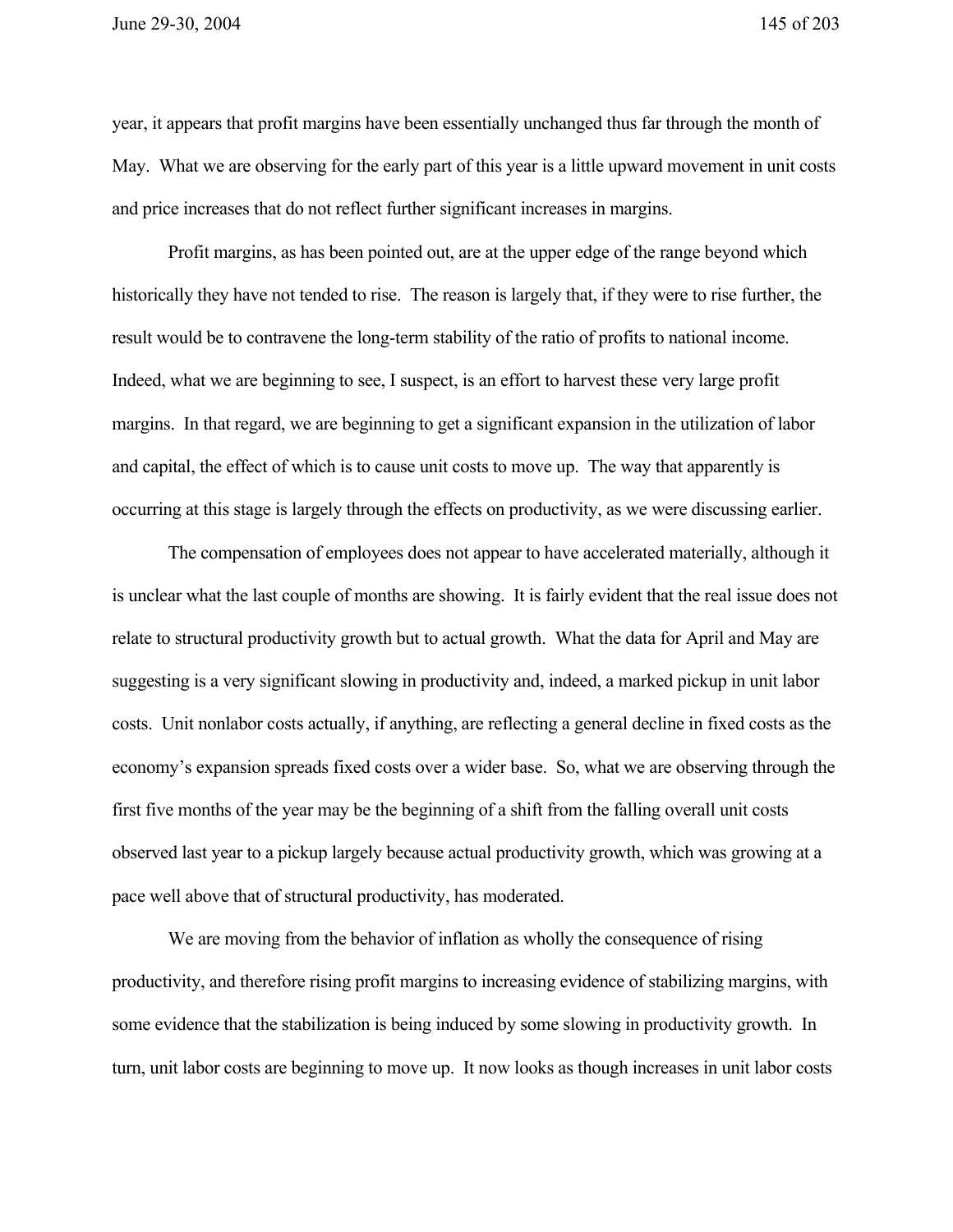year, it appears that profit margins have been essentially unchanged thus far through the month of May. What we are observing for the early part of this year is a little upward movement in unit costs and price increases that do not reflect further significant increases in margins.

Profit margins, as has been pointed out, are at the upper edge of the range beyond which historically they have not tended to rise. The reason is largely that, if they were to rise further, the result would be to contravene the long-term stability of the ratio of profits to national income. Indeed, what we are beginning to see, I suspect, is an effort to harvest these very large profit margins. In that regard, we are beginning to get a significant expansion in the utilization of labor and capital, the effect of which is to cause unit costs to move up. The way that apparently is occurring at this stage is largely through the effects on productivity, as we were discussing earlier.

The compensation of employees does not appear to have accelerated materially, although it is unclear what the last couple of months are showing. It is fairly evident that the real issue does not relate to structural productivity growth but to actual growth. What the data for April and May are suggesting is a very significant slowing in productivity and, indeed, a marked pickup in unit labor costs. Unit nonlabor costs actually, if anything, are reflecting a general decline in fixed costs as the economy's expansion spreads fixed costs over a wider base. So, what we are observing through the first five months of the year may be the beginning of a shift from the falling overall unit costs observed last year to a pickup largely because actual productivity growth, which was growing at a pace well above that of structural productivity, has moderated.

We are moving from the behavior of inflation as wholly the consequence of rising productivity, and therefore rising profit margins to increasing evidence of stabilizing margins, with some evidence that the stabilization is being induced by some slowing in productivity growth. In turn, unit labor costs are beginning to move up. It now looks as though increases in unit labor costs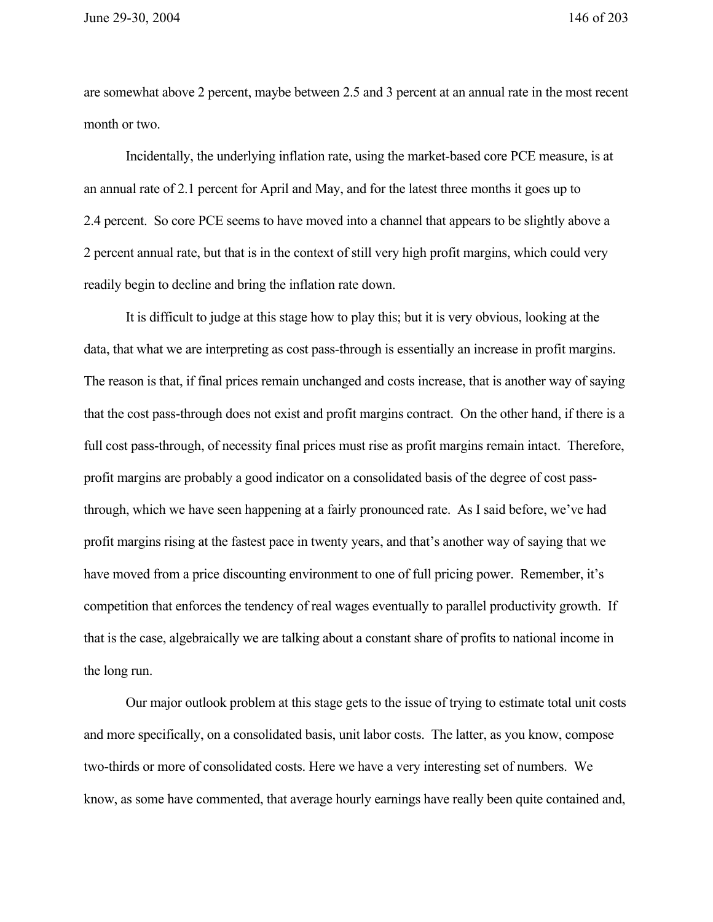are somewhat above 2 percent, maybe between 2.5 and 3 percent at an annual rate in the most recent month or two.

Incidentally, the underlying inflation rate, using the market-based core PCE measure, is at an annual rate of 2.1 percent for April and May, and for the latest three months it goes up to 2.4 percent. So core PCE seems to have moved into a channel that appears to be slightly above a 2 percent annual rate, but that is in the context of still very high profit margins, which could very readily begin to decline and bring the inflation rate down.

It is difficult to judge at this stage how to play this; but it is very obvious, looking at the data, that what we are interpreting as cost pass-through is essentially an increase in profit margins. The reason is that, if final prices remain unchanged and costs increase, that is another way of saying that the cost pass-through does not exist and profit margins contract. On the other hand, if there is a full cost pass-through, of necessity final prices must rise as profit margins remain intact. Therefore, profit margins are probably a good indicator on a consolidated basis of the degree of cost pass-through, which we have seen happening at a fairly pronounced rate. As I said before, we've had profit margins rising at the fastest pace in twenty years, and that's another way of saying that we have moved from a price discounting environment to one of full pricing power. Remember, it's competition that enforces the tendency of real wages eventually to parallel productivity growth. If that is the case, algebraically we are talking about a constant share of profits to national income in the long run.

Our major outlook problem at this stage gets to the issue of trying to estimate total unit costs and more specifically, on a consolidated basis, unit labor costs. The latter, as you know, compose two-thirds or more of consolidated costs. Here we have a very interesting set of numbers. We know, as some have commented, that average hourly earnings have really been quite contained and,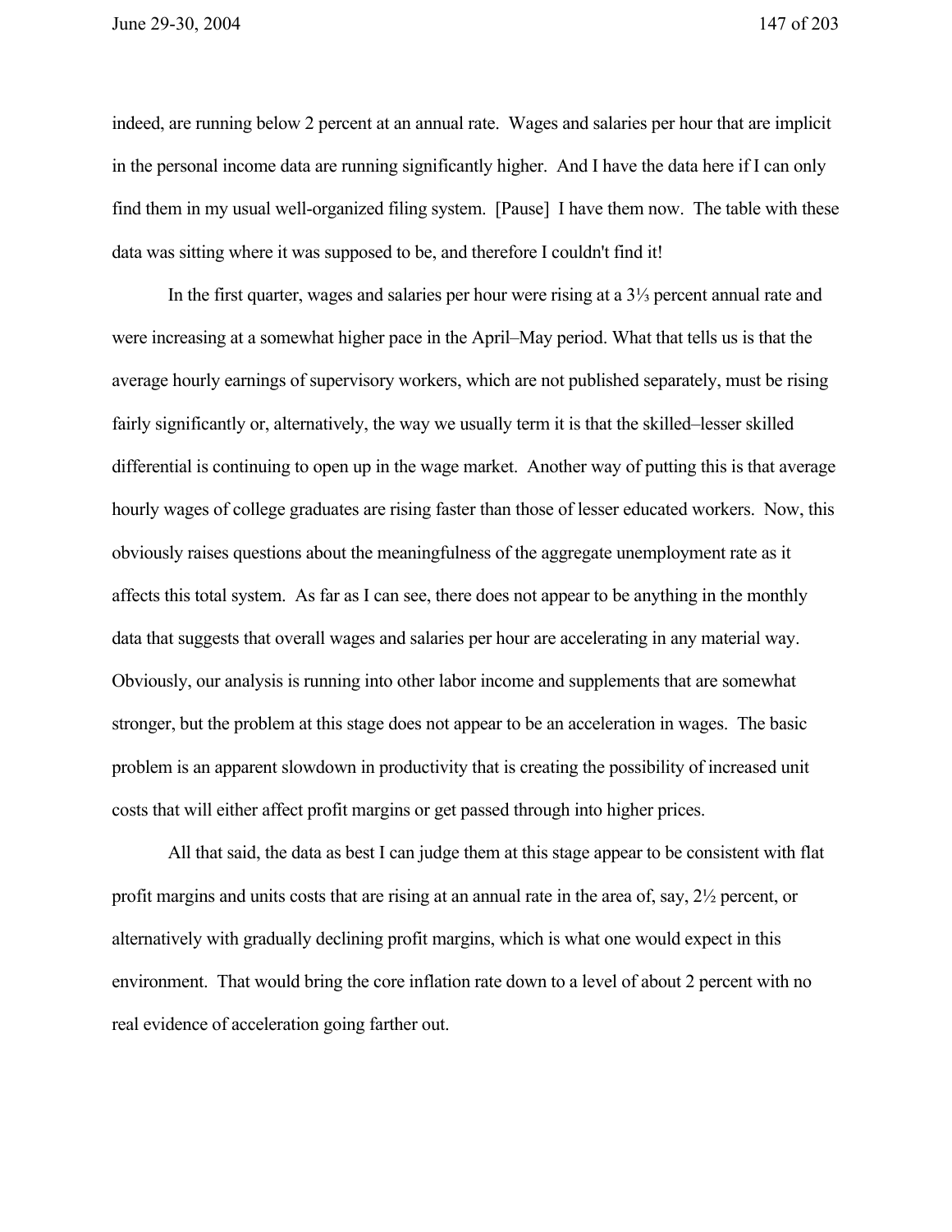indeed, are running below 2 percent at an annual rate. Wages and salaries per hour that are implicit in the personal income data are running significantly higher. And I have the data here if I can only find them in my usual well-organized filing system. [Pause] I have them now. The table with these data was sitting where it was supposed to be, and therefore I couldn't find it!

In the first quarter, wages and salaries per hour were rising at a 3⅓ percent annual rate and were increasing at a somewhat higher pace in the April–May period. What that tells us is that the average hourly earnings of supervisory workers, which are not published separately, must be rising fairly significantly or, alternatively, the way we usually term it is that the skilled–lesser skilled differential is continuing to open up in the wage market. Another way of putting this is that average hourly wages of college graduates are rising faster than those of lesser educated workers. Now, this obviously raises questions about the meaningfulness of the aggregate unemployment rate as it affects this total system. As far as I can see, there does not appear to be anything in the monthly data that suggests that overall wages and salaries per hour are accelerating in any material way. Obviously, our analysis is running into other labor income and supplements that are somewhat stronger, but the problem at this stage does not appear to be an acceleration in wages. The basic problem is an apparent slowdown in productivity that is creating the possibility of increased unit costs that will either affect profit margins or get passed through into higher prices.

All that said, the data as best I can judge them at this stage appear to be consistent with flat profit margins and units costs that are rising at an annual rate in the area of, say, 2½ percent, or alternatively with gradually declining profit margins, which is what one would expect in this environment. That would bring the core inflation rate down to a level of about 2 percent with no real evidence of acceleration going farther out.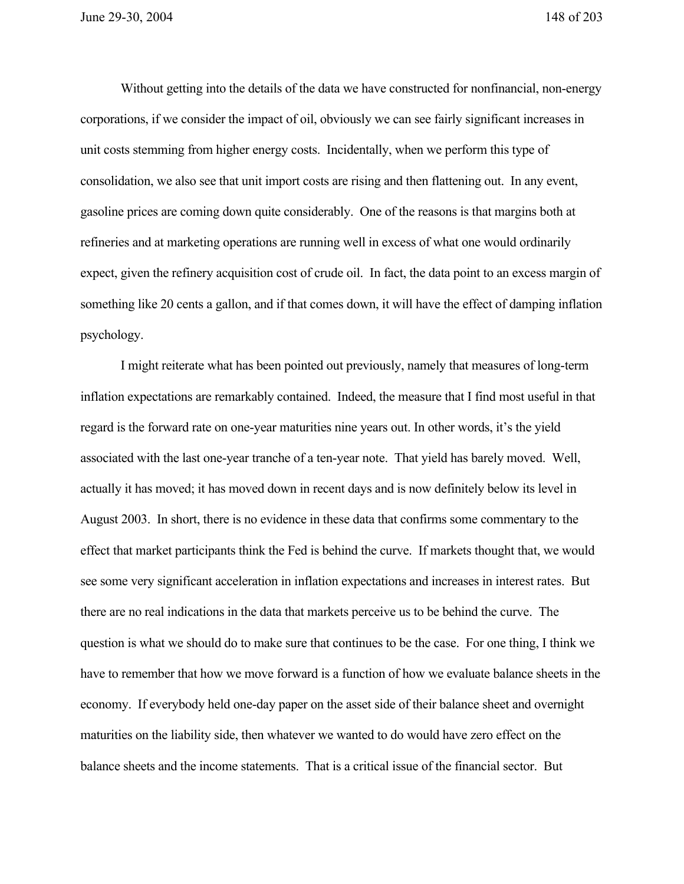Without getting into the details of the data we have constructed for nonfinancial, non-energy corporations, if we consider the impact of oil, obviously we can see fairly significant increases in unit costs stemming from higher energy costs. Incidentally, when we perform this type of consolidation, we also see that unit import costs are rising and then flattening out. In any event, gasoline prices are coming down quite considerably. One of the reasons is that margins both at refineries and at marketing operations are running well in excess of what one would ordinarily expect, given the refinery acquisition cost of crude oil. In fact, the data point to an excess margin of something like 20 cents a gallon, and if that comes down, it will have the effect of damping inflation psychology.

I might reiterate what has been pointed out previously, namely that measures of long-term inflation expectations are remarkably contained. Indeed, the measure that I find most useful in that regard is the forward rate on one-year maturities nine years out. In other words, it's the yield associated with the last one-year tranche of a ten-year note. That yield has barely moved. Well, actually it has moved; it has moved down in recent days and is now definitely below its level in August 2003. In short, there is no evidence in these data that confirms some commentary to the effect that market participants think the Fed is behind the curve. If markets thought that, we would see some very significant acceleration in inflation expectations and increases in interest rates. But there are no real indications in the data that markets perceive us to be behind the curve. The question is what we should do to make sure that continues to be the case. For one thing, I think we have to remember that how we move forward is a function of how we evaluate balance sheets in the economy. If everybody held one-day paper on the asset side of their balance sheet and overnight maturities on the liability side, then whatever we wanted to do would have zero effect on the balance sheets and the income statements. That is a critical issue of the financial sector. But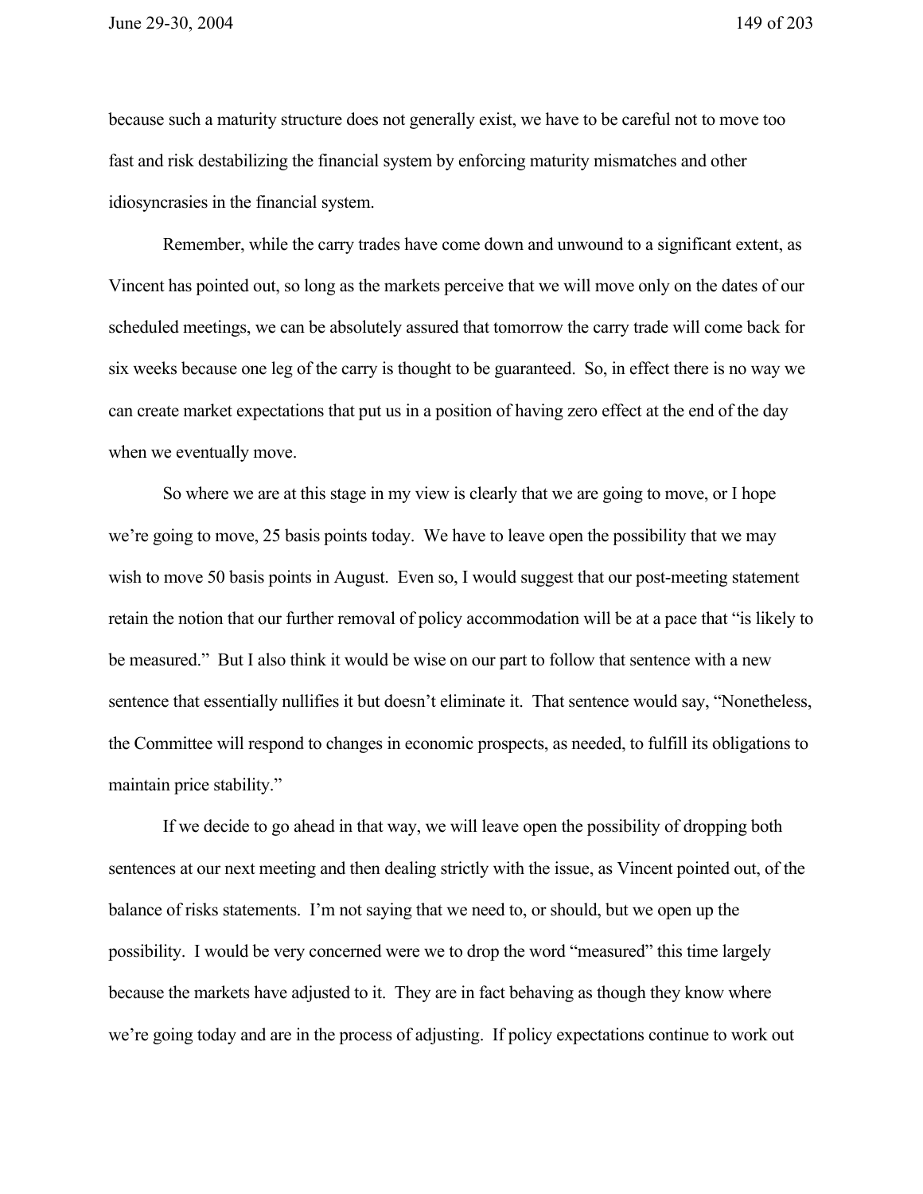because such a maturity structure does not generally exist, we have to be careful not to move too fast and risk destabilizing the financial system by enforcing maturity mismatches and other idiosyncrasies in the financial system.

Remember, while the carry trades have come down and unwound to a significant extent, as Vincent has pointed out, so long as the markets perceive that we will move only on the dates of our scheduled meetings, we can be absolutely assured that tomorrow the carry trade will come back for six weeks because one leg of the carry is thought to be guaranteed. So, in effect there is no way we can create market expectations that put us in a position of having zero effect at the end of the day when we eventually move.

So where we are at this stage in my view is clearly that we are going to move, or I hope we're going to move, 25 basis points today. We have to leave open the possibility that we may wish to move 50 basis points in August. Even so, I would suggest that our post-meeting statement retain the notion that our further removal of policy accommodation will be at a pace that "is likely to be measured." But I also think it would be wise on our part to follow that sentence with a new sentence that essentially nullifies it but doesn't eliminate it. That sentence would say, "Nonetheless, the Committee will respond to changes in economic prospects, as needed, to fulfill its obligations to maintain price stability."

If we decide to go ahead in that way, we will leave open the possibility of dropping both sentences at our next meeting and then dealing strictly with the issue, as Vincent pointed out, of the balance of risks statements. I'm not saying that we need to, or should, but we open up the possibility. I would be very concerned were we to drop the word "measured" this time largely because the markets have adjusted to it. They are in fact behaving as though they know where we're going today and are in the process of adjusting. If policy expectations continue to work out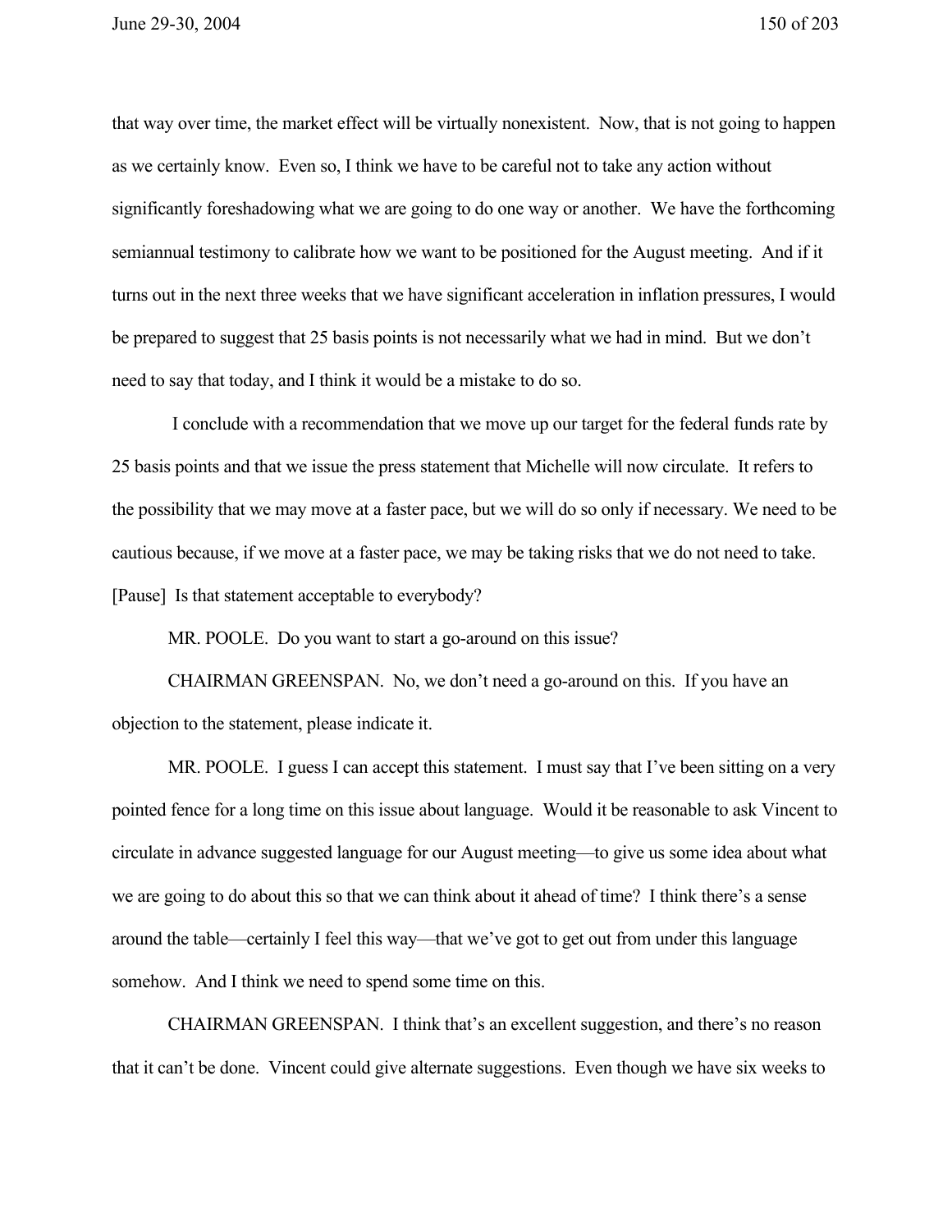that way over time, the market effect will be virtually nonexistent. Now, that is not going to happen as we certainly know. Even so, I think we have to be careful not to take any action without significantly foreshadowing what we are going to do one way or another. We have the forthcoming semiannual testimony to calibrate how we want to be positioned for the August meeting. And if it turns out in the next three weeks that we have significant acceleration in inflation pressures, I would be prepared to suggest that 25 basis points is not necessarily what we had in mind. But we don't need to say that today, and I think it would be a mistake to do so.

I conclude with a recommendation that we move up our target for the federal funds rate by 25 basis points and that we issue the press statement that Michelle will now circulate. It refers to the possibility that we may move at a faster pace, but we will do so only if necessary. We need to be cautious because, if we move at a faster pace, we may be taking risks that we do not need to take. [Pause] Is that statement acceptable to everybody?

MR. POOLE. Do you want to start a go-around on this issue?

CHAIRMAN GREENSPAN. No, we don't need a go-around on this. If you have an objection to the statement, please indicate it.

MR. POOLE. I guess I can accept this statement. I must say that I've been sitting on a very pointed fence for a long time on this issue about language. Would it be reasonable to ask Vincent to circulate in advance suggested language for our August meeting—to give us some idea about what we are going to do about this so that we can think about it ahead of time? I think there's a sense around the table—certainly I feel this way—that we've got to get out from under this language somehow. And I think we need to spend some time on this.

CHAIRMAN GREENSPAN. I think that's an excellent suggestion, and there's no reason that it can't be done. Vincent could give alternate suggestions. Even though we have six weeks to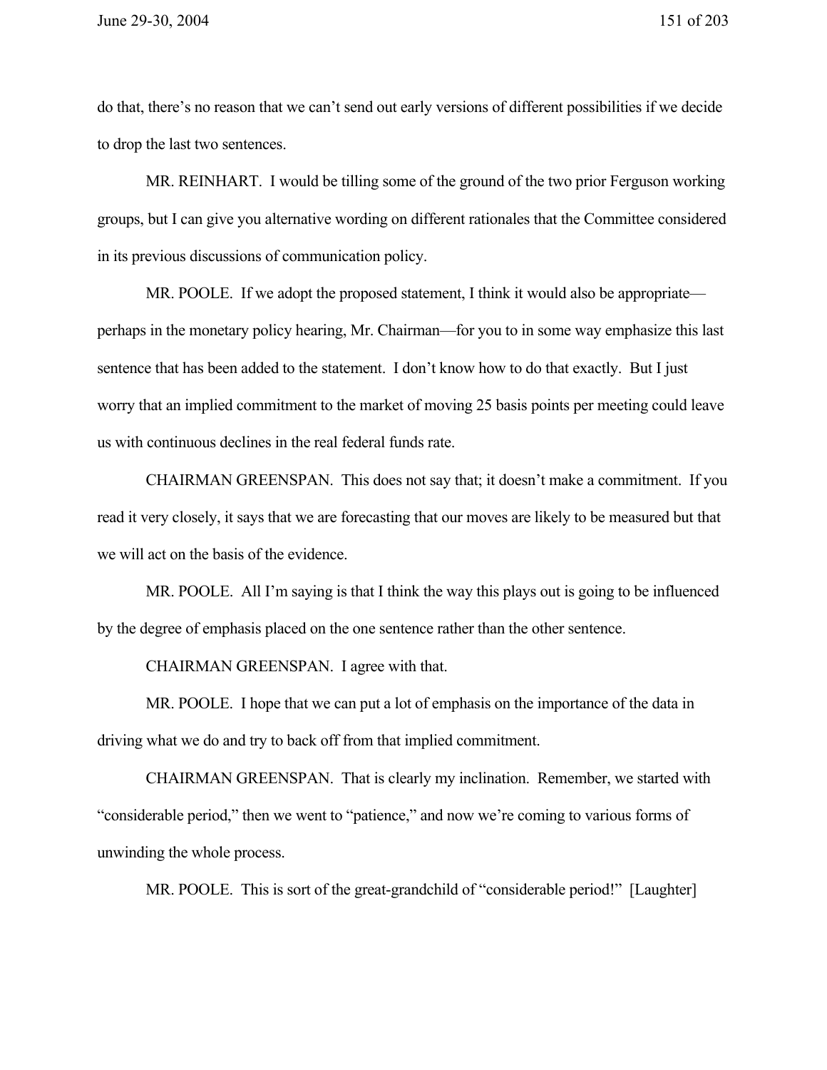do that, there's no reason that we can't send out early versions of different possibilities if we decide to drop the last two sentences.

MR. REINHART. I would be tilling some of the ground of the two prior Ferguson working groups, but I can give you alternative wording on different rationales that the Committee considered in its previous discussions of communication policy.

MR. POOLE. If we adopt the proposed statement, I think it would also be appropriate—perhaps in the monetary policy hearing, Mr. Chairman—for you to in some way emphasize this last sentence that has been added to the statement. I don't know how to do that exactly. But I just worry that an implied commitment to the market of moving 25 basis points per meeting could leave us with continuous declines in the real federal funds rate.

CHAIRMAN GREENSPAN. This does not say that; it doesn't make a commitment. If you read it very closely, it says that we are forecasting that our moves are likely to be measured but that we will act on the basis of the evidence.

MR. POOLE. All I'm saying is that I think the way this plays out is going to be influenced by the degree of emphasis placed on the one sentence rather than the other sentence.

CHAIRMAN GREENSPAN. I agree with that.

MR. POOLE. I hope that we can put a lot of emphasis on the importance of the data in driving what we do and try to back off from that implied commitment.

CHAIRMAN GREENSPAN. That is clearly my inclination. Remember, we started with "considerable period," then we went to "patience," and now we're coming to various forms of unwinding the whole process.

MR. POOLE. This is sort of the great-grandchild of "considerable period!" [Laughter]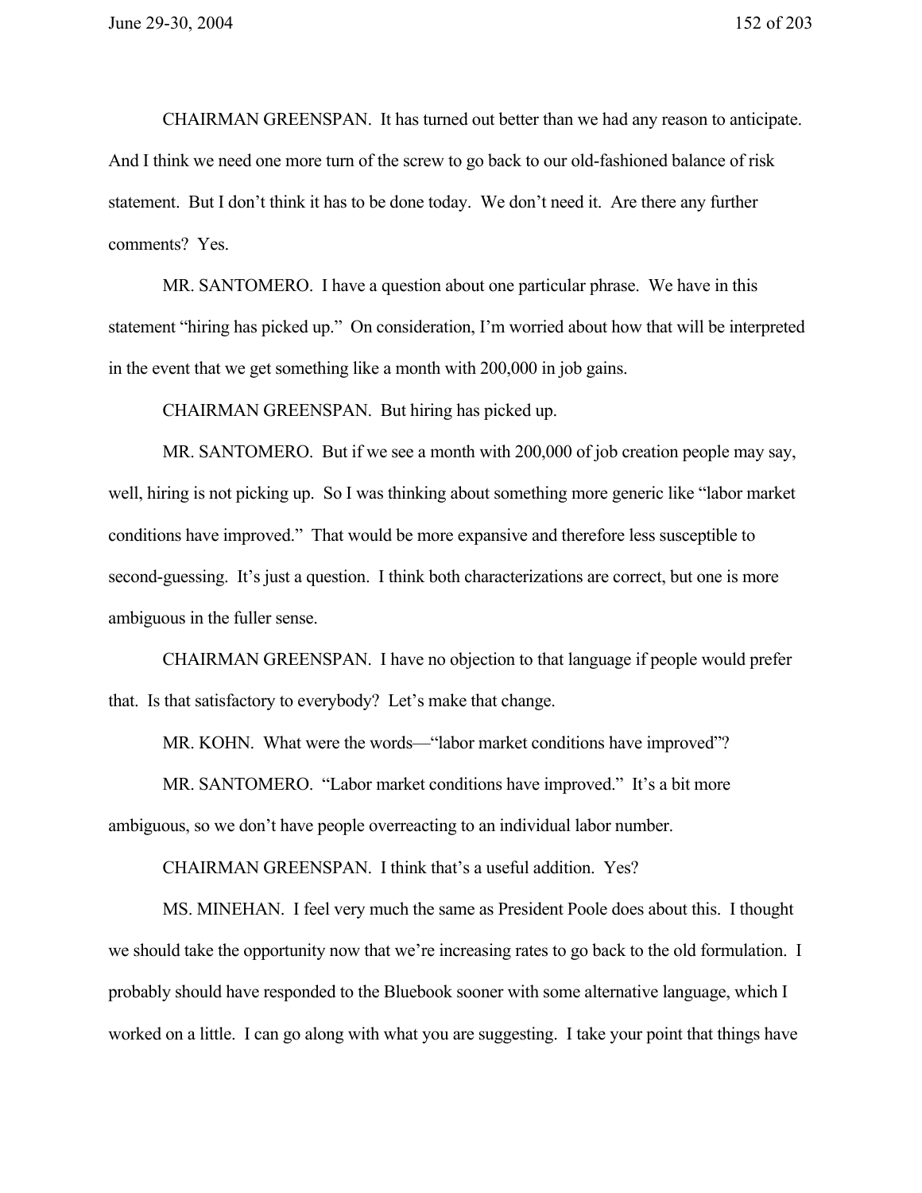CHAIRMAN GREENSPAN. It has turned out better than we had any reason to anticipate. And I think we need one more turn of the screw to go back to our old-fashioned balance of risk statement. But I don't think it has to be done today. We don't need it. Are there any further comments? Yes.

MR. SANTOMERO. I have a question about one particular phrase. We have in this statement "hiring has picked up." On consideration, I'm worried about how that will be interpreted in the event that we get something like a month with 200,000 in job gains.

CHAIRMAN GREENSPAN. But hiring has picked up.

MR. SANTOMERO. But if we see a month with 200,000 of job creation people may say, well, hiring is not picking up. So I was thinking about something more generic like "labor market conditions have improved." That would be more expansive and therefore less susceptible to second-guessing. It's just a question. I think both characterizations are correct, but one is more ambiguous in the fuller sense.

CHAIRMAN GREENSPAN. I have no objection to that language if people would prefer that. Is that satisfactory to everybody? Let's make that change.

MR. KOHN. What were the words—"labor market conditions have improved"?

MR. SANTOMERO. "Labor market conditions have improved." It's a bit more ambiguous, so we don't have people overreacting to an individual labor number.

CHAIRMAN GREENSPAN. I think that's a useful addition. Yes?

MS. MINEHAN. I feel very much the same as President Poole does about this. I thought we should take the opportunity now that we're increasing rates to go back to the old formulation. I probably should have responded to the Bluebook sooner with some alternative language, which I worked on a little. I can go along with what you are suggesting. I take your point that things have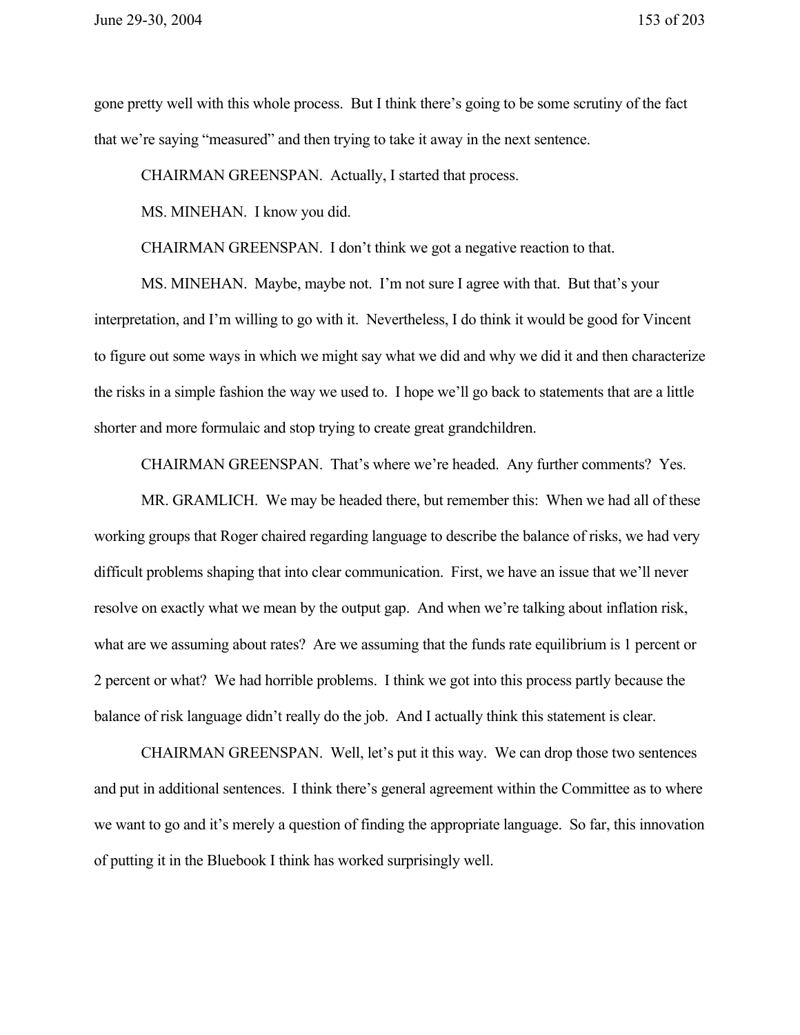gone pretty well with this whole process. But I think there's going to be some scrutiny of the fact that we're saying "measured" and then trying to take it away in the next sentence.

CHAIRMAN GREENSPAN. Actually, I started that process.

MS. MINEHAN. I know you did.

CHAIRMAN GREENSPAN. I don't think we got a negative reaction to that.

MS. MINEHAN. Maybe, maybe not. I'm not sure I agree with that. But that's your interpretation, and I'm willing to go with it. Nevertheless, I do think it would be good for Vincent to figure out some ways in which we might say what we did and why we did it and then characterize the risks in a simple fashion the way we used to. I hope we'll go back to statements that are a little shorter and more formulaic and stop trying to create great grandchildren.

CHAIRMAN GREENSPAN. That's where we're headed. Any further comments? Yes.

MR. GRAMLICH. We may be headed there, but remember this: When we had all of these working groups that Roger chaired regarding language to describe the balance of risks, we had very difficult problems shaping that into clear communication. First, we have an issue that we'll never resolve on exactly what we mean by the output gap. And when we're talking about inflation risk, what are we assuming about rates? Are we assuming that the funds rate equilibrium is 1 percent or 2 percent or what? We had horrible problems. I think we got into this process partly because the balance of risk language didn't really do the job. And I actually think this statement is clear.

CHAIRMAN GREENSPAN. Well, let's put it this way. We can drop those two sentences and put in additional sentences. I think there's general agreement within the Committee as to where we want to go and it's merely a question of finding the appropriate language. So far, this innovation of putting it in the Bluebook I think has worked surprisingly well.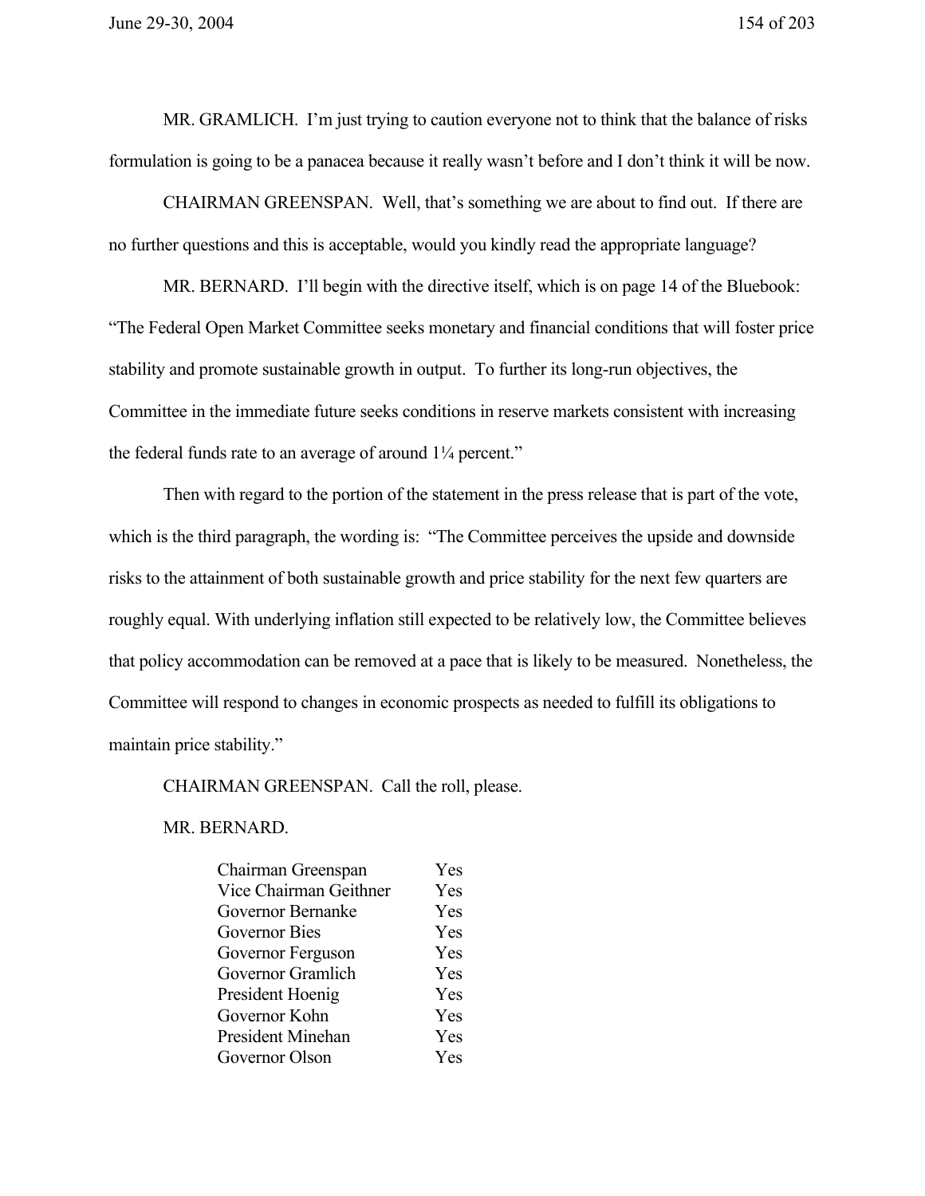MR. GRAMLICH. I'm just trying to caution everyone not to think that the balance of risks formulation is going to be a panacea because it really wasn't before and I don't think it will be now.

CHAIRMAN GREENSPAN. Well, that's something we are about to find out. If there are no further questions and this is acceptable, would you kindly read the appropriate language?

MR. BERNARD. I'll begin with the directive itself, which is on page 14 of the Bluebook: "The Federal Open Market Committee seeks monetary and financial conditions that will foster price stability and promote sustainable growth in output. To further its long-run objectives, the Committee in the immediate future seeks conditions in reserve markets consistent with increasing the federal funds rate to an average of around 1¼ percent."

Then with regard to the portion of the statement in the press release that is part of the vote, which is the third paragraph, the wording is: "The Committee perceives the upside and downside risks to the attainment of both sustainable growth and price stability for the next few quarters are roughly equal. With underlying inflation still expected to be relatively low, the Committee believes that policy accommodation can be removed at a pace that is likely to be measured. Nonetheless, the Committee will respond to changes in economic prospects as needed to fulfill its obligations to maintain price stability."

CHAIRMAN GREENSPAN. Call the roll, please.

MR. BERNARD.

| | |
|---|---|
| Chairman Greenspan | Yes |
| Vice Chairman Geithner | Yes |
| Governor Bernanke | Yes |
| Governor Bies | Yes |
| Governor Ferguson | Yes |
| Governor Gramlich | Yes |
| President Hoenig | Yes |
| Governor Kohn | Yes |
| President Minehan | Yes |
| Governor Olson | Yes |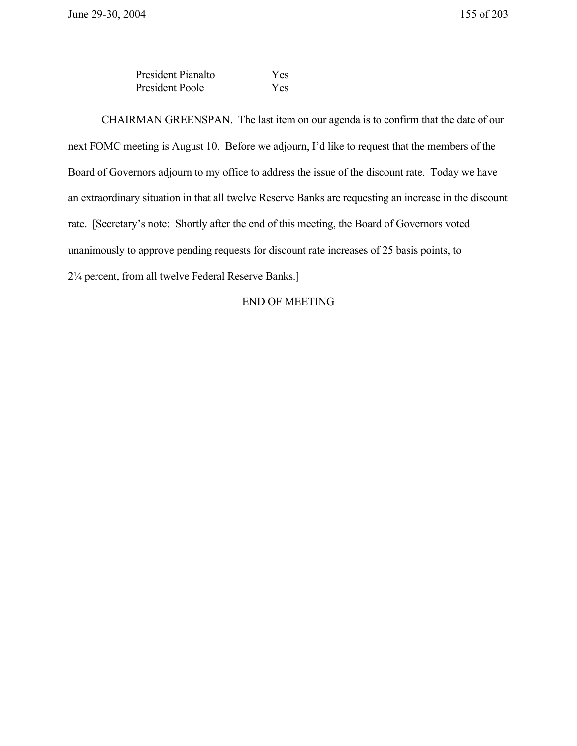| | |
|---|---|
| President Pianalto | Yes |
| President Poole | Yes |

CHAIRMAN GREENSPAN. The last item on our agenda is to confirm that the date of our next FOMC meeting is August 10. Before we adjourn, I'd like to request that the members of the Board of Governors adjourn to my office to address the issue of the discount rate. Today we have an extraordinary situation in that all twelve Reserve Banks are requesting an increase in the discount rate. [Secretary's note: Shortly after the end of this meeting, the Board of Governors voted unanimously to approve pending requests for discount rate increases of 25 basis points, to 2¼ percent, from all twelve Federal Reserve Banks.]

END OF MEETING